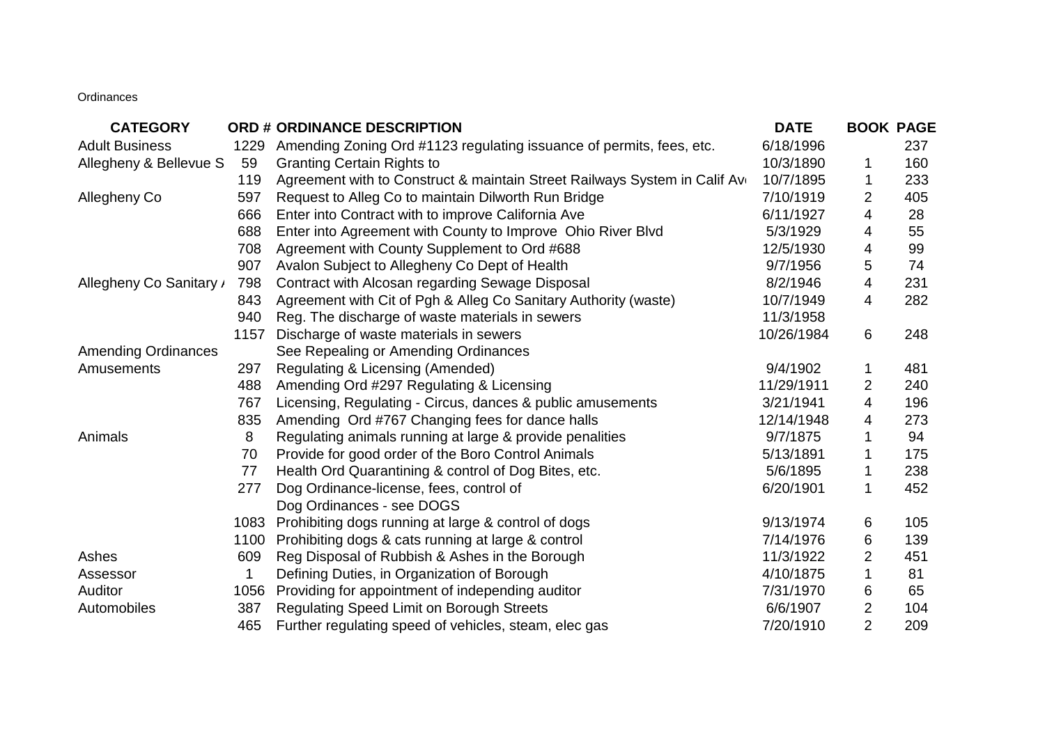Ordinances

| CATEGORY | ORD # | ORDINANCE DESCRIPTION | DATE | BOOK | PAGE |
|---|---|---|---|---|---|
| Adult Business | 1229 | Amending Zoning Ord #1123 regulating issuance of permits, fees, etc. | 6/18/1996 | | 237 |
| Allegheny & Bellevue S | 59 | Granting Certain Rights to | 10/3/1890 | 1 | 160 |
| | 119 | Agreement with to Construct & maintain Street Railways System in Calif Av | 10/7/1895 | 1 | 233 |
| Allegheny Co | 597 | Request to Alleg Co to maintain Dilworth Run Bridge | 7/10/1919 | 2 | 405 |
| | 666 | Enter into Contract with to improve California Ave | 6/11/1927 | 4 | 28 |
| | 688 | Enter into Agreement with County to Improve Ohio River Blvd | 5/3/1929 | 4 | 55 |
| | 708 | Agreement with County Supplement to Ord #688 | 12/5/1930 | 4 | 99 |
| | 907 | Avalon Subject to Allegheny Co Dept of Health | 9/7/1956 | 5 | 74 |
| Allegheny Co Sanitary / | 798 | Contract with Alcosan regarding Sewage Disposal | 8/2/1946 | 4 | 231 |
| | 843 | Agreement with Cit of Pgh & Alleg Co Sanitary Authority (waste) | 10/7/1949 | 4 | 282 |
| | 940 | Reg. The discharge of waste materials in sewers | 11/3/1958 | | |
| | 1157 | Discharge of waste materials in sewers | 10/26/1984 | 6 | 248 |
| Amending Ordinances | | See Repealing or Amending Ordinances | | | |
| Amusements | 297 | Regulating & Licensing (Amended) | 9/4/1902 | 1 | 481 |
| | 488 | Amending Ord #297 Regulating & Licensing | 11/29/1911 | 2 | 240 |
| | 767 | Licensing, Regulating - Circus, dances & public amusements | 3/21/1941 | 4 | 196 |
| | 835 | Amending Ord #767 Changing fees for dance halls | 12/14/1948 | 4 | 273 |
| Animals | 8 | Regulating animals running at large & provide penalities | 9/7/1875 | 1 | 94 |
| | 70 | Provide for good order of the Boro Control Animals | 5/13/1891 | 1 | 175 |
| | 77 | Health Ord Quarantining & control of Dog Bites, etc. | 5/6/1895 | 1 | 238 |
| | 277 | Dog Ordinance-license, fees, control of | 6/20/1901 | 1 | 452 |
| | | Dog Ordinances - see DOGS | | | |
| | 1083 | Prohibiting dogs running at large & control of dogs | 9/13/1974 | 6 | 105 |
| | 1100 | Prohibiting dogs & cats running at large & control | 7/14/1976 | 6 | 139 |
| Ashes | 609 | Reg Disposal of Rubbish & Ashes in the Borough | 11/3/1922 | 2 | 451 |
| Assessor | 1 | Defining Duties, in Organization of Borough | 4/10/1875 | 1 | 81 |
| Auditor | 1056 | Providing for appointment of independing auditor | 7/31/1970 | 6 | 65 |
| Automobiles | 387 | Regulating Speed Limit on Borough Streets | 6/6/1907 | 2 | 104 |
| | 465 | Further regulating speed of vehicles, steam, elec gas | 7/20/1910 | 2 | 209 |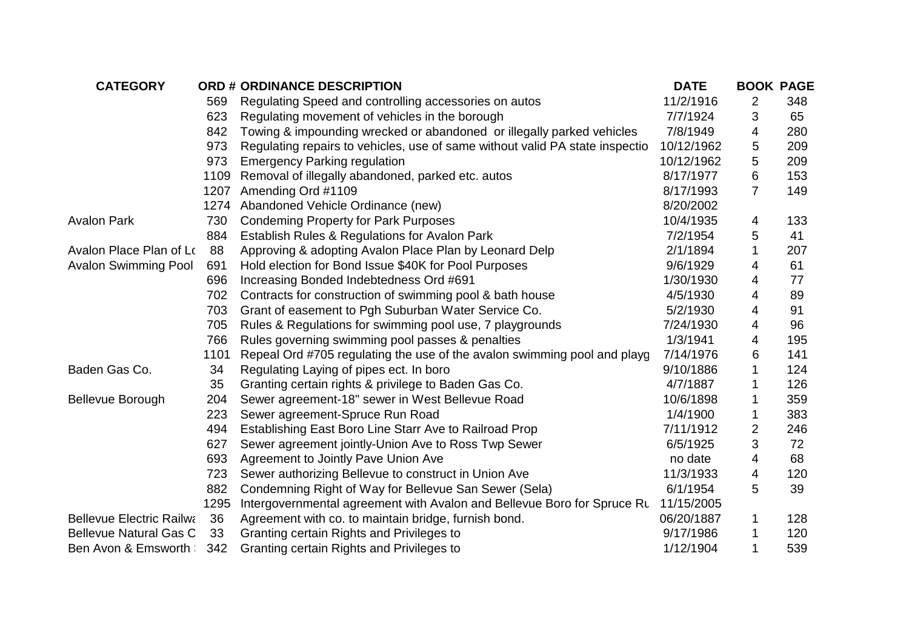| CATEGORY | ORD # | ORDINANCE DESCRIPTION | DATE | BOOK | PAGE |
|---|---|---|---|---|---|
| | 569 | Regulating Speed and controlling accessories on autos | 11/2/1916 | 2 | 348 |
| | 623 | Regulating movement of vehicles in the borough | 7/7/1924 | 3 | 65 |
| | 842 | Towing & impounding wrecked or abandoned or illegally parked vehicles | 7/8/1949 | 4 | 280 |
| | 973 | Regulating repairs to vehicles, use of same without valid PA state inspectio | 10/12/1962 | 5 | 209 |
| | 973 | Emergency Parking regulation | 10/12/1962 | 5 | 209 |
| | 1109 | Removal of illegally abandoned, parked etc. autos | 8/17/1977 | 6 | 153 |
| | 1207 | Amending Ord #1109 | 8/17/1993 | 7 | 149 |
| | 1274 | Abandoned Vehicle Ordinance (new) | 8/20/2002 | | |
| Avalon Park | 730 | Condeming Property for Park Purposes | 10/4/1935 | 4 | 133 |
| | 884 | Establish Rules & Regulations for Avalon Park | 7/2/1954 | 5 | 41 |
| Avalon Place Plan of Lo | 88 | Approving & adopting Avalon Place Plan by Leonard Delp | 2/1/1894 | 1 | 207 |
| Avalon Swimming Pool | 691 | Hold election for Bond Issue $40K for Pool Purposes | 9/6/1929 | 4 | 61 |
| | 696 | Increasing Bonded Indebtedness Ord #691 | 1/30/1930 | 4 | 77 |
| | 702 | Contracts for construction of swimming pool & bath house | 4/5/1930 | 4 | 89 |
| | 703 | Grant of easement to Pgh Suburban Water Service Co. | 5/2/1930 | 4 | 91 |
| | 705 | Rules & Regulations for swimming pool use, 7 playgrounds | 7/24/1930 | 4 | 96 |
| | 766 | Rules governing swimming pool passes & penalties | 1/3/1941 | 4 | 195 |
| | 1101 | Repeal Ord #705 regulating the use of the avalon swimming pool and playg | 7/14/1976 | 6 | 141 |
| Baden Gas Co. | 34 | Regulating Laying of pipes ect. In boro | 9/10/1886 | 1 | 124 |
| | 35 | Granting certain rights & privilege to Baden Gas Co. | 4/7/1887 | 1 | 126 |
| Bellevue Borough | 204 | Sewer agreement-18" sewer in West Bellevue Road | 10/6/1898 | 1 | 359 |
| | 223 | Sewer agreement-Spruce Run Road | 1/4/1900 | 1 | 383 |
| | 494 | Establishing East Boro Line Starr Ave to Railroad Prop | 7/11/1912 | 2 | 246 |
| | 627 | Sewer agreement jointly-Union Ave to Ross Twp Sewer | 6/5/1925 | 3 | 72 |
| | 693 | Agreement to Jointly Pave Union Ave | no date | 4 | 68 |
| | 723 | Sewer authorizing Bellevue to construct in Union Ave | 11/3/1933 | 4 | 120 |
| | 882 | Condemning Right of Way for Bellevue San Sewer (Sela) | 6/1/1954 | 5 | 39 |
| | 1295 | Intergovernmental agreement with Avalon and Bellevue Boro for Spruce Ru | 11/15/2005 | | |
| Bellevue Electric Railwa | 36 | Agreement with co. to maintain bridge, furnish bond. | 06/20/1887 | 1 | 128 |
| Bellevue Natural Gas C | 33 | Granting certain Rights and Privileges to | 9/17/1986 | 1 | 120 |
| Ben Avon & Emsworth | 342 | Granting certain Rights and Privileges to | 1/12/1904 | 1 | 539 |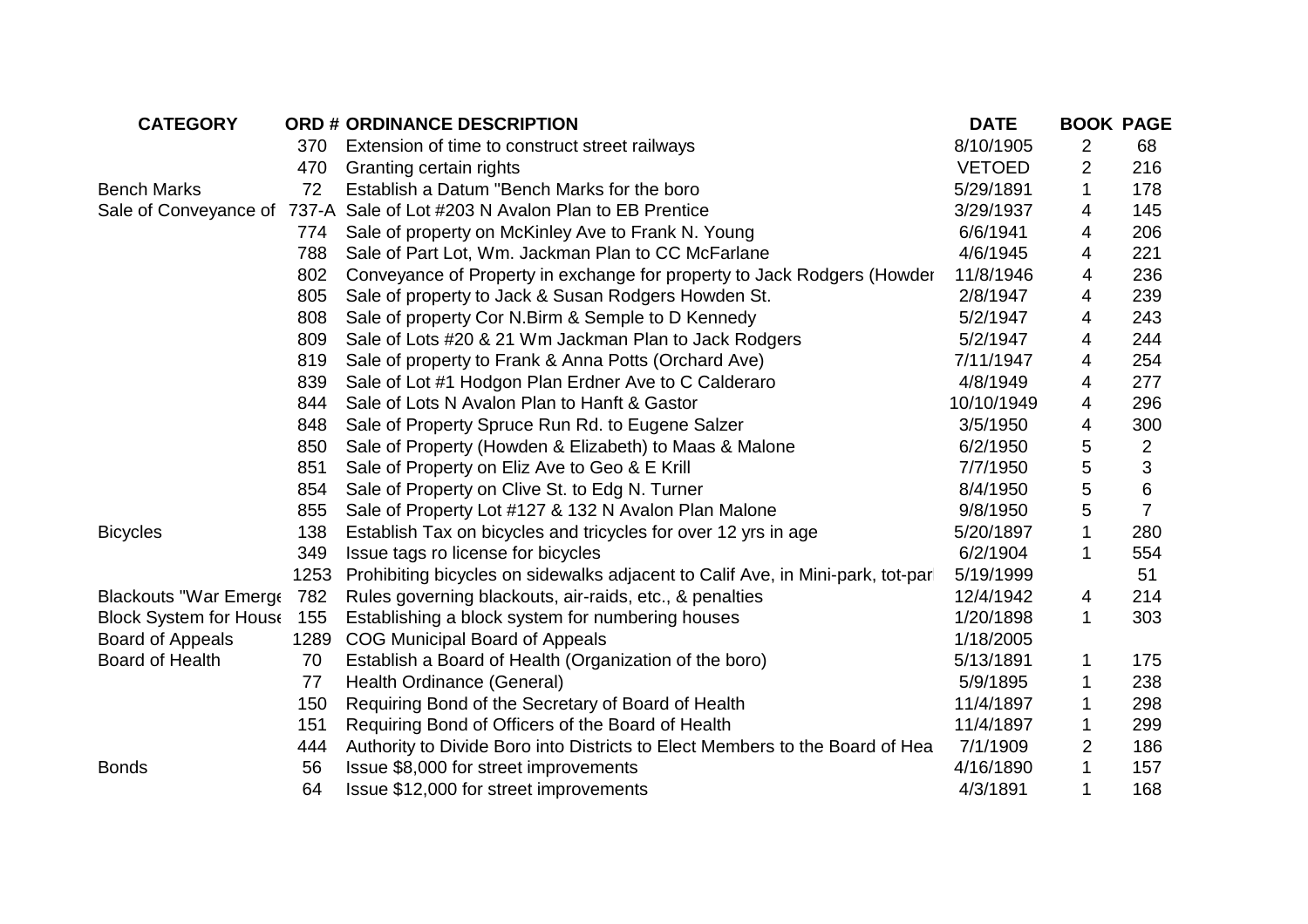| CATEGORY | ORD # | ORDINANCE DESCRIPTION | DATE | BOOK | PAGE |
|---|---|---|---|---|---|
| | 370 | Extension of time to construct street railways | 8/10/1905 | 2 | 68 |
| | 470 | Granting certain rights | VETOED | 2 | 216 |
| Bench Marks | 72 | Establish a Datum "Bench Marks for the boro | 5/29/1891 | 1 | 178 |
| Sale of Conveyance of | 737-A | Sale of Lot #203 N Avalon Plan to EB Prentice | 3/29/1937 | 4 | 145 |
| | 774 | Sale of property on McKinley Ave to Frank N. Young | 6/6/1941 | 4 | 206 |
| | 788 | Sale of Part Lot, Wm. Jackman Plan to CC McFarlane | 4/6/1945 | 4 | 221 |
| | 802 | Conveyance of Property in exchange for property to Jack Rodgers (Howder | 11/8/1946 | 4 | 236 |
| | 805 | Sale of property to Jack & Susan Rodgers Howden St. | 2/8/1947 | 4 | 239 |
| | 808 | Sale of property Cor N.Birm & Semple to D Kennedy | 5/2/1947 | 4 | 243 |
| | 809 | Sale of Lots #20 & 21 Wm Jackman Plan to Jack Rodgers | 5/2/1947 | 4 | 244 |
| | 819 | Sale of property to Frank & Anna Potts (Orchard Ave) | 7/11/1947 | 4 | 254 |
| | 839 | Sale of Lot #1 Hodgon Plan Erdner Ave to C Calderaro | 4/8/1949 | 4 | 277 |
| | 844 | Sale of Lots N Avalon Plan to Hanft & Gastor | 10/10/1949 | 4 | 296 |
| | 848 | Sale of Property Spruce Run Rd. to Eugene Salzer | 3/5/1950 | 4 | 300 |
| | 850 | Sale of Property (Howden & Elizabeth) to Maas & Malone | 6/2/1950 | 5 | 2 |
| | 851 | Sale of Property on Eliz Ave to Geo & E Krill | 7/7/1950 | 5 | 3 |
| | 854 | Sale of Property on Clive St. to Edg N. Turner | 8/4/1950 | 5 | 6 |
| | 855 | Sale of Property Lot #127 & 132 N Avalon Plan Malone | 9/8/1950 | 5 | 7 |
| Bicycles | 138 | Establish Tax on bicycles and tricycles for over 12 yrs in age | 5/20/1897 | 1 | 280 |
| | 349 | Issue tags ro license for bicycles | 6/2/1904 | 1 | 554 |
| | 1253 | Prohibiting bicycles on sidewalks adjacent to Calif Ave, in Mini-park, tot-par | 5/19/1999 | | 51 |
| Blackouts "War Emerge | 782 | Rules governing blackouts, air-raids, etc., & penalties | 12/4/1942 | 4 | 214 |
| Block System for House | 155 | Establishing a block system for numbering houses | 1/20/1898 | 1 | 303 |
| Board of Appeals | 1289 | COG Municipal Board of Appeals | 1/18/2005 | | |
| Board of Health | 70 | Establish a Board of Health (Organization of the boro) | 5/13/1891 | 1 | 175 |
| | 77 | Health Ordinance (General) | 5/9/1895 | 1 | 238 |
| | 150 | Requiring Bond of the Secretary of Board of Health | 11/4/1897 | 1 | 298 |
| | 151 | Requiring Bond of Officers of the Board of Health | 11/4/1897 | 1 | 299 |
| | 444 | Authority to Divide Boro into Districts to Elect Members to the Board of Hea | 7/1/1909 | 2 | 186 |
| Bonds | 56 | Issue $8,000 for street improvements | 4/16/1890 | 1 | 157 |
| | 64 | Issue $12,000 for street improvements | 4/3/1891 | 1 | 168 |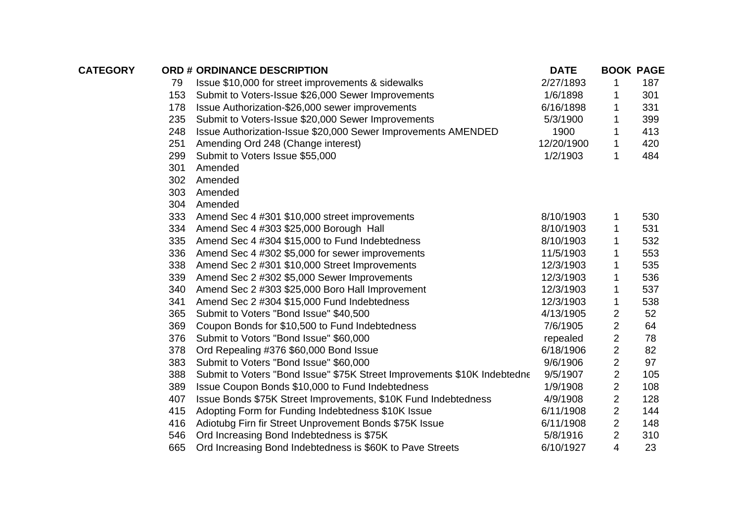| CATEGORY | ORD # | ORDINANCE DESCRIPTION | DATE | BOOK | PAGE |
|---|---|---|---|---|---|
| | 79 | Issue $10,000 for street improvements & sidewalks | 2/27/1893 | 1 | 187 |
| | 153 | Submit to Voters-Issue $26,000 Sewer Improvements | 1/6/1898 | 1 | 301 |
| | 178 | Issue Authorization-$26,000 sewer improvements | 6/16/1898 | 1 | 331 |
| | 235 | Submit to Voters-Issue $20,000 Sewer Improvements | 5/3/1900 | 1 | 399 |
| | 248 | Issue Authorization-Issue $20,000 Sewer Improvements AMENDED | 1900 | 1 | 413 |
| | 251 | Amending Ord 248 (Change interest) | 12/20/1900 | 1 | 420 |
| | 299 | Submit to Voters Issue $55,000 | 1/2/1903 | 1 | 484 |
| | 301 | Amended | | | |
| | 302 | Amended | | | |
| | 303 | Amended | | | |
| | 304 | Amended | | | |
| | 333 | Amend Sec 4 #301 $10,000 street improvements | 8/10/1903 | 1 | 530 |
| | 334 | Amend Sec 4 #303 $25,000 Borough Hall | 8/10/1903 | 1 | 531 |
| | 335 | Amend Sec 4 #304 $15,000 to Fund Indebtedness | 8/10/1903 | 1 | 532 |
| | 336 | Amend Sec 4 #302 $5,000 for sewer improvements | 11/5/1903 | 1 | 553 |
| | 338 | Amend Sec 2 #301 $10,000 Street Improvements | 12/3/1903 | 1 | 535 |
| | 339 | Amend Sec 2 #302 $5,000 Sewer Improvements | 12/3/1903 | 1 | 536 |
| | 340 | Amend Sec 2 #303 $25,000 Boro Hall Improvement | 12/3/1903 | 1 | 537 |
| | 341 | Amend Sec 2 #304 $15,000 Fund Indebtedness | 12/3/1903 | 1 | 538 |
| | 365 | Submit to Voters "Bond Issue" $40,500 | 4/13/1905 | 2 | 52 |
| | 369 | Coupon Bonds for $10,500 to Fund Indebtedness | 7/6/1905 | 2 | 64 |
| | 376 | Submit to Votors "Bond Issue" $60,000 | repealed | 2 | 78 |
| | 378 | Ord Repealing #376 $60,000 Bond Issue | 6/18/1906 | 2 | 82 |
| | 383 | Submit to Voters "Bond Issue" $60,000 | 9/6/1906 | 2 | 97 |
| | 388 | Submit to Voters "Bond Issue" $75K Street Improvements $10K Indebtedne | 9/5/1907 | 2 | 105 |
| | 389 | Issue Coupon Bonds $10,000 to Fund Indebtedness | 1/9/1908 | 2 | 108 |
| | 407 | Issue Bonds $75K Street Improvements, $10K Fund Indebtedness | 4/9/1908 | 2 | 128 |
| | 415 | Adopting Form for Funding Indebtedness $10K Issue | 6/11/1908 | 2 | 144 |
| | 416 | Adiotubg Firn fir Street Unprovement Bonds $75K Issue | 6/11/1908 | 2 | 148 |
| | 546 | Ord Increasing Bond Indebtedness is $75K | 5/8/1916 | 2 | 310 |
| | 665 | Ord Increasing Bond Indebtedness is $60K to Pave Streets | 6/10/1927 | 4 | 23 |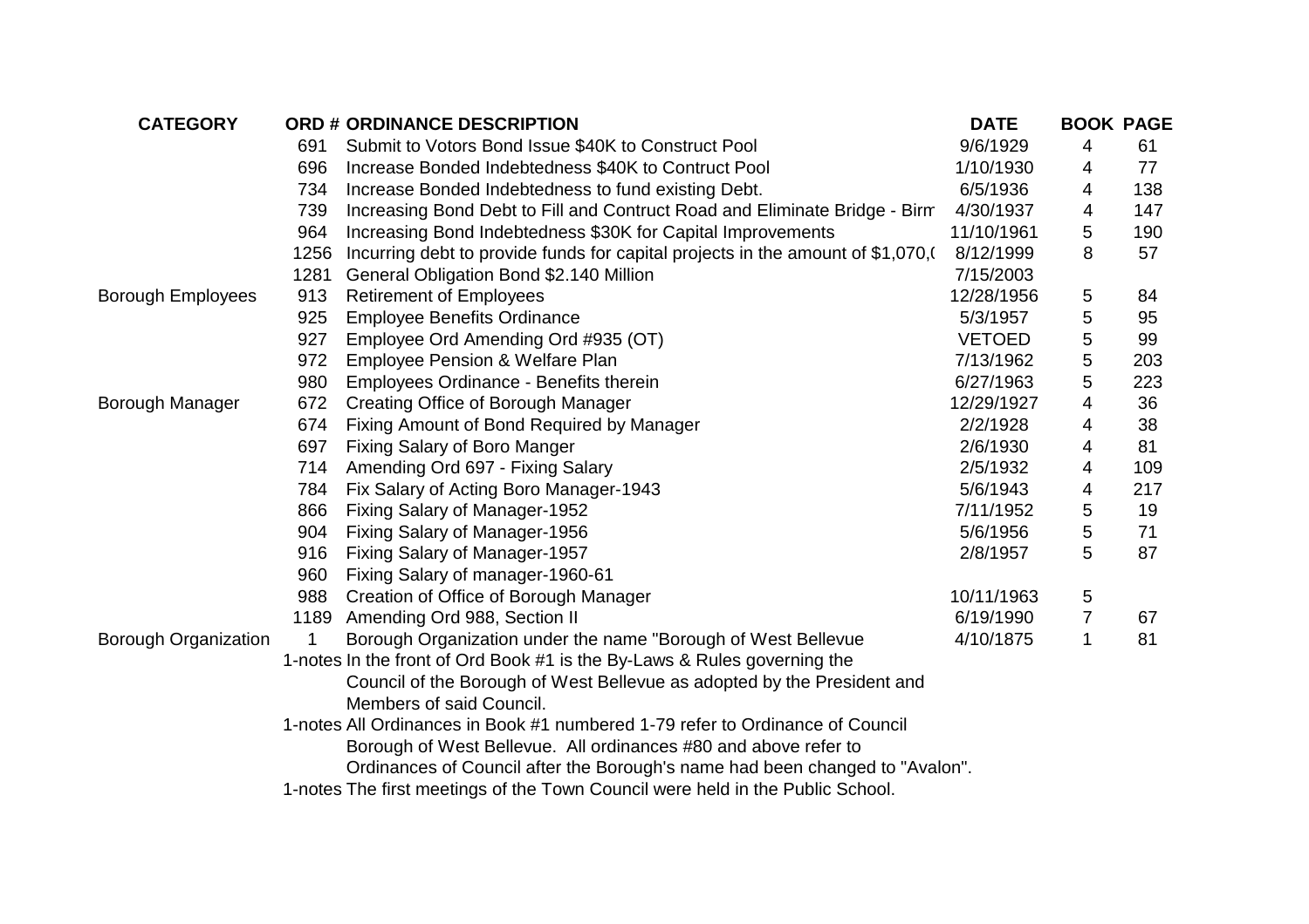| CATEGORY | ORD # | ORDINANCE DESCRIPTION | DATE | BOOK | PAGE |
|---|---|---|---|---|---|
| | 691 | Submit to Votors Bond Issue $40K to Construct Pool | 9/6/1929 | 4 | 61 |
| | 696 | Increase Bonded Indebtedness $40K to Contruct Pool | 1/10/1930 | 4 | 77 |
| | 734 | Increase Bonded Indebtedness to fund existing Debt. | 6/5/1936 | 4 | 138 |
| | 739 | Increasing Bond Debt to Fill and Contruct Road and Eliminate Bridge - Birm | 4/30/1937 | 4 | 147 |
| | 964 | Increasing Bond Indebtedness $30K for Capital Improvements | 11/10/1961 | 5 | 190 |
| | 1256 | Incurring debt to provide funds for capital projects in the amount of $1,070,( | 8/12/1999 | 8 | 57 |
| | 1281 | General Obligation Bond $2.140 Million | 7/15/2003 | | |
| Borough Employees | 913 | Retirement of Employees | 12/28/1956 | 5 | 84 |
| | 925 | Employee Benefits Ordinance | 5/3/1957 | 5 | 95 |
| | 927 | Employee Ord Amending Ord #935 (OT) | VETOED | 5 | 99 |
| | 972 | Employee Pension & Welfare Plan | 7/13/1962 | 5 | 203 |
| | 980 | Employees Ordinance - Benefits therein | 6/27/1963 | 5 | 223 |
| Borough Manager | 672 | Creating Office of Borough Manager | 12/29/1927 | 4 | 36 |
| | 674 | Fixing Amount of Bond Required by Manager | 2/2/1928 | 4 | 38 |
| | 697 | Fixing Salary of Boro Manger | 2/6/1930 | 4 | 81 |
| | 714 | Amending Ord 697 - Fixing Salary | 2/5/1932 | 4 | 109 |
| | 784 | Fix Salary of Acting Boro Manager-1943 | 5/6/1943 | 4 | 217 |
| | 866 | Fixing Salary of Manager-1952 | 7/11/1952 | 5 | 19 |
| | 904 | Fixing Salary of Manager-1956 | 5/6/1956 | 5 | 71 |
| | 916 | Fixing Salary of Manager-1957 | 2/8/1957 | 5 | 87 |
| | 960 | Fixing Salary of manager-1960-61 | | | |
| | 988 | Creation of Office of Borough Manager | 10/11/1963 | 5 | |
| | 1189 | Amending Ord 988, Section II | 6/19/1990 | 7 | 67 |
| Borough Organization | 1 | Borough Organization under the name "Borough of West Bellevue | 4/10/1875 | 1 | 81 |
| | 1-notes | In the front of Ord Book #1 is the By-Laws & Rules governing the Council of the Borough of West Bellevue as adopted by the President and Members of said Council. | | | |
| | 1-notes | All Ordinances in Book #1 numbered 1-79 refer to Ordinance of Council Borough of West Bellevue. All ordinances #80 and above refer to Ordinances of Council after the Borough's name had been changed to "Avalon". | | | |
| | 1-notes | The first meetings of the Town Council were held in the Public School. | | | |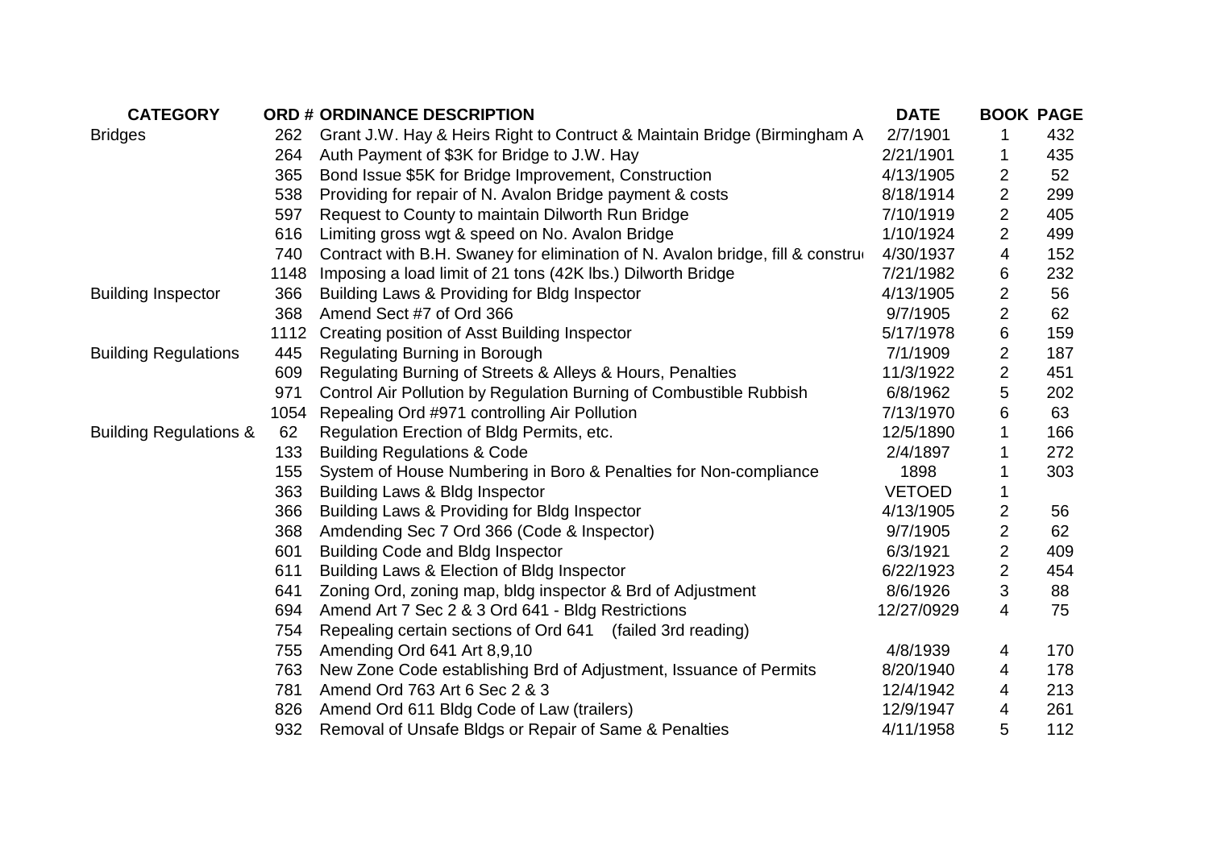| CATEGORY | ORD # | ORDINANCE DESCRIPTION | DATE | BOOK | PAGE |
|---|---|---|---|---|---|
| Bridges | 262 | Grant J.W. Hay & Heirs Right to Contruct & Maintain Bridge (Birmingham A | 2/7/1901 | 1 | 432 |
| | 264 | Auth Payment of $3K for Bridge to J.W. Hay | 2/21/1901 | 1 | 435 |
| | 365 | Bond Issue $5K for Bridge Improvement, Construction | 4/13/1905 | 2 | 52 |
| | 538 | Providing for repair of N. Avalon Bridge payment & costs | 8/18/1914 | 2 | 299 |
| | 597 | Request to County to maintain Dilworth Run Bridge | 7/10/1919 | 2 | 405 |
| | 616 | Limiting gross wgt & speed on No. Avalon Bridge | 1/10/1924 | 2 | 499 |
| | 740 | Contract with B.H. Swaney for elimination of N. Avalon bridge, fill & constru | 4/30/1937 | 4 | 152 |
| | 1148 | Imposing a load limit of 21 tons (42K lbs.) Dilworth Bridge | 7/21/1982 | 6 | 232 |
| Building Inspector | 366 | Building Laws & Providing for Bldg Inspector | 4/13/1905 | 2 | 56 |
| | 368 | Amend Sect #7 of Ord 366 | 9/7/1905 | 2 | 62 |
| | 1112 | Creating position of Asst Building Inspector | 5/17/1978 | 6 | 159 |
| Building Regulations | 445 | Regulating Burning in Borough | 7/1/1909 | 2 | 187 |
| | 609 | Regulating Burning of Streets & Alleys & Hours, Penalties | 11/3/1922 | 2 | 451 |
| | 971 | Control Air Pollution by Regulation Burning of Combustible Rubbish | 6/8/1962 | 5 | 202 |
| | 1054 | Repealing Ord #971 controlling Air Pollution | 7/13/1970 | 6 | 63 |
| Building Regulations & | 62 | Regulation Erection of Bldg Permits, etc. | 12/5/1890 | 1 | 166 |
| | 133 | Building Regulations & Code | 2/4/1897 | 1 | 272 |
| | 155 | System of House Numbering in Boro & Penalties for Non-compliance | 1898 | 1 | 303 |
| | 363 | Building Laws & Bldg Inspector | VETOED | 1 | |
| | 366 | Building Laws & Providing for Bldg Inspector | 4/13/1905 | 2 | 56 |
| | 368 | Amdending Sec 7 Ord 366 (Code & Inspector) | 9/7/1905 | 2 | 62 |
| | 601 | Building Code and Bldg Inspector | 6/3/1921 | 2 | 409 |
| | 611 | Building Laws & Election of Bldg Inspector | 6/22/1923 | 2 | 454 |
| | 641 | Zoning Ord, zoning map, bldg inspector & Brd of Adjustment | 8/6/1926 | 3 | 88 |
| | 694 | Amend Art 7 Sec 2 & 3 Ord 641 - Bldg Restrictions | 12/27/0929 | 4 | 75 |
| | 754 | Repealing certain sections of Ord 641 (failed 3rd reading) | | | |
| | 755 | Amending Ord 641 Art 8,9,10 | 4/8/1939 | 4 | 170 |
| | 763 | New Zone Code establishing Brd of Adjustment, Issuance of Permits | 8/20/1940 | 4 | 178 |
| | 781 | Amend Ord 763 Art 6 Sec 2 & 3 | 12/4/1942 | 4 | 213 |
| | 826 | Amend Ord 611 Bldg Code of Law (trailers) | 12/9/1947 | 4 | 261 |
| | 932 | Removal of Unsafe Bldgs or Repair of Same & Penalties | 4/11/1958 | 5 | 112 |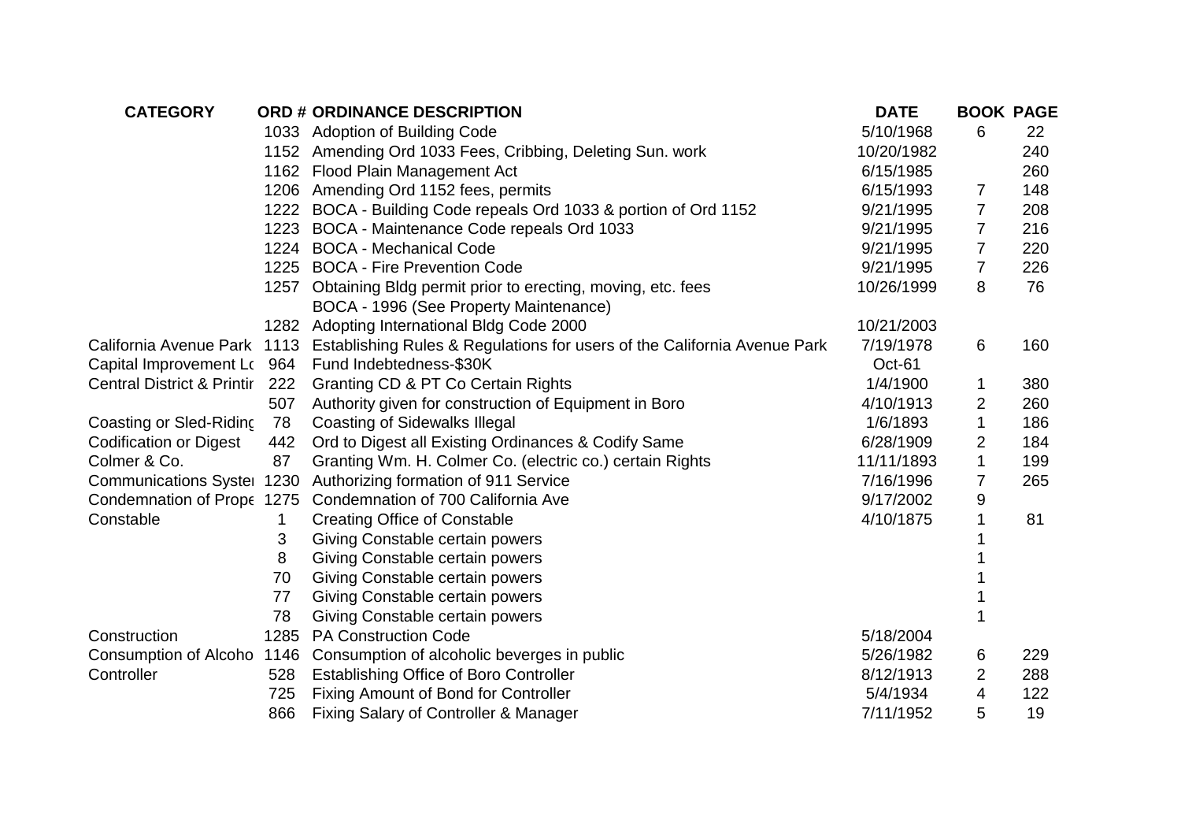| CATEGORY | ORD # | ORDINANCE DESCRIPTION | DATE | BOOK | PAGE |
|---|---|---|---|---|---|
| | 1033 | Adoption of Building Code | 5/10/1968 | 6 | 22 |
| | 1152 | Amending Ord 1033 Fees, Cribbing, Deleting Sun. work | 10/20/1982 | | 240 |
| | 1162 | Flood Plain Management Act | 6/15/1985 | | 260 |
| | 1206 | Amending Ord 1152 fees, permits | 6/15/1993 | 7 | 148 |
| | 1222 | BOCA - Building Code repeals Ord 1033 & portion of Ord 1152 | 9/21/1995 | 7 | 208 |
| | 1223 | BOCA - Maintenance Code repeals Ord 1033 | 9/21/1995 | 7 | 216 |
| | 1224 | BOCA - Mechanical Code | 9/21/1995 | 7 | 220 |
| | 1225 | BOCA - Fire Prevention Code | 9/21/1995 | 7 | 226 |
| | 1257 | Obtaining Bldg permit prior to erecting, moving, etc. fees | 10/26/1999 | 8 | 76 |
| | | BOCA - 1996 (See Property Maintenance) | | | |
| | 1282 | Adopting International Bldg Code 2000 | 10/21/2003 | | |
| California Avenue Park | 1113 | Establishing Rules & Regulations for users of the California Avenue Park | 7/19/1978 | 6 | 160 |
| Capital Improvement Lo | 964 | Fund Indebtedness-$30K | Oct-61 | | |
| Central District & Printir | 222 | Granting CD & PT Co Certain Rights | 1/4/1900 | 1 | 380 |
| | 507 | Authority given for construction of Equipment in Boro | 4/10/1913 | 2 | 260 |
| Coasting or Sled-Riding | 78 | Coasting of Sidewalks Illegal | 1/6/1893 | 1 | 186 |
| Codification or Digest | 442 | Ord to Digest all Existing Ordinances & Codify Same | 6/28/1909 | 2 | 184 |
| Colmer & Co. | 87 | Granting Wm. H. Colmer Co. (electric co.) certain Rights | 11/11/1893 | 1 | 199 |
| Communications Syster | 1230 | Authorizing formation of 911 Service | 7/16/1996 | 7 | 265 |
| Condemnation of Prope | 1275 | Condemnation of 700 California Ave | 9/17/2002 | 9 | |
| Constable | 1 | Creating Office of Constable | 4/10/1875 | 1 | 81 |
| | 3 | Giving Constable certain powers | | 1 | |
| | 8 | Giving Constable certain powers | | 1 | |
| | 70 | Giving Constable certain powers | | 1 | |
| | 77 | Giving Constable certain powers | | 1 | |
| | 78 | Giving Constable certain powers | | 1 | |
| Construction | 1285 | PA Construction Code | 5/18/2004 | | |
| Consumption of Alcoho | 1146 | Consumption of alcoholic beverges in public | 5/26/1982 | 6 | 229 |
| Controller | 528 | Establishing Office of Boro Controller | 8/12/1913 | 2 | 288 |
| | 725 | Fixing Amount of Bond for Controller | 5/4/1934 | 4 | 122 |
| | 866 | Fixing Salary of Controller & Manager | 7/11/1952 | 5 | 19 |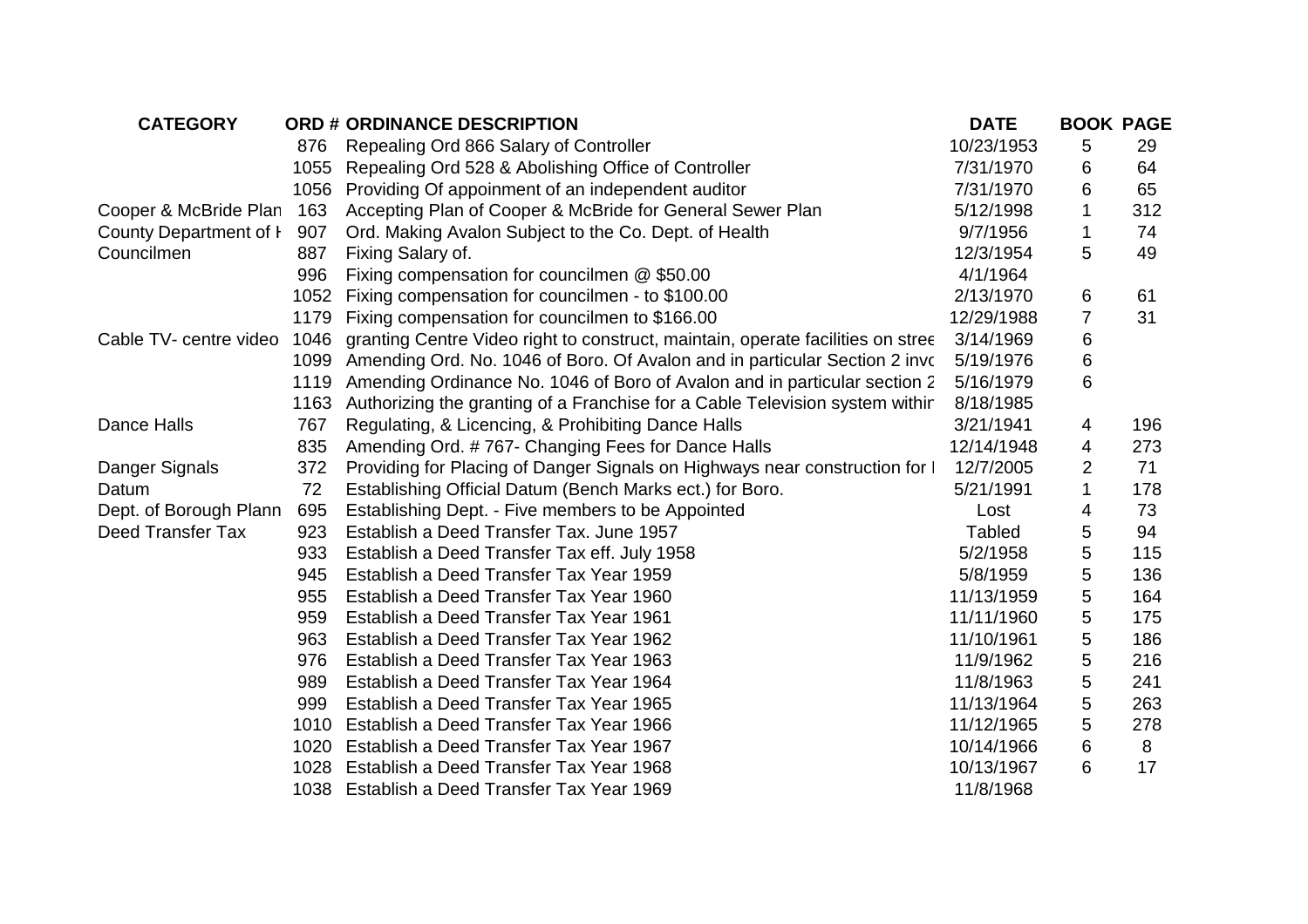| CATEGORY | ORD # | ORDINANCE DESCRIPTION | DATE | BOOK | PAGE |
|---|---|---|---|---|---|
| | 876 | Repealing Ord 866 Salary of Controller | 10/23/1953 | 5 | 29 |
| | 1055 | Repealing Ord 528 & Abolishing Office of Controller | 7/31/1970 | 6 | 64 |
| | 1056 | Providing Of appoinment of an independent auditor | 7/31/1970 | 6 | 65 |
| Cooper & McBride Plan | 163 | Accepting Plan of Cooper & McBride for General Sewer Plan | 5/12/1998 | 1 | 312 |
| County Department of H | 907 | Ord. Making Avalon Subject to the Co. Dept. of Health | 9/7/1956 | 1 | 74 |
| Councilmen | 887 | Fixing Salary of. | 12/3/1954 | 5 | 49 |
| | 996 | Fixing compensation for councilmen @ $50.00 | 4/1/1964 | | |
| | 1052 | Fixing compensation for councilmen - to $100.00 | 2/13/1970 | 6 | 61 |
| | 1179 | Fixing compensation for councilmen to $166.00 | 12/29/1988 | 7 | 31 |
| Cable TV- centre video | 1046 | granting Centre Video right to construct, maintain, operate facilities on stree | 3/14/1969 | 6 | |
| | 1099 | Amending Ord. No. 1046 of Boro. Of Avalon and in particular Section 2 invc | 5/19/1976 | 6 | |
| | 1119 | Amending Ordinance No. 1046 of Boro of Avalon and in particular section 2 | 5/16/1979 | 6 | |
| | 1163 | Authorizing the granting of a Franchise for a Cable Television system withir | 8/18/1985 | | |
| Dance Halls | 767 | Regulating, & Licencing, & Prohibiting Dance Halls | 3/21/1941 | 4 | 196 |
| | 835 | Amending Ord. # 767- Changing Fees for Dance Halls | 12/14/1948 | 4 | 273 |
| Danger Signals | 372 | Providing for Placing of Danger Signals on Highways near construction for I | 12/7/2005 | 2 | 71 |
| Datum | 72 | Establishing Official Datum (Bench Marks ect.) for Boro. | 5/21/1991 | 1 | 178 |
| Dept. of Borough Plann | 695 | Establishing Dept. - Five members to be Appointed | Lost | 4 | 73 |
| Deed Transfer Tax | 923 | Establish a Deed Transfer Tax. June 1957 | Tabled | 5 | 94 |
| | 933 | Establish a Deed Transfer Tax eff. July 1958 | 5/2/1958 | 5 | 115 |
| | 945 | Establish a Deed Transfer Tax Year 1959 | 5/8/1959 | 5 | 136 |
| | 955 | Establish a Deed Transfer Tax Year 1960 | 11/13/1959 | 5 | 164 |
| | 959 | Establish a Deed Transfer Tax Year 1961 | 11/11/1960 | 5 | 175 |
| | 963 | Establish a Deed Transfer Tax Year 1962 | 11/10/1961 | 5 | 186 |
| | 976 | Establish a Deed Transfer Tax Year 1963 | 11/9/1962 | 5 | 216 |
| | 989 | Establish a Deed Transfer Tax Year 1964 | 11/8/1963 | 5 | 241 |
| | 999 | Establish a Deed Transfer Tax Year 1965 | 11/13/1964 | 5 | 263 |
| | 1010 | Establish a Deed Transfer Tax Year 1966 | 11/12/1965 | 5 | 278 |
| | 1020 | Establish a Deed Transfer Tax Year 1967 | 10/14/1966 | 6 | 8 |
| | 1028 | Establish a Deed Transfer Tax Year 1968 | 10/13/1967 | 6 | 17 |
| | 1038 | Establish a Deed Transfer Tax Year 1969 | 11/8/1968 | | |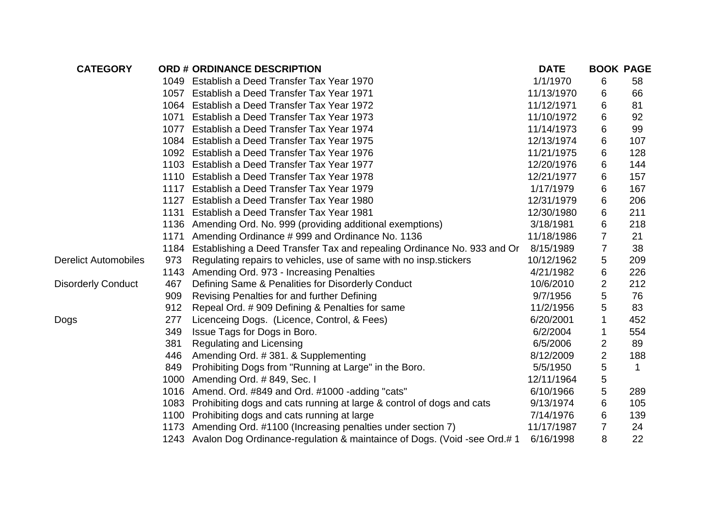| CATEGORY | ORD # | ORDINANCE DESCRIPTION | DATE | BOOK | PAGE |
|---|---|---|---|---|---|
| | 1049 | Establish a Deed Transfer Tax Year 1970 | 1/1/1970 | 6 | 58 |
| | 1057 | Establish a Deed Transfer Tax Year 1971 | 11/13/1970 | 6 | 66 |
| | 1064 | Establish a Deed Transfer Tax Year 1972 | 11/12/1971 | 6 | 81 |
| | 1071 | Establish a Deed Transfer Tax Year 1973 | 11/10/1972 | 6 | 92 |
| | 1077 | Establish a Deed Transfer Tax Year 1974 | 11/14/1973 | 6 | 99 |
| | 1084 | Establish a Deed Transfer Tax Year 1975 | 12/13/1974 | 6 | 107 |
| | 1092 | Establish a Deed Transfer Tax Year 1976 | 11/21/1975 | 6 | 128 |
| | 1103 | Establish a Deed Transfer Tax Year 1977 | 12/20/1976 | 6 | 144 |
| | 1110 | Establish a Deed Transfer Tax Year 1978 | 12/21/1977 | 6 | 157 |
| | 1117 | Establish a Deed Transfer Tax Year 1979 | 1/17/1979 | 6 | 167 |
| | 1127 | Establish a Deed Transfer Tax Year 1980 | 12/31/1979 | 6 | 206 |
| | 1131 | Establish a Deed Transfer Tax Year 1981 | 12/30/1980 | 6 | 211 |
| | 1136 | Amending Ord. No. 999 (providing additional exemptions) | 3/18/1981 | 6 | 218 |
| | 1171 | Amending Ordinance # 999 and Ordinance No. 1136 | 11/18/1986 | 7 | 21 |
| | 1184 | Establishing a Deed Transfer Tax and repealing Ordinance No. 933 and Or | 8/15/1989 | 7 | 38 |
| Derelict Automobiles | 973 | Regulating repairs to vehicles, use of same with no insp.stickers | 10/12/1962 | 5 | 209 |
| | 1143 | Amending Ord. 973 - Increasing Penalties | 4/21/1982 | 6 | 226 |
| Disorderly Conduct | 467 | Defining Same & Penalities for Disorderly Conduct | 10/6/2010 | 2 | 212 |
| | 909 | Revising Penalties for and further Defining | 9/7/1956 | 5 | 76 |
| | 912 | Repeal Ord. # 909 Defining & Penalties for same | 11/2/1956 | 5 | 83 |
| Dogs | 277 | Licenceing Dogs. (Licence, Control, & Fees) | 6/20/2001 | 1 | 452 |
| | 349 | Issue Tags for Dogs in Boro. | 6/2/2004 | 1 | 554 |
| | 381 | Regulating and Licensing | 6/5/2006 | 2 | 89 |
| | 446 | Amending Ord. # 381. & Supplementing | 8/12/2009 | 2 | 188 |
| | 849 | Prohibiting Dogs from "Running at Large" in the Boro. | 5/5/1950 | 5 | 1 |
| | 1000 | Amending Ord. # 849, Sec. I | 12/11/1964 | 5 | |
| | 1016 | Amend. Ord. #849 and Ord. #1000 -adding "cats" | 6/10/1966 | 5 | 289 |
| | 1083 | Prohibiting dogs and cats running at large & control of dogs and cats | 9/13/1974 | 6 | 105 |
| | 1100 | Prohibiting dogs and cats running at large | 7/14/1976 | 6 | 139 |
| | 1173 | Amending Ord. #1100 (Increasing penalties under section 7) | 11/17/1987 | 7 | 24 |
| | 1243 | Avalon Dog Ordinance-regulation & maintaince of Dogs. (Void -see Ord.# 1 | 6/16/1998 | 8 | 22 |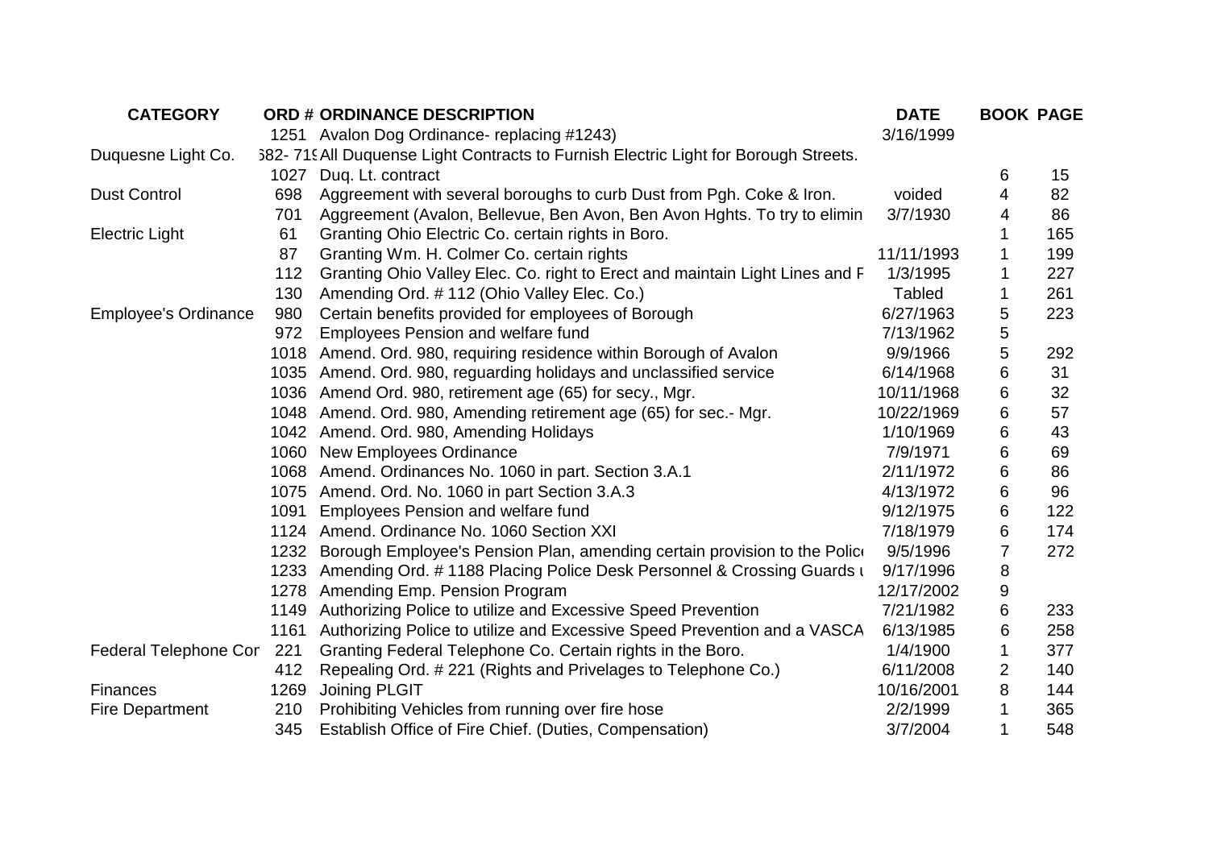| CATEGORY | ORD # | ORDINANCE DESCRIPTION | DATE | BOOK | PAGE |
|---|---|---|---|---|---|
| | 1251 | Avalon Dog Ordinance- replacing #1243) | 3/16/1999 | | |
| Duquesne Light Co. | 582- 719 | All Duquesne Light Contracts to Furnish Electric Light for Borough Streets. | | | |
| | 1027 | Duq. Lt. contract | | 6 | 15 |
| Dust Control | 698 | Aggreement with several boroughs to curb Dust from Pgh. Coke & Iron. | voided | 4 | 82 |
| | 701 | Aggreement (Avalon, Bellevue, Ben Avon, Ben Avon Hghts. To try to elimin | 3/7/1930 | 4 | 86 |
| Electric Light | 61 | Granting Ohio Electric Co. certain rights in Boro. | | 1 | 165 |
| | 87 | Granting Wm. H. Colmer Co. certain rights | 11/11/1993 | 1 | 199 |
| | 112 | Granting Ohio Valley Elec. Co. right to Erect and maintain Light Lines and F | 1/3/1995 | 1 | 227 |
| | 130 | Amending Ord. # 112 (Ohio Valley Elec. Co.) | Tabled | 1 | 261 |
| Employee's Ordinance | 980 | Certain benefits provided for employees of Borough | 6/27/1963 | 5 | 223 |
| | 972 | Employees Pension and welfare fund | 7/13/1962 | 5 | |
| | 1018 | Amend. Ord. 980, requiring residence within Borough of Avalon | 9/9/1966 | 5 | 292 |
| | 1035 | Amend. Ord. 980, reguarding holidays and unclassified service | 6/14/1968 | 6 | 31 |
| | 1036 | Amend Ord. 980, retirement age (65) for secy., Mgr. | 10/11/1968 | 6 | 32 |
| | 1048 | Amend. Ord. 980, Amending retirement age (65) for sec.- Mgr. | 10/22/1969 | 6 | 57 |
| | 1042 | Amend. Ord. 980, Amending Holidays | 1/10/1969 | 6 | 43 |
| | 1060 | New Employees Ordinance | 7/9/1971 | 6 | 69 |
| | 1068 | Amend. Ordinances No. 1060 in part. Section 3.A.1 | 2/11/1972 | 6 | 86 |
| | 1075 | Amend. Ord. No. 1060 in part Section 3.A.3 | 4/13/1972 | 6 | 96 |
| | 1091 | Employees Pension and welfare fund | 9/12/1975 | 6 | 122 |
| | 1124 | Amend. Ordinance No. 1060 Section XXI | 7/18/1979 | 6 | 174 |
| | 1232 | Borough Employee's Pension Plan, amending certain provision to the Police | 9/5/1996 | 7 | 272 |
| | 1233 | Amending Ord. # 1188 Placing Police Desk Personnel & Crossing Guards u | 9/17/1996 | 8 | |
| | 1278 | Amending Emp. Pension Program | 12/17/2002 | 9 | |
| | 1149 | Authorizing Police to utilize and Excessive Speed Prevention | 7/21/1982 | 6 | 233 |
| | 1161 | Authorizing Police to utilize and Excessive Speed Prevention and a VASCA | 6/13/1985 | 6 | 258 |
| Federal Telephone Cor | 221 | Granting Federal Telephone Co. Certain rights in the Boro. | 1/4/1900 | 1 | 377 |
| | 412 | Repealing Ord. # 221 (Rights and Privelages to Telephone Co.) | 6/11/2008 | 2 | 140 |
| Finances | 1269 | Joining PLGIT | 10/16/2001 | 8 | 144 |
| Fire Department | 210 | Prohibiting Vehicles from running over fire hose | 2/2/1999 | 1 | 365 |
| | 345 | Establish Office of Fire Chief. (Duties, Compensation) | 3/7/2004 | 1 | 548 |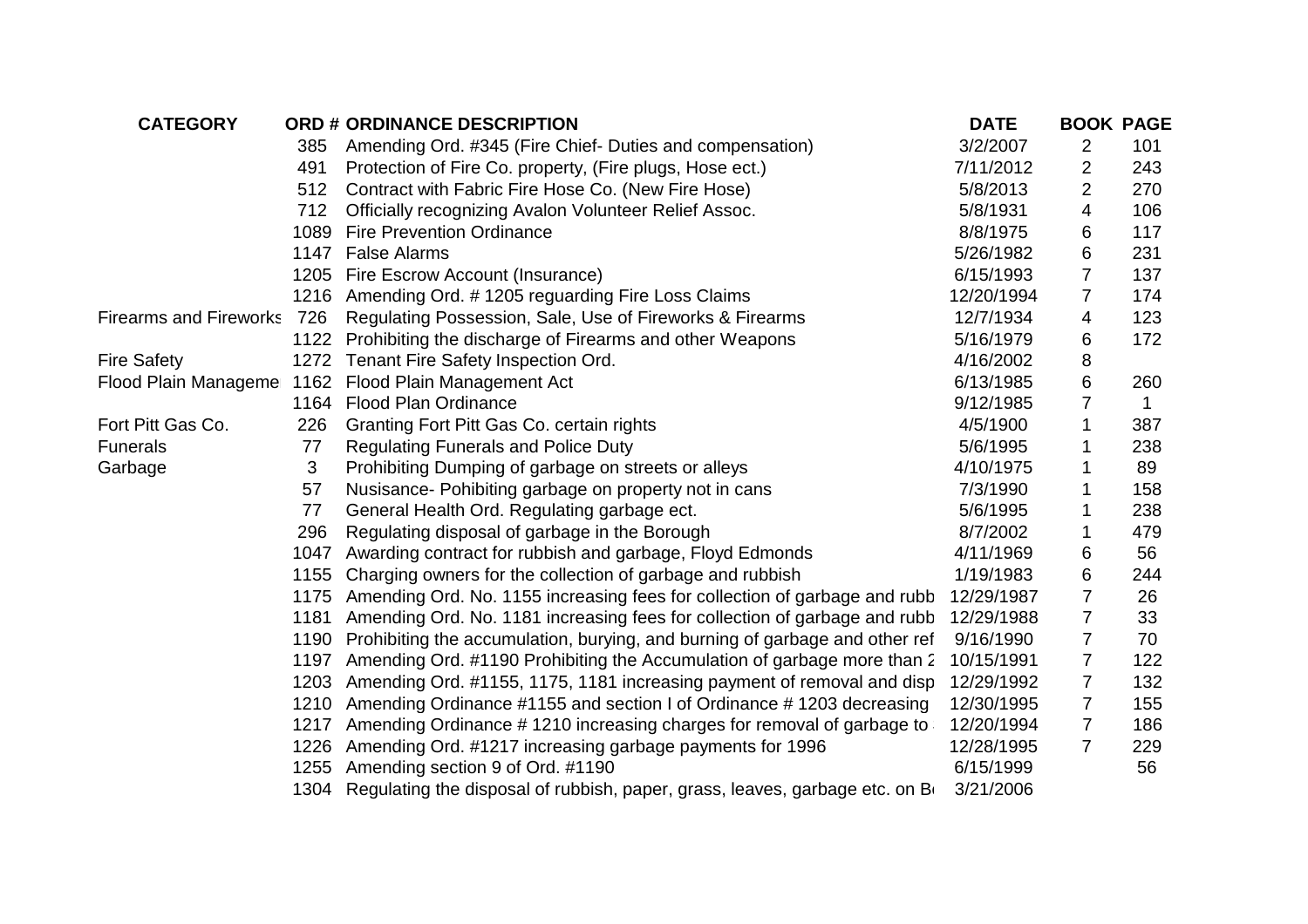| CATEGORY | ORD # | ORDINANCE DESCRIPTION | DATE | BOOK | PAGE |
|---|---|---|---|---|---|
| | 385 | Amending Ord. #345 (Fire Chief- Duties and compensation) | 3/2/2007 | 2 | 101 |
| | 491 | Protection of Fire Co. property, (Fire plugs, Hose ect.) | 7/11/2012 | 2 | 243 |
| | 512 | Contract with Fabric Fire Hose Co. (New Fire Hose) | 5/8/2013 | 2 | 270 |
| | 712 | Officially recognizing Avalon Volunteer Relief Assoc. | 5/8/1931 | 4 | 106 |
| | 1089 | Fire Prevention Ordinance | 8/8/1975 | 6 | 117 |
| | 1147 | False Alarms | 5/26/1982 | 6 | 231 |
| | 1205 | Fire Escrow Account (Insurance) | 6/15/1993 | 7 | 137 |
| | 1216 | Amending Ord. # 1205 reguarding Fire Loss Claims | 12/20/1994 | 7 | 174 |
| Firearms and Fireworks | 726 | Regulating Possession, Sale, Use of Fireworks & Firearms | 12/7/1934 | 4 | 123 |
| | 1122 | Prohibiting the discharge of Firearms and other Weapons | 5/16/1979 | 6 | 172 |
| Fire Safety | 1272 | Tenant Fire Safety Inspection Ord. | 4/16/2002 | 8 | |
| Flood Plain Manageme | 1162 | Flood Plain Management Act | 6/13/1985 | 6 | 260 |
| | 1164 | Flood Plan Ordinance | 9/12/1985 | 7 | 1 |
| Fort Pitt Gas Co. | 226 | Granting Fort Pitt Gas Co. certain rights | 4/5/1900 | 1 | 387 |
| Funerals | 77 | Regulating Funerals and Police Duty | 5/6/1995 | 1 | 238 |
| Garbage | 3 | Prohibiting Dumping of garbage on streets or alleys | 4/10/1975 | 1 | 89 |
| | 57 | Nusisance- Pohibiting garbage on property not in cans | 7/3/1990 | 1 | 158 |
| | 77 | General Health Ord. Regulating garbage ect. | 5/6/1995 | 1 | 238 |
| | 296 | Regulating disposal of garbage in the Borough | 8/7/2002 | 1 | 479 |
| | 1047 | Awarding contract for rubbish and garbage, Floyd Edmonds | 4/11/1969 | 6 | 56 |
| | 1155 | Charging owners for the collection of garbage and rubbish | 1/19/1983 | 6 | 244 |
| | 1175 | Amending Ord. No. 1155 increasing fees for collection of garbage and rubb | 12/29/1987 | 7 | 26 |
| | 1181 | Amending Ord. No. 1181 increasing fees for collection of garbage and rubb | 12/29/1988 | 7 | 33 |
| | 1190 | Prohibiting the accumulation, burying, and burning of garbage and other ref | 9/16/1990 | 7 | 70 |
| | 1197 | Amending Ord. #1190 Prohibiting the Accumulation of garbage more than 2 | 10/15/1991 | 7 | 122 |
| | 1203 | Amending Ord. #1155, 1175, 1181 increasing payment of removal and disp | 12/29/1992 | 7 | 132 |
| | 1210 | Amending Ordinance #1155 and section I of Ordinance # 1203 decreasing | 12/30/1995 | 7 | 155 |
| | 1217 | Amending Ordinance # 1210 increasing charges for removal of garbage to | 12/20/1994 | 7 | 186 |
| | 1226 | Amending Ord. #1217 increasing garbage payments for 1996 | 12/28/1995 | 7 | 229 |
| | 1255 | Amending section 9 of Ord. #1190 | 6/15/1999 | | 56 |
| | 1304 | Regulating the disposal of rubbish, paper, grass, leaves, garbage etc. on Bo | 3/21/2006 | | |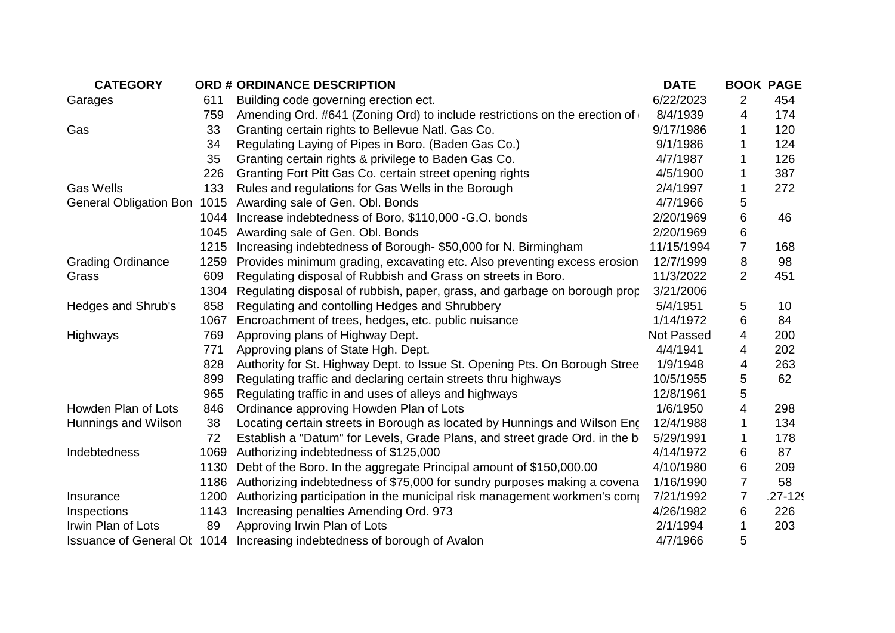| CATEGORY | ORD # | ORDINANCE DESCRIPTION | DATE | BOOK | PAGE |
|---|---|---|---|---|---|
| Garages | 611 | Building code governing erection ect. | 6/22/2023 | 2 | 454 |
| | 759 | Amending Ord. #641 (Zoning Ord) to include restrictions on the erection of | 8/4/1939 | 4 | 174 |
| Gas | 33 | Granting certain rights to Bellevue Natl. Gas Co. | 9/17/1986 | 1 | 120 |
| | 34 | Regulating Laying of Pipes in Boro. (Baden Gas Co.) | 9/1/1986 | 1 | 124 |
| | 35 | Granting certain rights & privilege to Baden Gas Co. | 4/7/1987 | 1 | 126 |
| | 226 | Granting Fort Pitt Gas Co. certain street opening rights | 4/5/1900 | 1 | 387 |
| Gas Wells | 133 | Rules and regulations for Gas Wells in the Borough | 2/4/1997 | 1 | 272 |
| General Obligation Bon | 1015 | Awarding sale of Gen. Obl. Bonds | 4/7/1966 | 5 | |
| | 1044 | Increase indebtedness of Boro, $110,000 -G.O. bonds | 2/20/1969 | 6 | 46 |
| | 1045 | Awarding sale of Gen. Obl. Bonds | 2/20/1969 | 6 | |
| | 1215 | Increasing indebtedness of Borough- $50,000 for N. Birmingham | 11/15/1994 | 7 | 168 |
| Grading Ordinance | 1259 | Provides minimum grading, excavating etc. Also preventing excess erosion | 12/7/1999 | 8 | 98 |
| Grass | 609 | Regulating disposal of Rubbish and Grass on streets in Boro. | 11/3/2022 | 2 | 451 |
| | 1304 | Regulating disposal of rubbish, paper, grass, and garbage on borough prop | 3/21/2006 | | |
| Hedges and Shrub's | 858 | Regulating and contolling Hedges and Shrubbery | 5/4/1951 | 5 | 10 |
| | 1067 | Encroachment of trees, hedges, etc. public nuisance | 1/14/1972 | 6 | 84 |
| Highways | 769 | Approving plans of Highway Dept. | Not Passed | 4 | 200 |
| | 771 | Approving plans of State Hgh. Dept. | 4/4/1941 | 4 | 202 |
| | 828 | Authority for St. Highway Dept. to Issue St. Opening Pts. On Borough Stree | 1/9/1948 | 4 | 263 |
| | 899 | Regulating traffic and declaring certain streets thru highways | 10/5/1955 | 5 | 62 |
| | 965 | Regulating traffic in and uses of alleys and highways | 12/8/1961 | 5 | |
| Howden Plan of Lots | 846 | Ordinance approving Howden Plan of Lots | 1/6/1950 | 4 | 298 |
| Hunnings and Wilson | 38 | Locating certain streets in Borough as located by Hunnings and Wilson Eng | 12/4/1988 | 1 | 134 |
| | 72 | Establish a "Datum" for Levels, Grade Plans, and street grade Ord. in the b | 5/29/1991 | 1 | 178 |
| Indebtedness | 1069 | Authorizing indebtedness of $125,000 | 4/14/1972 | 6 | 87 |
| | 1130 | Debt of the Boro. In the aggregate Principal amount of $150,000.00 | 4/10/1980 | 6 | 209 |
| | 1186 | Authorizing indebtedness of $75,000 for sundry purposes making a covena | 1/16/1990 | 7 | 58 |
| Insurance | 1200 | Authorizing participation in the municipal risk management workmen's comp | 7/21/1992 | 7 | .27-12 |
| Inspections | 1143 | Increasing penalties Amending Ord. 973 | 4/26/1982 | 6 | 226 |
| Irwin Plan of Lots | 89 | Approving Irwin Plan of Lots | 2/1/1994 | 1 | 203 |
| Issuance of General Ob | 1014 | Increasing indebtedness of borough of Avalon | 4/7/1966 | 5 | |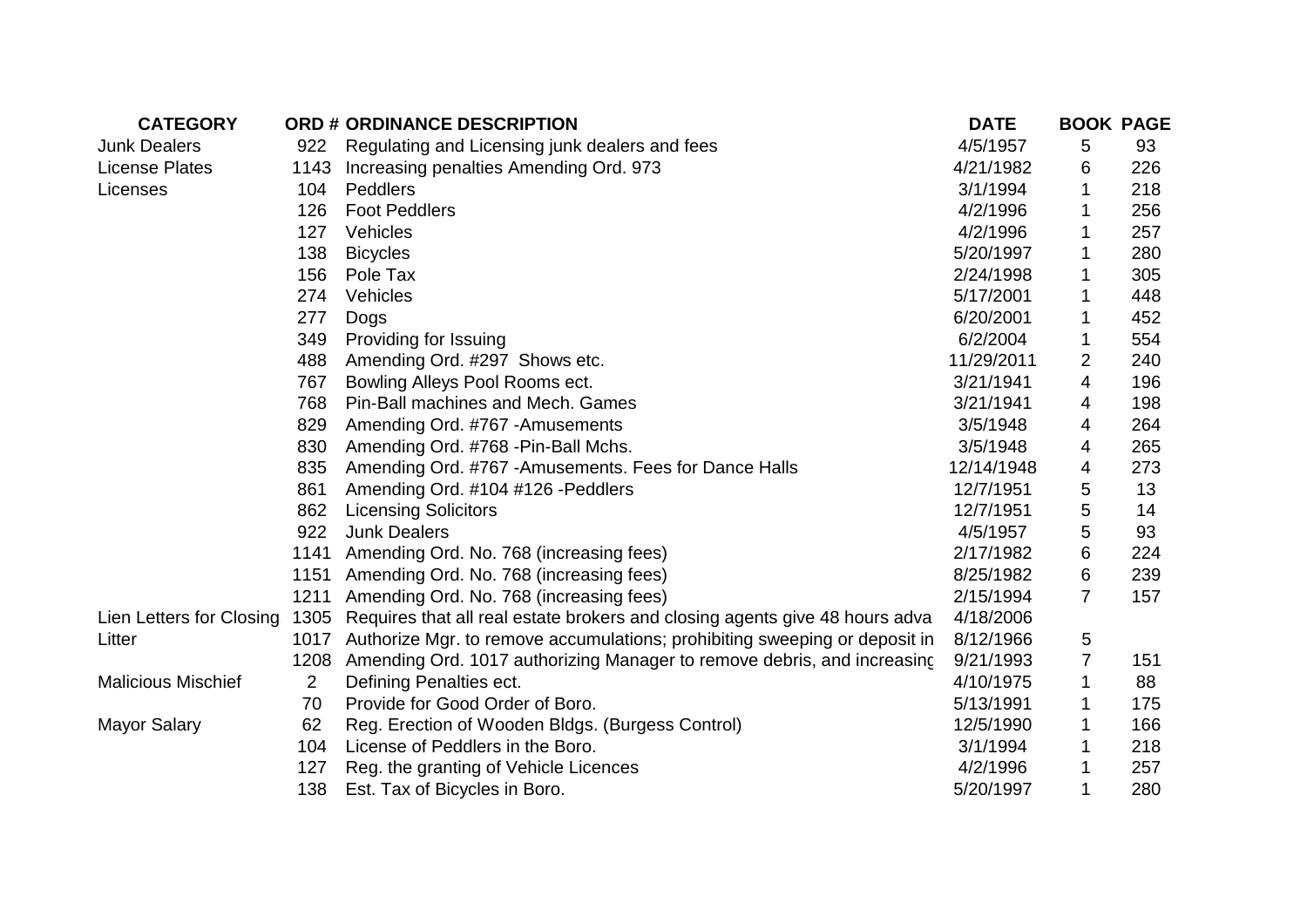| CATEGORY | ORD # | ORDINANCE DESCRIPTION | DATE | BOOK | PAGE |
|---|---|---|---|---|---|
| Junk Dealers | 922 | Regulating and Licensing junk dealers and fees | 4/5/1957 | 5 | 93 |
| License Plates | 1143 | Increasing penalties Amending Ord. 973 | 4/21/1982 | 6 | 226 |
| Licenses | 104 | Peddlers | 3/1/1994 | 1 | 218 |
| | 126 | Foot Peddlers | 4/2/1996 | 1 | 256 |
| | 127 | Vehicles | 4/2/1996 | 1 | 257 |
| | 138 | Bicycles | 5/20/1997 | 1 | 280 |
| | 156 | Pole Tax | 2/24/1998 | 1 | 305 |
| | 274 | Vehicles | 5/17/2001 | 1 | 448 |
| | 277 | Dogs | 6/20/2001 | 1 | 452 |
| | 349 | Providing for Issuing | 6/2/2004 | 1 | 554 |
| | 488 | Amending Ord. #297 Shows etc. | 11/29/2011 | 2 | 240 |
| | 767 | Bowling Alleys Pool Rooms ect. | 3/21/1941 | 4 | 196 |
| | 768 | Pin-Ball machines and Mech. Games | 3/21/1941 | 4 | 198 |
| | 829 | Amending Ord. #767 -Amusements | 3/5/1948 | 4 | 264 |
| | 830 | Amending Ord. #768 -Pin-Ball Mchs. | 3/5/1948 | 4 | 265 |
| | 835 | Amending Ord. #767 -Amusements. Fees for Dance Halls | 12/14/1948 | 4 | 273 |
| | 861 | Amending Ord. #104 #126 -Peddlers | 12/7/1951 | 5 | 13 |
| | 862 | Licensing Solicitors | 12/7/1951 | 5 | 14 |
| | 922 | Junk Dealers | 4/5/1957 | 5 | 93 |
| | 1141 | Amending Ord. No. 768 (increasing fees) | 2/17/1982 | 6 | 224 |
| | 1151 | Amending Ord. No. 768 (increasing fees) | 8/25/1982 | 6 | 239 |
| | 1211 | Amending Ord. No. 768 (increasing fees) | 2/15/1994 | 7 | 157 |
| Lien Letters for Closing | 1305 | Requires that all real estate brokers and closing agents give 48 hours adva | 4/18/2006 | | |
| Litter | 1017 | Authorize Mgr. to remove accumulations; prohibiting sweeping or deposit in | 8/12/1966 | 5 | |
| | 1208 | Amending Ord. 1017 authorizing Manager to remove debris, and increasing | 9/21/1993 | 7 | 151 |
| Malicious Mischief | 2 | Defining Penalties ect. | 4/10/1975 | 1 | 88 |
| | 70 | Provide for Good Order of Boro. | 5/13/1991 | 1 | 175 |
| Mayor Salary | 62 | Reg. Erection of Wooden Bldgs. (Burgess Control) | 12/5/1990 | 1 | 166 |
| | 104 | License of Peddlers in the Boro. | 3/1/1994 | 1 | 218 |
| | 127 | Reg. the granting of Vehicle Licences | 4/2/1996 | 1 | 257 |
| | 138 | Est. Tax of Bicycles in Boro. | 5/20/1997 | 1 | 280 |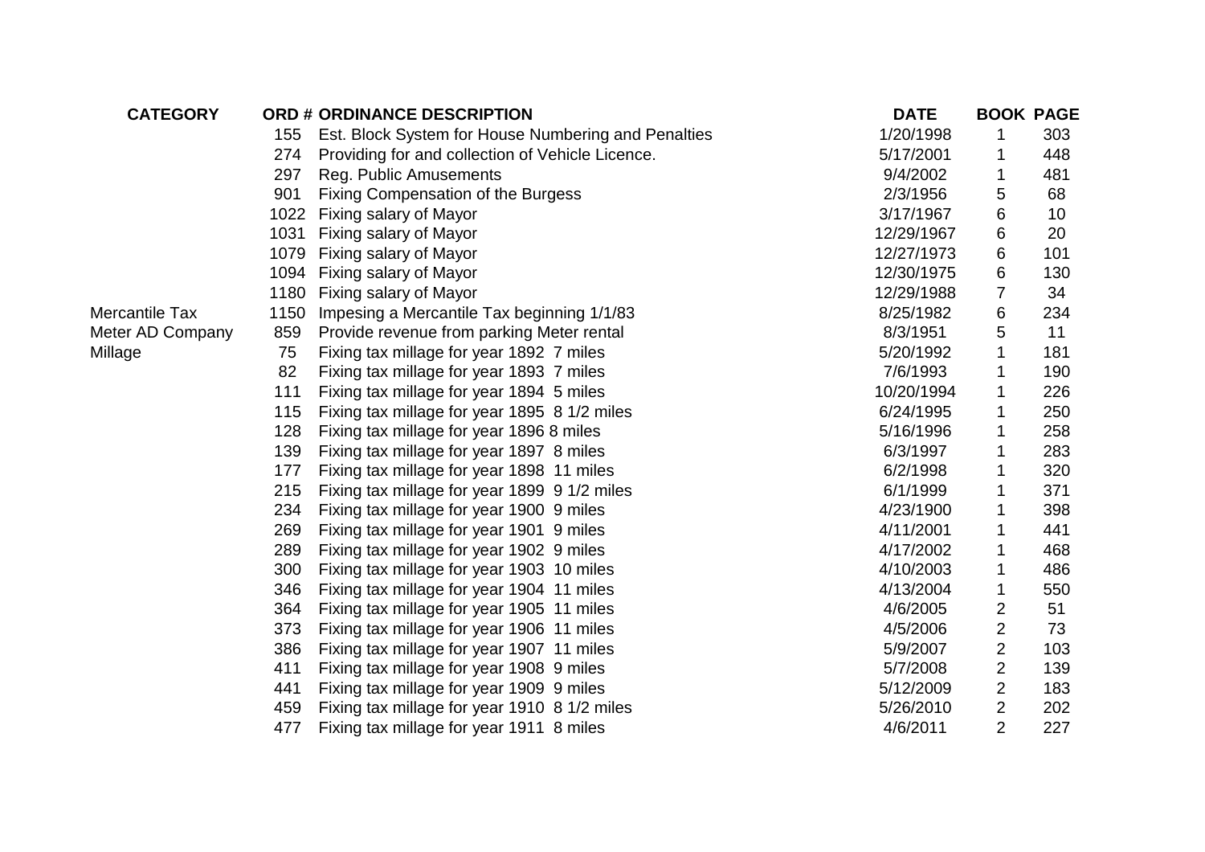| CATEGORY | ORD # | ORDINANCE DESCRIPTION | DATE | BOOK | PAGE |
|---|---|---|---|---|---|
| | 155 | Est. Block System for House Numbering and Penalties | 1/20/1998 | 1 | 303 |
| | 274 | Providing for and collection of Vehicle Licence. | 5/17/2001 | 1 | 448 |
| | 297 | Reg. Public Amusements | 9/4/2002 | 1 | 481 |
| | 901 | Fixing Compensation of the Burgess | 2/3/1956 | 5 | 68 |
| | 1022 | Fixing salary of Mayor | 3/17/1967 | 6 | 10 |
| | 1031 | Fixing salary of Mayor | 12/29/1967 | 6 | 20 |
| | 1079 | Fixing salary of Mayor | 12/27/1973 | 6 | 101 |
| | 1094 | Fixing salary of Mayor | 12/30/1975 | 6 | 130 |
| | 1180 | Fixing salary of Mayor | 12/29/1988 | 7 | 34 |
| Mercantile Tax | 1150 | Impesing a Mercantile Tax beginning 1/1/83 | 8/25/1982 | 6 | 234 |
| Meter AD Company | 859 | Provide revenue from parking Meter rental | 8/3/1951 | 5 | 11 |
| Millage | 75 | Fixing tax millage for year 1892 7 miles | 5/20/1992 | 1 | 181 |
| | 82 | Fixing tax millage for year 1893 7 miles | 7/6/1993 | 1 | 190 |
| | 111 | Fixing tax millage for year 1894 5 miles | 10/20/1994 | 1 | 226 |
| | 115 | Fixing tax millage for year 1895 8 1/2 miles | 6/24/1995 | 1 | 250 |
| | 128 | Fixing tax millage for year 1896 8 miles | 5/16/1996 | 1 | 258 |
| | 139 | Fixing tax millage for year 1897 8 miles | 6/3/1997 | 1 | 283 |
| | 177 | Fixing tax millage for year 1898 11 miles | 6/2/1998 | 1 | 320 |
| | 215 | Fixing tax millage for year 1899 9 1/2 miles | 6/1/1999 | 1 | 371 |
| | 234 | Fixing tax millage for year 1900 9 miles | 4/23/1900 | 1 | 398 |
| | 269 | Fixing tax millage for year 1901 9 miles | 4/11/2001 | 1 | 441 |
| | 289 | Fixing tax millage for year 1902 9 miles | 4/17/2002 | 1 | 468 |
| | 300 | Fixing tax millage for year 1903 10 miles | 4/10/2003 | 1 | 486 |
| | 346 | Fixing tax millage for year 1904 11 miles | 4/13/2004 | 1 | 550 |
| | 364 | Fixing tax millage for year 1905 11 miles | 4/6/2005 | 2 | 51 |
| | 373 | Fixing tax millage for year 1906 11 miles | 4/5/2006 | 2 | 73 |
| | 386 | Fixing tax millage for year 1907 11 miles | 5/9/2007 | 2 | 103 |
| | 411 | Fixing tax millage for year 1908 9 miles | 5/7/2008 | 2 | 139 |
| | 441 | Fixing tax millage for year 1909 9 miles | 5/12/2009 | 2 | 183 |
| | 459 | Fixing tax millage for year 1910 8 1/2 miles | 5/26/2010 | 2 | 202 |
| | 477 | Fixing tax millage for year 1911 8 miles | 4/6/2011 | 2 | 227 |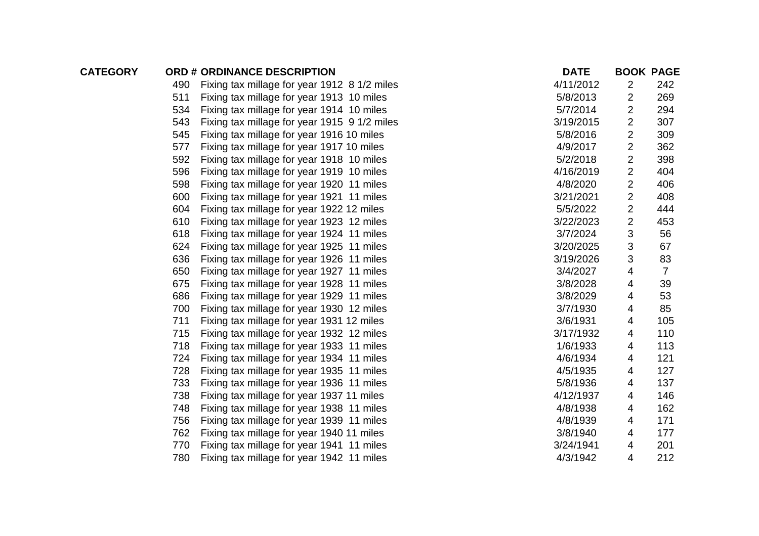| CATEGORY | ORD # | ORDINANCE DESCRIPTION | DATE | BOOK | PAGE |
|---|---|---|---|---|---|
| | 490 | Fixing tax millage for year 1912 8 1/2 miles | 4/11/2012 | 2 | 242 |
| | 511 | Fixing tax millage for year 1913 10 miles | 5/8/2013 | 2 | 269 |
| | 534 | Fixing tax millage for year 1914 10 miles | 5/7/2014 | 2 | 294 |
| | 543 | Fixing tax millage for year 1915 9 1/2 miles | 3/19/2015 | 2 | 307 |
| | 545 | Fixing tax millage for year 1916 10 miles | 5/8/2016 | 2 | 309 |
| | 577 | Fixing tax millage for year 1917 10 miles | 4/9/2017 | 2 | 362 |
| | 592 | Fixing tax millage for year 1918 10 miles | 5/2/2018 | 2 | 398 |
| | 596 | Fixing tax millage for year 1919 10 miles | 4/16/2019 | 2 | 404 |
| | 598 | Fixing tax millage for year 1920 11 miles | 4/8/2020 | 2 | 406 |
| | 600 | Fixing tax millage for year 1921 11 miles | 3/21/2021 | 2 | 408 |
| | 604 | Fixing tax millage for year 1922 12 miles | 5/5/2022 | 2 | 444 |
| | 610 | Fixing tax millage for year 1923 12 miles | 3/22/2023 | 2 | 453 |
| | 618 | Fixing tax millage for year 1924 11 miles | 3/7/2024 | 3 | 56 |
| | 624 | Fixing tax millage for year 1925 11 miles | 3/20/2025 | 3 | 67 |
| | 636 | Fixing tax millage for year 1926 11 miles | 3/19/2026 | 3 | 83 |
| | 650 | Fixing tax millage for year 1927 11 miles | 3/4/2027 | 4 | 7 |
| | 675 | Fixing tax millage for year 1928 11 miles | 3/8/2028 | 4 | 39 |
| | 686 | Fixing tax millage for year 1929 11 miles | 3/8/2029 | 4 | 53 |
| | 700 | Fixing tax millage for year 1930 12 miles | 3/7/1930 | 4 | 85 |
| | 711 | Fixing tax millage for year 1931 12 miles | 3/6/1931 | 4 | 105 |
| | 715 | Fixing tax millage for year 1932 12 miles | 3/17/1932 | 4 | 110 |
| | 718 | Fixing tax millage for year 1933 11 miles | 1/6/1933 | 4 | 113 |
| | 724 | Fixing tax millage for year 1934 11 miles | 4/6/1934 | 4 | 121 |
| | 728 | Fixing tax millage for year 1935 11 miles | 4/5/1935 | 4 | 127 |
| | 733 | Fixing tax millage for year 1936 11 miles | 5/8/1936 | 4 | 137 |
| | 738 | Fixing tax millage for year 1937 11 miles | 4/12/1937 | 4 | 146 |
| | 748 | Fixing tax millage for year 1938 11 miles | 4/8/1938 | 4 | 162 |
| | 756 | Fixing tax millage for year 1939 11 miles | 4/8/1939 | 4 | 171 |
| | 762 | Fixing tax millage for year 1940 11 miles | 3/8/1940 | 4 | 177 |
| | 770 | Fixing tax millage for year 1941 11 miles | 3/24/1941 | 4 | 201 |
| | 780 | Fixing tax millage for year 1942 11 miles | 4/3/1942 | 4 | 212 |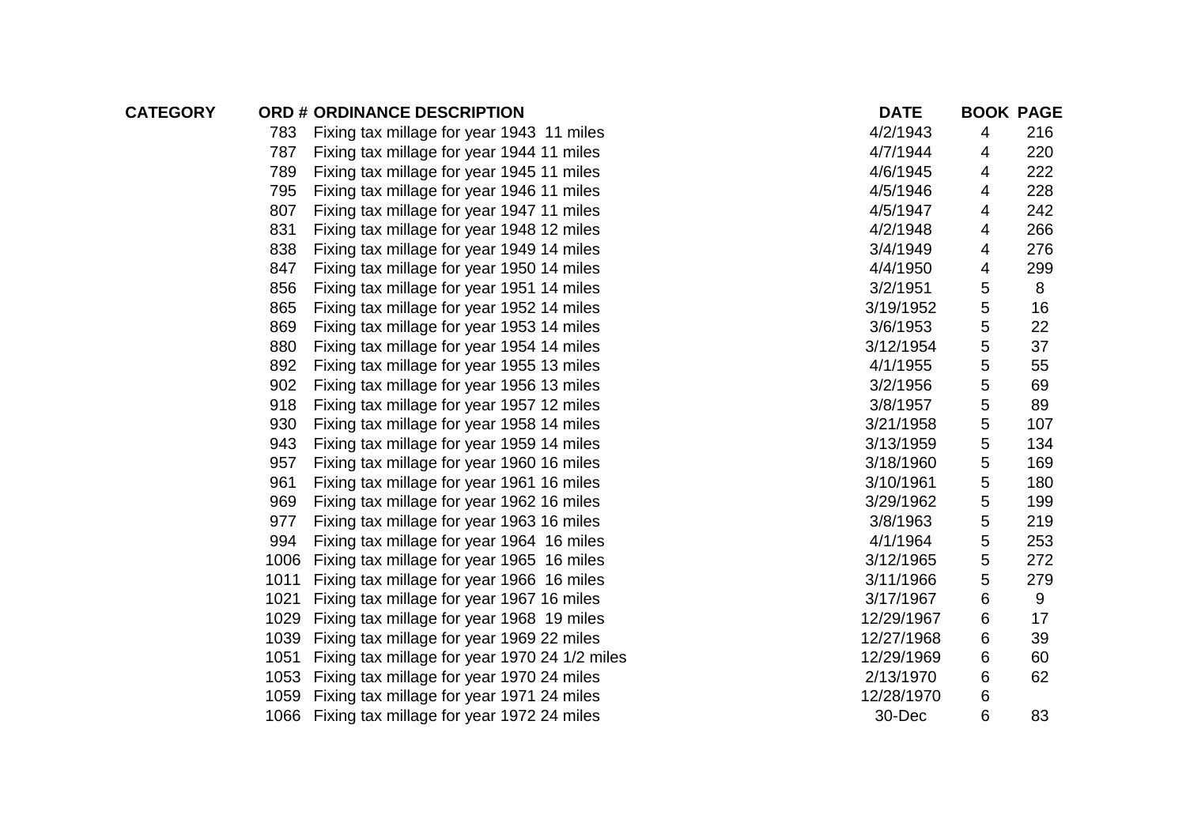| CATEGORY | ORD # | ORDINANCE DESCRIPTION | DATE | BOOK | PAGE |
|---|---|---|---|---|---|
| | 783 | Fixing tax millage for year 1943 11 miles | 4/2/1943 | 4 | 216 |
| | 787 | Fixing tax millage for year 1944 11 miles | 4/7/1944 | 4 | 220 |
| | 789 | Fixing tax millage for year 1945 11 miles | 4/6/1945 | 4 | 222 |
| | 795 | Fixing tax millage for year 1946 11 miles | 4/5/1946 | 4 | 228 |
| | 807 | Fixing tax millage for year 1947 11 miles | 4/5/1947 | 4 | 242 |
| | 831 | Fixing tax millage for year 1948 12 miles | 4/2/1948 | 4 | 266 |
| | 838 | Fixing tax millage for year 1949 14 miles | 3/4/1949 | 4 | 276 |
| | 847 | Fixing tax millage for year 1950 14 miles | 4/4/1950 | 4 | 299 |
| | 856 | Fixing tax millage for year 1951 14 miles | 3/2/1951 | 5 | 8 |
| | 865 | Fixing tax millage for year 1952 14 miles | 3/19/1952 | 5 | 16 |
| | 869 | Fixing tax millage for year 1953 14 miles | 3/6/1953 | 5 | 22 |
| | 880 | Fixing tax millage for year 1954 14 miles | 3/12/1954 | 5 | 37 |
| | 892 | Fixing tax millage for year 1955 13 miles | 4/1/1955 | 5 | 55 |
| | 902 | Fixing tax millage for year 1956 13 miles | 3/2/1956 | 5 | 69 |
| | 918 | Fixing tax millage for year 1957 12 miles | 3/8/1957 | 5 | 89 |
| | 930 | Fixing tax millage for year 1958 14 miles | 3/21/1958 | 5 | 107 |
| | 943 | Fixing tax millage for year 1959 14 miles | 3/13/1959 | 5 | 134 |
| | 957 | Fixing tax millage for year 1960 16 miles | 3/18/1960 | 5 | 169 |
| | 961 | Fixing tax millage for year 1961 16 miles | 3/10/1961 | 5 | 180 |
| | 969 | Fixing tax millage for year 1962 16 miles | 3/29/1962 | 5 | 199 |
| | 977 | Fixing tax millage for year 1963 16 miles | 3/8/1963 | 5 | 219 |
| | 994 | Fixing tax millage for year 1964 16 miles | 4/1/1964 | 5 | 253 |
| | 1006 | Fixing tax millage for year 1965 16 miles | 3/12/1965 | 5 | 272 |
| | 1011 | Fixing tax millage for year 1966 16 miles | 3/11/1966 | 5 | 279 |
| | 1021 | Fixing tax millage for year 1967 16 miles | 3/17/1967 | 6 | 9 |
| | 1029 | Fixing tax millage for year 1968 19 miles | 12/29/1967 | 6 | 17 |
| | 1039 | Fixing tax millage for year 1969 22 miles | 12/27/1968 | 6 | 39 |
| | 1051 | Fixing tax millage for year 1970 24 1/2 miles | 12/29/1969 | 6 | 60 |
| | 1053 | Fixing tax millage for year 1970 24 miles | 2/13/1970 | 6 | 62 |
| | 1059 | Fixing tax millage for year 1971 24 miles | 12/28/1970 | 6 | |
| | 1066 | Fixing tax millage for year 1972 24 miles | 30-Dec | 6 | 83 |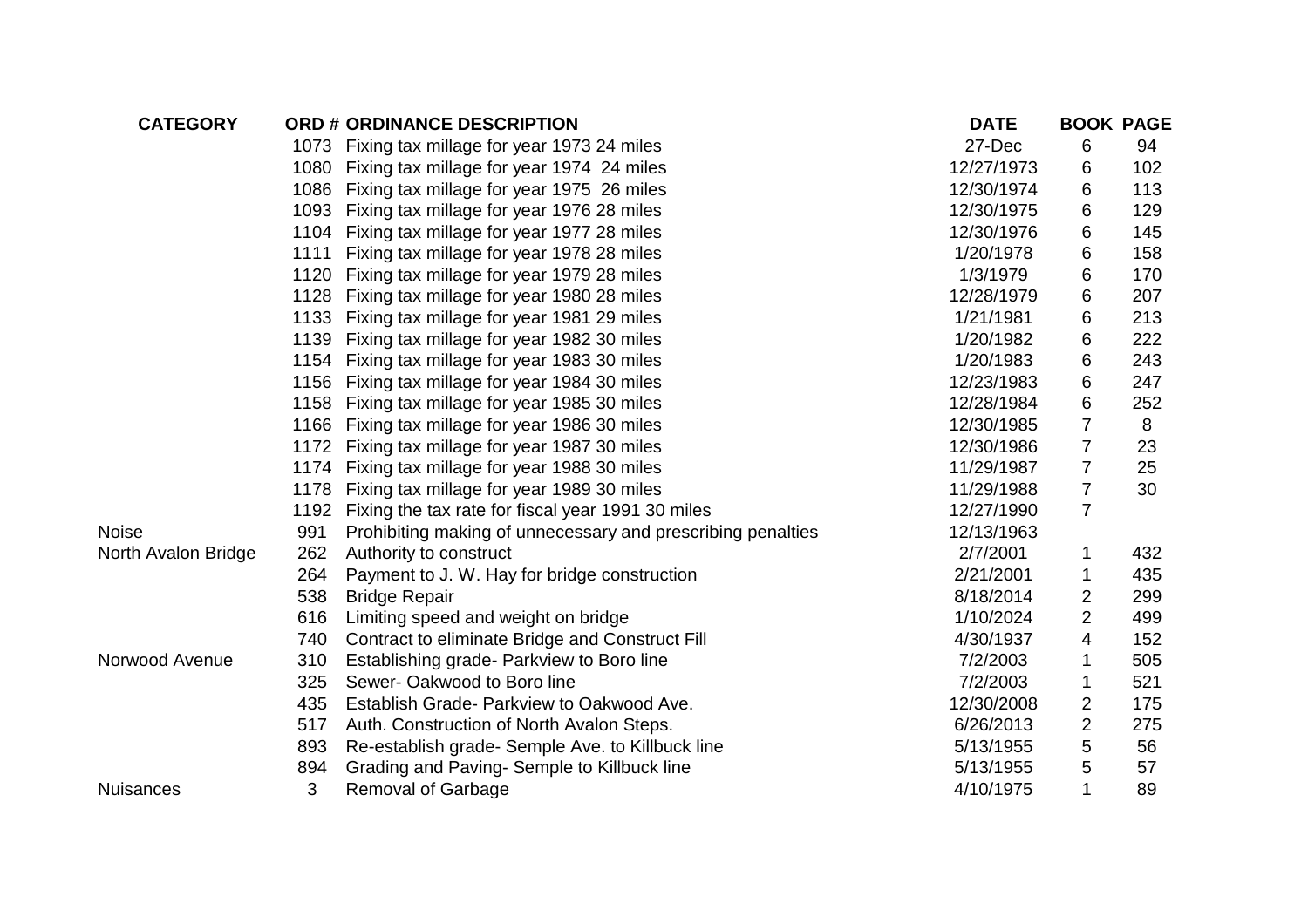| CATEGORY | ORD # | ORDINANCE DESCRIPTION | DATE | BOOK | PAGE |
| --- | --- | --- | --- | --- | --- |
| | 1073 | Fixing tax millage for year 1973 24 miles | 27-Dec | 6 | 94 |
| | 1080 | Fixing tax millage for year 1974  24 miles | 12/27/1973 | 6 | 102 |
| | 1086 | Fixing tax millage for year 1975  26 miles | 12/30/1974 | 6 | 113 |
| | 1093 | Fixing tax millage for year 1976 28 miles | 12/30/1975 | 6 | 129 |
| | 1104 | Fixing tax millage for year 1977 28 miles | 12/30/1976 | 6 | 145 |
| | 1111 | Fixing tax millage for year 1978 28 miles | 1/20/1978 | 6 | 158 |
| | 1120 | Fixing tax millage for year 1979 28 miles | 1/3/1979 | 6 | 170 |
| | 1128 | Fixing tax millage for year 1980 28 miles | 12/28/1979 | 6 | 207 |
| | 1133 | Fixing tax millage for year 1981 29 miles | 1/21/1981 | 6 | 213 |
| | 1139 | Fixing tax millage for year 1982 30 miles | 1/20/1982 | 6 | 222 |
| | 1154 | Fixing tax millage for year 1983 30 miles | 1/20/1983 | 6 | 243 |
| | 1156 | Fixing tax millage for year 1984 30 miles | 12/23/1983 | 6 | 247 |
| | 1158 | Fixing tax millage for year 1985 30 miles | 12/28/1984 | 6 | 252 |
| | 1166 | Fixing tax millage for year 1986 30 miles | 12/30/1985 | 7 | 8 |
| | 1172 | Fixing tax millage for year 1987 30 miles | 12/30/1986 | 7 | 23 |
| | 1174 | Fixing tax millage for year 1988 30 miles | 11/29/1987 | 7 | 25 |
| | 1178 | Fixing tax millage for year 1989 30 miles | 11/29/1988 | 7 | 30 |
| | 1192 | Fixing the tax rate for fiscal year 1991 30 miles | 12/27/1990 | 7 | |
| Noise | 991 | Prohibiting making of unnecessary and prescribing penalties | 12/13/1963 | | |
| North Avalon Bridge | 262 | Authority to construct | 2/7/2001 | 1 | 432 |
| | 264 | Payment to J. W. Hay for bridge construction | 2/21/2001 | 1 | 435 |
| | 538 | Bridge Repair | 8/18/2014 | 2 | 299 |
| | 616 | Limiting speed and weight on bridge | 1/10/2024 | 2 | 499 |
| | 740 | Contract to eliminate Bridge and Construct Fill | 4/30/1937 | 4 | 152 |
| Norwood Avenue | 310 | Establishing grade- Parkview to Boro line | 7/2/2003 | 1 | 505 |
| | 325 | Sewer- Oakwood to Boro line | 7/2/2003 | 1 | 521 |
| | 435 | Establish Grade- Parkview to Oakwood Ave. | 12/30/2008 | 2 | 175 |
| | 517 | Auth. Construction of North Avalon Steps. | 6/26/2013 | 2 | 275 |
| | 893 | Re-establish grade- Semple Ave. to Killbuck line | 5/13/1955 | 5 | 56 |
| | 894 | Grading and Paving- Semple to Killbuck line | 5/13/1955 | 5 | 57 |
| Nuisances | 3 | Removal of Garbage | 4/10/1975 | 1 | 89 |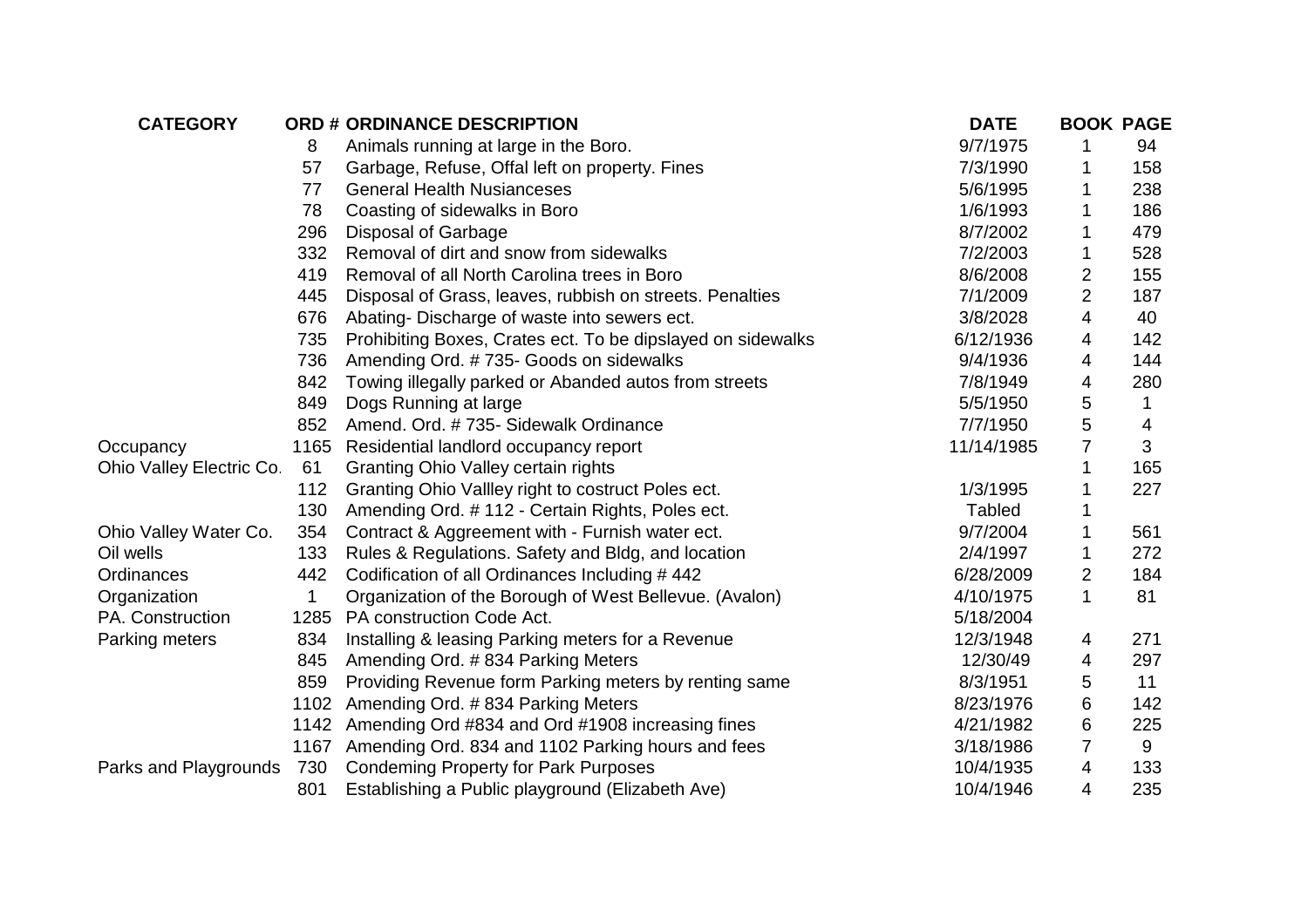| CATEGORY | ORD # | ORDINANCE DESCRIPTION | DATE | BOOK | PAGE |
|---|---|---|---|---|---|
| | 8 | Animals running at large in the Boro. | 9/7/1975 | 1 | 94 |
| | 57 | Garbage, Refuse, Offal left on property. Fines | 7/3/1990 | 1 | 158 |
| | 77 | General Health Nusianceses | 5/6/1995 | 1 | 238 |
| | 78 | Coasting of sidewalks in Boro | 1/6/1993 | 1 | 186 |
| | 296 | Disposal of Garbage | 8/7/2002 | 1 | 479 |
| | 332 | Removal of dirt and snow from sidewalks | 7/2/2003 | 1 | 528 |
| | 419 | Removal of all North Carolina trees in Boro | 8/6/2008 | 2 | 155 |
| | 445 | Disposal of Grass, leaves, rubbish on streets. Penalties | 7/1/2009 | 2 | 187 |
| | 676 | Abating- Discharge of waste into sewers ect. | 3/8/2028 | 4 | 40 |
| | 735 | Prohibiting Boxes, Crates ect. To be dipslayed on sidewalks | 6/12/1936 | 4 | 142 |
| | 736 | Amending Ord. # 735- Goods on sidewalks | 9/4/1936 | 4 | 144 |
| | 842 | Towing illegally parked or Abanded autos from streets | 7/8/1949 | 4 | 280 |
| | 849 | Dogs Running at large | 5/5/1950 | 5 | 1 |
| | 852 | Amend. Ord. # 735- Sidewalk Ordinance | 7/7/1950 | 5 | 4 |
| Occupancy | 1165 | Residential landlord occupancy report | 11/14/1985 | 7 | 3 |
| Ohio Valley Electric Co. | 61 | Granting Ohio Valley certain rights | | 1 | 165 |
| | 112 | Granting Ohio Vallley right to costruct Poles ect. | 1/3/1995 | 1 | 227 |
| | 130 | Amending Ord. # 112 - Certain Rights, Poles ect. | Tabled | 1 | |
| Ohio Valley Water Co. | 354 | Contract & Aggreement with - Furnish water ect. | 9/7/2004 | 1 | 561 |
| Oil wells | 133 | Rules & Regulations. Safety and Bldg, and location | 2/4/1997 | 1 | 272 |
| Ordinances | 442 | Codification of all Ordinances Including # 442 | 6/28/2009 | 2 | 184 |
| Organization | 1 | Organization of the Borough of West Bellevue. (Avalon) | 4/10/1975 | 1 | 81 |
| PA. Construction | 1285 | PA construction Code Act. | 5/18/2004 | | |
| Parking meters | 834 | Installing & leasing Parking meters for a Revenue | 12/3/1948 | 4 | 271 |
| | 845 | Amending Ord. # 834 Parking Meters | 12/30/49 | 4 | 297 |
| | 859 | Providing Revenue form Parking meters by renting same | 8/3/1951 | 5 | 11 |
| | 1102 | Amending Ord. # 834 Parking Meters | 8/23/1976 | 6 | 142 |
| | 1142 | Amending Ord #834 and Ord #1908 increasing fines | 4/21/1982 | 6 | 225 |
| | 1167 | Amending Ord. 834 and 1102 Parking hours and fees | 3/18/1986 | 7 | 9 |
| Parks and Playgrounds | 730 | Condeming Property for Park Purposes | 10/4/1935 | 4 | 133 |
| | 801 | Establishing a Public playground (Elizabeth Ave) | 10/4/1946 | 4 | 235 |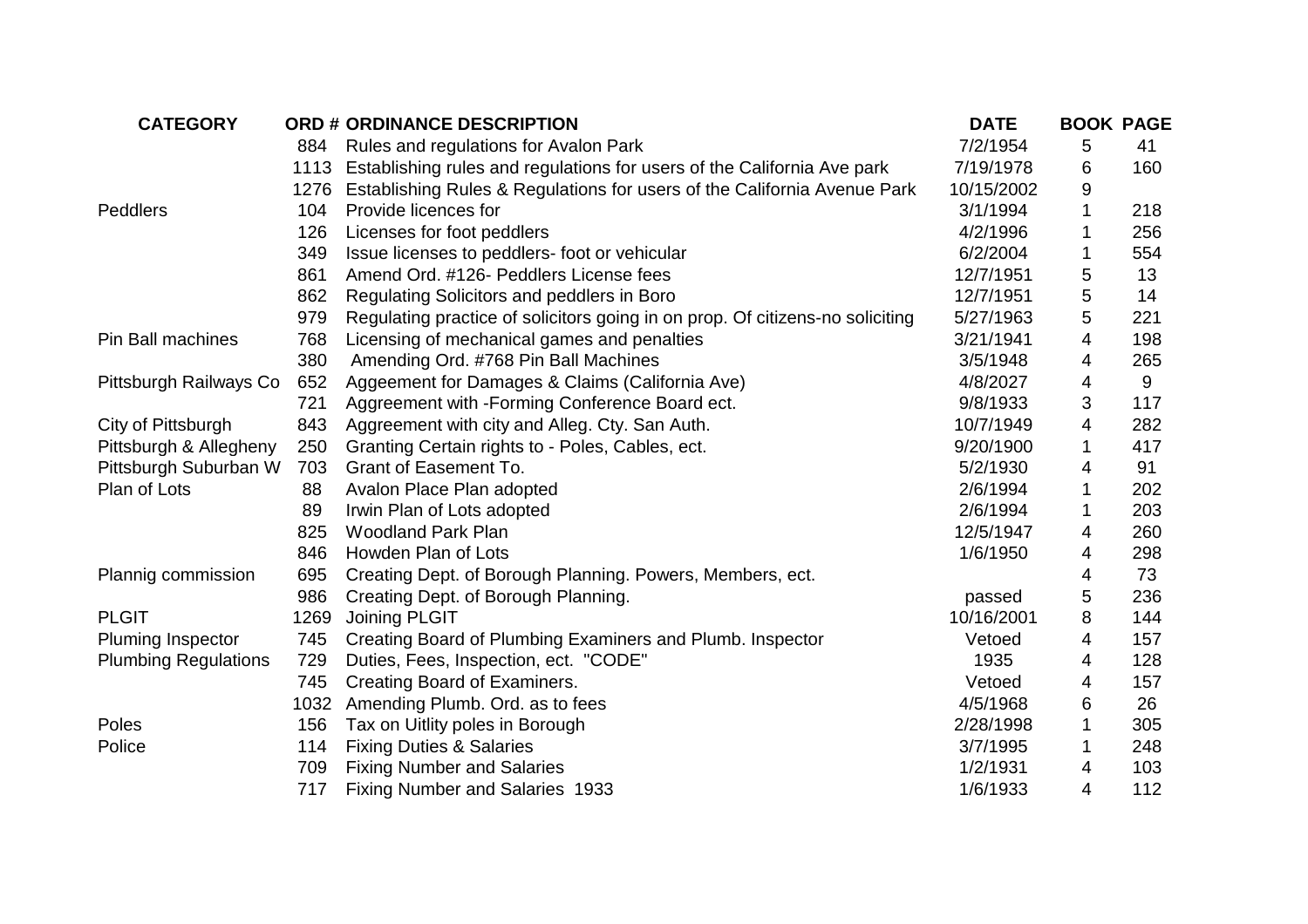| CATEGORY | ORD # | ORDINANCE DESCRIPTION | DATE | BOOK | PAGE |
|---|---|---|---|---|---|
| | 884 | Rules and regulations for Avalon Park | 7/2/1954 | 5 | 41 |
| | 1113 | Establishing rules and regulations for users of the California Ave park | 7/19/1978 | 6 | 160 |
| | 1276 | Establishing Rules & Regulations for users of the California Avenue Park | 10/15/2002 | 9 | |
| Peddlers | 104 | Provide licences for | 3/1/1994 | 1 | 218 |
| | 126 | Licenses for foot peddlers | 4/2/1996 | 1 | 256 |
| | 349 | Issue licenses to peddlers- foot or vehicular | 6/2/2004 | 1 | 554 |
| | 861 | Amend Ord. #126- Peddlers License fees | 12/7/1951 | 5 | 13 |
| | 862 | Regulating Solicitors and peddlers in Boro | 12/7/1951 | 5 | 14 |
| | 979 | Regulating practice of solicitors going in on prop. Of citizens-no soliciting | 5/27/1963 | 5 | 221 |
| Pin Ball machines | 768 | Licensing of mechanical games and penalties | 3/21/1941 | 4 | 198 |
| | 380 | Amending Ord. #768 Pin Ball Machines | 3/5/1948 | 4 | 265 |
| Pittsburgh Railways Co | 652 | Aggeement for Damages & Claims (California Ave) | 4/8/2027 | 4 | 9 |
| | 721 | Aggreement with -Forming Conference Board ect. | 9/8/1933 | 3 | 117 |
| City of Pittsburgh | 843 | Aggreement with city and Alleg. Cty. San Auth. | 10/7/1949 | 4 | 282 |
| Pittsburgh & Allegheny | 250 | Granting Certain rights to - Poles, Cables, ect. | 9/20/1900 | 1 | 417 |
| Pittsburgh Suburban W | 703 | Grant of Easement To. | 5/2/1930 | 4 | 91 |
| Plan of Lots | 88 | Avalon Place Plan adopted | 2/6/1994 | 1 | 202 |
| | 89 | Irwin Plan of Lots adopted | 2/6/1994 | 1 | 203 |
| | 825 | Woodland Park Plan | 12/5/1947 | 4 | 260 |
| | 846 | Howden Plan of Lots | 1/6/1950 | 4 | 298 |
| Plannig commission | 695 | Creating Dept. of Borough Planning. Powers, Members, ect. | | 4 | 73 |
| | 986 | Creating Dept. of Borough Planning. | passed | 5 | 236 |
| PLGIT | 1269 | Joining PLGIT | 10/16/2001 | 8 | 144 |
| Pluming Inspector | 745 | Creating Board of Plumbing Examiners and Plumb. Inspector | Vetoed | 4 | 157 |
| Plumbing Regulations | 729 | Duties, Fees, Inspection, ect. "CODE" | 1935 | 4 | 128 |
| | 745 | Creating Board of Examiners. | Vetoed | 4 | 157 |
| | 1032 | Amending Plumb. Ord. as to fees | 4/5/1968 | 6 | 26 |
| Poles | 156 | Tax on Uitlity poles in Borough | 2/28/1998 | 1 | 305 |
| Police | 114 | Fixing Duties & Salaries | 3/7/1995 | 1 | 248 |
| | 709 | Fixing Number and Salaries | 1/2/1931 | 4 | 103 |
| | 717 | Fixing Number and Salaries 1933 | 1/6/1933 | 4 | 112 |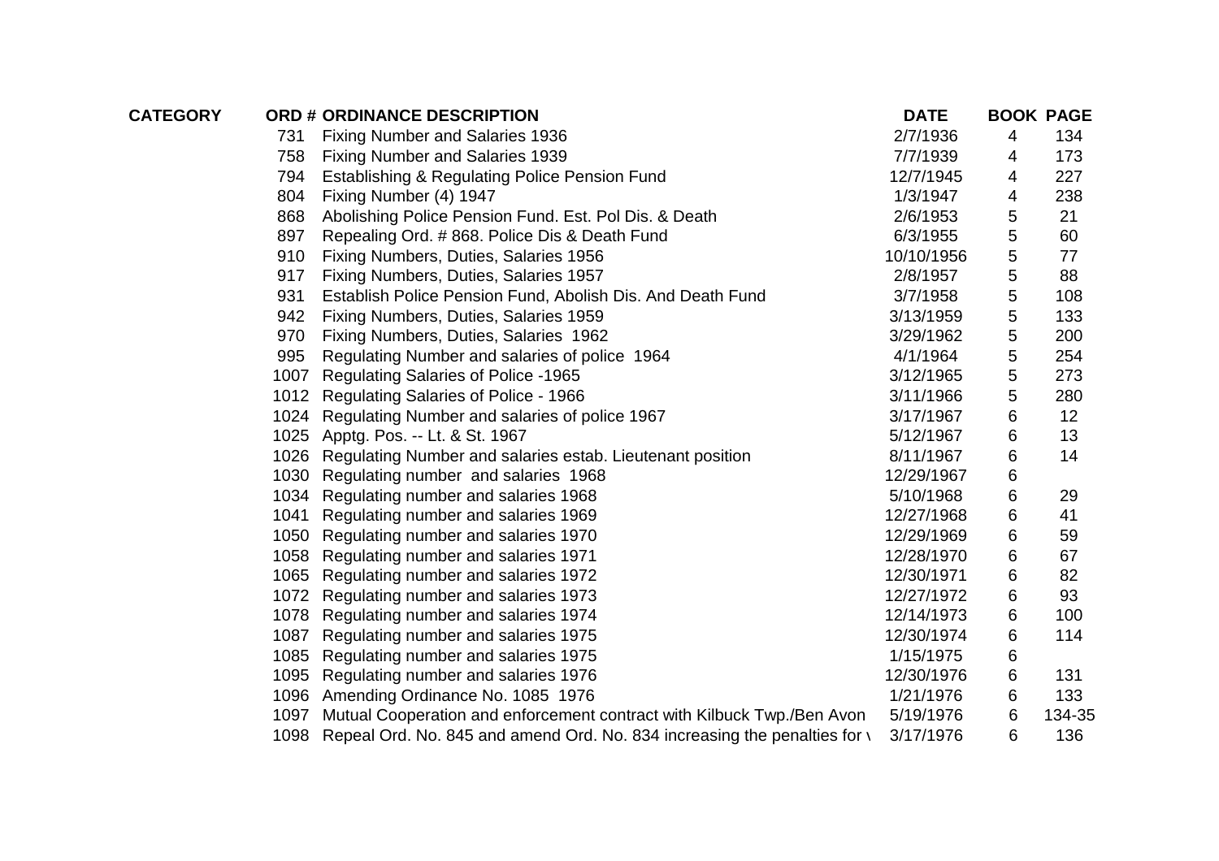| CATEGORY | ORD # | ORDINANCE DESCRIPTION | DATE | BOOK | PAGE |
|---|---|---|---|---|---|
| | 731 | Fixing Number and Salaries 1936 | 2/7/1936 | 4 | 134 |
| | 758 | Fixing Number and Salaries 1939 | 7/7/1939 | 4 | 173 |
| | 794 | Establishing & Regulating Police Pension Fund | 12/7/1945 | 4 | 227 |
| | 804 | Fixing Number (4) 1947 | 1/3/1947 | 4 | 238 |
| | 868 | Abolishing Police Pension Fund. Est. Pol Dis. & Death | 2/6/1953 | 5 | 21 |
| | 897 | Repealing Ord. # 868. Police Dis & Death Fund | 6/3/1955 | 5 | 60 |
| | 910 | Fixing Numbers, Duties, Salaries 1956 | 10/10/1956 | 5 | 77 |
| | 917 | Fixing Numbers, Duties, Salaries 1957 | 2/8/1957 | 5 | 88 |
| | 931 | Establish Police Pension Fund, Abolish Dis. And Death Fund | 3/7/1958 | 5 | 108 |
| | 942 | Fixing Numbers, Duties, Salaries 1959 | 3/13/1959 | 5 | 133 |
| | 970 | Fixing Numbers, Duties, Salaries 1962 | 3/29/1962 | 5 | 200 |
| | 995 | Regulating Number and salaries of police 1964 | 4/1/1964 | 5 | 254 |
| | 1007 | Regulating Salaries of Police -1965 | 3/12/1965 | 5 | 273 |
| | 1012 | Regulating Salaries of Police - 1966 | 3/11/1966 | 5 | 280 |
| | 1024 | Regulating Number and salaries of police 1967 | 3/17/1967 | 6 | 12 |
| | 1025 | Apptg. Pos. -- Lt. & St. 1967 | 5/12/1967 | 6 | 13 |
| | 1026 | Regulating Number and salaries estab. Lieutenant position | 8/11/1967 | 6 | 14 |
| | 1030 | Regulating number and salaries 1968 | 12/29/1967 | 6 | |
| | 1034 | Regulating number and salaries 1968 | 5/10/1968 | 6 | 29 |
| | 1041 | Regulating number and salaries 1969 | 12/27/1968 | 6 | 41 |
| | 1050 | Regulating number and salaries 1970 | 12/29/1969 | 6 | 59 |
| | 1058 | Regulating number and salaries 1971 | 12/28/1970 | 6 | 67 |
| | 1065 | Regulating number and salaries 1972 | 12/30/1971 | 6 | 82 |
| | 1072 | Regulating number and salaries 1973 | 12/27/1972 | 6 | 93 |
| | 1078 | Regulating number and salaries 1974 | 12/14/1973 | 6 | 100 |
| | 1087 | Regulating number and salaries 1975 | 12/30/1974 | 6 | 114 |
| | 1085 | Regulating number and salaries 1975 | 1/15/1975 | 6 | |
| | 1095 | Regulating number and salaries 1976 | 12/30/1976 | 6 | 131 |
| | 1096 | Amending Ordinance No. 1085 1976 | 1/21/1976 | 6 | 133 |
| | 1097 | Mutual Cooperation and enforcement contract with Kilbuck Twp./Ben Avon | 5/19/1976 | 6 | 134-35 |
| | 1098 | Repeal Ord. No. 845 and amend Ord. No. 834 increasing the penalties for v | 3/17/1976 | 6 | 136 |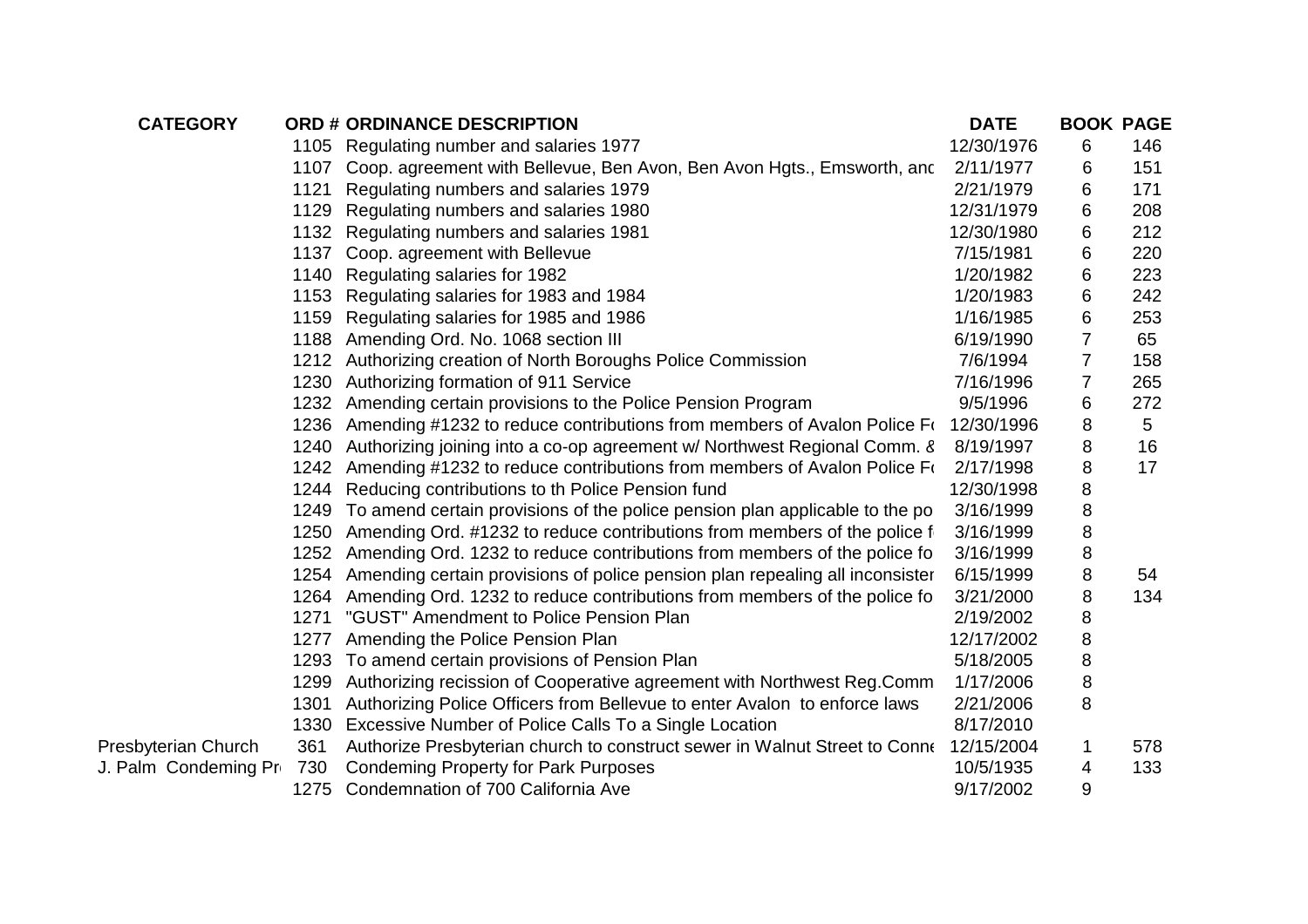| CATEGORY | ORD # | ORDINANCE DESCRIPTION | DATE | BOOK | PAGE |
|---|---|---|---|---|---|
| | 1105 | Regulating number and salaries 1977 | 12/30/1976 | 6 | 146 |
| | 1107 | Coop. agreement with Bellevue, Ben Avon, Ben Avon Hgts., Emsworth, and | 2/11/1977 | 6 | 151 |
| | 1121 | Regulating numbers and salaries 1979 | 2/21/1979 | 6 | 171 |
| | 1129 | Regulating numbers and salaries 1980 | 12/31/1979 | 6 | 208 |
| | 1132 | Regulating numbers and salaries 1981 | 12/30/1980 | 6 | 212 |
| | 1137 | Coop. agreement with Bellevue | 7/15/1981 | 6 | 220 |
| | 1140 | Regulating salaries for 1982 | 1/20/1982 | 6 | 223 |
| | 1153 | Regulating salaries for 1983 and 1984 | 1/20/1983 | 6 | 242 |
| | 1159 | Regulating salaries for 1985 and 1986 | 1/16/1985 | 6 | 253 |
| | 1188 | Amending Ord. No. 1068 section III | 6/19/1990 | 7 | 65 |
| | 1212 | Authorizing creation of North Boroughs Police Commission | 7/6/1994 | 7 | 158 |
| | 1230 | Authorizing formation of 911 Service | 7/16/1996 | 7 | 265 |
| | 1232 | Amending certain provisions to the Police Pension Program | 9/5/1996 | 6 | 272 |
| | 1236 | Amending #1232 to reduce contributions from members of Avalon Police Fo | 12/30/1996 | 8 | 5 |
| | 1240 | Authorizing joining into a co-op agreement w/ Northwest Regional Comm. & | 8/19/1997 | 8 | 16 |
| | 1242 | Amending #1232 to reduce contributions from members of Avalon Police Fo | 2/17/1998 | 8 | 17 |
| | 1244 | Reducing contributions to th Police Pension fund | 12/30/1998 | 8 | |
| | 1249 | To amend certain provisions of the police pension plan applicable to the po | 3/16/1999 | 8 | |
| | 1250 | Amending Ord. #1232 to reduce contributions from members of the police f | 3/16/1999 | 8 | |
| | 1252 | Amending Ord. 1232 to reduce contributions from members of the police fo | 3/16/1999 | 8 | |
| | 1254 | Amending certain provisions of police pension plan repealing all inconsister | 6/15/1999 | 8 | 54 |
| | 1264 | Amending Ord. 1232 to reduce contributions from members of the police fo | 3/21/2000 | 8 | 134 |
| | 1271 | "GUST" Amendment to Police Pension Plan | 2/19/2002 | 8 | |
| | 1277 | Amending the Police Pension Plan | 12/17/2002 | 8 | |
| | 1293 | To amend certain provisions of Pension Plan | 5/18/2005 | 8 | |
| | 1299 | Authorizing recission of Cooperative agreement with Northwest Reg.Comm | 1/17/2006 | 8 | |
| | 1301 | Authorizing Police Officers from Bellevue to enter Avalon to enforce laws | 2/21/2006 | 8 | |
| | 1330 | Excessive Number of Police Calls To a Single Location | 8/17/2010 | | |
| Presbyterian Church | 361 | Authorize Presbyterian church to construct sewer in Walnut Street to Conne | 12/15/2004 | 1 | 578 |
| J. Palm Condeming Pr | 730 | Condeming Property for Park Purposes | 10/5/1935 | 4 | 133 |
| | 1275 | Condemnation of 700 California Ave | 9/17/2002 | 9 | |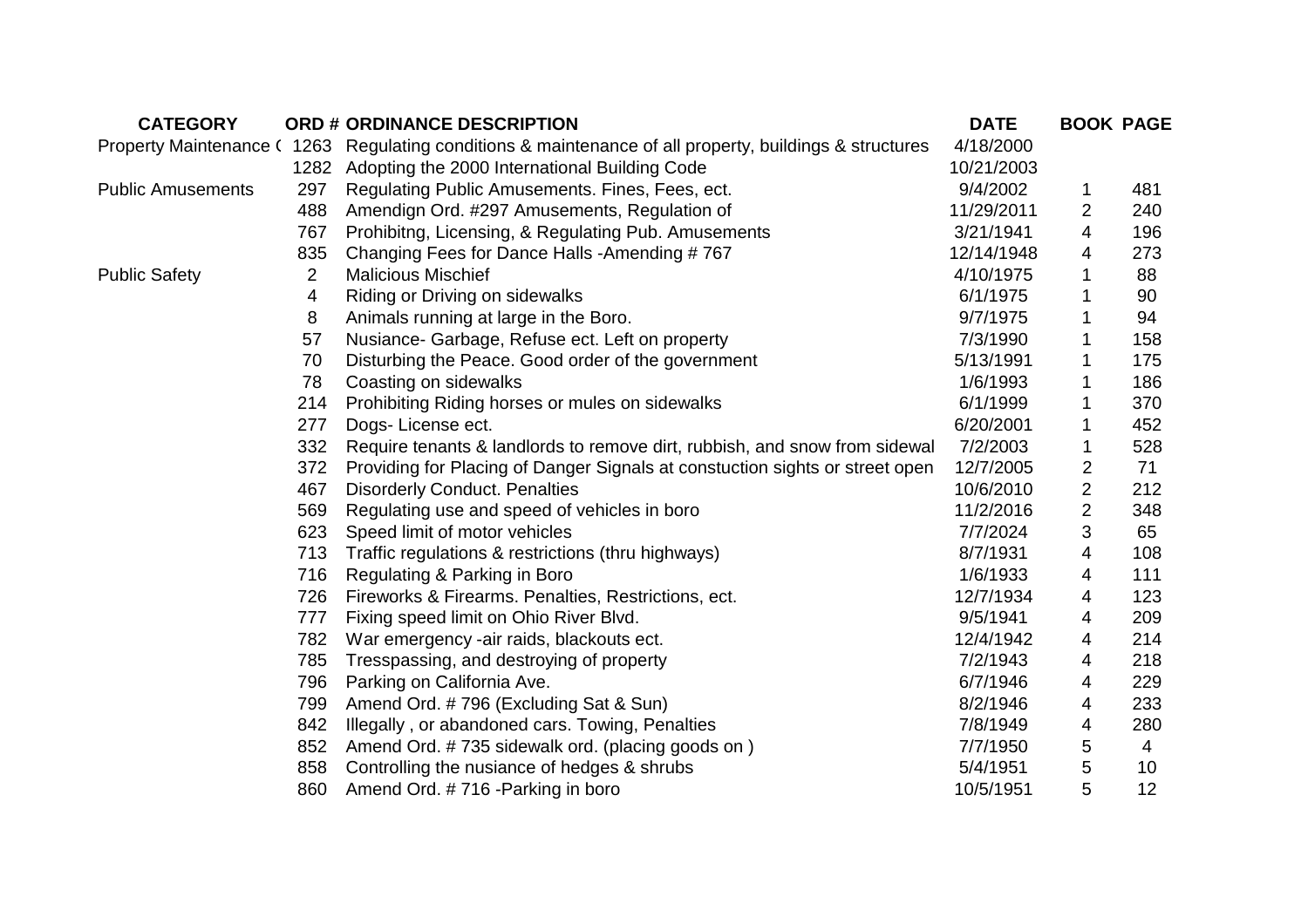| CATEGORY | ORD # | ORDINANCE DESCRIPTION | DATE | BOOK | PAGE |
|---|---|---|---|---|---|
| Property Maintenance ( | 1263 | Regulating conditions & maintenance of all property, buildings & structures | 4/18/2000 | | |
| | 1282 | Adopting the 2000 International Building Code | 10/21/2003 | | |
| Public Amusements | 297 | Regulating Public Amusements. Fines, Fees, ect. | 9/4/2002 | 1 | 481 |
| | 488 | Amendign Ord. #297 Amusements, Regulation of | 11/29/2011 | 2 | 240 |
| | 767 | Prohibitng, Licensing, & Regulating Pub. Amusements | 3/21/1941 | 4 | 196 |
| | 835 | Changing Fees for Dance Halls -Amending # 767 | 12/14/1948 | 4 | 273 |
| Public Safety | 2 | Malicious Mischief | 4/10/1975 | 1 | 88 |
| | 4 | Riding or Driving on sidewalks | 6/1/1975 | 1 | 90 |
| | 8 | Animals running at large in the Boro. | 9/7/1975 | 1 | 94 |
| | 57 | Nusiance- Garbage, Refuse ect. Left on property | 7/3/1990 | 1 | 158 |
| | 70 | Disturbing the Peace. Good order of the government | 5/13/1991 | 1 | 175 |
| | 78 | Coasting on sidewalks | 1/6/1993 | 1 | 186 |
| | 214 | Prohibiting Riding horses or mules on sidewalks | 6/1/1999 | 1 | 370 |
| | 277 | Dogs- License ect. | 6/20/2001 | 1 | 452 |
| | 332 | Require tenants & landlords to remove dirt, rubbish, and snow from sidewal | 7/2/2003 | 1 | 528 |
| | 372 | Providing for Placing of Danger Signals at constuction sights or street open | 12/7/2005 | 2 | 71 |
| | 467 | Disorderly Conduct. Penalties | 10/6/2010 | 2 | 212 |
| | 569 | Regulating use and speed of vehicles in boro | 11/2/2016 | 2 | 348 |
| | 623 | Speed limit of motor vehicles | 7/7/2024 | 3 | 65 |
| | 713 | Traffic regulations & restrictions (thru highways) | 8/7/1931 | 4 | 108 |
| | 716 | Regulating & Parking in Boro | 1/6/1933 | 4 | 111 |
| | 726 | Fireworks & Firearms. Penalties, Restrictions, ect. | 12/7/1934 | 4 | 123 |
| | 777 | Fixing speed limit on Ohio River Blvd. | 9/5/1941 | 4 | 209 |
| | 782 | War emergency -air raids, blackouts ect. | 12/4/1942 | 4 | 214 |
| | 785 | Tresspassing, and destroying of property | 7/2/1943 | 4 | 218 |
| | 796 | Parking on California Ave. | 6/7/1946 | 4 | 229 |
| | 799 | Amend Ord. # 796 (Excluding Sat & Sun) | 8/2/1946 | 4 | 233 |
| | 842 | Illegally , or abandoned cars. Towing, Penalties | 7/8/1949 | 4 | 280 |
| | 852 | Amend Ord. # 735 sidewalk ord. (placing goods on ) | 7/7/1950 | 5 | 4 |
| | 858 | Controlling the nusiance of hedges & shrubs | 5/4/1951 | 5 | 10 |
| | 860 | Amend Ord. # 716 -Parking in boro | 10/5/1951 | 5 | 12 |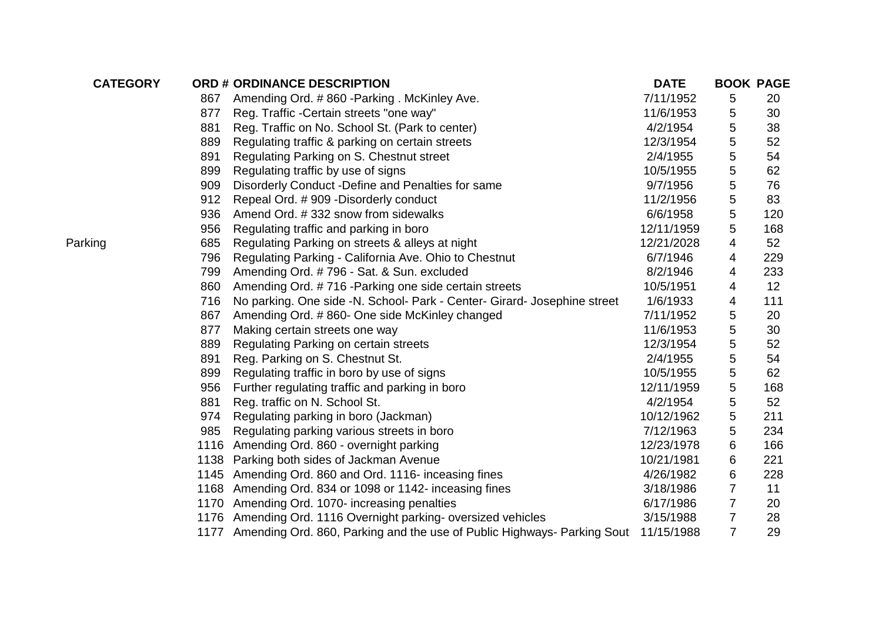| CATEGORY | ORD # | ORDINANCE DESCRIPTION | DATE | BOOK | PAGE |
|---|---|---|---|---|---|
| | 867 | Amending Ord. # 860 -Parking . McKinley Ave. | 7/11/1952 | 5 | 20 |
| | 877 | Reg. Traffic -Certain streets "one way" | 11/6/1953 | 5 | 30 |
| | 881 | Reg. Traffic on No. School St. (Park to center) | 4/2/1954 | 5 | 38 |
| | 889 | Regulating traffic & parking on certain streets | 12/3/1954 | 5 | 52 |
| | 891 | Regulating Parking on S. Chestnut street | 2/4/1955 | 5 | 54 |
| | 899 | Regulating traffic by use of signs | 10/5/1955 | 5 | 62 |
| | 909 | Disorderly Conduct -Define and Penalties for same | 9/7/1956 | 5 | 76 |
| | 912 | Repeal Ord. # 909 -Disorderly conduct | 11/2/1956 | 5 | 83 |
| | 936 | Amend Ord. # 332 snow from sidewalks | 6/6/1958 | 5 | 120 |
| | 956 | Regulating traffic and parking in boro | 12/11/1959 | 5 | 168 |
| Parking | 685 | Regulating Parking on streets & alleys at night | 12/21/2028 | 4 | 52 |
| | 796 | Regulating Parking - California Ave. Ohio to Chestnut | 6/7/1946 | 4 | 229 |
| | 799 | Amending Ord. # 796 - Sat. & Sun. excluded | 8/2/1946 | 4 | 233 |
| | 860 | Amending Ord. # 716 -Parking one side certain streets | 10/5/1951 | 4 | 12 |
| | 716 | No parking. One side -N. School- Park - Center- Girard- Josephine street | 1/6/1933 | 4 | 111 |
| | 867 | Amending Ord. # 860- One side McKinley changed | 7/11/1952 | 5 | 20 |
| | 877 | Making certain streets one way | 11/6/1953 | 5 | 30 |
| | 889 | Regulating Parking on certain streets | 12/3/1954 | 5 | 52 |
| | 891 | Reg. Parking on S. Chestnut St. | 2/4/1955 | 5 | 54 |
| | 899 | Regulating traffic in boro by use of signs | 10/5/1955 | 5 | 62 |
| | 956 | Further regulating traffic and parking in boro | 12/11/1959 | 5 | 168 |
| | 881 | Reg. traffic on N. School St. | 4/2/1954 | 5 | 52 |
| | 974 | Regulating parking in boro (Jackman) | 10/12/1962 | 5 | 211 |
| | 985 | Regulating parking various streets in boro | 7/12/1963 | 5 | 234 |
| | 1116 | Amending Ord. 860 - overnight parking | 12/23/1978 | 6 | 166 |
| | 1138 | Parking both sides of Jackman Avenue | 10/21/1981 | 6 | 221 |
| | 1145 | Amending Ord. 860 and Ord. 1116- inceasing fines | 4/26/1982 | 6 | 228 |
| | 1168 | Amending Ord. 834 or 1098 or 1142- inceasing fines | 3/18/1986 | 7 | 11 |
| | 1170 | Amending Ord. 1070- increasing penalties | 6/17/1986 | 7 | 20 |
| | 1176 | Amending Ord. 1116 Overnight parking- oversized vehicles | 3/15/1988 | 7 | 28 |
| | 1177 | Amending Ord. 860, Parking and the use of Public Highways- Parking Sout | 11/15/1988 | 7 | 29 |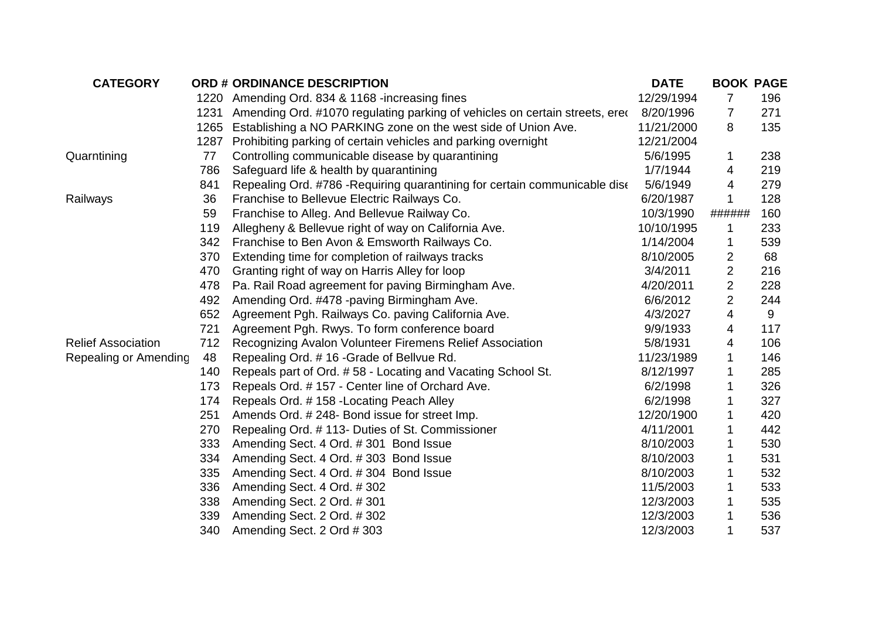| CATEGORY | ORD # | ORDINANCE DESCRIPTION | DATE | BOOK | PAGE |
|---|---|---|---|---|---|
| | 1220 | Amending Ord. 834 & 1168 -increasing fines | 12/29/1994 | 7 | 196 |
| | 1231 | Amending Ord. #1070 regulating parking of vehicles on certain streets, erec | 8/20/1996 | 7 | 271 |
| | 1265 | Establishing a NO PARKING zone on the west side of Union Ave. | 11/21/2000 | 8 | 135 |
| | 1287 | Prohibiting parking of certain vehicles and parking overnight | 12/21/2004 | | |
| Quarntining | 77 | Controlling communicable disease by quarantining | 5/6/1995 | 1 | 238 |
| | 786 | Safeguard life & health by quarantining | 1/7/1944 | 4 | 219 |
| | 841 | Repealing Ord. #786 -Requiring quarantining for certain communicable dise | 5/6/1949 | 4 | 279 |
| Railways | 36 | Franchise to Bellevue Electric Railways Co. | 6/20/1987 | 1 | 128 |
| | 59 | Franchise to Alleg. And Bellevue Railway Co. | 10/3/1990 | ###### | 160 |
| | 119 | Allegheny & Bellevue right of way on California Ave. | 10/10/1995 | 1 | 233 |
| | 342 | Franchise to Ben Avon & Emsworth Railways Co. | 1/14/2004 | 1 | 539 |
| | 370 | Extending time for completion of railways tracks | 8/10/2005 | 2 | 68 |
| | 470 | Granting right of way on Harris Alley for loop | 3/4/2011 | 2 | 216 |
| | 478 | Pa. Rail Road agreement for paving Birmingham Ave. | 4/20/2011 | 2 | 228 |
| | 492 | Amending Ord. #478 -paving Birmingham Ave. | 6/6/2012 | 2 | 244 |
| | 652 | Agreement Pgh. Railways Co. paving California Ave. | 4/3/2027 | 4 | 9 |
| | 721 | Agreement Pgh. Rwys. To form conference board | 9/9/1933 | 4 | 117 |
| Relief Association | 712 | Recognizing Avalon Volunteer Firemens Relief Association | 5/8/1931 | 4 | 106 |
| Repealing or Amending | 48 | Repealing Ord. # 16 -Grade of Bellvue Rd. | 11/23/1989 | 1 | 146 |
| | 140 | Repeals part of Ord. # 58 - Locating and Vacating School St. | 8/12/1997 | 1 | 285 |
| | 173 | Repeals Ord. # 157 - Center line of Orchard Ave. | 6/2/1998 | 1 | 326 |
| | 174 | Repeals Ord. # 158 -Locating Peach Alley | 6/2/1998 | 1 | 327 |
| | 251 | Amends Ord. # 248- Bond issue for street Imp. | 12/20/1900 | 1 | 420 |
| | 270 | Repealing Ord. # 113- Duties of St. Commissioner | 4/11/2001 | 1 | 442 |
| | 333 | Amending Sect. 4 Ord. # 301 Bond Issue | 8/10/2003 | 1 | 530 |
| | 334 | Amending Sect. 4 Ord. # 303 Bond Issue | 8/10/2003 | 1 | 531 |
| | 335 | Amending Sect. 4 Ord. # 304 Bond Issue | 8/10/2003 | 1 | 532 |
| | 336 | Amending Sect. 4 Ord. # 302 | 11/5/2003 | 1 | 533 |
| | 338 | Amending Sect. 2 Ord. # 301 | 12/3/2003 | 1 | 535 |
| | 339 | Amending Sect. 2 Ord. # 302 | 12/3/2003 | 1 | 536 |
| | 340 | Amending Sect. 2 Ord # 303 | 12/3/2003 | 1 | 537 |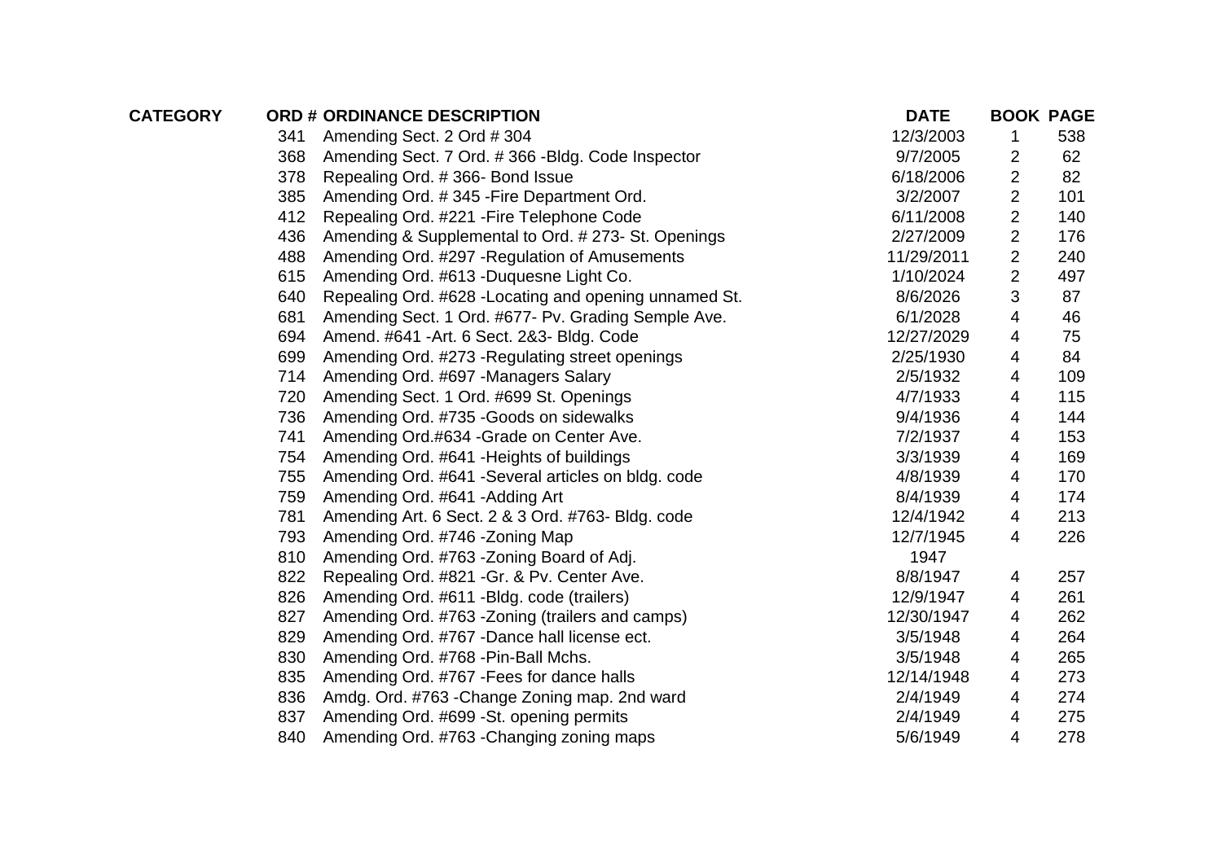| CATEGORY | ORD # | ORDINANCE DESCRIPTION | DATE | BOOK | PAGE |
|---|---|---|---|---|---|
| | 341 | Amending Sect. 2 Ord # 304 | 12/3/2003 | 1 | 538 |
| | 368 | Amending Sect. 7 Ord. # 366 -Bldg. Code Inspector | 9/7/2005 | 2 | 62 |
| | 378 | Repealing Ord. # 366- Bond Issue | 6/18/2006 | 2 | 82 |
| | 385 | Amending Ord. # 345 -Fire Department Ord. | 3/2/2007 | 2 | 101 |
| | 412 | Repealing Ord. #221 -Fire Telephone Code | 6/11/2008 | 2 | 140 |
| | 436 | Amending & Supplemental to Ord. # 273- St. Openings | 2/27/2009 | 2 | 176 |
| | 488 | Amending Ord. #297 -Regulation of Amusements | 11/29/2011 | 2 | 240 |
| | 615 | Amending Ord. #613 -Duquesne Light Co. | 1/10/2024 | 2 | 497 |
| | 640 | Repealing Ord. #628 -Locating and opening unnamed St. | 8/6/2026 | 3 | 87 |
| | 681 | Amending Sect. 1 Ord. #677- Pv. Grading Semple Ave. | 6/1/2028 | 4 | 46 |
| | 694 | Amend. #641 -Art. 6 Sect. 2&3- Bldg. Code | 12/27/2029 | 4 | 75 |
| | 699 | Amending Ord. #273 -Regulating street openings | 2/25/1930 | 4 | 84 |
| | 714 | Amending Ord. #697 -Managers Salary | 2/5/1932 | 4 | 109 |
| | 720 | Amending Sect. 1 Ord. #699 St. Openings | 4/7/1933 | 4 | 115 |
| | 736 | Amending Ord. #735 -Goods on sidewalks | 9/4/1936 | 4 | 144 |
| | 741 | Amending Ord.#634 -Grade on Center Ave. | 7/2/1937 | 4 | 153 |
| | 754 | Amending Ord. #641 -Heights of buildings | 3/3/1939 | 4 | 169 |
| | 755 | Amending Ord. #641 -Several articles on bldg. code | 4/8/1939 | 4 | 170 |
| | 759 | Amending Ord. #641 -Adding Art | 8/4/1939 | 4 | 174 |
| | 781 | Amending Art. 6 Sect. 2 & 3 Ord. #763- Bldg. code | 12/4/1942 | 4 | 213 |
| | 793 | Amending Ord. #746 -Zoning Map | 12/7/1945 | 4 | 226 |
| | 810 | Amending Ord. #763 -Zoning Board of Adj. | 1947 | | |
| | 822 | Repealing Ord. #821 -Gr. & Pv. Center Ave. | 8/8/1947 | 4 | 257 |
| | 826 | Amending Ord. #611 -Bldg. code (trailers) | 12/9/1947 | 4 | 261 |
| | 827 | Amending Ord. #763 -Zoning (trailers and camps) | 12/30/1947 | 4 | 262 |
| | 829 | Amending Ord. #767 -Dance hall license ect. | 3/5/1948 | 4 | 264 |
| | 830 | Amending Ord. #768 -Pin-Ball Mchs. | 3/5/1948 | 4 | 265 |
| | 835 | Amending Ord. #767 -Fees for dance halls | 12/14/1948 | 4 | 273 |
| | 836 | Amdg. Ord. #763 -Change Zoning map. 2nd ward | 2/4/1949 | 4 | 274 |
| | 837 | Amending Ord. #699 -St. opening permits | 2/4/1949 | 4 | 275 |
| | 840 | Amending Ord. #763 -Changing zoning maps | 5/6/1949 | 4 | 278 |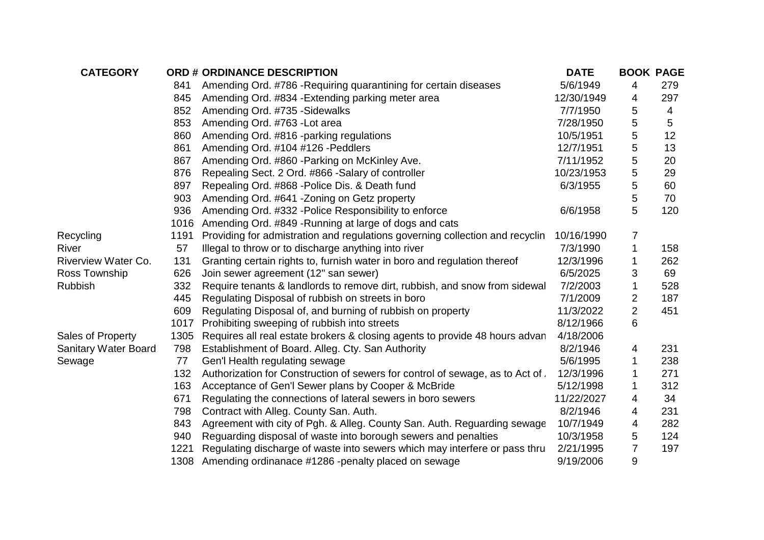| CATEGORY | ORD # | ORDINANCE DESCRIPTION | DATE | BOOK | PAGE |
|---|---|---|---|---|---|
| | 841 | Amending Ord. #786 -Requiring quarantining for certain diseases | 5/6/1949 | 4 | 279 |
| | 845 | Amending Ord. #834 -Extending parking meter area | 12/30/1949 | 4 | 297 |
| | 852 | Amending Ord. #735 -Sidewalks | 7/7/1950 | 5 | 4 |
| | 853 | Amending Ord. #763 -Lot area | 7/28/1950 | 5 | 5 |
| | 860 | Amending Ord. #816 -parking regulations | 10/5/1951 | 5 | 12 |
| | 861 | Amending Ord. #104 #126 -Peddlers | 12/7/1951 | 5 | 13 |
| | 867 | Amending Ord. #860 -Parking on McKinley Ave. | 7/11/1952 | 5 | 20 |
| | 876 | Repealing Sect. 2 Ord. #866 -Salary of controller | 10/23/1953 | 5 | 29 |
| | 897 | Repealing Ord. #868 -Police Dis. & Death fund | 6/3/1955 | 5 | 60 |
| | 903 | Amending Ord. #641 -Zoning on Getz property | | 5 | 70 |
| | 936 | Amending Ord. #332 -Police Responsibility to enforce | 6/6/1958 | 5 | 120 |
| | 1016 | Amending Ord. #849 -Running at large of dogs and cats | | | |
| Recycling | 1191 | Providing for admistration and regulations governing collection and recyclin | 10/16/1990 | 7 | |
| River | 57 | Illegal to throw or to discharge anything into river | 7/3/1990 | 1 | 158 |
| Riverview Water Co. | 131 | Granting certain rights to, furnish water in boro and regulation thereof | 12/3/1996 | 1 | 262 |
| Ross Township | 626 | Join sewer agreement (12" san sewer) | 6/5/2025 | 3 | 69 |
| Rubbish | 332 | Require tenants & landlords to remove dirt, rubbish, and snow from sidewal | 7/2/2003 | 1 | 528 |
| | 445 | Regulating Disposal of rubbish on streets in boro | 7/1/2009 | 2 | 187 |
| | 609 | Regulating Disposal of, and burning of rubbish on property | 11/3/2022 | 2 | 451 |
| | 1017 | Prohibiting sweeping of rubbish into streets | 8/12/1966 | 6 | |
| Sales of Property | 1305 | Requires all real estate brokers & closing agents to provide 48 hours advan | 4/18/2006 | | |
| Sanitary Water Board | 798 | Establishment of Board. Alleg. Cty. San Authority | 8/2/1946 | 4 | 231 |
| Sewage | 77 | Gen'l Health regulating sewage | 5/6/1995 | 1 | 238 |
| | 132 | Authorization for Construction of sewers for control of sewage, as to Act of . | 12/3/1996 | 1 | 271 |
| | 163 | Acceptance of Gen'l Sewer plans by Cooper & McBride | 5/12/1998 | 1 | 312 |
| | 671 | Regulating the connections of lateral sewers in boro sewers | 11/22/2027 | 4 | 34 |
| | 798 | Contract with Alleg. County San. Auth. | 8/2/1946 | 4 | 231 |
| | 843 | Agreement with city of Pgh. & Alleg. County San. Auth. Reguarding sewage | 10/7/1949 | 4 | 282 |
| | 940 | Reguarding disposal of waste into borough sewers and penalties | 10/3/1958 | 5 | 124 |
| | 1221 | Regulating discharge of waste into sewers which may interfere or pass thru | 2/21/1995 | 7 | 197 |
| | 1308 | Amending ordinanace #1286 -penalty placed on sewage | 9/19/2006 | 9 | |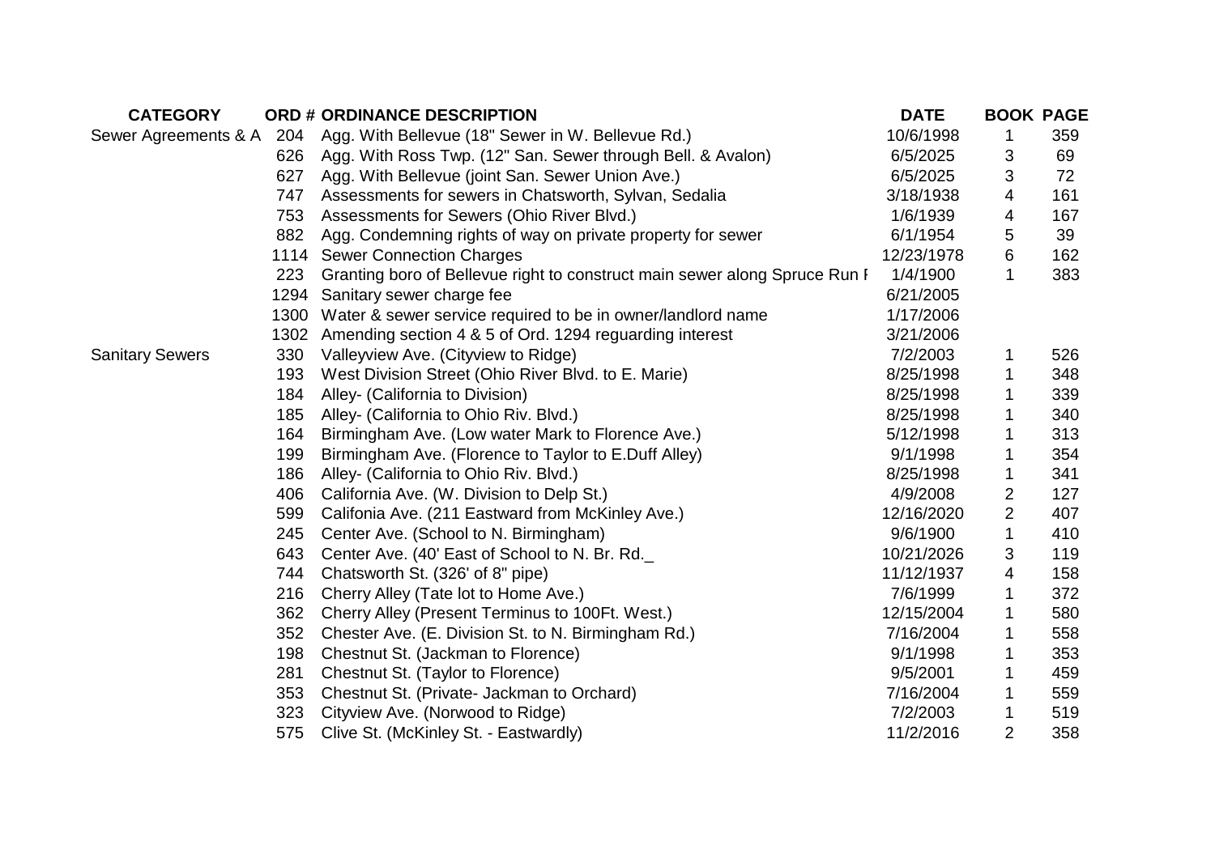| CATEGORY | ORD # | ORDINANCE DESCRIPTION | DATE | BOOK | PAGE |
|---|---|---|---|---|---|
| Sewer Agreements & A | 204 | Agg. With Bellevue (18" Sewer in W. Bellevue Rd.) | 10/6/1998 | 1 | 359 |
| | 626 | Agg. With Ross Twp. (12" San. Sewer through Bell. & Avalon) | 6/5/2025 | 3 | 69 |
| | 627 | Agg. With Bellevue (joint San. Sewer Union Ave.) | 6/5/2025 | 3 | 72 |
| | 747 | Assessments for sewers in Chatsworth, Sylvan, Sedalia | 3/18/1938 | 4 | 161 |
| | 753 | Assessments for Sewers (Ohio River Blvd.) | 1/6/1939 | 4 | 167 |
| | 882 | Agg. Condemning rights of way on private property for sewer | 6/1/1954 | 5 | 39 |
| | 1114 | Sewer Connection Charges | 12/23/1978 | 6 | 162 |
| | 223 | Granting boro of Bellevue right to construct main sewer along Spruce Run I | 1/4/1900 | 1 | 383 |
| | 1294 | Sanitary sewer charge fee | 6/21/2005 | | |
| | 1300 | Water & sewer service required to be in owner/landlord name | 1/17/2006 | | |
| | 1302 | Amending section 4 & 5 of Ord. 1294 reguarding interest | 3/21/2006 | | |
| Sanitary Sewers | 330 | Valleyview Ave. (Cityview to Ridge) | 7/2/2003 | 1 | 526 |
| | 193 | West Division Street (Ohio River Blvd. to E. Marie) | 8/25/1998 | 1 | 348 |
| | 184 | Alley- (California to Division) | 8/25/1998 | 1 | 339 |
| | 185 | Alley- (California to Ohio Riv. Blvd.) | 8/25/1998 | 1 | 340 |
| | 164 | Birmingham Ave. (Low water Mark to Florence Ave.) | 5/12/1998 | 1 | 313 |
| | 199 | Birmingham Ave. (Florence to Taylor to E.Duff Alley) | 9/1/1998 | 1 | 354 |
| | 186 | Alley- (California to Ohio Riv. Blvd.) | 8/25/1998 | 1 | 341 |
| | 406 | California Ave. (W. Division to Delp St.) | 4/9/2008 | 2 | 127 |
| | 599 | Califonia Ave. (211 Eastward from McKinley Ave.) | 12/16/2020 | 2 | 407 |
| | 245 | Center Ave. (School to N. Birmingham) | 9/6/1900 | 1 | 410 |
| | 643 | Center Ave. (40' East of School to N. Br. Rd._ | 10/21/2026 | 3 | 119 |
| | 744 | Chatsworth St. (326' of 8" pipe) | 11/12/1937 | 4 | 158 |
| | 216 | Cherry Alley (Tate lot to Home Ave.) | 7/6/1999 | 1 | 372 |
| | 362 | Cherry Alley (Present Terminus to 100Ft. West.) | 12/15/2004 | 1 | 580 |
| | 352 | Chester Ave. (E. Division St. to N. Birmingham Rd.) | 7/16/2004 | 1 | 558 |
| | 198 | Chestnut St. (Jackman to Florence) | 9/1/1998 | 1 | 353 |
| | 281 | Chestnut St. (Taylor to Florence) | 9/5/2001 | 1 | 459 |
| | 353 | Chestnut St. (Private- Jackman to Orchard) | 7/16/2004 | 1 | 559 |
| | 323 | Cityview Ave. (Norwood to Ridge) | 7/2/2003 | 1 | 519 |
| | 575 | Clive St. (McKinley St. - Eastwardly) | 11/2/2016 | 2 | 358 |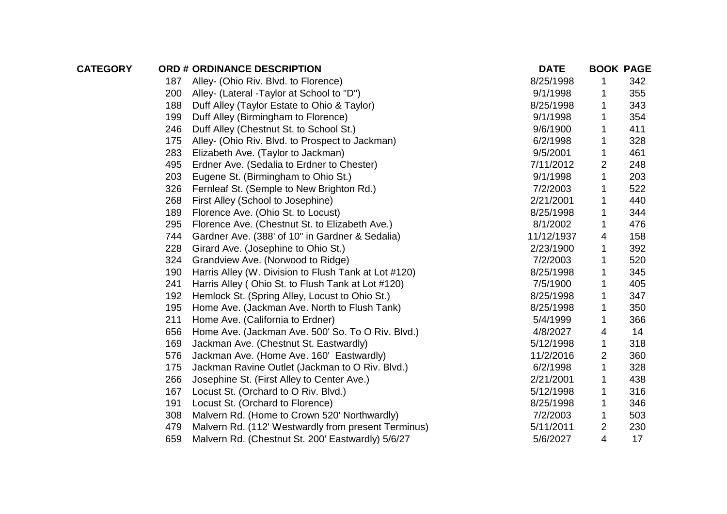| CATEGORY | ORD # | ORDINANCE DESCRIPTION | DATE | BOOK | PAGE |
|---|---|---|---|---|---|
| | 187 | Alley- (Ohio Riv. Blvd. to Florence) | 8/25/1998 | 1 | 342 |
| | 200 | Alley- (Lateral -Taylor at School to "D") | 9/1/1998 | 1 | 355 |
| | 188 | Duff Alley (Taylor Estate to Ohio & Taylor) | 8/25/1998 | 1 | 343 |
| | 199 | Duff Alley (Birmingham to Florence) | 9/1/1998 | 1 | 354 |
| | 246 | Duff Alley (Chestnut St. to School St.) | 9/6/1900 | 1 | 411 |
| | 175 | Alley- (Ohio Riv. Blvd. to Prospect to Jackman) | 6/2/1998 | 1 | 328 |
| | 283 | Elizabeth Ave. (Taylor to Jackman) | 9/5/2001 | 1 | 461 |
| | 495 | Erdner Ave. (Sedalia to Erdner to Chester) | 7/11/2012 | 2 | 248 |
| | 203 | Eugene St. (Birmingham to Ohio St.) | 9/1/1998 | 1 | 203 |
| | 326 | Fernleaf St. (Semple to New Brighton Rd.) | 7/2/2003 | 1 | 522 |
| | 268 | First Alley (School to Josephine) | 2/21/2001 | 1 | 440 |
| | 189 | Florence Ave. (Ohio St. to Locust) | 8/25/1998 | 1 | 344 |
| | 295 | Florence Ave. (Chestnut St. to Elizabeth Ave.) | 8/1/2002 | 1 | 476 |
| | 744 | Gardner Ave. (388' of 10" in Gardner & Sedalia) | 11/12/1937 | 4 | 158 |
| | 228 | Girard Ave. (Josephine to Ohio St.) | 2/23/1900 | 1 | 392 |
| | 324 | Grandview Ave. (Norwood to Ridge) | 7/2/2003 | 1 | 520 |
| | 190 | Harris Alley (W. Division to Flush Tank at Lot #120) | 8/25/1998 | 1 | 345 |
| | 241 | Harris Alley ( Ohio St. to Flush Tank at Lot #120) | 7/5/1900 | 1 | 405 |
| | 192 | Hemlock St. (Spring Alley, Locust to Ohio St.) | 8/25/1998 | 1 | 347 |
| | 195 | Home Ave. (Jackman Ave. North to Flush Tank) | 8/25/1998 | 1 | 350 |
| | 211 | Home Ave. (California to Erdner) | 5/4/1999 | 1 | 366 |
| | 656 | Home Ave. (Jackman Ave. 500' So. To O Riv. Blvd.) | 4/8/2027 | 4 | 14 |
| | 169 | Jackman Ave. (Chestnut St. Eastwardly) | 5/12/1998 | 1 | 318 |
| | 576 | Jackman Ave. (Home Ave. 160' Eastwardly) | 11/2/2016 | 2 | 360 |
| | 175 | Jackman Ravine Outlet (Jackman to O Riv. Blvd.) | 6/2/1998 | 1 | 328 |
| | 266 | Josephine St. (First Alley to Center Ave.) | 2/21/2001 | 1 | 438 |
| | 167 | Locust St. (Orchard to O Riv. Blvd.) | 5/12/1998 | 1 | 316 |
| | 191 | Locust St. (Orchard to Florence) | 8/25/1998 | 1 | 346 |
| | 308 | Malvern Rd. (Home to Crown 520' Northwardly) | 7/2/2003 | 1 | 503 |
| | 479 | Malvern Rd. (112' Westwardly from present Terminus) | 5/11/2011 | 2 | 230 |
| | 659 | Malvern Rd. (Chestnut St. 200' Eastwardly) 5/6/27 | 5/6/2027 | 4 | 17 |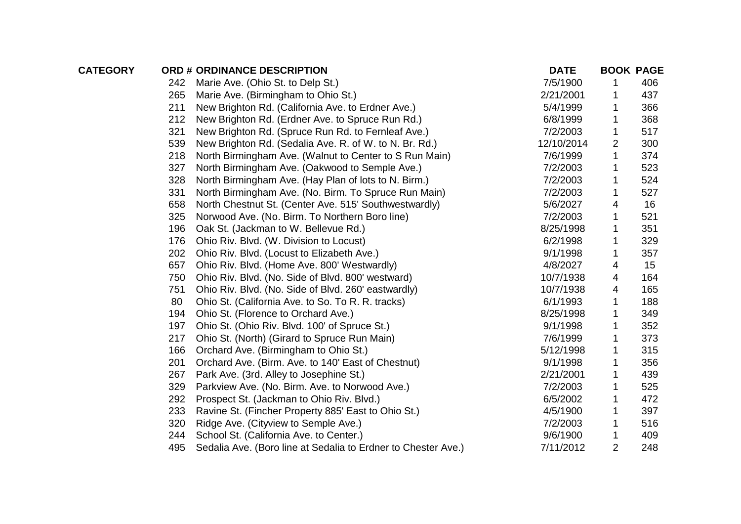| CATEGORY | ORD # | ORDINANCE DESCRIPTION | DATE | BOOK | PAGE |
|---|---|---|---|---|---|
| | 242 | Marie Ave. (Ohio St. to Delp St.) | 7/5/1900 | 1 | 406 |
| | 265 | Marie Ave. (Birmingham to Ohio St.) | 2/21/2001 | 1 | 437 |
| | 211 | New Brighton Rd. (California Ave. to Erdner Ave.) | 5/4/1999 | 1 | 366 |
| | 212 | New Brighton Rd. (Erdner Ave. to Spruce Run Rd.) | 6/8/1999 | 1 | 368 |
| | 321 | New Brighton Rd. (Spruce Run Rd. to Fernleaf Ave.) | 7/2/2003 | 1 | 517 |
| | 539 | New Brighton Rd. (Sedalia Ave. R. of W. to N. Br. Rd.) | 12/10/2014 | 2 | 300 |
| | 218 | North Birmingham Ave. (Walnut to Center to S Run Main) | 7/6/1999 | 1 | 374 |
| | 327 | North Birmingham Ave. (Oakwood to Semple Ave.) | 7/2/2003 | 1 | 523 |
| | 328 | North Birmingham Ave. (Hay Plan of lots to N. Birm.) | 7/2/2003 | 1 | 524 |
| | 331 | North Birmingham Ave. (No. Birm. To Spruce Run Main) | 7/2/2003 | 1 | 527 |
| | 658 | North Chestnut St. (Center Ave. 515' Southwestwardly) | 5/6/2027 | 4 | 16 |
| | 325 | Norwood Ave. (No. Birm. To Northern Boro line) | 7/2/2003 | 1 | 521 |
| | 196 | Oak St. (Jackman to W. Bellevue Rd.) | 8/25/1998 | 1 | 351 |
| | 176 | Ohio Riv. Blvd. (W. Division to Locust) | 6/2/1998 | 1 | 329 |
| | 202 | Ohio Riv. Blvd. (Locust to Elizabeth Ave.) | 9/1/1998 | 1 | 357 |
| | 657 | Ohio Riv. Blvd. (Home Ave. 800' Westwardly) | 4/8/2027 | 4 | 15 |
| | 750 | Ohio Riv. Blvd. (No. Side of Blvd. 800' westward) | 10/7/1938 | 4 | 164 |
| | 751 | Ohio Riv. Blvd. (No. Side of Blvd. 260' eastwardly) | 10/7/1938 | 4 | 165 |
| | 80 | Ohio St. (California Ave. to So. To R. R. tracks) | 6/1/1993 | 1 | 188 |
| | 194 | Ohio St. (Florence to Orchard Ave.) | 8/25/1998 | 1 | 349 |
| | 197 | Ohio St. (Ohio Riv. Blvd. 100' of Spruce St.) | 9/1/1998 | 1 | 352 |
| | 217 | Ohio St. (North) (Girard to Spruce Run Main) | 7/6/1999 | 1 | 373 |
| | 166 | Orchard Ave. (Birmingham to Ohio St.) | 5/12/1998 | 1 | 315 |
| | 201 | Orchard Ave. (Birm. Ave. to 140' East of Chestnut) | 9/1/1998 | 1 | 356 |
| | 267 | Park Ave. (3rd. Alley to Josephine St.) | 2/21/2001 | 1 | 439 |
| | 329 | Parkview Ave. (No. Birm. Ave. to Norwood Ave.) | 7/2/2003 | 1 | 525 |
| | 292 | Prospect St. (Jackman to Ohio Riv. Blvd.) | 6/5/2002 | 1 | 472 |
| | 233 | Ravine St. (Fincher Property 885' East to Ohio St.) | 4/5/1900 | 1 | 397 |
| | 320 | Ridge Ave. (Cityview to Semple Ave.) | 7/2/2003 | 1 | 516 |
| | 244 | School St. (California Ave. to Center.) | 9/6/1900 | 1 | 409 |
| | 495 | Sedalia Ave. (Boro line at Sedalia to Erdner to Chester Ave.) | 7/11/2012 | 2 | 248 |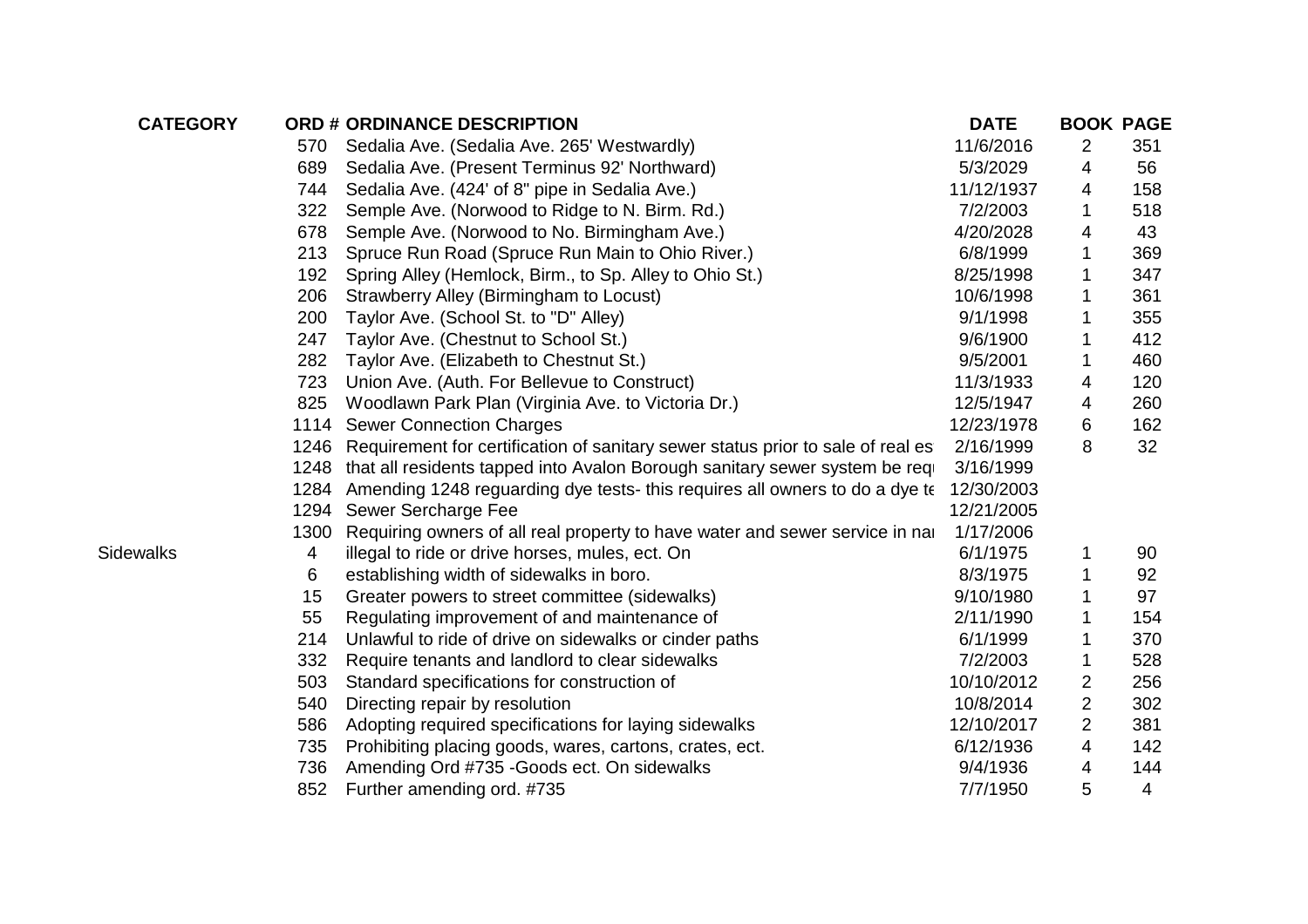| CATEGORY | ORD # | ORDINANCE DESCRIPTION | DATE | BOOK | PAGE |
|---|---|---|---|---|---|
| | 570 | Sedalia Ave. (Sedalia Ave. 265' Westwardly) | 11/6/2016 | 2 | 351 |
| | 689 | Sedalia Ave. (Present Terminus 92' Northward) | 5/3/2029 | 4 | 56 |
| | 744 | Sedalia Ave. (424' of 8" pipe in Sedalia Ave.) | 11/12/1937 | 4 | 158 |
| | 322 | Semple Ave. (Norwood to Ridge to N. Birm. Rd.) | 7/2/2003 | 1 | 518 |
| | 678 | Semple Ave. (Norwood to No. Birmingham Ave.) | 4/20/2028 | 4 | 43 |
| | 213 | Spruce Run Road (Spruce Run Main to Ohio River.) | 6/8/1999 | 1 | 369 |
| | 192 | Spring Alley (Hemlock, Birm., to Sp. Alley to Ohio St.) | 8/25/1998 | 1 | 347 |
| | 206 | Strawberry Alley (Birmingham to Locust) | 10/6/1998 | 1 | 361 |
| | 200 | Taylor Ave. (School St. to "D" Alley) | 9/1/1998 | 1 | 355 |
| | 247 | Taylor Ave. (Chestnut to School St.) | 9/6/1900 | 1 | 412 |
| | 282 | Taylor Ave. (Elizabeth to Chestnut St.) | 9/5/2001 | 1 | 460 |
| | 723 | Union Ave. (Auth. For Bellevue to Construct) | 11/3/1933 | 4 | 120 |
| | 825 | Woodlawn Park Plan (Virginia Ave. to Victoria Dr.) | 12/5/1947 | 4 | 260 |
| | 1114 | Sewer Connection Charges | 12/23/1978 | 6 | 162 |
| | 1246 | Requirement for certification of sanitary sewer status prior to sale of real es | 2/16/1999 | 8 | 32 |
| | 1248 | that all residents tapped into Avalon Borough sanitary sewer system be req | 3/16/1999 | | |
| | 1284 | Amending 1248 reguarding dye tests- this requires all owners to do a dye te | 12/30/2003 | | |
| | 1294 | Sewer Sercharge Fee | 12/21/2005 | | |
| | 1300 | Requiring owners of all real property to have water and sewer service in nai | 1/17/2006 | | |
| Sidewalks | 4 | illegal to ride or drive horses, mules, ect. On | 6/1/1975 | 1 | 90 |
| | 6 | establishing width of sidewalks in boro. | 8/3/1975 | 1 | 92 |
| | 15 | Greater powers to street committee (sidewalks) | 9/10/1980 | 1 | 97 |
| | 55 | Regulating improvement of and maintenance of | 2/11/1990 | 1 | 154 |
| | 214 | Unlawful to ride of drive on sidewalks or cinder paths | 6/1/1999 | 1 | 370 |
| | 332 | Require tenants and landlord to clear sidewalks | 7/2/2003 | 1 | 528 |
| | 503 | Standard specifications for construction of | 10/10/2012 | 2 | 256 |
| | 540 | Directing repair by resolution | 10/8/2014 | 2 | 302 |
| | 586 | Adopting required specifications for laying sidewalks | 12/10/2017 | 2 | 381 |
| | 735 | Prohibiting placing goods, wares, cartons, crates, ect. | 6/12/1936 | 4 | 142 |
| | 736 | Amending Ord #735 -Goods ect. On sidewalks | 9/4/1936 | 4 | 144 |
| | 852 | Further amending ord. #735 | 7/7/1950 | 5 | 4 |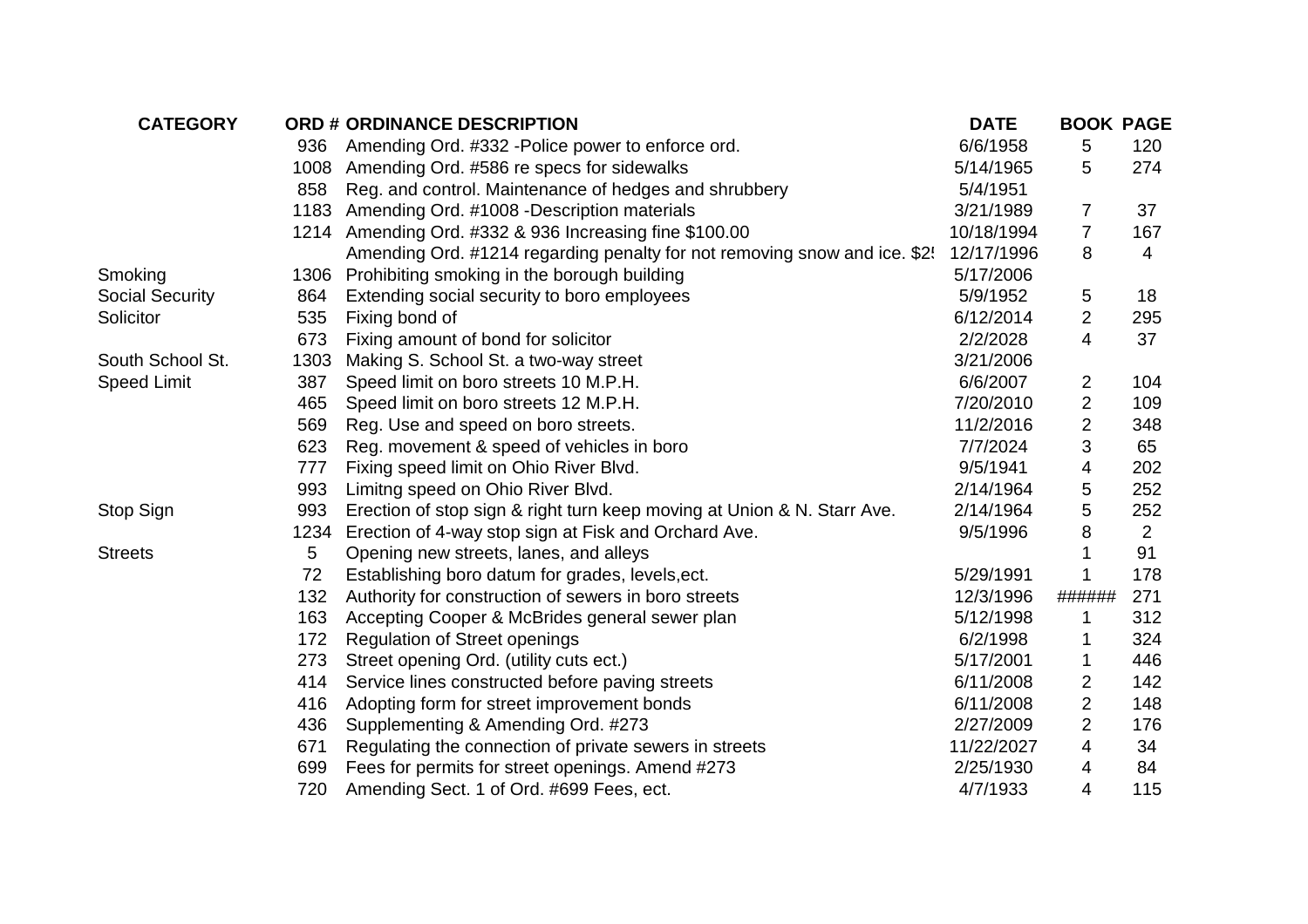| CATEGORY | ORD # | ORDINANCE DESCRIPTION | DATE | BOOK | PAGE |
|---|---|---|---|---|---|
| | 936 | Amending Ord. #332 -Police power to enforce ord. | 6/6/1958 | 5 | 120 |
| | 1008 | Amending Ord. #586 re specs for sidewalks | 5/14/1965 | 5 | 274 |
| | 858 | Reg. and control. Maintenance of hedges and shrubbery | 5/4/1951 | | |
| | 1183 | Amending Ord. #1008 -Description materials | 3/21/1989 | 7 | 37 |
| | 1214 | Amending Ord. #332 & 936 Increasing fine $100.00 | 10/18/1994 | 7 | 167 |
| | | Amending Ord. #1214 regarding penalty for not removing snow and ice. $2! | 12/17/1996 | 8 | 4 |
| Smoking | 1306 | Prohibiting smoking in the borough building | 5/17/2006 | | |
| Social Security | 864 | Extending social security to boro employees | 5/9/1952 | 5 | 18 |
| Solicitor | 535 | Fixing bond of | 6/12/2014 | 2 | 295 |
| | 673 | Fixing amount of bond for solicitor | 2/2/2028 | 4 | 37 |
| South School St. | 1303 | Making S. School St. a two-way street | 3/21/2006 | | |
| Speed Limit | 387 | Speed limit on boro streets 10 M.P.H. | 6/6/2007 | 2 | 104 |
| | 465 | Speed limit on boro streets 12 M.P.H. | 7/20/2010 | 2 | 109 |
| | 569 | Reg. Use and speed on boro streets. | 11/2/2016 | 2 | 348 |
| | 623 | Reg. movement & speed of vehicles in boro | 7/7/2024 | 3 | 65 |
| | 777 | Fixing speed limit on Ohio River Blvd. | 9/5/1941 | 4 | 202 |
| | 993 | Limitng speed on Ohio River Blvd. | 2/14/1964 | 5 | 252 |
| Stop Sign | 993 | Erection of stop sign & right turn keep moving at Union & N. Starr Ave. | 2/14/1964 | 5 | 252 |
| | 1234 | Erection of 4-way stop sign at Fisk and Orchard Ave. | 9/5/1996 | 8 | 2 |
| Streets | 5 | Opening new streets, lanes, and alleys | | 1 | 91 |
| | 72 | Establishing boro datum for grades, levels,ect. | 5/29/1991 | 1 | 178 |
| | 132 | Authority for construction of sewers in boro streets | 12/3/1996 | ###### | 271 |
| | 163 | Accepting Cooper & McBrides general sewer plan | 5/12/1998 | 1 | 312 |
| | 172 | Regulation of Street openings | 6/2/1998 | 1 | 324 |
| | 273 | Street opening Ord. (utility cuts ect.) | 5/17/2001 | 1 | 446 |
| | 414 | Service lines constructed before paving streets | 6/11/2008 | 2 | 142 |
| | 416 | Adopting form for street improvement bonds | 6/11/2008 | 2 | 148 |
| | 436 | Supplementing & Amending Ord. #273 | 2/27/2009 | 2 | 176 |
| | 671 | Regulating the connection of private sewers in streets | 11/22/2027 | 4 | 34 |
| | 699 | Fees for permits for street openings. Amend #273 | 2/25/1930 | 4 | 84 |
| | 720 | Amending Sect. 1 of Ord. #699 Fees, ect. | 4/7/1933 | 4 | 115 |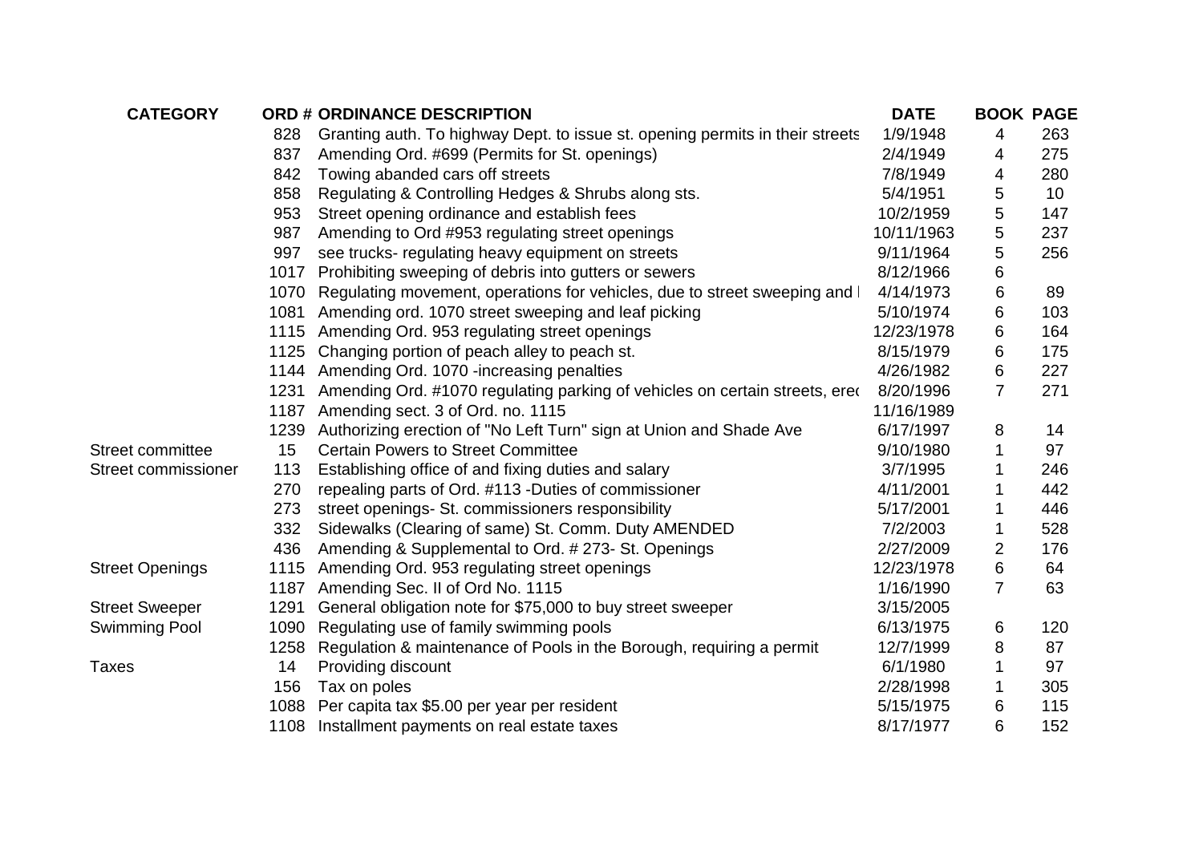| CATEGORY | ORD # | ORDINANCE DESCRIPTION | DATE | BOOK | PAGE |
|---|---|---|---|---|---|
| | 828 | Granting auth. To highway Dept. to issue st. opening permits in their streets | 1/9/1948 | 4 | 263 |
| | 837 | Amending Ord. #699 (Permits for St. openings) | 2/4/1949 | 4 | 275 |
| | 842 | Towing abanded cars off streets | 7/8/1949 | 4 | 280 |
| | 858 | Regulating & Controlling Hedges & Shrubs along sts. | 5/4/1951 | 5 | 10 |
| | 953 | Street opening ordinance and establish fees | 10/2/1959 | 5 | 147 |
| | 987 | Amending to Ord #953 regulating street openings | 10/11/1963 | 5 | 237 |
| | 997 | see trucks- regulating heavy equipment on streets | 9/11/1964 | 5 | 256 |
| | 1017 | Prohibiting sweeping of debris into gutters or sewers | 8/12/1966 | 6 | |
| | 1070 | Regulating movement, operations for vehicles, due to street sweeping and l | 4/14/1973 | 6 | 89 |
| | 1081 | Amending ord. 1070 street sweeping and leaf picking | 5/10/1974 | 6 | 103 |
| | 1115 | Amending Ord. 953 regulating street openings | 12/23/1978 | 6 | 164 |
| | 1125 | Changing portion of peach alley to peach st. | 8/15/1979 | 6 | 175 |
| | 1144 | Amending Ord. 1070 -increasing penalties | 4/26/1982 | 6 | 227 |
| | 1231 | Amending Ord. #1070 regulating parking of vehicles on certain streets, erec | 8/20/1996 | 7 | 271 |
| | 1187 | Amending sect. 3 of Ord. no. 1115 | 11/16/1989 | | |
| | 1239 | Authorizing erection of "No Left Turn" sign at Union and Shade Ave | 6/17/1997 | 8 | 14 |
| Street committee | 15 | Certain Powers to Street Committee | 9/10/1980 | 1 | 97 |
| Street commissioner | 113 | Establishing office of and fixing duties and salary | 3/7/1995 | 1 | 246 |
| | 270 | repealing parts of Ord. #113 -Duties of commissioner | 4/11/2001 | 1 | 442 |
| | 273 | street openings- St. commissioners responsibility | 5/17/2001 | 1 | 446 |
| | 332 | Sidewalks (Clearing of same) St. Comm. Duty AMENDED | 7/2/2003 | 1 | 528 |
| | 436 | Amending & Supplemental to Ord. # 273- St. Openings | 2/27/2009 | 2 | 176 |
| Street Openings | 1115 | Amending Ord. 953 regulating street openings | 12/23/1978 | 6 | 64 |
| | 1187 | Amending Sec. II of Ord No. 1115 | 1/16/1990 | 7 | 63 |
| Street Sweeper | 1291 | General obligation note for $75,000 to buy street sweeper | 3/15/2005 | | |
| Swimming Pool | 1090 | Regulating use of family swimming pools | 6/13/1975 | 6 | 120 |
| | 1258 | Regulation & maintenance of Pools in the Borough, requiring a permit | 12/7/1999 | 8 | 87 |
| Taxes | 14 | Providing discount | 6/1/1980 | 1 | 97 |
| | 156 | Tax on poles | 2/28/1998 | 1 | 305 |
| | 1088 | Per capita tax $5.00 per year per resident | 5/15/1975 | 6 | 115 |
| | 1108 | Installment payments on real estate taxes | 8/17/1977 | 6 | 152 |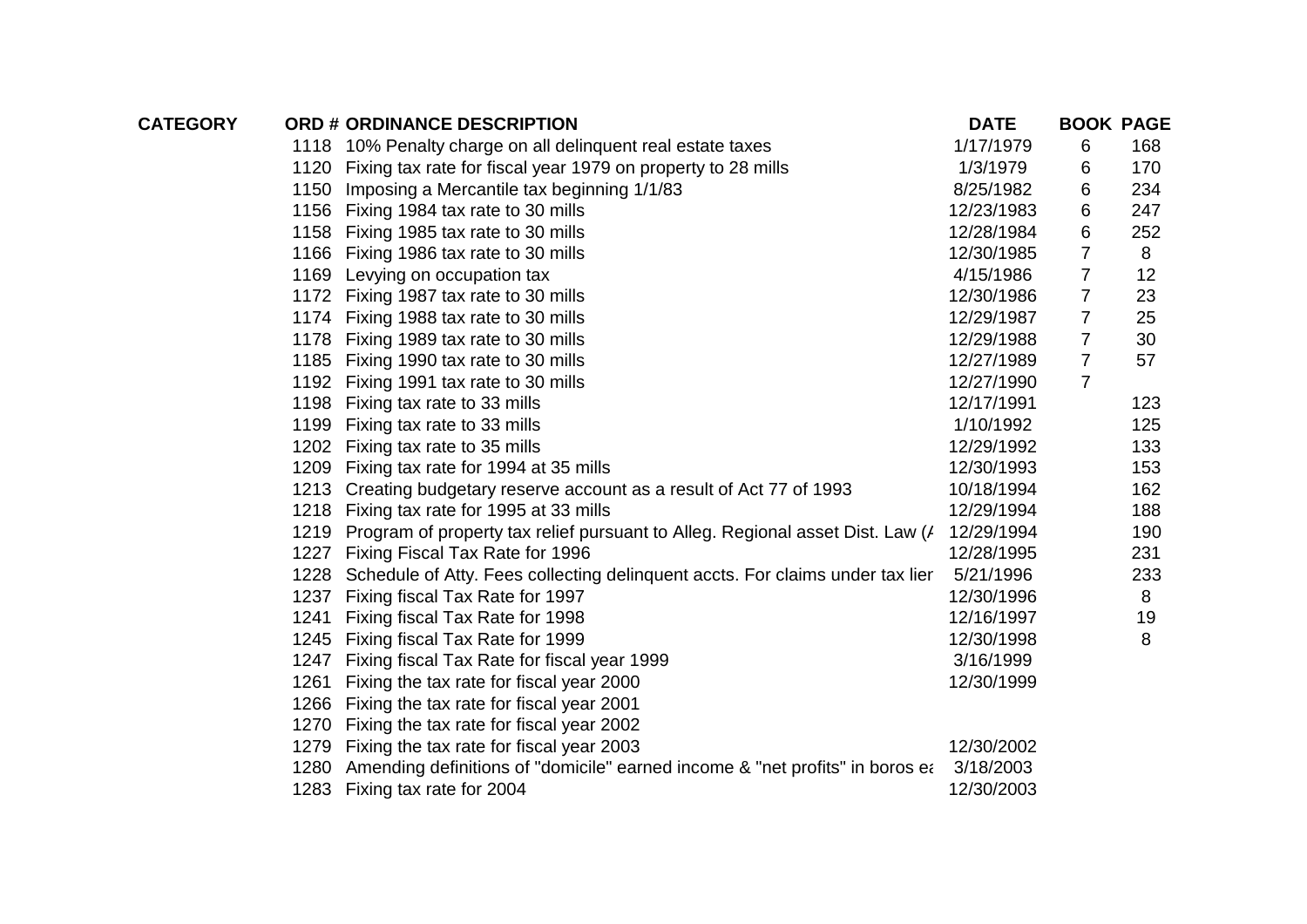| CATEGORY | ORD # | ORDINANCE DESCRIPTION | DATE | BOOK | PAGE |
|---|---|---|---|---|---|
| | 1118 | 10% Penalty charge on all delinquent real estate taxes | 1/17/1979 | 6 | 168 |
| | 1120 | Fixing tax rate for fiscal year 1979 on property to 28 mills | 1/3/1979 | 6 | 170 |
| | 1150 | Imposing a Mercantile tax beginning 1/1/83 | 8/25/1982 | 6 | 234 |
| | 1156 | Fixing 1984 tax rate to 30 mills | 12/23/1983 | 6 | 247 |
| | 1158 | Fixing 1985 tax rate to 30 mills | 12/28/1984 | 6 | 252 |
| | 1166 | Fixing 1986 tax rate to 30 mills | 12/30/1985 | 7 | 8 |
| | 1169 | Levying on occupation tax | 4/15/1986 | 7 | 12 |
| | 1172 | Fixing 1987 tax rate to 30 mills | 12/30/1986 | 7 | 23 |
| | 1174 | Fixing 1988 tax rate to 30 mills | 12/29/1987 | 7 | 25 |
| | 1178 | Fixing 1989 tax rate to 30 mills | 12/29/1988 | 7 | 30 |
| | 1185 | Fixing 1990 tax rate to 30 mills | 12/27/1989 | 7 | 57 |
| | 1192 | Fixing 1991 tax rate to 30 mills | 12/27/1990 | 7 | |
| | 1198 | Fixing tax rate to 33 mills | 12/17/1991 | | 123 |
| | 1199 | Fixing tax rate to 33 mills | 1/10/1992 | | 125 |
| | 1202 | Fixing tax rate to 35 mills | 12/29/1992 | | 133 |
| | 1209 | Fixing tax rate for 1994 at 35 mills | 12/30/1993 | | 153 |
| | 1213 | Creating budgetary reserve account as a result of Act 77 of 1993 | 10/18/1994 | | 162 |
| | 1218 | Fixing tax rate for 1995 at 33 mills | 12/29/1994 | | 188 |
| | 1219 | Program of property tax relief pursuant to Alleg. Regional asset Dist. Law (A | 12/29/1994 | | 190 |
| | 1227 | Fixing Fiscal Tax Rate for 1996 | 12/28/1995 | | 231 |
| | 1228 | Schedule of Atty. Fees collecting delinquent accts. For claims under tax lier | 5/21/1996 | | 233 |
| | 1237 | Fixing fiscal Tax Rate for 1997 | 12/30/1996 | | 8 |
| | 1241 | Fixing fiscal Tax Rate for 1998 | 12/16/1997 | | 19 |
| | 1245 | Fixing fiscal Tax Rate for 1999 | 12/30/1998 | | 8 |
| | 1247 | Fixing fiscal Tax Rate for fiscal year 1999 | 3/16/1999 | | |
| | 1261 | Fixing the tax rate for fiscal year 2000 | 12/30/1999 | | |
| | 1266 | Fixing the tax rate for fiscal year 2001 | | | |
| | 1270 | Fixing the tax rate for fiscal year 2002 | | | |
| | 1279 | Fixing the tax rate for fiscal year 2003 | 12/30/2002 | | |
| | 1280 | Amending definitions of "domicile" earned income & "net profits" in boros ea | 3/18/2003 | | |
| | 1283 | Fixing tax rate for 2004 | 12/30/2003 | | |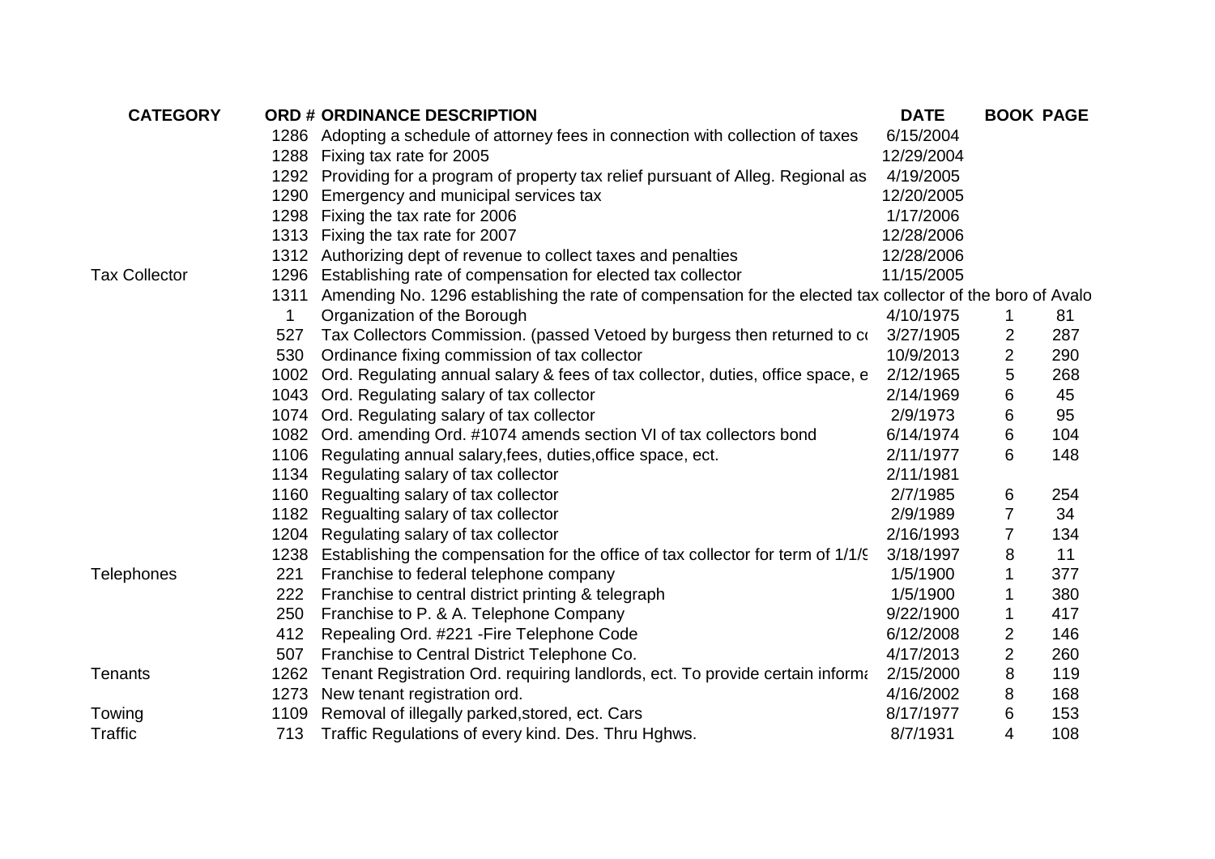| CATEGORY | ORD # | ORDINANCE DESCRIPTION | DATE | BOOK | PAGE |
|---|---|---|---|---|---|
| | 1286 | Adopting a schedule of attorney fees in connection with collection of taxes | 6/15/2004 | | |
| | 1288 | Fixing tax rate for 2005 | 12/29/2004 | | |
| | 1292 | Providing for a program of property tax relief pursuant of Alleg. Regional as | 4/19/2005 | | |
| | 1290 | Emergency and municipal services tax | 12/20/2005 | | |
| | 1298 | Fixing the tax rate for 2006 | 1/17/2006 | | |
| | 1313 | Fixing the tax rate for 2007 | 12/28/2006 | | |
| | 1312 | Authorizing dept of revenue to collect taxes and penalties | 12/28/2006 | | |
| Tax Collector | 1296 | Establishing rate of compensation for elected tax collector | 11/15/2005 | | |
| | 1311 | Amending No. 1296 establishing the rate of compensation for the elected tax collector of the boro of Avalo | | | |
| | 1 | Organization of the Borough | 4/10/1975 | 1 | 81 |
| | 527 | Tax Collectors Commission. (passed Vetoed by burgess then returned to co | 3/27/1905 | 2 | 287 |
| | 530 | Ordinance fixing commission of tax collector | 10/9/2013 | 2 | 290 |
| | 1002 | Ord. Regulating annual salary & fees of tax collector, duties, office space, e | 2/12/1965 | 5 | 268 |
| | 1043 | Ord. Regulating salary of tax collector | 2/14/1969 | 6 | 45 |
| | 1074 | Ord. Regulating salary of tax collector | 2/9/1973 | 6 | 95 |
| | 1082 | Ord. amending Ord. #1074 amends section VI of tax collectors bond | 6/14/1974 | 6 | 104 |
| | 1106 | Regulating annual salary,fees, duties,office space, ect. | 2/11/1977 | 6 | 148 |
| | 1134 | Regulating salary of tax collector | 2/11/1981 | | |
| | 1160 | Regualting salary of tax collector | 2/7/1985 | 6 | 254 |
| | 1182 | Regualting salary of tax collector | 2/9/1989 | 7 | 34 |
| | 1204 | Regulating salary of tax collector | 2/16/1993 | 7 | 134 |
| | 1238 | Establishing the compensation for the office of tax collector for term of 1/1/9 | 3/18/1997 | 8 | 11 |
| Telephones | 221 | Franchise to federal telephone company | 1/5/1900 | 1 | 377 |
| | 222 | Franchise to central district printing & telegraph | 1/5/1900 | 1 | 380 |
| | 250 | Franchise to P. & A. Telephone Company | 9/22/1900 | 1 | 417 |
| | 412 | Repealing Ord. #221 -Fire Telephone Code | 6/12/2008 | 2 | 146 |
| | 507 | Franchise to Central District Telephone Co. | 4/17/2013 | 2 | 260 |
| Tenants | 1262 | Tenant Registration Ord. requiring landlords, ect. To provide certain informa | 2/15/2000 | 8 | 119 |
| | 1273 | New tenant registration ord. | 4/16/2002 | 8 | 168 |
| Towing | 1109 | Removal of illegally parked,stored, ect. Cars | 8/17/1977 | 6 | 153 |
| Traffic | 713 | Traffic Regulations of every kind. Des. Thru Hghws. | 8/7/1931 | 4 | 108 |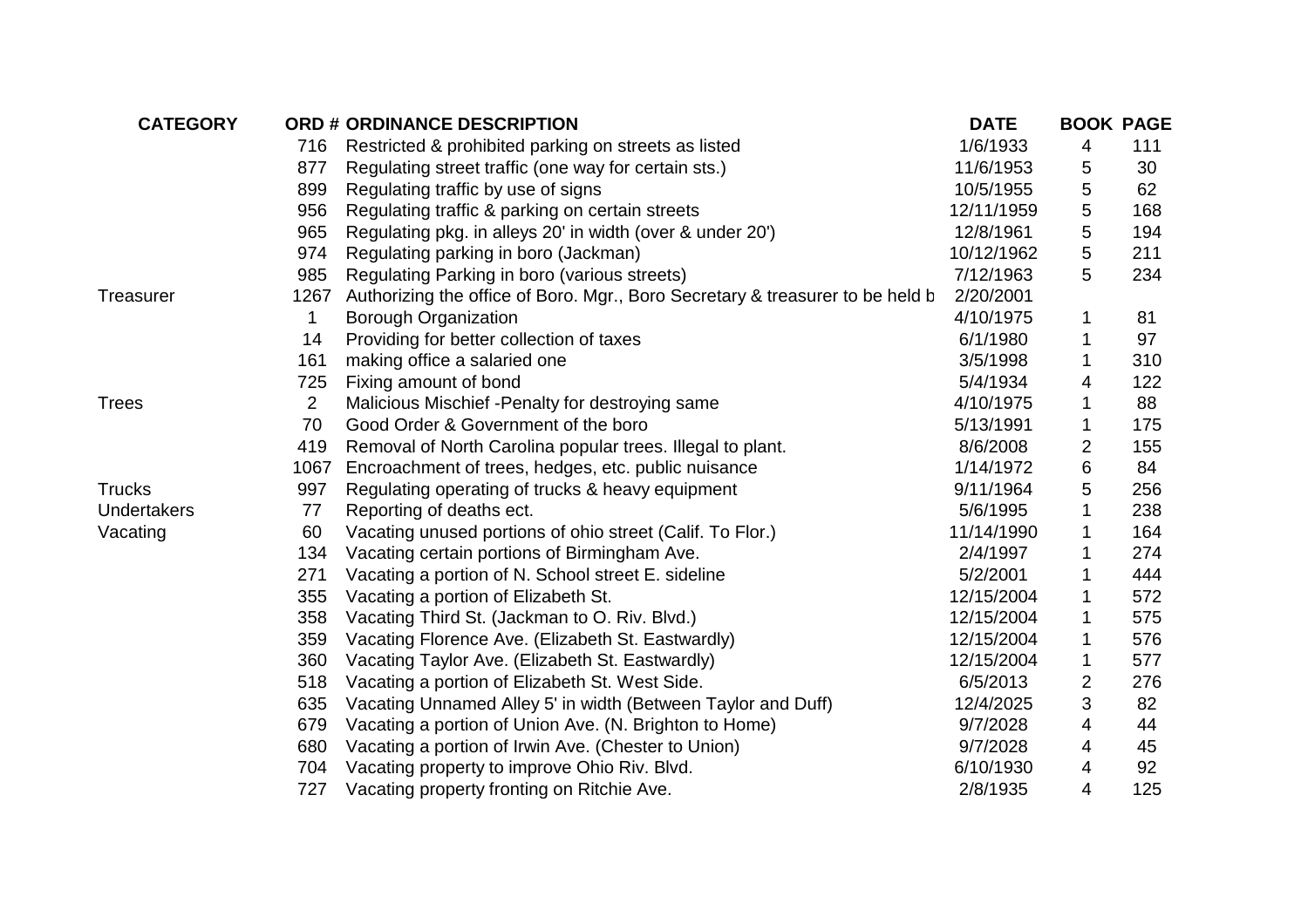| CATEGORY | ORD # | ORDINANCE DESCRIPTION | DATE | BOOK | PAGE |
|---|---|---|---|---|---|
| | 716 | Restricted & prohibited parking on streets as listed | 1/6/1933 | 4 | 111 |
| | 877 | Regulating street traffic (one way for certain sts.) | 11/6/1953 | 5 | 30 |
| | 899 | Regulating traffic by use of signs | 10/5/1955 | 5 | 62 |
| | 956 | Regulating traffic & parking on certain streets | 12/11/1959 | 5 | 168 |
| | 965 | Regulating pkg. in alleys 20' in width (over & under 20') | 12/8/1961 | 5 | 194 |
| | 974 | Regulating parking in boro (Jackman) | 10/12/1962 | 5 | 211 |
| | 985 | Regulating Parking in boro (various streets) | 7/12/1963 | 5 | 234 |
| Treasurer | 1267 | Authorizing the office of Boro. Mgr., Boro Secretary & treasurer to be held b | 2/20/2001 | | |
| | 1 | Borough Organization | 4/10/1975 | 1 | 81 |
| | 14 | Providing for better collection of taxes | 6/1/1980 | 1 | 97 |
| | 161 | making office a salaried one | 3/5/1998 | 1 | 310 |
| | 725 | Fixing amount of bond | 5/4/1934 | 4 | 122 |
| Trees | 2 | Malicious Mischief -Penalty for destroying same | 4/10/1975 | 1 | 88 |
| | 70 | Good Order & Government of the boro | 5/13/1991 | 1 | 175 |
| | 419 | Removal of North Carolina popular trees. Illegal to plant. | 8/6/2008 | 2 | 155 |
| | 1067 | Encroachment of trees, hedges, etc. public nuisance | 1/14/1972 | 6 | 84 |
| Trucks | 997 | Regulating operating of trucks & heavy equipment | 9/11/1964 | 5 | 256 |
| Undertakers | 77 | Reporting of deaths ect. | 5/6/1995 | 1 | 238 |
| Vacating | 60 | Vacating unused portions of ohio street (Calif. To Flor.) | 11/14/1990 | 1 | 164 |
| | 134 | Vacating certain portions of Birmingham Ave. | 2/4/1997 | 1 | 274 |
| | 271 | Vacating a portion of N. School street E. sideline | 5/2/2001 | 1 | 444 |
| | 355 | Vacating a portion of Elizabeth St. | 12/15/2004 | 1 | 572 |
| | 358 | Vacating Third St. (Jackman to O. Riv. Blvd.) | 12/15/2004 | 1 | 575 |
| | 359 | Vacating Florence Ave. (Elizabeth St. Eastwardly) | 12/15/2004 | 1 | 576 |
| | 360 | Vacating Taylor Ave. (Elizabeth St. Eastwardly) | 12/15/2004 | 1 | 577 |
| | 518 | Vacating a portion of Elizabeth St. West Side. | 6/5/2013 | 2 | 276 |
| | 635 | Vacating Unnamed Alley 5' in width (Between Taylor and Duff) | 12/4/2025 | 3 | 82 |
| | 679 | Vacating a portion of Union Ave. (N. Brighton to Home) | 9/7/2028 | 4 | 44 |
| | 680 | Vacating a portion of Irwin Ave. (Chester to Union) | 9/7/2028 | 4 | 45 |
| | 704 | Vacating property to improve Ohio Riv. Blvd. | 6/10/1930 | 4 | 92 |
| | 727 | Vacating property fronting on Ritchie Ave. | 2/8/1935 | 4 | 125 |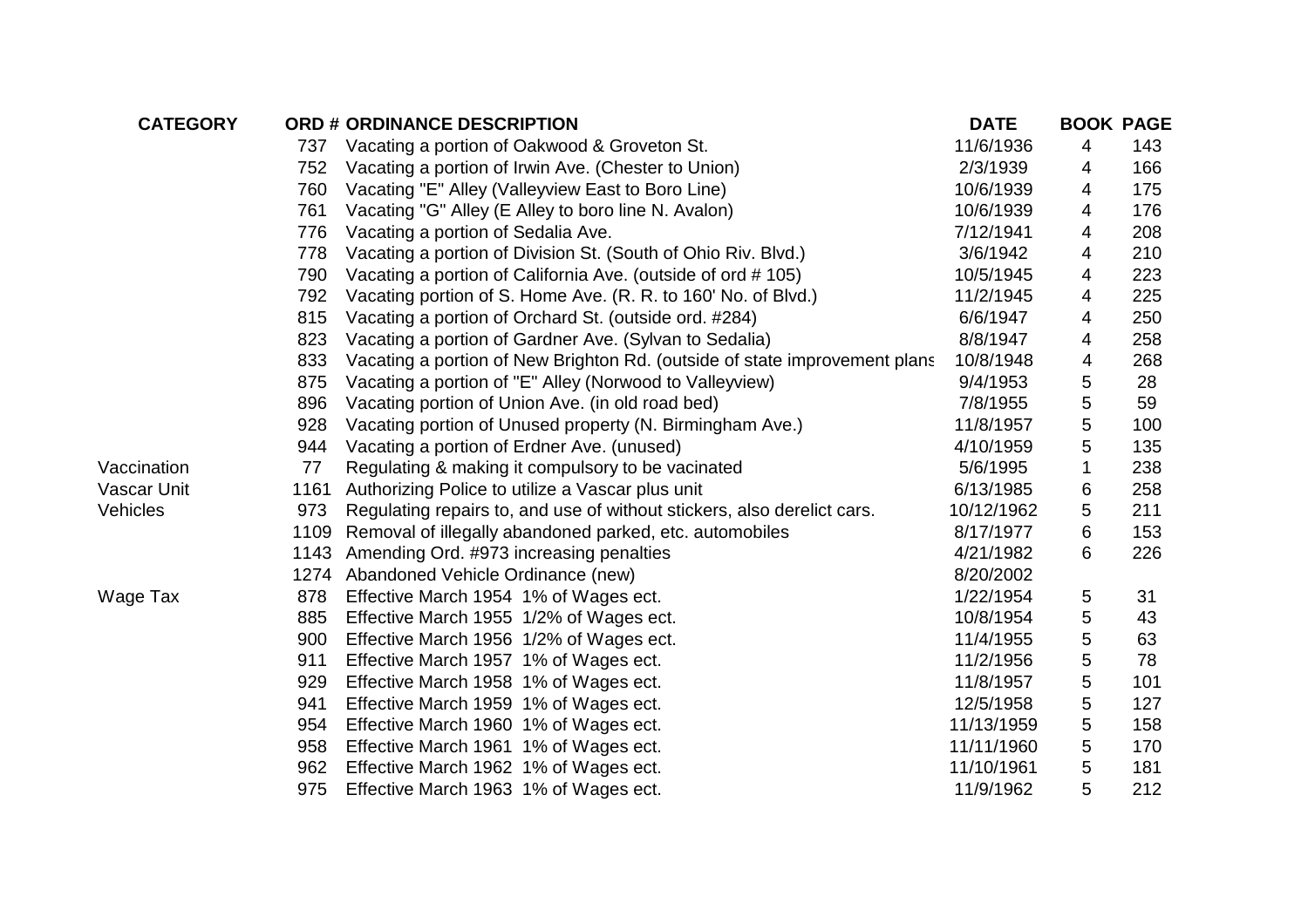| CATEGORY | ORD # | ORDINANCE DESCRIPTION | DATE | BOOK | PAGE |
|---|---|---|---|---|---|
| | 737 | Vacating a portion of Oakwood & Groveton St. | 11/6/1936 | 4 | 143 |
| | 752 | Vacating a portion of Irwin Ave. (Chester to Union) | 2/3/1939 | 4 | 166 |
| | 760 | Vacating "E" Alley (Valleyview East to Boro Line) | 10/6/1939 | 4 | 175 |
| | 761 | Vacating "G" Alley (E Alley to boro line N. Avalon) | 10/6/1939 | 4 | 176 |
| | 776 | Vacating a portion of Sedalia Ave. | 7/12/1941 | 4 | 208 |
| | 778 | Vacating a portion of Division St. (South of Ohio Riv. Blvd.) | 3/6/1942 | 4 | 210 |
| | 790 | Vacating a portion of California Ave. (outside of ord # 105) | 10/5/1945 | 4 | 223 |
| | 792 | Vacating portion of S. Home Ave. (R. R. to 160' No. of Blvd.) | 11/2/1945 | 4 | 225 |
| | 815 | Vacating a portion of Orchard St. (outside ord. #284) | 6/6/1947 | 4 | 250 |
| | 823 | Vacating a portion of Gardner Ave. (Sylvan to Sedalia) | 8/8/1947 | 4 | 258 |
| | 833 | Vacating a portion of New Brighton Rd. (outside of state improvement plans | 10/8/1948 | 4 | 268 |
| | 875 | Vacating a portion of "E" Alley (Norwood to Valleyview) | 9/4/1953 | 5 | 28 |
| | 896 | Vacating portion of Union Ave. (in old road bed) | 7/8/1955 | 5 | 59 |
| | 928 | Vacating portion of Unused property (N. Birmingham Ave.) | 11/8/1957 | 5 | 100 |
| | 944 | Vacating a portion of Erdner Ave. (unused) | 4/10/1959 | 5 | 135 |
| Vaccination | 77 | Regulating & making it compulsory to be vacinated | 5/6/1995 | 1 | 238 |
| Vascar Unit | 1161 | Authorizing Police to utilize a Vascar plus unit | 6/13/1985 | 6 | 258 |
| Vehicles | 973 | Regulating repairs to, and use of without stickers, also derelict cars. | 10/12/1962 | 5 | 211 |
| | 1109 | Removal of illegally abandoned parked, etc. automobiles | 8/17/1977 | 6 | 153 |
| | 1143 | Amending Ord. #973 increasing penalties | 4/21/1982 | 6 | 226 |
| | 1274 | Abandoned Vehicle Ordinance (new) | 8/20/2002 | | |
| Wage Tax | 878 | Effective March 1954 1% of Wages ect. | 1/22/1954 | 5 | 31 |
| | 885 | Effective March 1955 1/2% of Wages ect. | 10/8/1954 | 5 | 43 |
| | 900 | Effective March 1956 1/2% of Wages ect. | 11/4/1955 | 5 | 63 |
| | 911 | Effective March 1957 1% of Wages ect. | 11/2/1956 | 5 | 78 |
| | 929 | Effective March 1958 1% of Wages ect. | 11/8/1957 | 5 | 101 |
| | 941 | Effective March 1959 1% of Wages ect. | 12/5/1958 | 5 | 127 |
| | 954 | Effective March 1960 1% of Wages ect. | 11/13/1959 | 5 | 158 |
| | 958 | Effective March 1961 1% of Wages ect. | 11/11/1960 | 5 | 170 |
| | 962 | Effective March 1962 1% of Wages ect. | 11/10/1961 | 5 | 181 |
| | 975 | Effective March 1963 1% of Wages ect. | 11/9/1962 | 5 | 212 |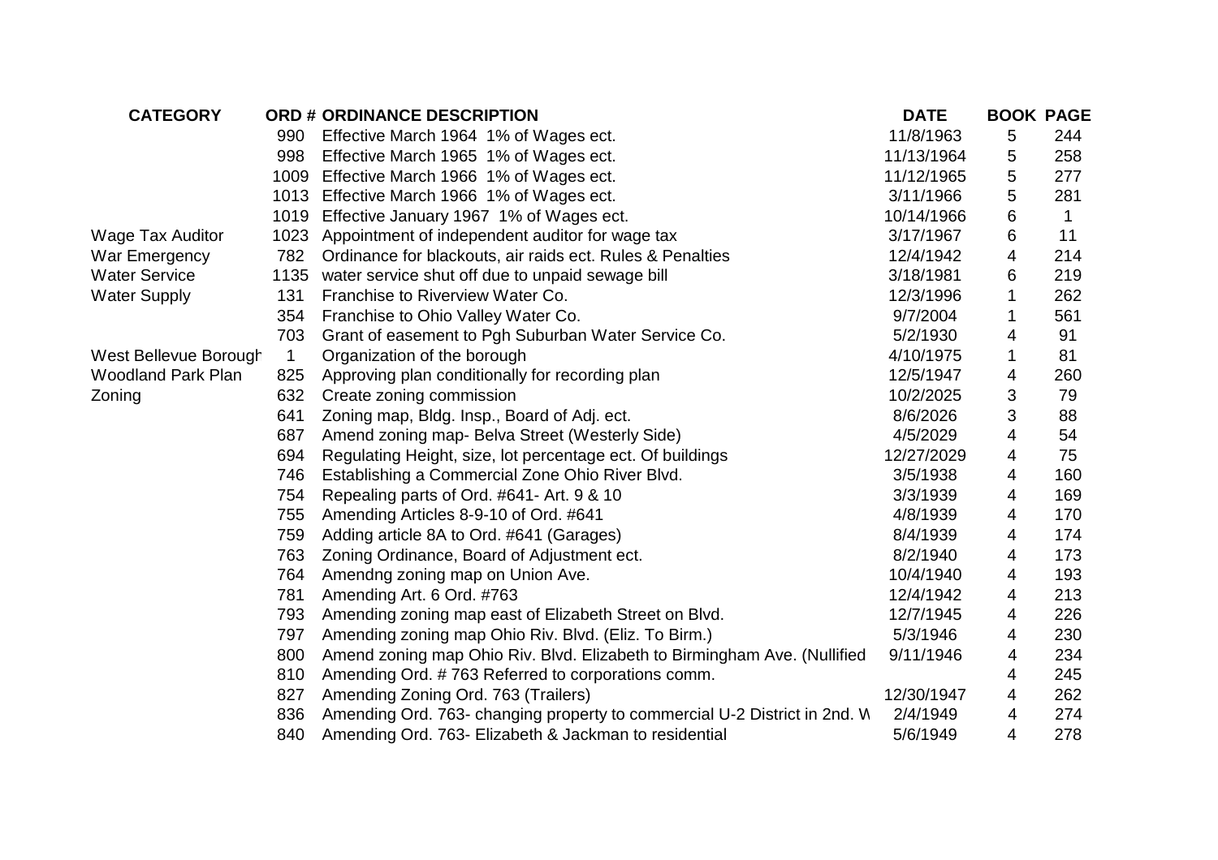| CATEGORY | ORD # | ORDINANCE DESCRIPTION | DATE | BOOK | PAGE |
|---|---|---|---|---|---|
| | 990 | Effective March 1964 1% of Wages ect. | 11/8/1963 | 5 | 244 |
| | 998 | Effective March 1965 1% of Wages ect. | 11/13/1964 | 5 | 258 |
| | 1009 | Effective March 1966 1% of Wages ect. | 11/12/1965 | 5 | 277 |
| | 1013 | Effective March 1966 1% of Wages ect. | 3/11/1966 | 5 | 281 |
| | 1019 | Effective January 1967 1% of Wages ect. | 10/14/1966 | 6 | 1 |
| Wage Tax Auditor | 1023 | Appointment of independent auditor for wage tax | 3/17/1967 | 6 | 11 |
| War Emergency | 782 | Ordinance for blackouts, air raids ect. Rules & Penalties | 12/4/1942 | 4 | 214 |
| Water Service | 1135 | water service shut off due to unpaid sewage bill | 3/18/1981 | 6 | 219 |
| Water Supply | 131 | Franchise to Riverview Water Co. | 12/3/1996 | 1 | 262 |
| | 354 | Franchise to Ohio Valley Water Co. | 9/7/2004 | 1 | 561 |
| | 703 | Grant of easement to Pgh Suburban Water Service Co. | 5/2/1930 | 4 | 91 |
| West Bellevue Borough | 1 | Organization of the borough | 4/10/1975 | 1 | 81 |
| Woodland Park Plan | 825 | Approving plan conditionally for recording plan | 12/5/1947 | 4 | 260 |
| Zoning | 632 | Create zoning commission | 10/2/2025 | 3 | 79 |
| | 641 | Zoning map, Bldg. Insp., Board of Adj. ect. | 8/6/2026 | 3 | 88 |
| | 687 | Amend zoning map- Belva Street (Westerly Side) | 4/5/2029 | 4 | 54 |
| | 694 | Regulating Height, size, lot percentage ect. Of buildings | 12/27/2029 | 4 | 75 |
| | 746 | Establishing a Commercial Zone Ohio River Blvd. | 3/5/1938 | 4 | 160 |
| | 754 | Repealing parts of Ord. #641- Art. 9 & 10 | 3/3/1939 | 4 | 169 |
| | 755 | Amending Articles 8-9-10 of Ord. #641 | 4/8/1939 | 4 | 170 |
| | 759 | Adding article 8A to Ord. #641 (Garages) | 8/4/1939 | 4 | 174 |
| | 763 | Zoning Ordinance, Board of Adjustment ect. | 8/2/1940 | 4 | 173 |
| | 764 | Amendng zoning map on Union Ave. | 10/4/1940 | 4 | 193 |
| | 781 | Amending Art. 6 Ord. #763 | 12/4/1942 | 4 | 213 |
| | 793 | Amending zoning map east of Elizabeth Street on Blvd. | 12/7/1945 | 4 | 226 |
| | 797 | Amending zoning map Ohio Riv. Blvd. (Eliz. To Birm.) | 5/3/1946 | 4 | 230 |
| | 800 | Amend zoning map Ohio Riv. Blvd. Elizabeth to Birmingham Ave. (Nullified | 9/11/1946 | 4 | 234 |
| | 810 | Amending Ord. # 763 Referred to corporations comm. | | 4 | 245 |
| | 827 | Amending Zoning Ord. 763 (Trailers) | 12/30/1947 | 4 | 262 |
| | 836 | Amending Ord. 763- changing property to commercial U-2 District in 2nd. W | 2/4/1949 | 4 | 274 |
| | 840 | Amending Ord. 763- Elizabeth & Jackman to residential | 5/6/1949 | 4 | 278 |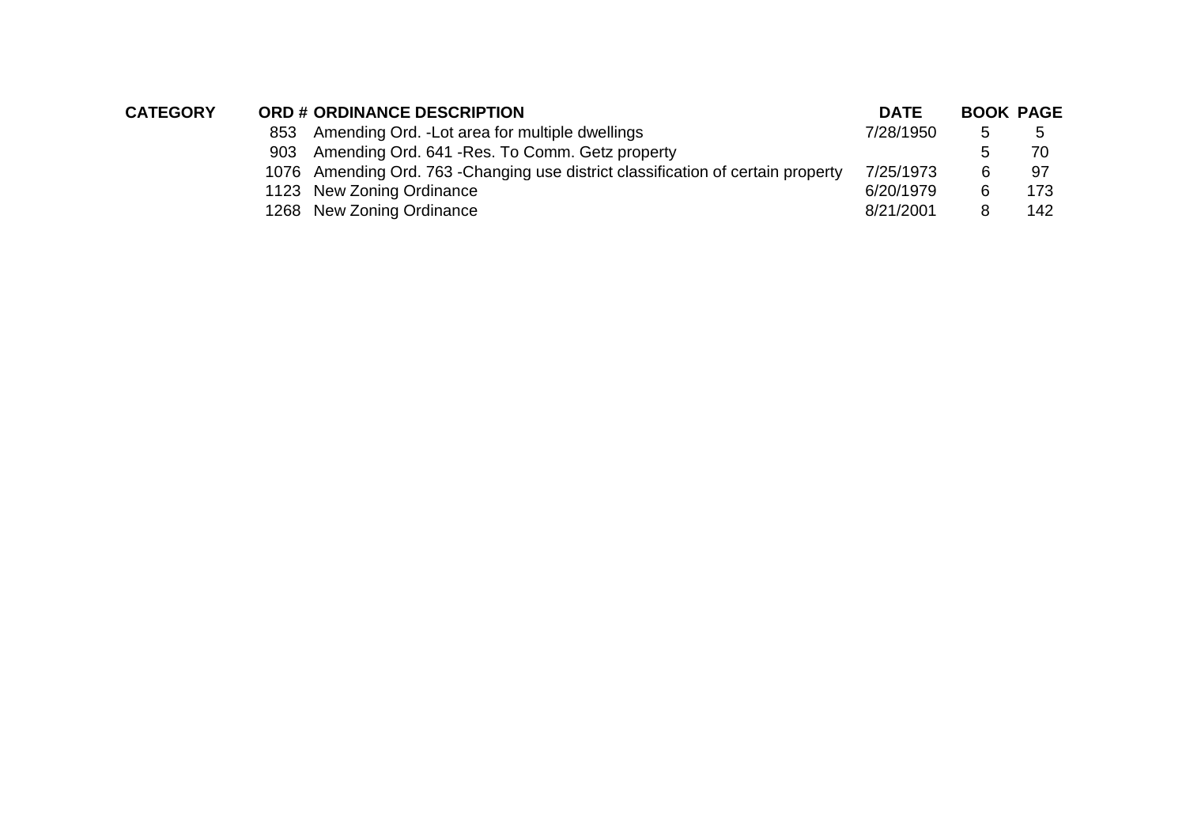| CATEGORY | ORD # | ORDINANCE DESCRIPTION | DATE | BOOK | PAGE |
|---|---|---|---|---|---|
| | 853 | Amending Ord. -Lot area for multiple dwellings | 7/28/1950 | 5 | 5 |
| | 903 | Amending Ord. 641 -Res. To Comm. Getz property | | 5 | 70 |
| | 1076 | Amending Ord. 763 -Changing use district classification of certain property | 7/25/1973 | 6 | 97 |
| | 1123 | New Zoning Ordinance | 6/20/1979 | 6 | 173 |
| | 1268 | New Zoning Ordinance | 8/21/2001 | 8 | 142 |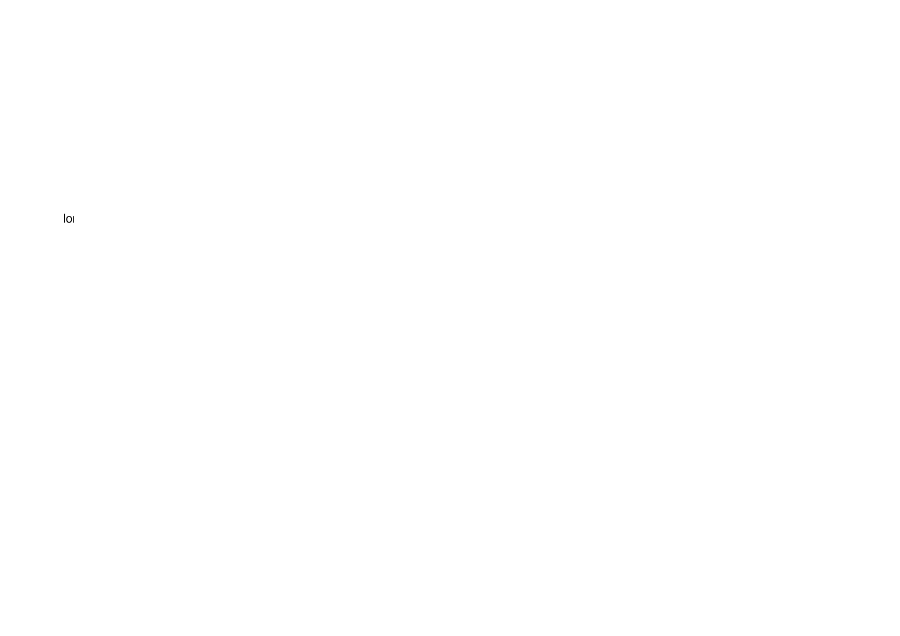lo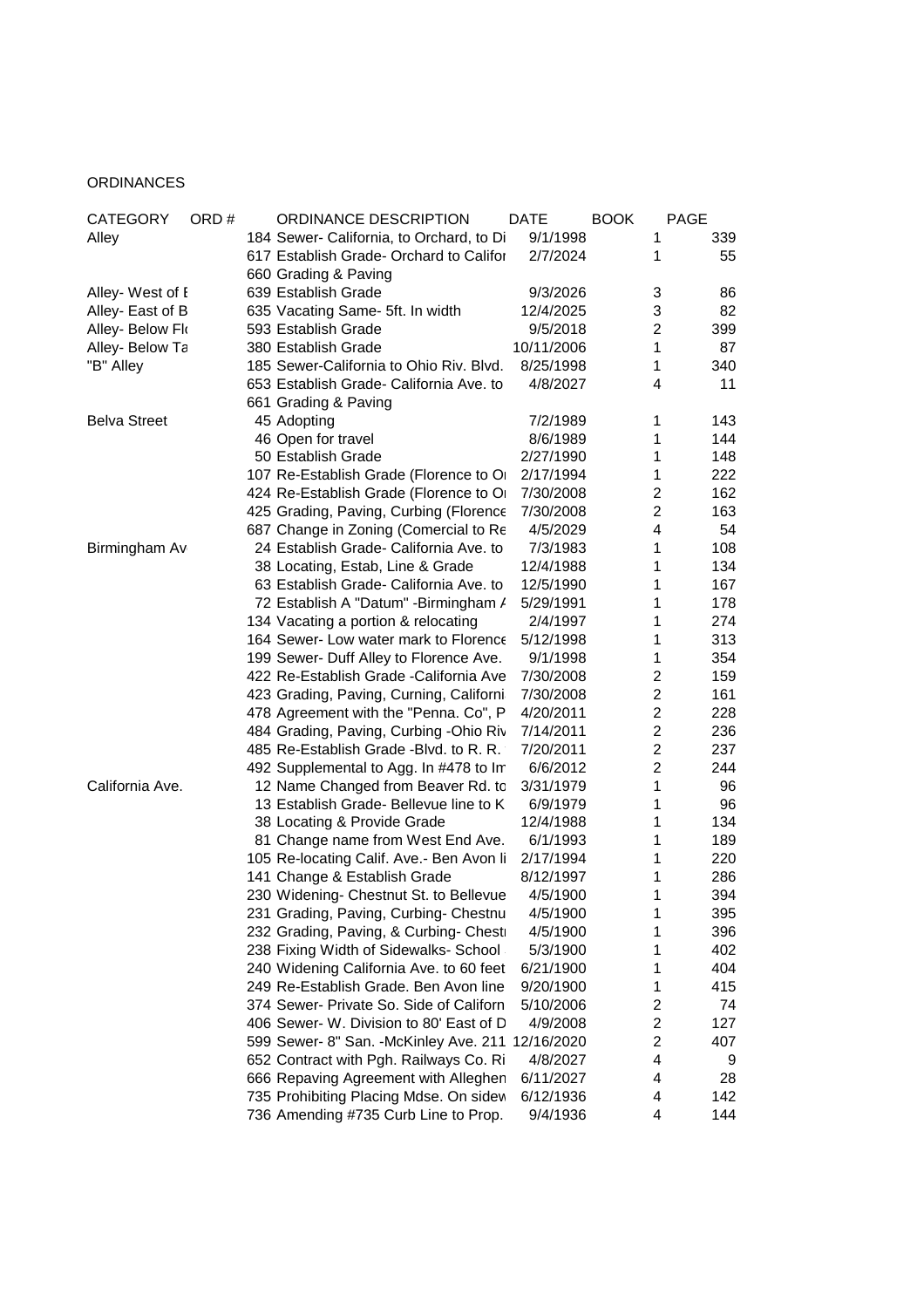ORDINANCES

| CATEGORY | ORD # | ORDINANCE DESCRIPTION | DATE | BOOK | PAGE |
|---|---|---|---|---|---|
| Alley | 184 | Sewer- California, to Orchard, to Di | 9/1/1998 | 1 | 339 |
| | 617 | Establish Grade- Orchard to Califor | 2/7/2024 | 1 | 55 |
| | 660 | Grading & Paving | | | |
| Alley- West of E | 639 | Establish Grade | 9/3/2026 | 3 | 86 |
| Alley- East of B | 635 | Vacating Same- 5ft. In width | 12/4/2025 | 3 | 82 |
| Alley- Below Fl | 593 | Establish Grade | 9/5/2018 | 2 | 399 |
| Alley- Below Ta | 380 | Establish Grade | 10/11/2006 | 1 | 87 |
| "B" Alley | 185 | Sewer-California to Ohio Riv. Blvd. | 8/25/1998 | 1 | 340 |
| | 653 | Establish Grade- California Ave. to | 4/8/2027 | 4 | 11 |
| | 661 | Grading & Paving | | | |
| Belva Street | 45 | Adopting | 7/2/1989 | 1 | 143 |
| | 46 | Open for travel | 8/6/1989 | 1 | 144 |
| | 50 | Establish Grade | 2/27/1990 | 1 | 148 |
| | 107 | Re-Establish Grade (Florence to Or | 2/17/1994 | 1 | 222 |
| | 424 | Re-Establish Grade (Florence to Or | 7/30/2008 | 2 | 162 |
| | 425 | Grading, Paving, Curbing (Florence | 7/30/2008 | 2 | 163 |
| | 687 | Change in Zoning (Comercial to Re | 4/5/2029 | 4 | 54 |
| Birmingham Av | 24 | Establish Grade- California Ave. to | 7/3/1983 | 1 | 108 |
| | 38 | Locating, Estab, Line & Grade | 12/4/1988 | 1 | 134 |
| | 63 | Establish Grade- California Ave. to | 12/5/1990 | 1 | 167 |
| | 72 | Establish A "Datum" -Birmingham A | 5/29/1991 | 1 | 178 |
| | 134 | Vacating a portion & relocating | 2/4/1997 | 1 | 274 |
| | 164 | Sewer- Low water mark to Florence | 5/12/1998 | 1 | 313 |
| | 199 | Sewer- Duff Alley to Florence Ave. | 9/1/1998 | 1 | 354 |
| | 422 | Re-Establish Grade -California Ave | 7/30/2008 | 2 | 159 |
| | 423 | Grading, Paving, Curning, Californi | 7/30/2008 | 2 | 161 |
| | 478 | Agreement with the "Penna. Co", P | 4/20/2011 | 2 | 228 |
| | 484 | Grading, Paving, Curbing -Ohio Riv | 7/14/2011 | 2 | 236 |
| | 485 | Re-Establish Grade -Blvd. to R. R. | 7/20/2011 | 2 | 237 |
| | 492 | Supplemental to Agg. In #478 to Im | 6/6/2012 | 2 | 244 |
| California Ave. | 12 | Name Changed from Beaver Rd. to | 3/31/1979 | 1 | 96 |
| | 13 | Establish Grade- Bellevue line to K | 6/9/1979 | 1 | 96 |
| | 38 | Locating & Provide Grade | 12/4/1988 | 1 | 134 |
| | 81 | Change name from West End Ave. | 6/1/1993 | 1 | 189 |
| | 105 | Re-locating Calif. Ave.- Ben Avon li | 2/17/1994 | 1 | 220 |
| | 141 | Change & Establish Grade | 8/12/1997 | 1 | 286 |
| | 230 | Widening- Chestnut St. to Bellevue | 4/5/1900 | 1 | 394 |
| | 231 | Grading, Paving, Curbing- Chestnu | 4/5/1900 | 1 | 395 |
| | 232 | Grading, Paving, & Curbing- Chestn | 4/5/1900 | 1 | 396 |
| | 238 | Fixing Width of Sidewalks- School | 5/3/1900 | 1 | 402 |
| | 240 | Widening California Ave. to 60 feet | 6/21/1900 | 1 | 404 |
| | 249 | Re-Establish Grade. Ben Avon line | 9/20/1900 | 1 | 415 |
| | 374 | Sewer- Private So. Side of Californ | 5/10/2006 | 2 | 74 |
| | 406 | Sewer- W. Division to 80' East of D | 4/9/2008 | 2 | 127 |
| | 599 | Sewer- 8" San. -McKinley Ave. 211 | 12/16/2020 | 2 | 407 |
| | 652 | Contract with Pgh. Railways Co. Ri | 4/8/2027 | 4 | 9 |
| | 666 | Repaving Agreement with Alleghen | 6/11/2027 | 4 | 28 |
| | 735 | Prohibiting Placing Mdse. On sidew | 6/12/1936 | 4 | 142 |
| | 736 | Amending #735 Curb Line to Prop. | 9/4/1936 | 4 | 144 |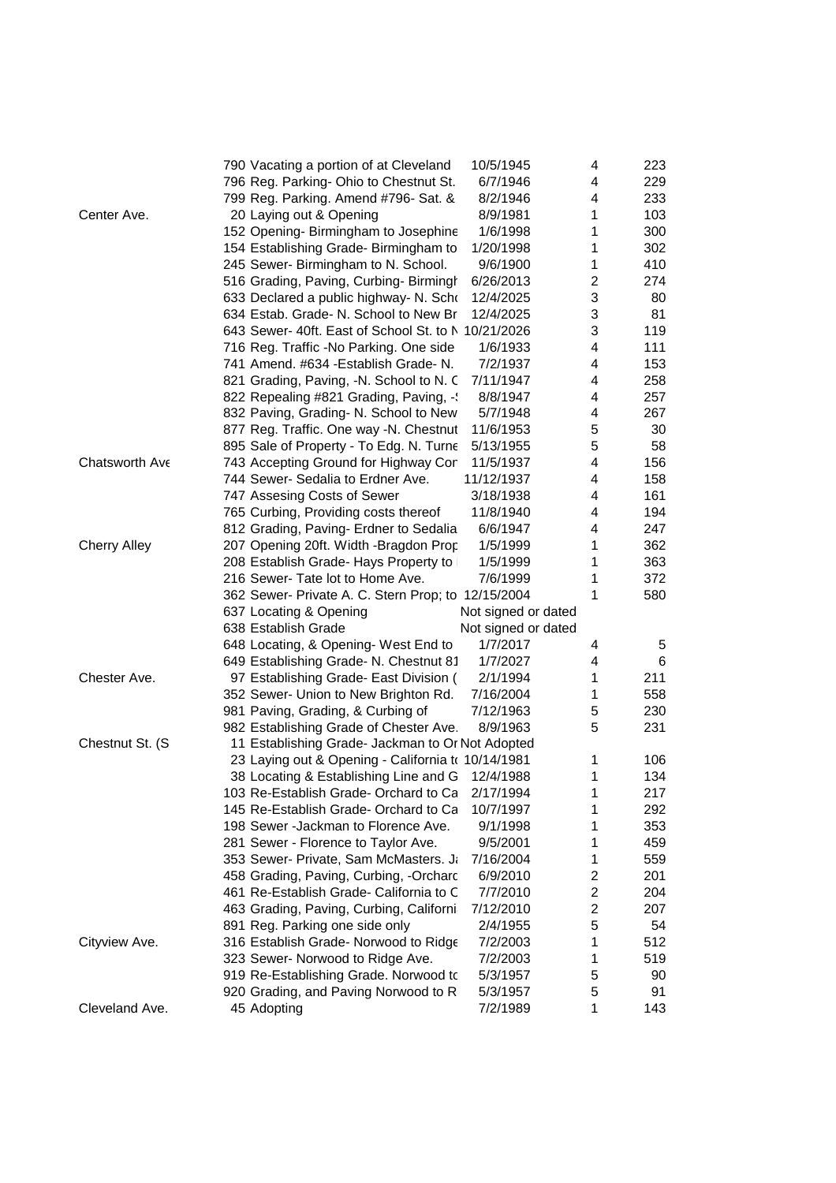| | | | | |
|---|---|---|---|---|
| | 790 Vacating a portion of at Cleveland | 10/5/1945 | 4 | 223 |
| | 796 Reg. Parking- Ohio to Chestnut St. | 6/7/1946 | 4 | 229 |
| | 799 Reg. Parking. Amend #796- Sat. & | 8/2/1946 | 4 | 233 |
| Center Ave. | 20 Laying out & Opening | 8/9/1981 | 1 | 103 |
| | 152 Opening- Birmingham to Josephine | 1/6/1998 | 1 | 300 |
| | 154 Establishing Grade- Birmingham to | 1/20/1998 | 1 | 302 |
| | 245 Sewer- Birmingham to N. School. | 9/6/1900 | 1 | 410 |
| | 516 Grading, Paving, Curbing- Birmingh | 6/26/2013 | 2 | 274 |
| | 633 Declared a public highway- N. Scho | 12/4/2025 | 3 | 80 |
| | 634 Estab. Grade- N. School to New Br | 12/4/2025 | 3 | 81 |
| | 643 Sewer- 40ft. East of School St. to N | 10/21/2026 | 3 | 119 |
| | 716 Reg. Traffic -No Parking. One side | 1/6/1933 | 4 | 111 |
| | 741 Amend. #634 -Establish Grade- N. | 7/2/1937 | 4 | 153 |
| | 821 Grading, Paving, -N. School to N. C | 7/11/1947 | 4 | 258 |
| | 822 Repealing #821 Grading, Paving, -S | 8/8/1947 | 4 | 257 |
| | 832 Paving, Grading- N. School to New | 5/7/1948 | 4 | 267 |
| | 877 Reg. Traffic. One way -N. Chestnut | 11/6/1953 | 5 | 30 |
| | 895 Sale of Property - To Edg. N. Turne | 5/13/1955 | 5 | 58 |
| Chatsworth Ave | 743 Accepting Ground for Highway Cor | 11/5/1937 | 4 | 156 |
| | 744 Sewer- Sedalia to Erdner Ave. | 11/12/1937 | 4 | 158 |
| | 747 Assesing Costs of Sewer | 3/18/1938 | 4 | 161 |
| | 765 Curbing, Providing costs thereof | 11/8/1940 | 4 | 194 |
| | 812 Grading, Paving- Erdner to Sedalia | 6/6/1947 | 4 | 247 |
| Cherry Alley | 207 Opening 20ft. Width -Bragdon Prop | 1/5/1999 | 1 | 362 |
| | 208 Establish Grade- Hays Property to | 1/5/1999 | 1 | 363 |
| | 216 Sewer- Tate lot to Home Ave. | 7/6/1999 | 1 | 372 |
| | 362 Sewer- Private A. C. Stern Prop; to | 12/15/2004 | 1 | 580 |
| | 637 Locating & Opening | Not signed or dated | | |
| | 638 Establish Grade | Not signed or dated | | |
| | 648 Locating, & Opening- West End to | 1/7/2017 | 4 | 5 |
| | 649 Establishing Grade- N. Chestnut 81 | 1/7/2027 | 4 | 6 |
| Chester Ave. | 97 Establishing Grade- East Division ( | 2/1/1994 | 1 | 211 |
| | 352 Sewer- Union to New Brighton Rd. | 7/16/2004 | 1 | 558 |
| | 981 Paving, Grading, & Curbing of | 7/12/1963 | 5 | 230 |
| | 982 Establishing Grade of Chester Ave. | 8/9/1963 | 5 | 231 |
| Chestnut St. (S | 11 Establishing Grade- Jackman to Or | Not Adopted | | |
| | 23 Laying out & Opening - California to | 10/14/1981 | 1 | 106 |
| | 38 Locating & Establishing Line and G | 12/4/1988 | 1 | 134 |
| | 103 Re-Establish Grade- Orchard to Ca | 2/17/1994 | 1 | 217 |
| | 145 Re-Establish Grade- Orchard to Ca | 10/7/1997 | 1 | 292 |
| | 198 Sewer -Jackman to Florence Ave. | 9/1/1998 | 1 | 353 |
| | 281 Sewer - Florence to Taylor Ave. | 9/5/2001 | 1 | 459 |
| | 353 Sewer- Private, Sam McMasters. Ja | 7/16/2004 | 1 | 559 |
| | 458 Grading, Paving, Curbing, -Orchard | 6/9/2010 | 2 | 201 |
| | 461 Re-Establish Grade- California to C | 7/7/2010 | 2 | 204 |
| | 463 Grading, Paving, Curbing, Californi | 7/12/2010 | 2 | 207 |
| | 891 Reg. Parking one side only | 2/4/1955 | 5 | 54 |
| Cityview Ave. | 316 Establish Grade- Norwood to Ridge | 7/2/2003 | 1 | 512 |
| | 323 Sewer- Norwood to Ridge Ave. | 7/2/2003 | 1 | 519 |
| | 919 Re-Establishing Grade. Norwood to | 5/3/1957 | 5 | 90 |
| | 920 Grading, and Paving Norwood to R | 5/3/1957 | 5 | 91 |
| Cleveland Ave. | 45 Adopting | 7/2/1989 | 1 | 143 |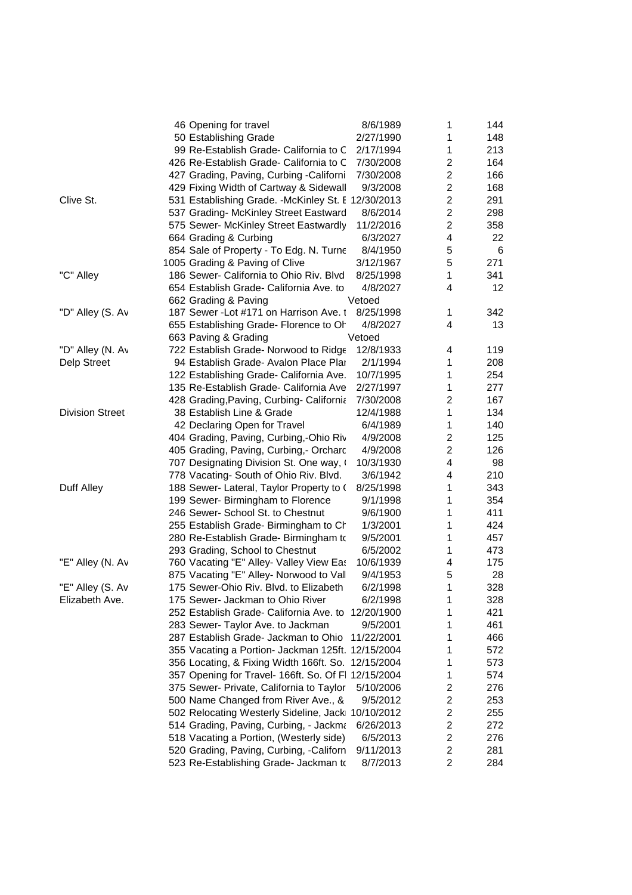| | | | | |
|---|---|---|---|---|
| | 46 Opening for travel | 8/6/1989 | 1 | 144 |
| | 50 Establishing Grade | 2/27/1990 | 1 | 148 |
| | 99 Re-Establish Grade- California to C | 2/17/1994 | 1 | 213 |
| | 426 Re-Establish Grade- California to C | 7/30/2008 | 2 | 164 |
| | 427 Grading, Paving, Curbing -Californi | 7/30/2008 | 2 | 166 |
| | 429 Fixing Width of Cartway & Sidewall | 9/3/2008 | 2 | 168 |
| Clive St. | 531 Establishing Grade. -McKinley St. E | 12/30/2013 | 2 | 291 |
| | 537 Grading- McKinley Street Eastward | 8/6/2014 | 2 | 298 |
| | 575 Sewer- McKinley Street Eastwardly | 11/2/2016 | 2 | 358 |
| | 664 Grading & Curbing | 6/3/2027 | 4 | 22 |
| | 854 Sale of Property - To Edg. N. Turne | 8/4/1950 | 5 | 6 |
| | 1005 Grading & Paving of Clive | 3/12/1967 | 5 | 271 |
| "C" Alley | 186 Sewer- California to Ohio Riv. Blvd | 8/25/1998 | 1 | 341 |
| | 654 Establish Grade- California Ave. to | 4/8/2027 | 4 | 12 |
| | 662 Grading & Paving | Vetoed | | |
| "D" Alley (S. Av | 187 Sewer -Lot #171 on Harrison Ave. t | 8/25/1998 | 1 | 342 |
| | 655 Establishing Grade- Florence to Oh | 4/8/2027 | 4 | 13 |
| | 663 Paving & Grading | Vetoed | | |
| "D" Alley (N. Av | 722 Establish Grade- Norwood to Ridge | 12/8/1933 | 4 | 119 |
| Delp Street | 94 Establish Grade- Avalon Place Plar | 2/1/1994 | 1 | 208 |
| | 122 Establishing Grade- California Ave. | 10/7/1995 | 1 | 254 |
| | 135 Re-Establish Grade- California Ave | 2/27/1997 | 1 | 277 |
| | 428 Grading,Paving, Curbing- California | 7/30/2008 | 2 | 167 |
| Division Street | 38 Establish Line & Grade | 12/4/1988 | 1 | 134 |
| | 42 Declaring Open for Travel | 6/4/1989 | 1 | 140 |
| | 404 Grading, Paving, Curbing,-Ohio Riv | 4/9/2008 | 2 | 125 |
| | 405 Grading, Paving, Curbing,- Orchard | 4/9/2008 | 2 | 126 |
| | 707 Designating Division St. One way, ( | 10/3/1930 | 4 | 98 |
| | 778 Vacating- South of Ohio Riv. Blvd. | 3/6/1942 | 4 | 210 |
| Duff Alley | 188 Sewer- Lateral, Taylor Property to ( | 8/25/1998 | 1 | 343 |
| | 199 Sewer- Birmingham to Florence | 9/1/1998 | 1 | 354 |
| | 246 Sewer- School St. to Chestnut | 9/6/1900 | 1 | 411 |
| | 255 Establish Grade- Birmingham to Ch | 1/3/2001 | 1 | 424 |
| | 280 Re-Establish Grade- Birmingham to | 9/5/2001 | 1 | 457 |
| | 293 Grading, School to Chestnut | 6/5/2002 | 1 | 473 |
| "E" Alley (N. Av | 760 Vacating "E" Alley- Valley View Eas | 10/6/1939 | 4 | 175 |
| | 875 Vacating "E" Alley- Norwood to Val | 9/4/1953 | 5 | 28 |
| "E" Alley (S. Av | 175 Sewer-Ohio Riv. Blvd. to Elizabeth | 6/2/1998 | 1 | 328 |
| Elizabeth Ave. | 175 Sewer- Jackman to Ohio River | 6/2/1998 | 1 | 328 |
| | 252 Establish Grade- California Ave. to | 12/20/1900 | 1 | 421 |
| | 283 Sewer- Taylor Ave. to Jackman | 9/5/2001 | 1 | 461 |
| | 287 Establish Grade- Jackman to Ohio | 11/22/2001 | 1 | 466 |
| | 355 Vacating a Portion- Jackman 125ft. | 12/15/2004 | 1 | 572 |
| | 356 Locating, & Fixing Width 166ft. So. | 12/15/2004 | 1 | 573 |
| | 357 Opening for Travel- 166ft. So. Of Fl | 12/15/2004 | 1 | 574 |
| | 375 Sewer- Private, California to Taylor | 5/10/2006 | 2 | 276 |
| | 500 Name Changed from River Ave., & | 9/5/2012 | 2 | 253 |
| | 502 Relocating Westerly Sideline, Jack | 10/10/2012 | 2 | 255 |
| | 514 Grading, Paving, Curbing, - Jackma | 6/26/2013 | 2 | 272 |
| | 518 Vacating a Portion, (Westerly side) | 6/5/2013 | 2 | 276 |
| | 520 Grading, Paving, Curbing, -Californ | 9/11/2013 | 2 | 281 |
| | 523 Re-Establishing Grade- Jackman to | 8/7/2013 | 2 | 284 |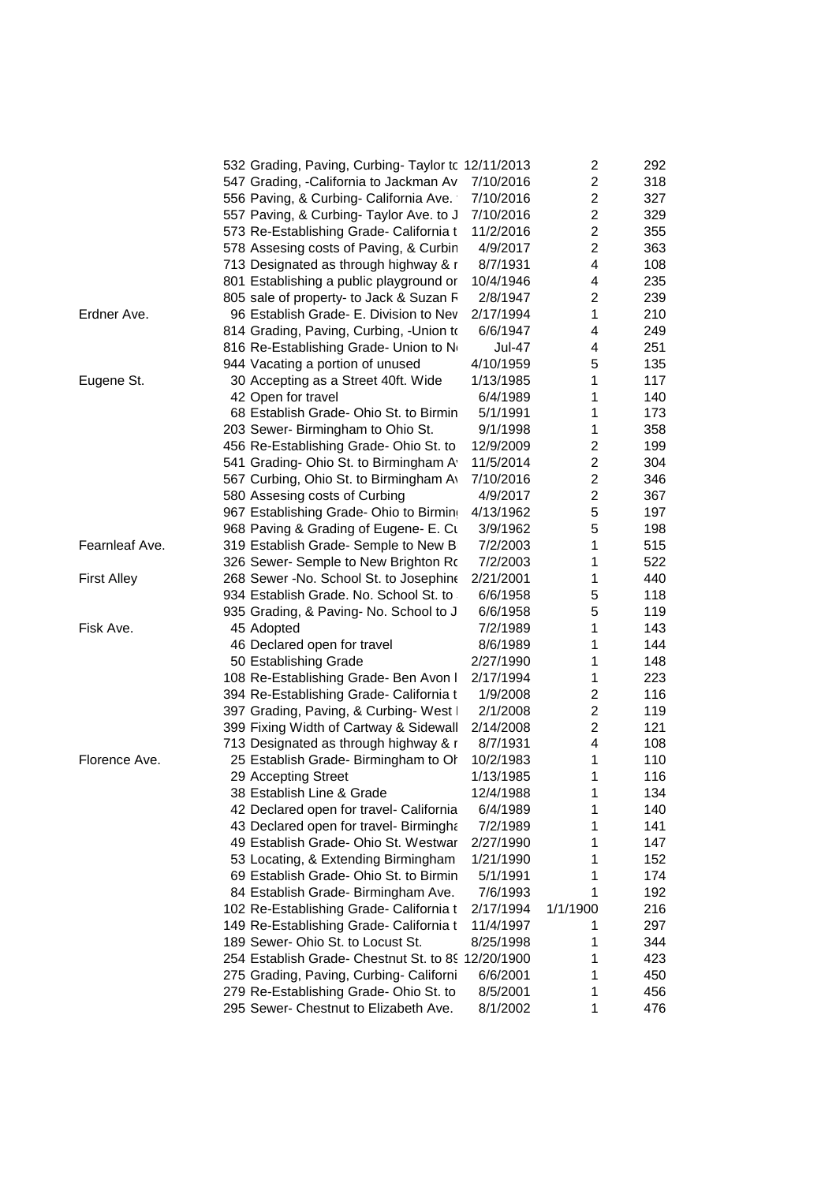| | | | | | |
|---|---|---|---|---|---|
| | 532 | Grading, Paving, Curbing- Taylor tc | 12/11/2013 | 2 | 292 |
| | 547 | Grading, -California to Jackman Av | 7/10/2016 | 2 | 318 |
| | 556 | Paving, & Curbing- California Ave. | 7/10/2016 | 2 | 327 |
| | 557 | Paving, & Curbing- Taylor Ave. to J | 7/10/2016 | 2 | 329 |
| | 573 | Re-Establishing Grade- California t | 11/2/2016 | 2 | 355 |
| | 578 | Assesing costs of Paving, & Curbin | 4/9/2017 | 2 | 363 |
| | 713 | Designated as through highway & r | 8/7/1931 | 4 | 108 |
| | 801 | Establishing a public playground or | 10/4/1946 | 4 | 235 |
| | 805 | sale of property- to Jack & Suzan F | 2/8/1947 | 2 | 239 |
| Erdner Ave. | 96 | Establish Grade- E. Division to Nev | 2/17/1994 | 1 | 210 |
| | 814 | Grading, Paving, Curbing, -Union tc | 6/6/1947 | 4 | 249 |
| | 816 | Re-Establishing Grade- Union to N | Jul-47 | 4 | 251 |
| | 944 | Vacating a portion of unused | 4/10/1959 | 5 | 135 |
| Eugene St. | 30 | Accepting as a Street 40ft. Wide | 1/13/1985 | 1 | 117 |
| | 42 | Open for travel | 6/4/1989 | 1 | 140 |
| | 68 | Establish Grade- Ohio St. to Birmin | 5/1/1991 | 1 | 173 |
| | 203 | Sewer- Birmingham to Ohio St. | 9/1/1998 | 1 | 358 |
| | 456 | Re-Establishing Grade- Ohio St. to | 12/9/2009 | 2 | 199 |
| | 541 | Grading- Ohio St. to Birmingham A | 11/5/2014 | 2 | 304 |
| | 567 | Curbing, Ohio St. to Birmingham A | 7/10/2016 | 2 | 346 |
| | 580 | Assesing costs of Curbing | 4/9/2017 | 2 | 367 |
| | 967 | Establishing Grade- Ohio to Birmin | 4/13/1962 | 5 | 197 |
| | 968 | Paving & Grading of Eugene- E. Cu | 3/9/1962 | 5 | 198 |
| Fearnleaf Ave. | 319 | Establish Grade- Semple to New B | 7/2/2003 | 1 | 515 |
| | 326 | Sewer- Semple to New Brighton Rc | 7/2/2003 | 1 | 522 |
| First Alley | 268 | Sewer -No. School St. to Josephine | 2/21/2001 | 1 | 440 |
| | 934 | Establish Grade. No. School St. to | 6/6/1958 | 5 | 118 |
| | 935 | Grading, & Paving- No. School to J | 6/6/1958 | 5 | 119 |
| Fisk Ave. | 45 | Adopted | 7/2/1989 | 1 | 143 |
| | 46 | Declared open for travel | 8/6/1989 | 1 | 144 |
| | 50 | Establishing Grade | 2/27/1990 | 1 | 148 |
| | 108 | Re-Establishing Grade- Ben Avon I | 2/17/1994 | 1 | 223 |
| | 394 | Re-Establishing Grade- California t | 1/9/2008 | 2 | 116 |
| | 397 | Grading, Paving, & Curbing- West I | 2/1/2008 | 2 | 119 |
| | 399 | Fixing Width of Cartway & Sidewall | 2/14/2008 | 2 | 121 |
| | 713 | Designated as through highway & r | 8/7/1931 | 4 | 108 |
| Florence Ave. | 25 | Establish Grade- Birmingham to Oh | 10/2/1983 | 1 | 110 |
| | 29 | Accepting Street | 1/13/1985 | 1 | 116 |
| | 38 | Establish Line & Grade | 12/4/1988 | 1 | 134 |
| | 42 | Declared open for travel- California | 6/4/1989 | 1 | 140 |
| | 43 | Declared open for travel- Birmingha | 7/2/1989 | 1 | 141 |
| | 49 | Establish Grade- Ohio St. Westwar | 2/27/1990 | 1 | 147 |
| | 53 | Locating, & Extending Birmingham | 1/21/1990 | 1 | 152 |
| | 69 | Establish Grade- Ohio St. to Birmin | 5/1/1991 | 1 | 174 |
| | 84 | Establish Grade- Birmingham Ave. | 7/6/1993 | 1 | 192 |
| | 102 | Re-Establishing Grade- California t | 2/17/1994 | 1/1/1900 | 216 |
| | 149 | Re-Establishing Grade- California t | 11/4/1997 | 1 | 297 |
| | 189 | Sewer- Ohio St. to Locust St. | 8/25/1998 | 1 | 344 |
| | 254 | Establish Grade- Chestnut St. to 89 | 12/20/1900 | 1 | 423 |
| | 275 | Grading, Paving, Curbing- Californi | 6/6/2001 | 1 | 450 |
| | 279 | Re-Establishing Grade- Ohio St. to | 8/5/2001 | 1 | 456 |
| | 295 | Sewer- Chestnut to Elizabeth Ave. | 8/1/2002 | 1 | 476 |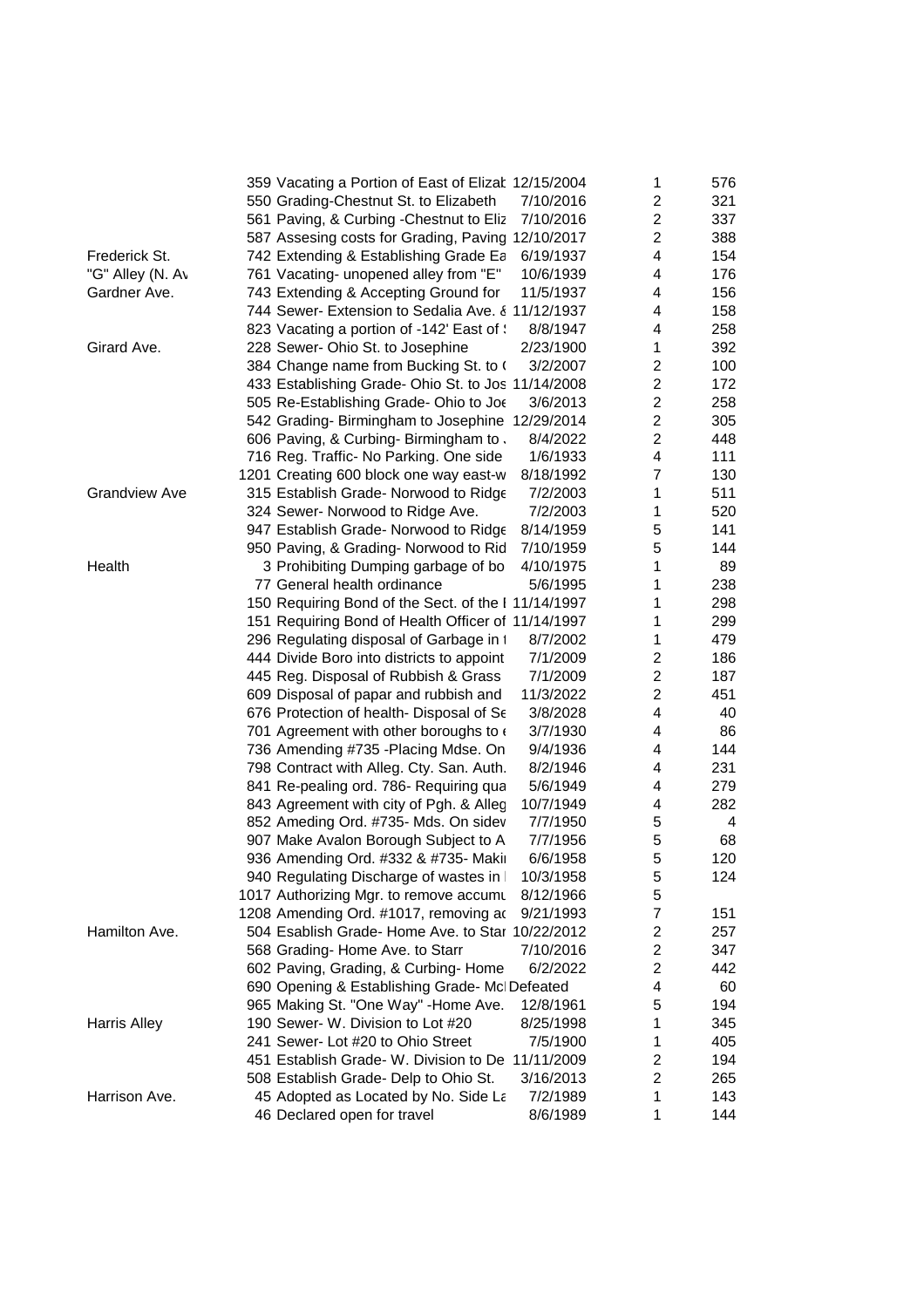| | | | | | |
|---|---|---|---|---|---|
| | 359 | Vacating a Portion of East of Elizat | 12/15/2004 | 1 | 576 |
| | 550 | Grading-Chestnut St. to Elizabeth | 7/10/2016 | 2 | 321 |
| | 561 | Paving, & Curbing -Chestnut to Eliz | 7/10/2016 | 2 | 337 |
| | 587 | Assesing costs for Grading, Paving | 12/10/2017 | 2 | 388 |
| Frederick St. | 742 | Extending & Establishing Grade Ea | 6/19/1937 | 4 | 154 |
| "G" Alley (N. Av | 761 | Vacating- unopened alley from "E" | 10/6/1939 | 4 | 176 |
| Gardner Ave. | 743 | Extending & Accepting Ground for | 11/5/1937 | 4 | 156 |
| | 744 | Sewer- Extension to Sedalia Ave. & | 11/12/1937 | 4 | 158 |
| | 823 | Vacating a portion of -142' East of : | 8/8/1947 | 4 | 258 |
| Girard Ave. | 228 | Sewer- Ohio St. to Josephine | 2/23/1900 | 1 | 392 |
| | 384 | Change name from Bucking St. to ( | 3/2/2007 | 2 | 100 |
| | 433 | Establishing Grade- Ohio St. to Jos | 11/14/2008 | 2 | 172 |
| | 505 | Re-Establishing Grade- Ohio to Joe | 3/6/2013 | 2 | 258 |
| | 542 | Grading- Birmingham to Josephine | 12/29/2014 | 2 | 305 |
| | 606 | Paving, & Curbing- Birmingham to . | 8/4/2022 | 2 | 448 |
| | 716 | Reg. Traffic- No Parking. One side | 1/6/1933 | 4 | 111 |
| | 1201 | Creating 600 block one way east-w | 8/18/1992 | 7 | 130 |
| Grandview Ave | 315 | Establish Grade- Norwood to Ridge | 7/2/2003 | 1 | 511 |
| | 324 | Sewer- Norwood to Ridge Ave. | 7/2/2003 | 1 | 520 |
| | 947 | Establish Grade- Norwood to Ridge | 8/14/1959 | 5 | 141 |
| | 950 | Paving, & Grading- Norwood to Rid | 7/10/1959 | 5 | 144 |
| Health | 3 | Prohibiting Dumping garbage of bo | 4/10/1975 | 1 | 89 |
| | 77 | General health ordinance | 5/6/1995 | 1 | 238 |
| | 150 | Requiring Bond of the Sect. of the I | 11/14/1997 | 1 | 298 |
| | 151 | Requiring Bond of Health Officer of | 11/14/1997 | 1 | 299 |
| | 296 | Regulating disposal of Garbage in t | 8/7/2002 | 1 | 479 |
| | 444 | Divide Boro into districts to appoint | 7/1/2009 | 2 | 186 |
| | 445 | Reg. Disposal of Rubbish & Grass | 7/1/2009 | 2 | 187 |
| | 609 | Disposal of papar and rubbish and | 11/3/2022 | 2 | 451 |
| | 676 | Protection of health- Disposal of Se | 3/8/2028 | 4 | 40 |
| | 701 | Agreement with other boroughs to e | 3/7/1930 | 4 | 86 |
| | 736 | Amending #735 -Placing Mdse. On | 9/4/1936 | 4 | 144 |
| | 798 | Contract with Alleg. Cty. San. Auth. | 8/2/1946 | 4 | 231 |
| | 841 | Re-pealing ord. 786- Requiring qua | 5/6/1949 | 4 | 279 |
| | 843 | Agreement with city of Pgh. & Alleg | 10/7/1949 | 4 | 282 |
| | 852 | Ameding Ord. #735- Mds. On sidev | 7/7/1950 | 5 | 4 |
| | 907 | Make Avalon Borough Subject to A | 7/7/1956 | 5 | 68 |
| | 936 | Amending Ord. #332 & #735- Makii | 6/6/1958 | 5 | 120 |
| | 940 | Regulating Discharge of wastes in I | 10/3/1958 | 5 | 124 |
| | 1017 | Authorizing Mgr. to remove accumu | 8/12/1966 | 5 | |
| | 1208 | Amending Ord. #1017, removing ac | 9/21/1993 | 7 | 151 |
| Hamilton Ave. | 504 | Esablish Grade- Home Ave. to Star | 10/22/2012 | 2 | 257 |
| | 568 | Grading- Home Ave. to Starr | 7/10/2016 | 2 | 347 |
| | 602 | Paving, Grading, & Curbing- Home | 6/2/2022 | 2 | 442 |
| | 690 | Opening & Establishing Grade- McI | Defeated | 4 | 60 |
| | 965 | Making St. "One Way" -Home Ave. | 12/8/1961 | 5 | 194 |
| Harris Alley | 190 | Sewer- W. Division to Lot #20 | 8/25/1998 | 1 | 345 |
| | 241 | Sewer- Lot #20 to Ohio Street | 7/5/1900 | 1 | 405 |
| | 451 | Establish Grade- W. Division to De | 11/11/2009 | 2 | 194 |
| | 508 | Establish Grade- Delp to Ohio St. | 3/16/2013 | 2 | 265 |
| Harrison Ave. | 45 | Adopted as Located by No. Side La | 7/2/1989 | 1 | 143 |
| | 46 | Declared open for travel | 8/6/1989 | 1 | 144 |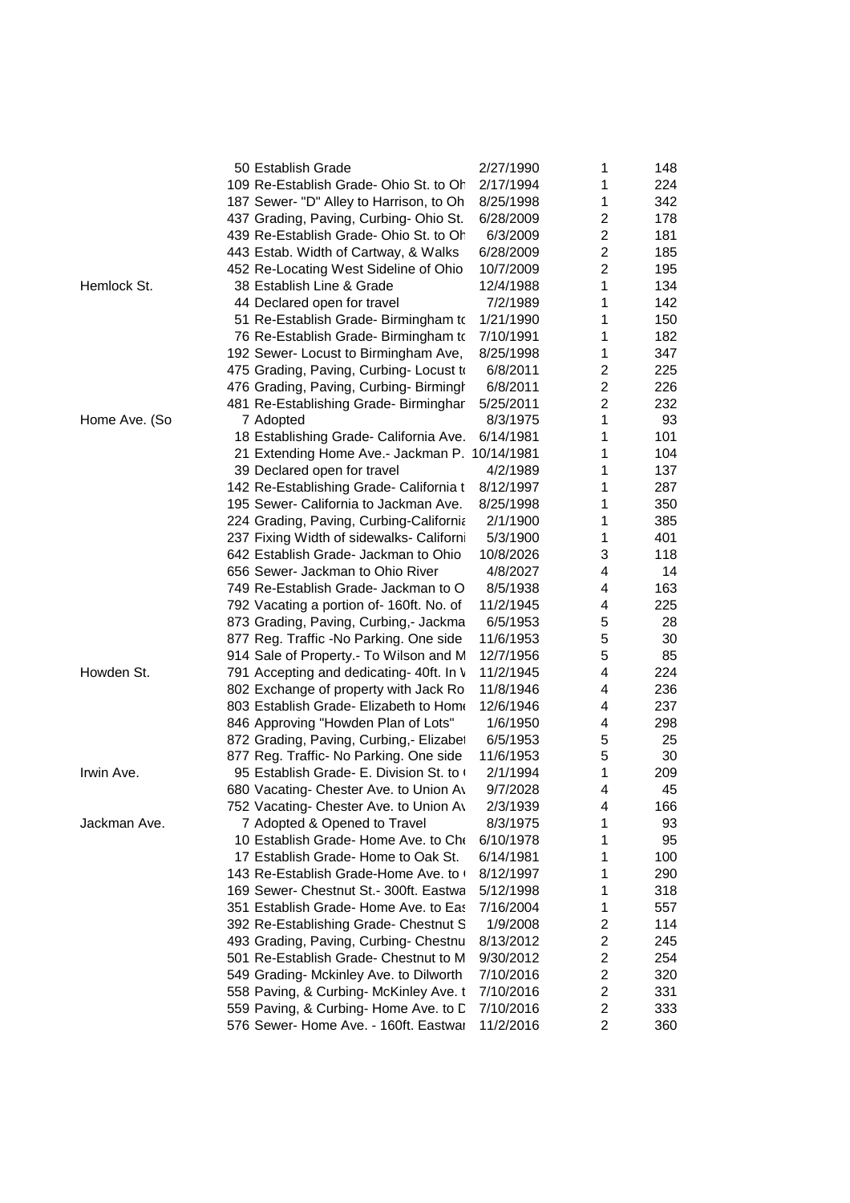| | | | | |
|---|---|---|---|---|
| | 50 Establish Grade | 2/27/1990 | 1 | 148 |
| | 109 Re-Establish Grade- Ohio St. to Oh | 2/17/1994 | 1 | 224 |
| | 187 Sewer- "D" Alley to Harrison, to Oh | 8/25/1998 | 1 | 342 |
| | 437 Grading, Paving, Curbing- Ohio St. | 6/28/2009 | 2 | 178 |
| | 439 Re-Establish Grade- Ohio St. to Oh | 6/3/2009 | 2 | 181 |
| | 443 Estab. Width of Cartway, & Walks | 6/28/2009 | 2 | 185 |
| | 452 Re-Locating West Sideline of Ohio | 10/7/2009 | 2 | 195 |
| Hemlock St. | 38 Establish Line & Grade | 12/4/1988 | 1 | 134 |
| | 44 Declared open for travel | 7/2/1989 | 1 | 142 |
| | 51 Re-Establish Grade- Birmingham to | 1/21/1990 | 1 | 150 |
| | 76 Re-Establish Grade- Birmingham to | 7/10/1991 | 1 | 182 |
| | 192 Sewer- Locust to Birmingham Ave, | 8/25/1998 | 1 | 347 |
| | 475 Grading, Paving, Curbing- Locust to | 6/8/2011 | 2 | 225 |
| | 476 Grading, Paving, Curbing- Birmingh | 6/8/2011 | 2 | 226 |
| | 481 Re-Establishing Grade- Birminghar | 5/25/2011 | 2 | 232 |
| Home Ave. (So | 7 Adopted | 8/3/1975 | 1 | 93 |
| | 18 Establishing Grade- California Ave. | 6/14/1981 | 1 | 101 |
| | 21 Extending Home Ave.- Jackman P. | 10/14/1981 | 1 | 104 |
| | 39 Declared open for travel | 4/2/1989 | 1 | 137 |
| | 142 Re-Establishing Grade- California t | 8/12/1997 | 1 | 287 |
| | 195 Sewer- California to Jackman Ave. | 8/25/1998 | 1 | 350 |
| | 224 Grading, Paving, Curbing-California | 2/1/1900 | 1 | 385 |
| | 237 Fixing Width of sidewalks- Californi | 5/3/1900 | 1 | 401 |
| | 642 Establish Grade- Jackman to Ohio | 10/8/2026 | 3 | 118 |
| | 656 Sewer- Jackman to Ohio River | 4/8/2027 | 4 | 14 |
| | 749 Re-Establish Grade- Jackman to O | 8/5/1938 | 4 | 163 |
| | 792 Vacating a portion of- 160ft. No. of | 11/2/1945 | 4 | 225 |
| | 873 Grading, Paving, Curbing,- Jackma | 6/5/1953 | 5 | 28 |
| | 877 Reg. Traffic -No Parking. One side | 11/6/1953 | 5 | 30 |
| | 914 Sale of Property.- To Wilson and M | 12/7/1956 | 5 | 85 |
| Howden St. | 791 Accepting and dedicating- 40ft. In V | 11/2/1945 | 4 | 224 |
| | 802 Exchange of property with Jack Ro | 11/8/1946 | 4 | 236 |
| | 803 Establish Grade- Elizabeth to Home | 12/6/1946 | 4 | 237 |
| | 846 Approving "Howden Plan of Lots" | 1/6/1950 | 4 | 298 |
| | 872 Grading, Paving, Curbing,- Elizabet | 6/5/1953 | 5 | 25 |
| | 877 Reg. Traffic- No Parking. One side | 11/6/1953 | 5 | 30 |
| Irwin Ave. | 95 Establish Grade- E. Division St. to ( | 2/1/1994 | 1 | 209 |
| | 680 Vacating- Chester Ave. to Union Av | 9/7/2028 | 4 | 45 |
| | 752 Vacating- Chester Ave. to Union Av | 2/3/1939 | 4 | 166 |
| Jackman Ave. | 7 Adopted & Opened to Travel | 8/3/1975 | 1 | 93 |
| | 10 Establish Grade- Home Ave. to Che | 6/10/1978 | 1 | 95 |
| | 17 Establish Grade- Home to Oak St. | 6/14/1981 | 1 | 100 |
| | 143 Re-Establish Grade-Home Ave. to ( | 8/12/1997 | 1 | 290 |
| | 169 Sewer- Chestnut St.- 300ft. Eastwa | 5/12/1998 | 1 | 318 |
| | 351 Establish Grade- Home Ave. to Eas | 7/16/2004 | 1 | 557 |
| | 392 Re-Establishing Grade- Chestnut S | 1/9/2008 | 2 | 114 |
| | 493 Grading, Paving, Curbing- Chestnu | 8/13/2012 | 2 | 245 |
| | 501 Re-Establish Grade- Chestnut to M | 9/30/2012 | 2 | 254 |
| | 549 Grading- Mckinley Ave. to Dilworth | 7/10/2016 | 2 | 320 |
| | 558 Paving, & Curbing- McKinley Ave. t | 7/10/2016 | 2 | 331 |
| | 559 Paving, & Curbing- Home Ave. to D | 7/10/2016 | 2 | 333 |
| | 576 Sewer- Home Ave. - 160ft. Eastwar | 11/2/2016 | 2 | 360 |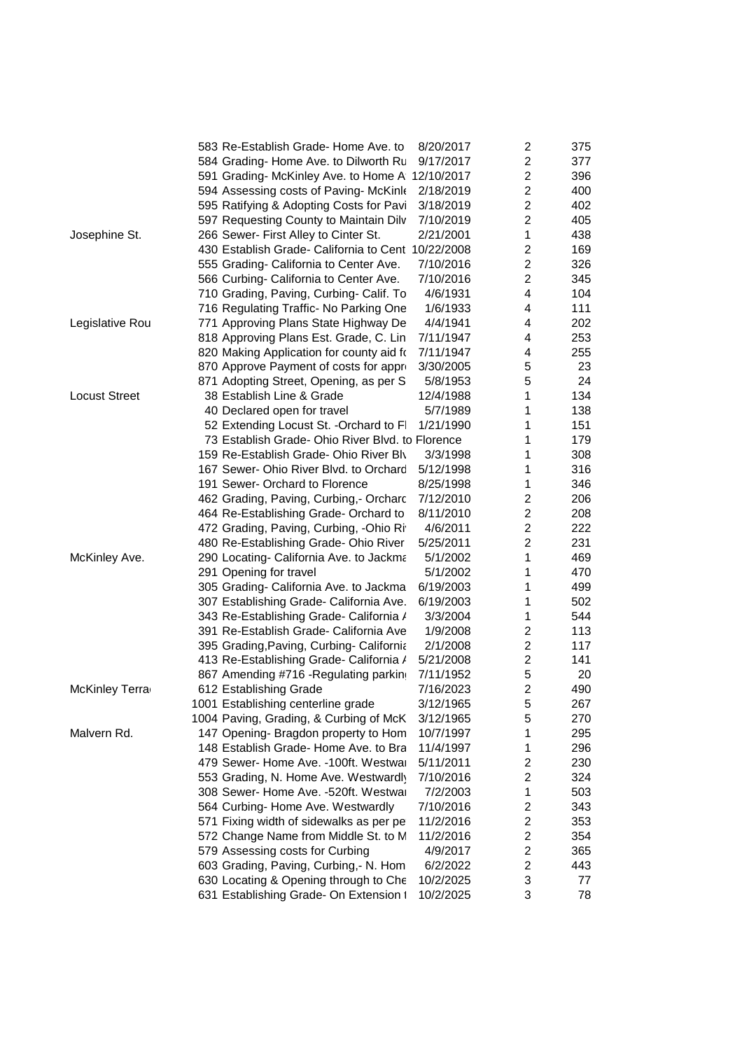| | | | | |
|---|---|---|---|---|
| | 583 Re-Establish Grade- Home Ave. to | 8/20/2017 | 2 | 375 |
| | 584 Grading- Home Ave. to Dilworth Ru | 9/17/2017 | 2 | 377 |
| | 591 Grading- McKinley Ave. to Home A | 12/10/2017 | 2 | 396 |
| | 594 Assessing costs of Paving- McKinle | 2/18/2019 | 2 | 400 |
| | 595 Ratifying & Adopting Costs for Pavi | 3/18/2019 | 2 | 402 |
| | 597 Requesting County to Maintain Dilv | 7/10/2019 | 2 | 405 |
| Josephine St. | 266 Sewer- First Alley to Cinter St. | 2/21/2001 | 1 | 438 |
| | 430 Establish Grade- California to Cent | 10/22/2008 | 2 | 169 |
| | 555 Grading- California to Center Ave. | 7/10/2016 | 2 | 326 |
| | 566 Curbing- California to Center Ave. | 7/10/2016 | 2 | 345 |
| | 710 Grading, Paving, Curbing- Calif. To | 4/6/1931 | 4 | 104 |
| | 716 Regulating Traffic- No Parking One | 1/6/1933 | 4 | 111 |
| Legislative Rou | 771 Approving Plans State Highway De | 4/4/1941 | 4 | 202 |
| | 818 Approving Plans Est. Grade, C. Lin | 7/11/1947 | 4 | 253 |
| | 820 Making Application for county aid fo | 7/11/1947 | 4 | 255 |
| | 870 Approve Payment of costs for appr | 3/30/2005 | 5 | 23 |
| | 871 Adopting Street, Opening, as per S | 5/8/1953 | 5 | 24 |
| Locust Street | 38 Establish Line & Grade | 12/4/1988 | 1 | 134 |
| | 40 Declared open for travel | 5/7/1989 | 1 | 138 |
| | 52 Extending Locust St. -Orchard to Fl | 1/21/1990 | 1 | 151 |
| | 73 Establish Grade- Ohio River Blvd. to Florence | | 1 | 179 |
| | 159 Re-Establish Grade- Ohio River Blv | 3/3/1998 | 1 | 308 |
| | 167 Sewer- Ohio River Blvd. to Orchard | 5/12/1998 | 1 | 316 |
| | 191 Sewer- Orchard to Florence | 8/25/1998 | 1 | 346 |
| | 462 Grading, Paving, Curbing,- Orchard | 7/12/2010 | 2 | 206 |
| | 464 Re-Establishing Grade- Orchard to | 8/11/2010 | 2 | 208 |
| | 472 Grading, Paving, Curbing, -Ohio Ri | 4/6/2011 | 2 | 222 |
| | 480 Re-Establishing Grade- Ohio River | 5/25/2011 | 2 | 231 |
| McKinley Ave. | 290 Locating- California Ave. to Jackma | 5/1/2002 | 1 | 469 |
| | 291 Opening for travel | 5/1/2002 | 1 | 470 |
| | 305 Grading- California Ave. to Jackma | 6/19/2003 | 1 | 499 |
| | 307 Establishing Grade- California Ave. | 6/19/2003 | 1 | 502 |
| | 343 Re-Establishing Grade- California A | 3/3/2004 | 1 | 544 |
| | 391 Re-Establish Grade- California Ave | 1/9/2008 | 2 | 113 |
| | 395 Grading,Paving, Curbing- California | 2/1/2008 | 2 | 117 |
| | 413 Re-Establishing Grade- California A | 5/21/2008 | 2 | 141 |
| | 867 Amending #716 -Regulating parking | 7/11/1952 | 5 | 20 |
| McKinley Terra | 612 Establishing Grade | 7/16/2023 | 2 | 490 |
| | 1001 Establishing centerline grade | 3/12/1965 | 5 | 267 |
| | 1004 Paving, Grading, & Curbing of McK | 3/12/1965 | 5 | 270 |
| Malvern Rd. | 147 Opening- Bragdon property to Hom | 10/7/1997 | 1 | 295 |
| | 148 Establish Grade- Home Ave. to Bra | 11/4/1997 | 1 | 296 |
| | 479 Sewer- Home Ave. -100ft. Westwar | 5/11/2011 | 2 | 230 |
| | 553 Grading, N. Home Ave. Westwardly | 7/10/2016 | 2 | 324 |
| | 308 Sewer- Home Ave. -520ft. Westwar | 7/2/2003 | 1 | 503 |
| | 564 Curbing- Home Ave. Westwardly | 7/10/2016 | 2 | 343 |
| | 571 Fixing width of sidewalks as per pe | 11/2/2016 | 2 | 353 |
| | 572 Change Name from Middle St. to M | 11/2/2016 | 2 | 354 |
| | 579 Assessing costs for Curbing | 4/9/2017 | 2 | 365 |
| | 603 Grading, Paving, Curbing,- N. Hom | 6/2/2022 | 2 | 443 |
| | 630 Locating & Opening through to Che | 10/2/2025 | 3 | 77 |
| | 631 Establishing Grade- On Extension t | 10/2/2025 | 3 | 78 |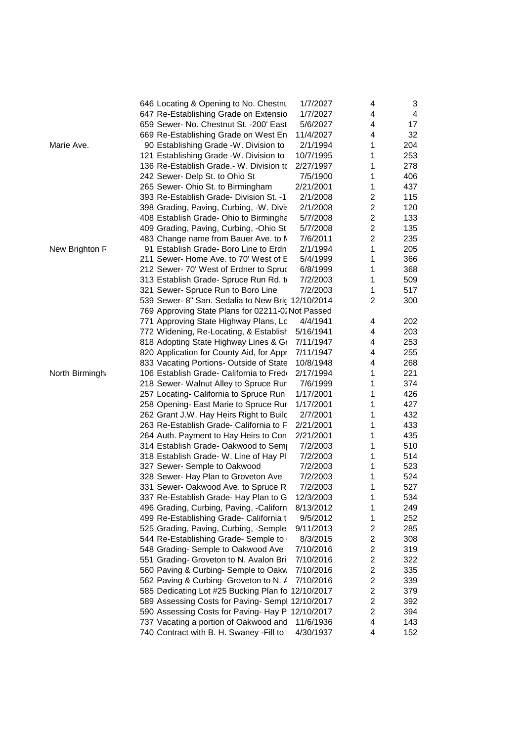| | | | | | |
|---|---|---|---|---|---|
| | 646 | Locating & Opening to No. Chestnu | 1/7/2027 | 4 | 3 |
| | 647 | Re-Establishing Grade on Extensio | 1/7/2027 | 4 | 4 |
| | 659 | Sewer- No. Chestnut St. -200' East | 5/6/2027 | 4 | 17 |
| | 669 | Re-Establishing Grade on West En | 11/4/2027 | 4 | 32 |
| Marie Ave. | 90 | Establishing Grade -W. Division to | 2/1/1994 | 1 | 204 |
| | 121 | Establishing Grade -W. Division to | 10/7/1995 | 1 | 253 |
| | 136 | Re-Establish Grade.- W. Division to | 2/27/1997 | 1 | 278 |
| | 242 | Sewer- Delp St. to Ohio St | 7/5/1900 | 1 | 406 |
| | 265 | Sewer- Ohio St. to Birmingham | 2/21/2001 | 1 | 437 |
| | 393 | Re-Establish Grade- Division St. -1 | 2/1/2008 | 2 | 115 |
| | 398 | Grading, Paving, Curbing, -W. Divis | 2/1/2008 | 2 | 120 |
| | 408 | Establish Grade- Ohio to Birmingha | 5/7/2008 | 2 | 133 |
| | 409 | Grading, Paving, Curbing, -Ohio St | 5/7/2008 | 2 | 135 |
| | 483 | Change name from Bauer Ave. to M | 7/6/2011 | 2 | 235 |
| New Brighton R | 91 | Establish Grade- Boro Line to Erdn | 2/1/1994 | 1 | 205 |
| | 211 | Sewer- Home Ave. to 70' West of E | 5/4/1999 | 1 | 366 |
| | 212 | Sewer- 70' West of Erdner to Spruc | 6/8/1999 | 1 | 368 |
| | 313 | Establish Grade- Spruce Run Rd. to | 7/2/2003 | 1 | 509 |
| | 321 | Sewer- Spruce Run to Boro Line | 7/2/2003 | 1 | 517 |
| | 539 | Sewer- 8" San. Sedalia to New Brig | 12/10/2014 | 2 | 300 |
| | 769 | Approving State Plans for 02211-02 | Not Passed | | |
| | 771 | Approving State Highway Plans, Lo | 4/4/1941 | 4 | 202 |
| | 772 | Widening, Re-Locating, & Establish | 5/16/1941 | 4 | 203 |
| | 818 | Adopting State Highway Lines & Gr | 7/11/1947 | 4 | 253 |
| | 820 | Application for County Aid, for Appr | 7/11/1947 | 4 | 255 |
| | 833 | Vacating Portions- Outside of State | 10/8/1948 | 4 | 268 |
| North Birmingha | 106 | Establish Grade- California to Fred | 2/17/1994 | 1 | 221 |
| | 218 | Sewer- Walnut Alley to Spruce Run | 7/6/1999 | 1 | 374 |
| | 257 | Locating- California to Spruce Run | 1/17/2001 | 1 | 426 |
| | 258 | Opening- East Marie to Spruce Run | 1/17/2001 | 1 | 427 |
| | 262 | Grant J.W. Hay Heirs Right to Build | 2/7/2001 | 1 | 432 |
| | 263 | Re-Establish Grade- California to F | 2/21/2001 | 1 | 433 |
| | 264 | Auth. Payment to Hay Heirs to Con | 2/21/2001 | 1 | 435 |
| | 314 | Establish Grade- Oakwood to Semp | 7/2/2003 | 1 | 510 |
| | 318 | Establish Grade- W. Line of Hay Pl | 7/2/2003 | 1 | 514 |
| | 327 | Sewer- Semple to Oakwood | 7/2/2003 | 1 | 523 |
| | 328 | Sewer- Hay Plan to Groveton Ave | 7/2/2003 | 1 | 524 |
| | 331 | Sewer- Oakwood Ave. to Spruce R | 7/2/2003 | 1 | 527 |
| | 337 | Re-Establish Grade- Hay Plan to G | 12/3/2003 | 1 | 534 |
| | 496 | Grading, Curbing, Paving, -Californ | 8/13/2012 | 1 | 249 |
| | 499 | Re-Establishing Grade- California t | 9/5/2012 | 1 | 252 |
| | 525 | Grading, Paving, Curbing, -Semple | 9/11/2013 | 2 | 285 |
| | 544 | Re-Establishing Grade- Semple to | 8/3/2015 | 2 | 308 |
| | 548 | Grading- Semple to Oakwood Ave | 7/10/2016 | 2 | 319 |
| | 551 | Grading- Groveton to N. Avalon Bri | 7/10/2016 | 2 | 322 |
| | 560 | Paving & Curbing- Semple to Oakw | 7/10/2016 | 2 | 335 |
| | 562 | Paving & Curbing- Groveton to N. A | 7/10/2016 | 2 | 339 |
| | 585 | Dedicating Lot #25 Bucking Plan fo | 12/10/2017 | 2 | 379 |
| | 589 | Assessing Costs for Paving- Sempl | 12/10/2017 | 2 | 392 |
| | 590 | Assessing Costs for Paving- Hay P | 12/10/2017 | 2 | 394 |
| | 737 | Vacating a portion of Oakwood and | 11/6/1936 | 4 | 143 |
| | 740 | Contract with B. H. Swaney -Fill to | 4/30/1937 | 4 | 152 |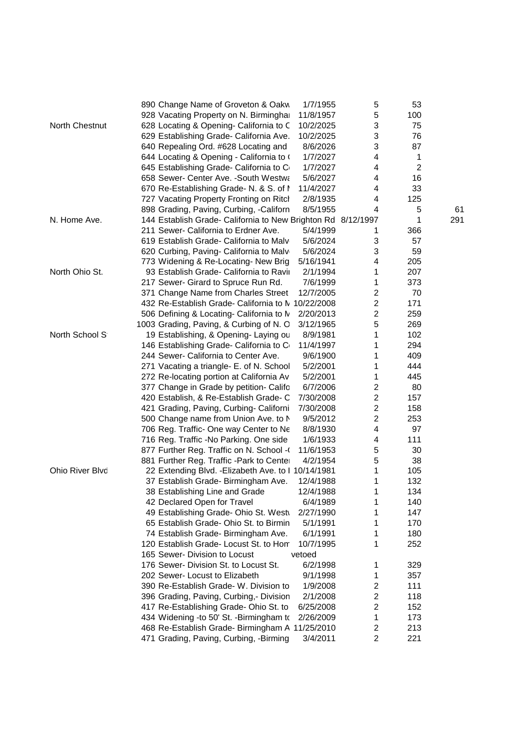| Street | No. | Description | Date | Book | Page | |
|---|---|---|---|---|---|---|
| | 890 | Change Name of Groveton & Oakw | 1/7/1955 | 5 | 53 | |
| | 928 | Vacating Property on N. Birminghai | 11/8/1957 | 5 | 100 | |
| North Chestnut | 628 | Locating & Opening- California to C | 10/2/2025 | 3 | 75 | |
| | 629 | Establishing Grade- California Ave. | 10/2/2025 | 3 | 76 | |
| | 640 | Repealing Ord. #628 Locating and | 8/6/2026 | 3 | 87 | |
| | 644 | Locating & Opening - California to ( | 1/7/2027 | 4 | 1 | |
| | 645 | Establishing Grade- California to C | 1/7/2027 | 4 | 2 | |
| | 658 | Sewer- Center Ave. -South Westwa | 5/6/2027 | 4 | 16 | |
| | 670 | Re-Establishing Grade- N. & S. of I | 11/4/2027 | 4 | 33 | |
| | 727 | Vacating Property Fronting on Ritcl | 2/8/1935 | 4 | 125 | |
| | 898 | Grading, Paving, Curbing, -Californ | 8/5/1955 | 4 | 5 | 61 |
| N. Home Ave. | 144 | Establish Grade- California to New Brighton Rd | 8/12/1997 | | 1 | 291 |
| | 211 | Sewer- California to Erdner Ave. | 5/4/1999 | 1 | 366 | |
| | 619 | Establish Grade- California to Malv | 5/6/2024 | 3 | 57 | |
| | 620 | Curbing, Paving- California to Malv | 5/6/2024 | 3 | 59 | |
| | 773 | Widening & Re-Locating- New Brig | 5/16/1941 | 4 | 205 | |
| North Ohio St. | 93 | Establish Grade- California to Ravi | 2/1/1994 | 1 | 207 | |
| | 217 | Sewer- Girard to Spruce Run Rd. | 7/6/1999 | 1 | 373 | |
| | 371 | Change Name from Charles Street | 12/7/2005 | 2 | 70 | |
| | 432 | Re-Establish Grade- California to M | 10/22/2008 | 2 | 171 | |
| | 506 | Defining & Locating- California to M | 2/20/2013 | 2 | 259 | |
| | 1003 | Grading, Paving, & Curbing of N. O | 3/12/1965 | 5 | 269 | |
| North School S | 19 | Establishing, & Opening- Laying ou | 8/9/1981 | 1 | 102 | |
| | 146 | Establishing Grade- California to C | 11/4/1997 | 1 | 294 | |
| | 244 | Sewer- California to Center Ave. | 9/6/1900 | 1 | 409 | |
| | 271 | Vacating a triangle- E. of N. School | 5/2/2001 | 1 | 444 | |
| | 272 | Re-locating portion at California Av | 5/2/2001 | 1 | 445 | |
| | 377 | Change in Grade by petition- Califo | 6/7/2006 | 2 | 80 | |
| | 420 | Establish, & Re-Establish Grade- C | 7/30/2008 | 2 | 157 | |
| | 421 | Grading, Paving, Curbing- Californi | 7/30/2008 | 2 | 158 | |
| | 500 | Change name from Union Ave. to N | 9/5/2012 | 2 | 253 | |
| | 706 | Reg. Traffic- One way Center to Ne | 8/8/1930 | 4 | 97 | |
| | 716 | Reg. Traffic -No Parking. One side | 1/6/1933 | 4 | 111 | |
| | 877 | Further Reg. Traffic on N. School -( | 11/6/1953 | 5 | 30 | |
| | 881 | Further Reg. Traffic -Park to Center | 4/2/1954 | 5 | 38 | |
| Ohio River Blvd | 22 | Extending Blvd. -Elizabeth Ave. to I | 10/14/1981 | 1 | 105 | |
| | 37 | Establish Grade- Birmingham Ave. | 12/4/1988 | 1 | 132 | |
| | 38 | Establishing Line and Grade | 12/4/1988 | 1 | 134 | |
| | 42 | Declared Open for Travel | 6/4/1989 | 1 | 140 | |
| | 49 | Establishing Grade- Ohio St. Westv | 2/27/1990 | 1 | 147 | |
| | 65 | Establish Grade- Ohio St. to Birmin | 5/1/1991 | 1 | 170 | |
| | 74 | Establish Grade- Birmingham Ave. | 6/1/1991 | 1 | 180 | |
| | 120 | Establish Grade- Locust St. to Hom | 10/7/1995 | 1 | 252 | |
| | 165 | Sewer- Division to Locust | vetoed | | | |
| | 176 | Sewer- Division St. to Locust St. | 6/2/1998 | 1 | 329 | |
| | 202 | Sewer- Locust to Elizabeth | 9/1/1998 | 1 | 357 | |
| | 390 | Re-Establish Grade- W. Division to | 1/9/2008 | 2 | 111 | |
| | 396 | Grading, Paving, Curbing,- Division | 2/1/2008 | 2 | 118 | |
| | 417 | Re-Establishing Grade- Ohio St. to | 6/25/2008 | 2 | 152 | |
| | 434 | Widening -to 50' St. -Birmingham to | 2/26/2009 | 1 | 173 | |
| | 468 | Re-Establish Grade- Birmingham A | 11/25/2010 | 2 | 213 | |
| | 471 | Grading, Paving, Curbing, -Birming | 3/4/2011 | 2 | 221 | |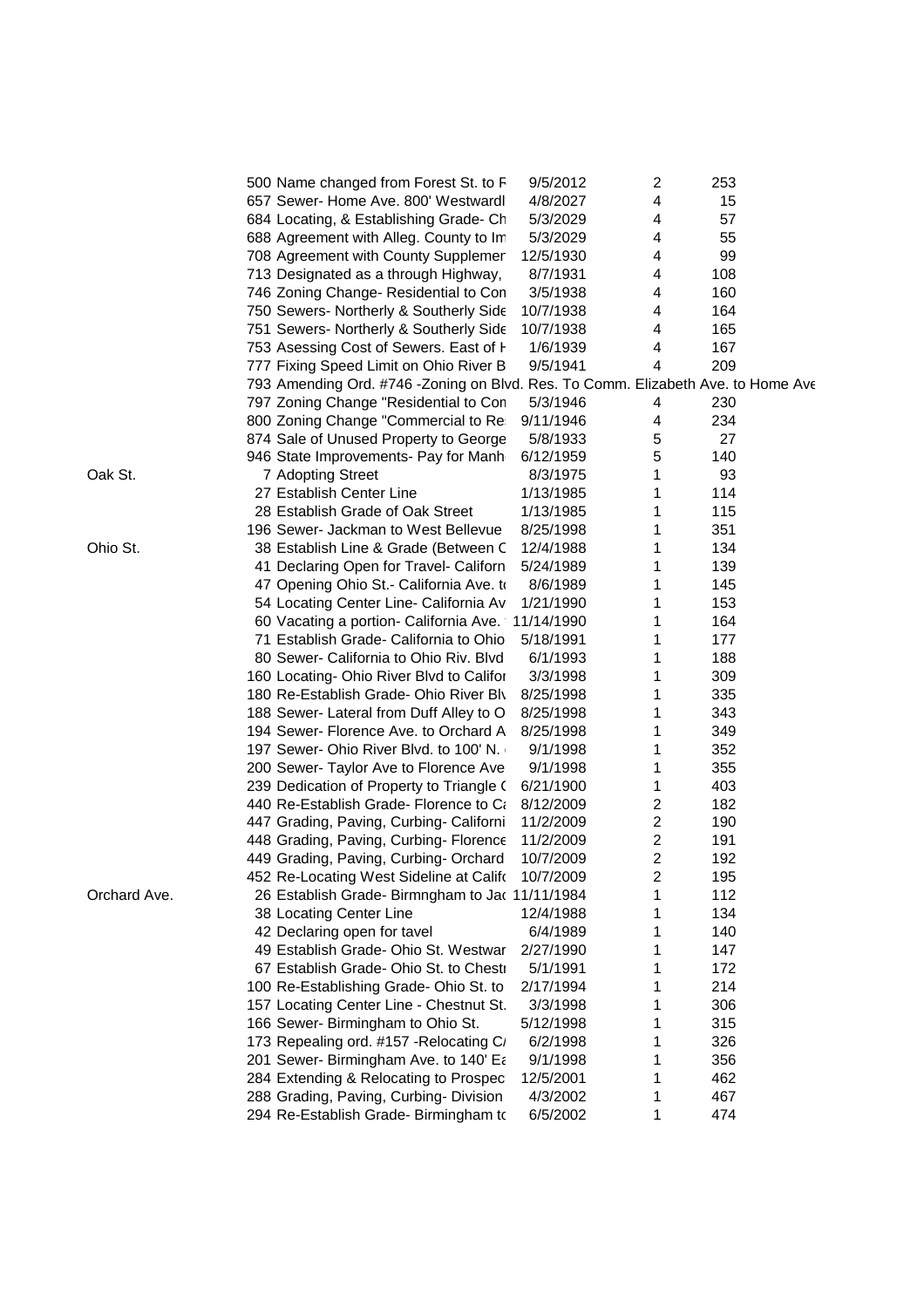| Street | No. | Description | Date | Book | Page |
|---|---|---|---|---|---|
| | 500 | Name changed from Forest St. to F | 9/5/2012 | 2 | 253 |
| | 657 | Sewer- Home Ave. 800' Westwardl | 4/8/2027 | 4 | 15 |
| | 684 | Locating, & Establishing Grade- Ch | 5/3/2029 | 4 | 57 |
| | 688 | Agreement with Alleg. County to Im | 5/3/2029 | 4 | 55 |
| | 708 | Agreement with County Supplemer | 12/5/1930 | 4 | 99 |
| | 713 | Designated as a through Highway, | 8/7/1931 | 4 | 108 |
| | 746 | Zoning Change- Residential to Con | 3/5/1938 | 4 | 160 |
| | 750 | Sewers- Northerly & Southerly Side | 10/7/1938 | 4 | 164 |
| | 751 | Sewers- Northerly & Southerly Side | 10/7/1938 | 4 | 165 |
| | 753 | Asessing Cost of Sewers. East of H | 1/6/1939 | 4 | 167 |
| | 777 | Fixing Speed Limit on Ohio River B | 9/5/1941 | 4 | 209 |
| | 793 | Amending Ord. #746 -Zoning on Blvd. Res. To Comm. Elizabeth Ave. to Home Ave | | | |
| | 797 | Zoning Change "Residential to Con | 5/3/1946 | 4 | 230 |
| | 800 | Zoning Change "Commercial to Re | 9/11/1946 | 4 | 234 |
| | 874 | Sale of Unused Property to George | 5/8/1933 | 5 | 27 |
| | 946 | State Improvements- Pay for Manh | 6/12/1959 | 5 | 140 |
| Oak St. | 7 | Adopting Street | 8/3/1975 | 1 | 93 |
| | 27 | Establish Center Line | 1/13/1985 | 1 | 114 |
| | 28 | Establish Grade of Oak Street | 1/13/1985 | 1 | 115 |
| | 196 | Sewer- Jackman to West Bellevue | 8/25/1998 | 1 | 351 |
| Ohio St. | 38 | Establish Line & Grade (Between C | 12/4/1988 | 1 | 134 |
| | 41 | Declaring Open for Travel- Californ | 5/24/1989 | 1 | 139 |
| | 47 | Opening Ohio St.- California Ave. to | 8/6/1989 | 1 | 145 |
| | 54 | Locating Center Line- California Av | 1/21/1990 | 1 | 153 |
| | 60 | Vacating a portion- California Ave. | 11/14/1990 | 1 | 164 |
| | 71 | Establish Grade- California to Ohio | 5/18/1991 | 1 | 177 |
| | 80 | Sewer- California to Ohio Riv. Blvd | 6/1/1993 | 1 | 188 |
| | 160 | Locating- Ohio River Blvd to Califor | 3/3/1998 | 1 | 309 |
| | 180 | Re-Establish Grade- Ohio River Blv | 8/25/1998 | 1 | 335 |
| | 188 | Sewer- Lateral from Duff Alley to O | 8/25/1998 | 1 | 343 |
| | 194 | Sewer- Florence Ave. to Orchard A | 8/25/1998 | 1 | 349 |
| | 197 | Sewer- Ohio River Blvd. to 100' N. | 9/1/1998 | 1 | 352 |
| | 200 | Sewer- Taylor Ave to Florence Ave | 9/1/1998 | 1 | 355 |
| | 239 | Dedication of Property to Triangle ( | 6/21/1900 | 1 | 403 |
| | 440 | Re-Establish Grade- Florence to Ca | 8/12/2009 | 2 | 182 |
| | 447 | Grading, Paving, Curbing- Californi | 11/2/2009 | 2 | 190 |
| | 448 | Grading, Paving, Curbing- Florence | 11/2/2009 | 2 | 191 |
| | 449 | Grading, Paving, Curbing- Orchard | 10/7/2009 | 2 | 192 |
| | 452 | Re-Locating West Sideline at Califo | 10/7/2009 | 2 | 195 |
| Orchard Ave. | 26 | Establish Grade- Birmngham to Jac | 11/11/1984 | 1 | 112 |
| | 38 | Locating Center Line | 12/4/1988 | 1 | 134 |
| | 42 | Declaring open for tavel | 6/4/1989 | 1 | 140 |
| | 49 | Establish Grade- Ohio St. Westwar | 2/27/1990 | 1 | 147 |
| | 67 | Establish Grade- Ohio St. to Chestr | 5/1/1991 | 1 | 172 |
| | 100 | Re-Establishing Grade- Ohio St. to | 2/17/1994 | 1 | 214 |
| | 157 | Locating Center Line - Chestnut St. | 3/3/1998 | 1 | 306 |
| | 166 | Sewer- Birmingham to Ohio St. | 5/12/1998 | 1 | 315 |
| | 173 | Repealing ord. #157 -Relocating C/ | 6/2/1998 | 1 | 326 |
| | 201 | Sewer- Birmingham Ave. to 140' Ea | 9/1/1998 | 1 | 356 |
| | 284 | Extending & Relocating to Prospec | 12/5/2001 | 1 | 462 |
| | 288 | Grading, Paving, Curbing- Division | 4/3/2002 | 1 | 467 |
| | 294 | Re-Establish Grade- Birmingham to | 6/5/2002 | 1 | 474 |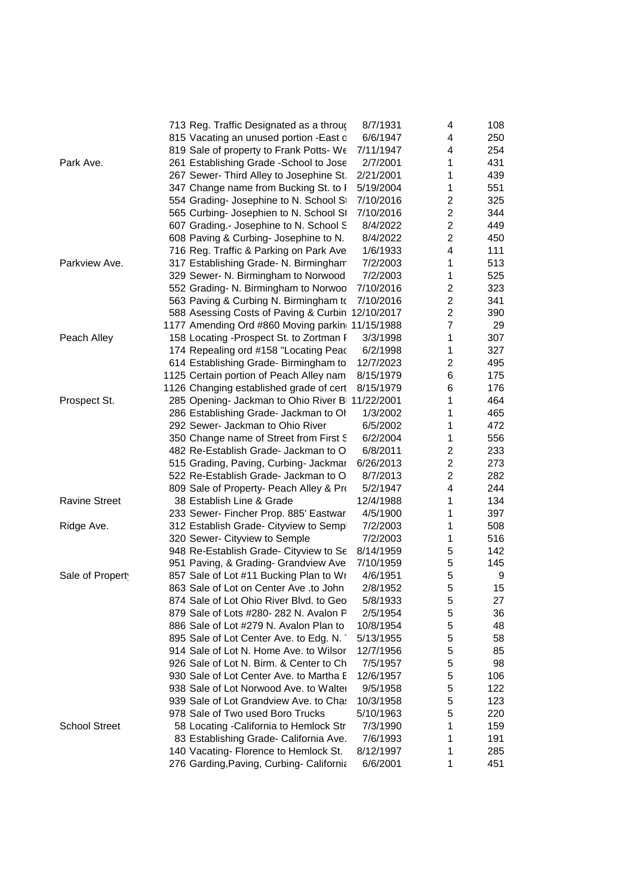| | | | | |
|---|---|---|---|---|
| | 713 Reg. Traffic Designated as a throug | 8/7/1931 | 4 | 108 |
| | 815 Vacating an unused portion -East o | 6/6/1947 | 4 | 250 |
| | 819 Sale of property to Frank Potts- We | 7/11/1947 | 4 | 254 |
| Park Ave. | 261 Establishing Grade -School to Jose | 2/7/2001 | 1 | 431 |
| | 267 Sewer- Third Alley to Josephine St. | 2/21/2001 | 1 | 439 |
| | 347 Change name from Bucking St. to F | 5/19/2004 | 1 | 551 |
| | 554 Grading- Josephine to N. School St | 7/10/2016 | 2 | 325 |
| | 565 Curbing- Josephien to N. School St | 7/10/2016 | 2 | 344 |
| | 607 Grading.- Josephine to N. School S | 8/4/2022 | 2 | 449 |
| | 608 Paving & Curbing- Josephine to N. | 8/4/2022 | 2 | 450 |
| | 716 Reg. Traffic & Parking on Park Ave | 1/6/1933 | 4 | 111 |
| Parkview Ave. | 317 Establishing Grade- N. Birmingham | 7/2/2003 | 1 | 513 |
| | 329 Sewer- N. Birmingham to Norwood | 7/2/2003 | 1 | 525 |
| | 552 Grading- N. Birmingham to Norwoo | 7/10/2016 | 2 | 323 |
| | 563 Paving & Curbing N. Birmingham to | 7/10/2016 | 2 | 341 |
| | 588 Asessing Costs of Paving & Curbin | 12/10/2017 | 2 | 390 |
| | 1177 Amending Ord #860 Moving parkin | 11/15/1988 | 7 | 29 |
| Peach Alley | 158 Locating -Prospect St. to Zortman F | 3/3/1998 | 1 | 307 |
| | 174 Repealing ord #158 "Locating Peac | 6/2/1998 | 1 | 327 |
| | 614 Establishing Grade- Birmingham to | 12/7/2023 | 2 | 495 |
| | 1125 Certain portion of Peach Alley nam | 8/15/1979 | 6 | 175 |
| | 1126 Changing established grade of cert | 8/15/1979 | 6 | 176 |
| Prospect St. | 285 Opening- Jackman to Ohio River Bl | 11/22/2001 | 1 | 464 |
| | 286 Establishing Grade- Jackman to Oh | 1/3/2002 | 1 | 465 |
| | 292 Sewer- Jackman to Ohio River | 6/5/2002 | 1 | 472 |
| | 350 Change name of Street from First S | 6/2/2004 | 1 | 556 |
| | 482 Re-Establish Grade- Jackman to O | 6/8/2011 | 2 | 233 |
| | 515 Grading, Paving, Curbing- Jackmar | 6/26/2013 | 2 | 273 |
| | 522 Re-Establish Grade- Jackman to O | 8/7/2013 | 2 | 282 |
| | 809 Sale of Property- Peach Alley & Pro | 5/2/1947 | 4 | 244 |
| Ravine Street | 38 Establish Line & Grade | 12/4/1988 | 1 | 134 |
| | 233 Sewer- Fincher Prop. 885' Eastwar | 4/5/1900 | 1 | 397 |
| Ridge Ave. | 312 Establish Grade- Cityview to Sempl | 7/2/2003 | 1 | 508 |
| | 320 Sewer- Cityview to Semple | 7/2/2003 | 1 | 516 |
| | 948 Re-Establish Grade- Cityview to Se | 8/14/1959 | 5 | 142 |
| | 951 Paving, & Grading- Grandview Ave | 7/10/1959 | 5 | 145 |
| Sale of Property | 857 Sale of Lot #11 Bucking Plan to Wr | 4/6/1951 | 5 | 9 |
| | 863 Sale of Lot on Center Ave .to John | 2/8/1952 | 5 | 15 |
| | 874 Sale of Lot Ohio River Blvd. to Geo | 5/8/1933 | 5 | 27 |
| | 879 Sale of Lots #280- 282 N. Avalon P | 2/5/1954 | 5 | 36 |
| | 886 Sale of Lot #279 N. Avalon Plan to | 10/8/1954 | 5 | 48 |
| | 895 Sale of Lot Center Ave. to Edg. N. | 5/13/1955 | 5 | 58 |
| | 914 Sale of Lot N. Home Ave. to Wilsor | 12/7/1956 | 5 | 85 |
| | 926 Sale of Lot N. Birm. & Center to Ch | 7/5/1957 | 5 | 98 |
| | 930 Sale of Lot Center Ave. to Martha E | 12/6/1957 | 5 | 106 |
| | 938 Sale of Lot Norwood Ave. to Walter | 9/5/1958 | 5 | 122 |
| | 939 Sale of Lot Grandview Ave. to Chas | 10/3/1958 | 5 | 123 |
| | 978 Sale of Two used Boro Trucks | 5/10/1963 | 5 | 220 |
| School Street | 58 Locating -California to Hemlock Str | 7/3/1990 | 1 | 159 |
| | 83 Establishing Grade- California Ave. | 7/6/1993 | 1 | 191 |
| | 140 Vacating- Florence to Hemlock St. | 8/12/1997 | 1 | 285 |
| | 276 Garding,Paving, Curbing- California | 6/6/2001 | 1 | 451 |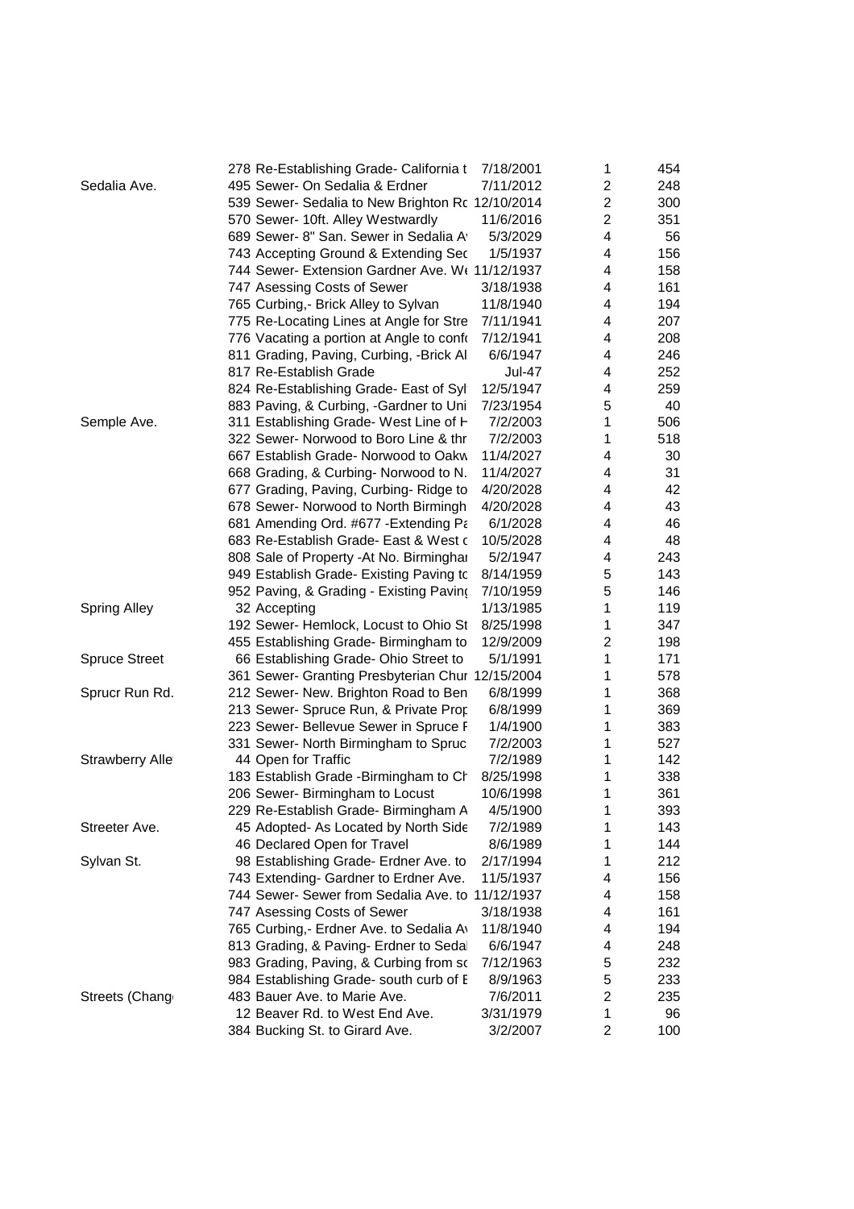| | | | | |
|---|---|---|---|---|
| | 278 Re-Establishing Grade- California t | 7/18/2001 | 1 | 454 |
| Sedalia Ave. | 495 Sewer- On Sedalia & Erdner | 7/11/2012 | 2 | 248 |
| | 539 Sewer- Sedalia to New Brighton Rc | 12/10/2014 | 2 | 300 |
| | 570 Sewer- 10ft. Alley Westwardly | 11/6/2016 | 2 | 351 |
| | 689 Sewer- 8" San. Sewer in Sedalia A | 5/3/2029 | 4 | 56 |
| | 743 Accepting Ground & Extending Sec | 1/5/1937 | 4 | 156 |
| | 744 Sewer- Extension Gardner Ave. W | 11/12/1937 | 4 | 158 |
| | 747 Asessing Costs of Sewer | 3/18/1938 | 4 | 161 |
| | 765 Curbing,- Brick Alley to Sylvan | 11/8/1940 | 4 | 194 |
| | 775 Re-Locating Lines at Angle for Stre | 7/11/1941 | 4 | 207 |
| | 776 Vacating a portion at Angle to conf | 7/12/1941 | 4 | 208 |
| | 811 Grading, Paving, Curbing, -Brick Al | 6/6/1947 | 4 | 246 |
| | 817 Re-Establish Grade | Jul-47 | 4 | 252 |
| | 824 Re-Establishing Grade- East of Syl | 12/5/1947 | 4 | 259 |
| | 883 Paving, & Curbing, -Gardner to Uni | 7/23/1954 | 5 | 40 |
| Semple Ave. | 311 Establishing Grade- West Line of H | 7/2/2003 | 1 | 506 |
| | 322 Sewer- Norwood to Boro Line & thr | 7/2/2003 | 1 | 518 |
| | 667 Establish Grade- Norwood to Oakw | 11/4/2027 | 4 | 30 |
| | 668 Grading, & Curbing- Norwood to N. | 11/4/2027 | 4 | 31 |
| | 677 Grading, Paving, Curbing- Ridge to | 4/20/2028 | 4 | 42 |
| | 678 Sewer- Norwood to North Birmingh | 4/20/2028 | 4 | 43 |
| | 681 Amending Ord. #677 -Extending Pa | 6/1/2028 | 4 | 46 |
| | 683 Re-Establish Grade- East & West c | 10/5/2028 | 4 | 48 |
| | 808 Sale of Property -At No. Birminghai | 5/2/1947 | 4 | 243 |
| | 949 Establish Grade- Existing Paving tc | 8/14/1959 | 5 | 143 |
| | 952 Paving, & Grading - Existing Paving | 7/10/1959 | 5 | 146 |
| Spring Alley | 32 Accepting | 1/13/1985 | 1 | 119 |
| | 192 Sewer- Hemlock, Locust to Ohio St | 8/25/1998 | 1 | 347 |
| | 455 Establishing Grade- Birmingham to | 12/9/2009 | 2 | 198 |
| Spruce Street | 66 Establishing Grade- Ohio Street to | 5/1/1991 | 1 | 171 |
| | 361 Sewer- Granting Presbyterian Chur | 12/15/2004 | 1 | 578 |
| Sprucr Run Rd. | 212 Sewer- New. Brighton Road to Ben | 6/8/1999 | 1 | 368 |
| | 213 Sewer- Spruce Run, & Private Prop | 6/8/1999 | 1 | 369 |
| | 223 Sewer- Bellevue Sewer in Spruce F | 1/4/1900 | 1 | 383 |
| | 331 Sewer- North Birmingham to Spruc | 7/2/2003 | 1 | 527 |
| Strawberry Alle | 44 Open for Traffic | 7/2/1989 | 1 | 142 |
| | 183 Establish Grade -Birmingham to Ch | 8/25/1998 | 1 | 338 |
| | 206 Sewer- Birmingham to Locust | 10/6/1998 | 1 | 361 |
| | 229 Re-Establish Grade- Birmingham A | 4/5/1900 | 1 | 393 |
| Streeter Ave. | 45 Adopted- As Located by North Side | 7/2/1989 | 1 | 143 |
| | 46 Declared Open for Travel | 8/6/1989 | 1 | 144 |
| Sylvan St. | 98 Establishing Grade- Erdner Ave. to | 2/17/1994 | 1 | 212 |
| | 743 Extending- Gardner to Erdner Ave. | 11/5/1937 | 4 | 156 |
| | 744 Sewer- Sewer from Sedalia Ave. to | 11/12/1937 | 4 | 158 |
| | 747 Asessing Costs of Sewer | 3/18/1938 | 4 | 161 |
| | 765 Curbing,- Erdner Ave. to Sedalia A | 11/8/1940 | 4 | 194 |
| | 813 Grading, & Paving- Erdner to Seda | 6/6/1947 | 4 | 248 |
| | 983 Grading, Paving, & Curbing from sc | 7/12/1963 | 5 | 232 |
| | 984 Establishing Grade- south curb of E | 8/9/1963 | 5 | 233 |
| Streets (Chang | 483 Bauer Ave. to Marie Ave. | 7/6/2011 | 2 | 235 |
| | 12 Beaver Rd. to West End Ave. | 3/31/1979 | 1 | 96 |
| | 384 Bucking St. to Girard Ave. | 3/2/2007 | 2 | 100 |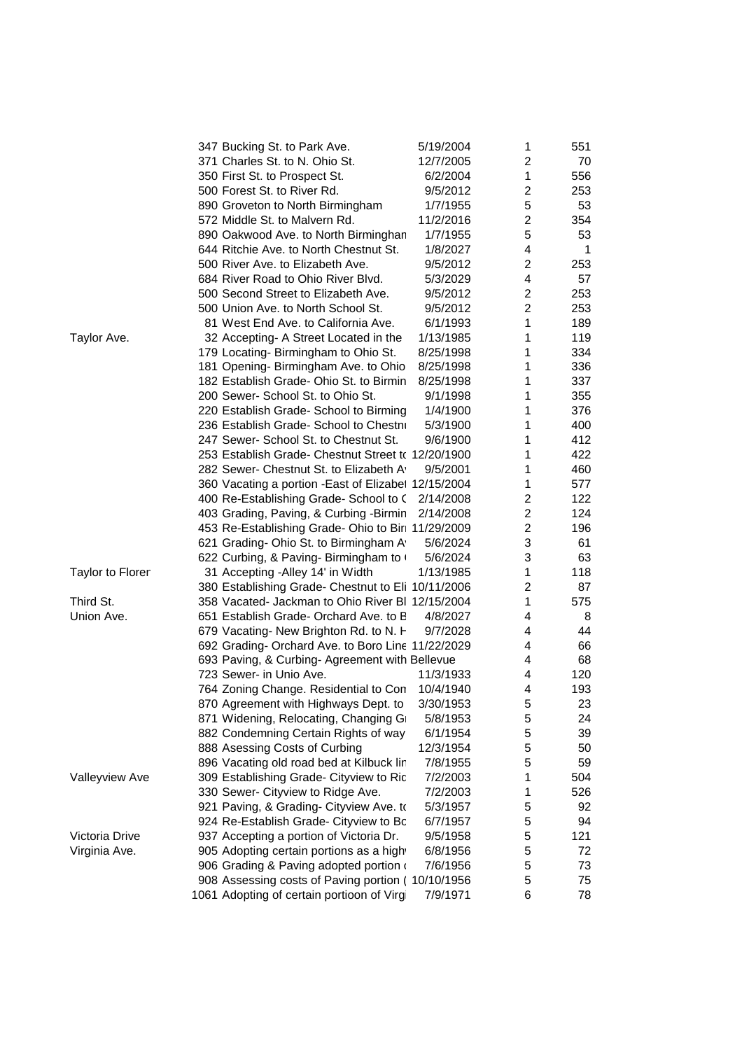| Street | No. | Description | Date | Book | Page |
|---|---|---|---|---|---|
| | 347 | Bucking St. to Park Ave. | 5/19/2004 | 1 | 551 |
| | 371 | Charles St. to N. Ohio St. | 12/7/2005 | 2 | 70 |
| | 350 | First St. to Prospect St. | 6/2/2004 | 1 | 556 |
| | 500 | Forest St. to River Rd. | 9/5/2012 | 2 | 253 |
| | 890 | Groveton to North Birmingham | 1/7/1955 | 5 | 53 |
| | 572 | Middle St. to Malvern Rd. | 11/2/2016 | 2 | 354 |
| | 890 | Oakwood Ave. to North Birminghan | 1/7/1955 | 5 | 53 |
| | 644 | Ritchie Ave. to North Chestnut St. | 1/8/2027 | 4 | 1 |
| | 500 | River Ave. to Elizabeth Ave. | 9/5/2012 | 2 | 253 |
| | 684 | River Road to Ohio River Blvd. | 5/3/2029 | 4 | 57 |
| | 500 | Second Street to Elizabeth Ave. | 9/5/2012 | 2 | 253 |
| | 500 | Union Ave. to North School St. | 9/5/2012 | 2 | 253 |
| | 81 | West End Ave. to California Ave. | 6/1/1993 | 1 | 189 |
| Taylor Ave. | 32 | Accepting- A Street Located in the | 1/13/1985 | 1 | 119 |
| | 179 | Locating- Birmingham to Ohio St. | 8/25/1998 | 1 | 334 |
| | 181 | Opening- Birmingham Ave. to Ohio | 8/25/1998 | 1 | 336 |
| | 182 | Establish Grade- Ohio St. to Birmin | 8/25/1998 | 1 | 337 |
| | 200 | Sewer- School St. to Ohio St. | 9/1/1998 | 1 | 355 |
| | 220 | Establish Grade- School to Birming | 1/4/1900 | 1 | 376 |
| | 236 | Establish Grade- School to Chestn | 5/3/1900 | 1 | 400 |
| | 247 | Sewer- School St. to Chestnut St. | 9/6/1900 | 1 | 412 |
| | 253 | Establish Grade- Chestnut Street to | 12/20/1900 | 1 | 422 |
| | 282 | Sewer- Chestnut St. to Elizabeth Av | 9/5/2001 | 1 | 460 |
| | 360 | Vacating a portion -East of Elizabet | 12/15/2004 | 1 | 577 |
| | 400 | Re-Establishing Grade- School to C | 2/14/2008 | 2 | 122 |
| | 403 | Grading, Paving, & Curbing -Birmin | 2/14/2008 | 2 | 124 |
| | 453 | Re-Establishing Grade- Ohio to Bir | 11/29/2009 | 2 | 196 |
| | 621 | Grading- Ohio St. to Birmingham Av | 5/6/2024 | 3 | 61 |
| | 622 | Curbing, & Paving- Birmingham to | 5/6/2024 | 3 | 63 |
| Taylor to Floren | 31 | Accepting -Alley 14' in Width | 1/13/1985 | 1 | 118 |
| | 380 | Establishing Grade- Chestnut to Eli | 10/11/2006 | 2 | 87 |
| Third St. | 358 | Vacated- Jackman to Ohio River Bl | 12/15/2004 | 1 | 575 |
| Union Ave. | 651 | Establish Grade- Orchard Ave. to B | 4/8/2027 | 4 | 8 |
| | 679 | Vacating- New Brighton Rd. to N. H | 9/7/2028 | 4 | 44 |
| | 692 | Grading- Orchard Ave. to Boro Line | 11/22/2029 | 4 | 66 |
| | 693 | Paving, & Curbing- Agreement with Bellevue | | 4 | 68 |
| | 723 | Sewer- in Unio Ave. | 11/3/1933 | 4 | 120 |
| | 764 | Zoning Change. Residential to Con | 10/4/1940 | 4 | 193 |
| | 870 | Agreement with Highways Dept. to | 3/30/1953 | 5 | 23 |
| | 871 | Widening, Relocating, Changing Gr | 5/8/1953 | 5 | 24 |
| | 882 | Condemning Certain Rights of way | 6/1/1954 | 5 | 39 |
| | 888 | Asessing Costs of Curbing | 12/3/1954 | 5 | 50 |
| | 896 | Vacating old road bed at Kilbuck lin | 7/8/1955 | 5 | 59 |
| Valleyview Ave | 309 | Establishing Grade- Cityview to Ric | 7/2/2003 | 1 | 504 |
| | 330 | Sewer- Cityview to Ridge Ave. | 7/2/2003 | 1 | 526 |
| | 921 | Paving, & Grading- Cityview Ave. to | 5/3/1957 | 5 | 92 |
| | 924 | Re-Establish Grade- Cityview to Bo | 6/7/1957 | 5 | 94 |
| Victoria Drive | 937 | Accepting a portion of Victoria Dr. | 9/5/1958 | 5 | 121 |
| Virginia Ave. | 905 | Adopting certain portions as a high | 6/8/1956 | 5 | 72 |
| | 906 | Grading & Paving adopted portion | 7/6/1956 | 5 | 73 |
| | 908 | Assessing costs of Paving portion ( | 10/10/1956 | 5 | 75 |
| | 1061 | Adopting of certain portioon of Virg | 7/9/1971 | 6 | 78 |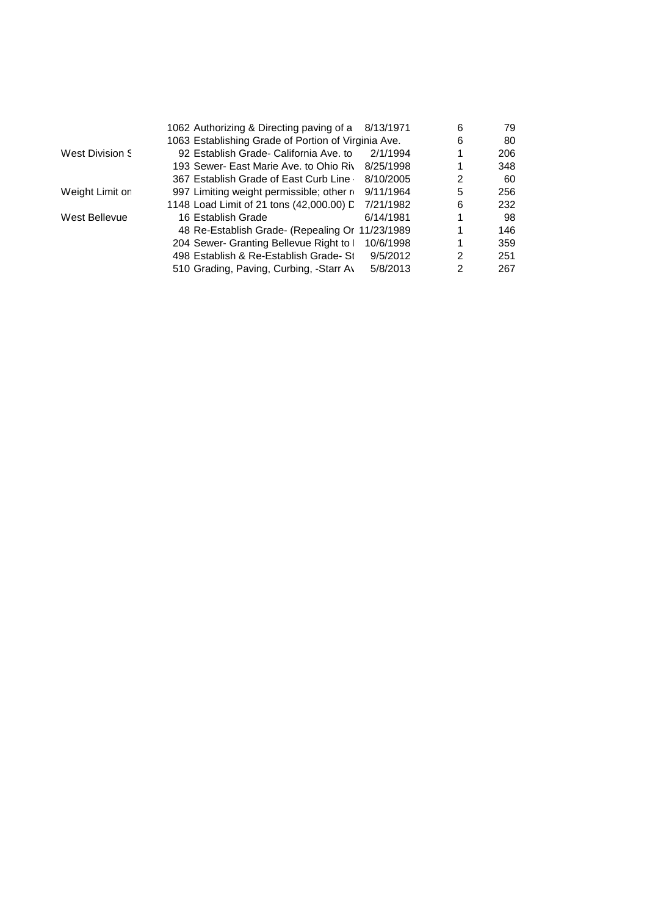| | | | | | |
|---|---|---|---|---|---|
| | 1062 | Authorizing & Directing paving of a | 8/13/1971 | 6 | 79 |
| | 1063 | Establishing Grade of Portion of Virginia Ave. | | 6 | 80 |
| West Division S | 92 | Establish Grade- California Ave. to | 2/1/1994 | 1 | 206 |
| | 193 | Sewer- East Marie Ave. to Ohio Riv | 8/25/1998 | 1 | 348 |
| | 367 | Establish Grade of East Curb Line | 8/10/2005 | 2 | 60 |
| Weight Limit on | 997 | Limiting weight permissible; other r | 9/11/1964 | 5 | 256 |
| | 1148 | Load Limit of 21 tons (42,000.00) D | 7/21/1982 | 6 | 232 |
| West Bellevue | 16 | Establish Grade | 6/14/1981 | 1 | 98 |
| | 48 | Re-Establish Grade- (Repealing Or | 11/23/1989 | 1 | 146 |
| | 204 | Sewer- Granting Bellevue Right to I | 10/6/1998 | 1 | 359 |
| | 498 | Establish & Re-Establish Grade- St | 9/5/2012 | 2 | 251 |
| | 510 | Grading, Paving, Curbing, -Starr Av | 5/8/2013 | 2 | 267 |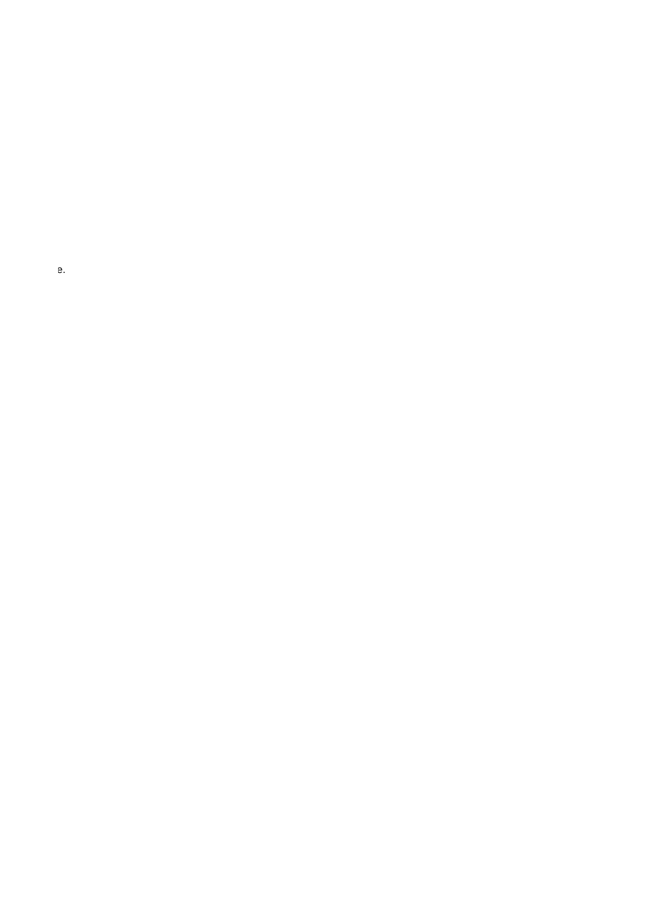e.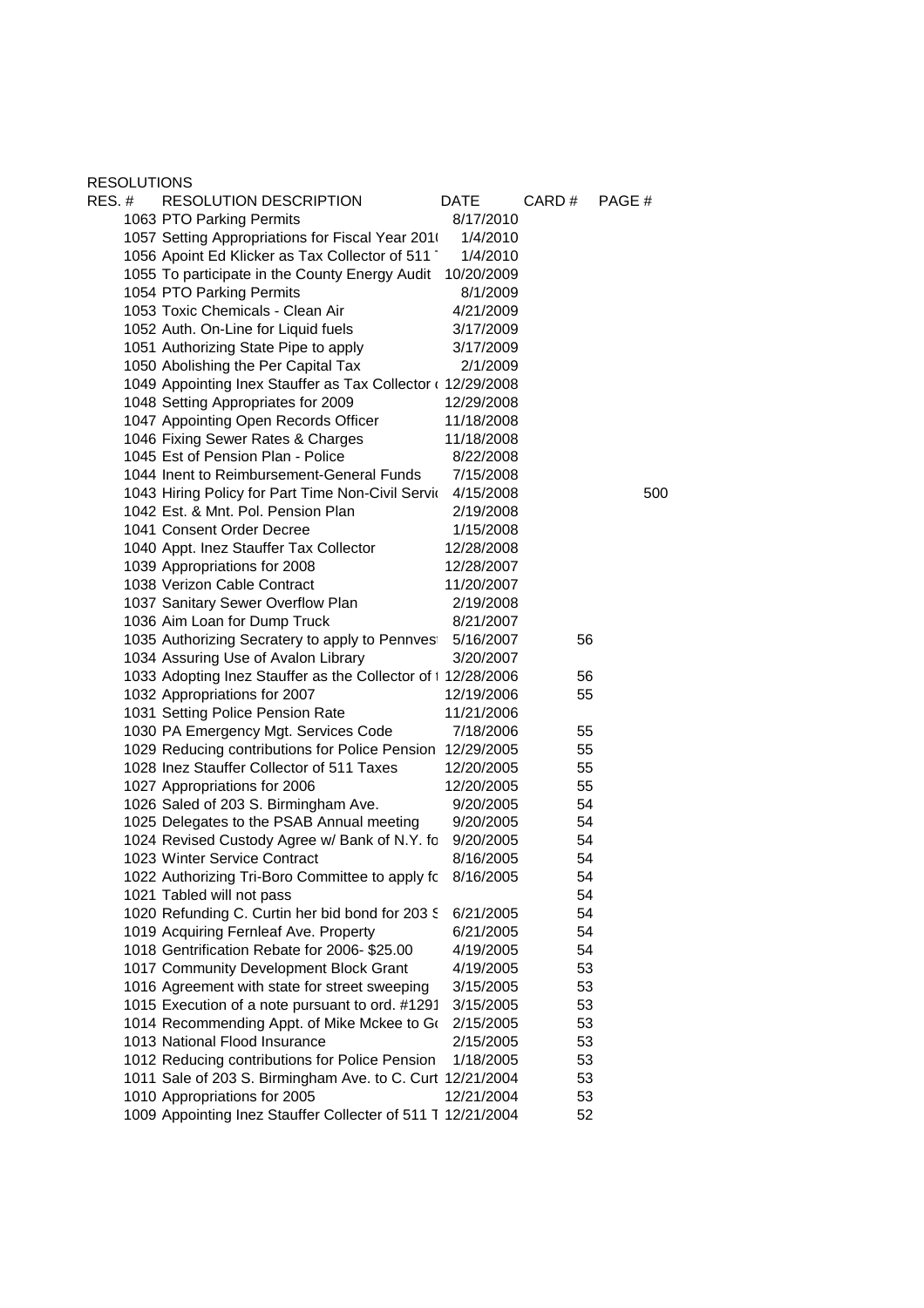RESOLUTIONS

| RES. # | RESOLUTION DESCRIPTION | DATE | CARD # | PAGE # |
|---|---|---|---|---|
| 1063 | PTO Parking Permits | 8/17/2010 | | |
| 1057 | Setting Appropriations for Fiscal Year 201( | 1/4/2010 | | |
| 1056 | Apoint Ed Klicker as Tax Collector of 511 ` | 1/4/2010 | | |
| 1055 | To participate in the County Energy Audit | 10/20/2009 | | |
| 1054 | PTO Parking Permits | 8/1/2009 | | |
| 1053 | Toxic Chemicals - Clean Air | 4/21/2009 | | |
| 1052 | Auth. On-Line for Liquid fuels | 3/17/2009 | | |
| 1051 | Authorizing State Pipe to apply | 3/17/2009 | | |
| 1050 | Abolishing the Per Capital Tax | 2/1/2009 | | |
| 1049 | Appointing Inex Stauffer as Tax Collector ( | 12/29/2008 | | |
| 1048 | Setting Appropriates for 2009 | 12/29/2008 | | |
| 1047 | Appointing Open Records Officer | 11/18/2008 | | |
| 1046 | Fixing Sewer Rates & Charges | 11/18/2008 | | |
| 1045 | Est of Pension Plan - Police | 8/22/2008 | | |
| 1044 | Inent to Reimbursement-General Funds | 7/15/2008 | | |
| 1043 | Hiring Policy for Part Time Non-Civil Servic | 4/15/2008 | | 500 |
| 1042 | Est. & Mnt. Pol. Pension Plan | 2/19/2008 | | |
| 1041 | Consent Order Decree | 1/15/2008 | | |
| 1040 | Appt. Inez Stauffer Tax Collector | 12/28/2008 | | |
| 1039 | Appropriations for 2008 | 12/28/2007 | | |
| 1038 | Verizon Cable Contract | 11/20/2007 | | |
| 1037 | Sanitary Sewer Overflow Plan | 2/19/2008 | | |
| 1036 | Aim Loan for Dump Truck | 8/21/2007 | | |
| 1035 | Authorizing Secratery to apply to Pennvest | 5/16/2007 | 56 | |
| 1034 | Assuring Use of Avalon Library | 3/20/2007 | | |
| 1033 | Adopting Inez Stauffer as the Collector of t | 12/28/2006 | 56 | |
| 1032 | Appropriations for 2007 | 12/19/2006 | 55 | |
| 1031 | Setting Police Pension Rate | 11/21/2006 | | |
| 1030 | PA Emergency Mgt. Services Code | 7/18/2006 | 55 | |
| 1029 | Reducing contributions for Police Pension | 12/29/2005 | 55 | |
| 1028 | Inez Stauffer Collector of 511 Taxes | 12/20/2005 | 55 | |
| 1027 | Appropriations for 2006 | 12/20/2005 | 55 | |
| 1026 | Saled of 203 S. Birmingham Ave. | 9/20/2005 | 54 | |
| 1025 | Delegates to the PSAB Annual meeting | 9/20/2005 | 54 | |
| 1024 | Revised Custody Agree w/ Bank of N.Y. fo | 9/20/2005 | 54 | |
| 1023 | Winter Service Contract | 8/16/2005 | 54 | |
| 1022 | Authorizing Tri-Boro Committee to apply fo | 8/16/2005 | 54 | |
| 1021 | Tabled will not pass | | 54 | |
| 1020 | Refunding C. Curtin her bid bond for 203 S | 6/21/2005 | 54 | |
| 1019 | Acquiring Fernleaf Ave. Property | 6/21/2005 | 54 | |
| 1018 | Gentrification Rebate for 2006- $25.00 | 4/19/2005 | 54 | |
| 1017 | Community Development Block Grant | 4/19/2005 | 53 | |
| 1016 | Agreement with state for street sweeping | 3/15/2005 | 53 | |
| 1015 | Execution of a note pursuant to ord. #1291 | 3/15/2005 | 53 | |
| 1014 | Recommending Appt. of Mike Mckee to Go | 2/15/2005 | 53 | |
| 1013 | National Flood Insurance | 2/15/2005 | 53 | |
| 1012 | Reducing contributions for Police Pension | 1/18/2005 | 53 | |
| 1011 | Sale of 203 S. Birmingham Ave. to C. Curt | 12/21/2004 | 53 | |
| 1010 | Appropriations for 2005 | 12/21/2004 | 53 | |
| 1009 | Appointing Inez Stauffer Collecter of 511 T | 12/21/2004 | 52 | |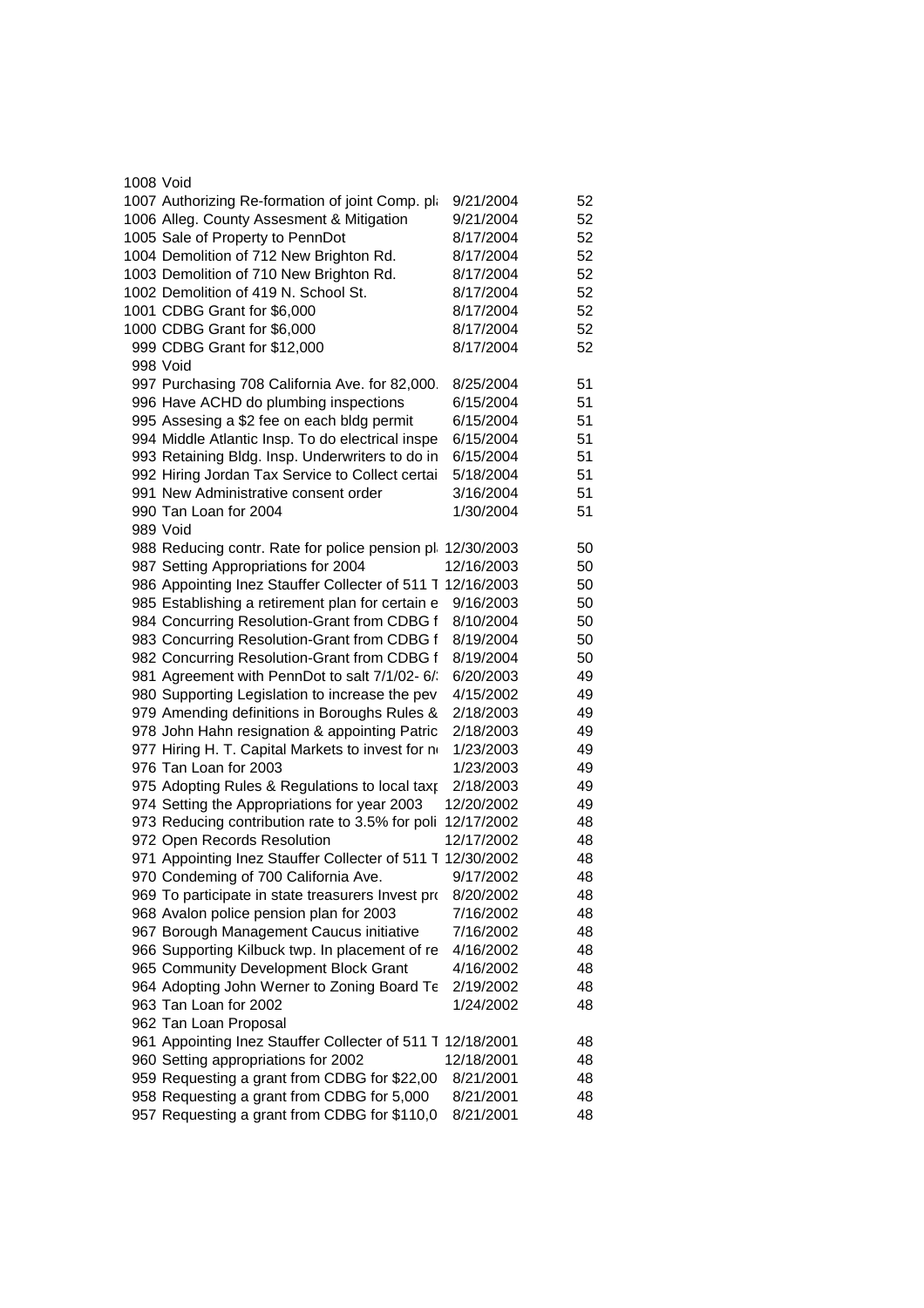| | | | |
|---|---|---|---|
| 1008 | Void | | |
| 1007 | Authorizing Re-formation of joint Comp. pl | 9/21/2004 | 52 |
| 1006 | Alleg. County Assesment & Mitigation | 9/21/2004 | 52 |
| 1005 | Sale of Property to PennDot | 8/17/2004 | 52 |
| 1004 | Demolition of 712 New Brighton Rd. | 8/17/2004 | 52 |
| 1003 | Demolition of 710 New Brighton Rd. | 8/17/2004 | 52 |
| 1002 | Demolition of 419 N. School St. | 8/17/2004 | 52 |
| 1001 | CDBG Grant for $6,000 | 8/17/2004 | 52 |
| 1000 | CDBG Grant for $6,000 | 8/17/2004 | 52 |
| 999 | CDBG Grant for $12,000 | 8/17/2004 | 52 |
| 998 | Void | | |
| 997 | Purchasing 708 California Ave. for 82,000. | 8/25/2004 | 51 |
| 996 | Have ACHD do plumbing inspections | 6/15/2004 | 51 |
| 995 | Assesing a $2 fee on each bldg permit | 6/15/2004 | 51 |
| 994 | Middle Atlantic Insp. To do electrical inspe | 6/15/2004 | 51 |
| 993 | Retaining Bldg. Insp. Underwriters to do in | 6/15/2004 | 51 |
| 992 | Hiring Jordan Tax Service to Collect certai | 5/18/2004 | 51 |
| 991 | New Administrative consent order | 3/16/2004 | 51 |
| 990 | Tan Loan for 2004 | 1/30/2004 | 51 |
| 989 | Void | | |
| 988 | Reducing contr. Rate for police pension pl | 12/30/2003 | 50 |
| 987 | Setting Appropriations for 2004 | 12/16/2003 | 50 |
| 986 | Appointing Inez Stauffer Collecter of 511 T | 12/16/2003 | 50 |
| 985 | Establishing a retirement plan for certain e | 9/16/2003 | 50 |
| 984 | Concurring Resolution-Grant from CDBG f | 8/10/2004 | 50 |
| 983 | Concurring Resolution-Grant from CDBG f | 8/19/2004 | 50 |
| 982 | Concurring Resolution-Grant from CDBG f | 8/19/2004 | 50 |
| 981 | Agreement with PennDot to salt 7/1/02- 6/ | 6/20/2003 | 49 |
| 980 | Supporting Legislation to increase the pev | 4/15/2002 | 49 |
| 979 | Amending definitions in Boroughs Rules & | 2/18/2003 | 49 |
| 978 | John Hahn resignation & appointing Patric | 2/18/2003 | 49 |
| 977 | Hiring H. T. Capital Markets to invest for n | 1/23/2003 | 49 |
| 976 | Tan Loan for 2003 | 1/23/2003 | 49 |
| 975 | Adopting Rules & Regulations to local taxp | 2/18/2003 | 49 |
| 974 | Setting the Appropriations for year 2003 | 12/20/2002 | 49 |
| 973 | Reducing contribution rate to 3.5% for poli | 12/17/2002 | 48 |
| 972 | Open Records Resolution | 12/17/2002 | 48 |
| 971 | Appointing Inez Stauffer Collecter of 511 T | 12/30/2002 | 48 |
| 970 | Condeming of 700 California Ave. | 9/17/2002 | 48 |
| 969 | To participate in state treasurers Invest pro | 8/20/2002 | 48 |
| 968 | Avalon police pension plan for 2003 | 7/16/2002 | 48 |
| 967 | Borough Management Caucus initiative | 7/16/2002 | 48 |
| 966 | Supporting Kilbuck twp. In placement of re | 4/16/2002 | 48 |
| 965 | Community Development Block Grant | 4/16/2002 | 48 |
| 964 | Adopting John Werner to Zoning Board Te | 2/19/2002 | 48 |
| 963 | Tan Loan for 2002 | 1/24/2002 | 48 |
| 962 | Tan Loan Proposal | | |
| 961 | Appointing Inez Stauffer Collecter of 511 T | 12/18/2001 | 48 |
| 960 | Setting appropriations for 2002 | 12/18/2001 | 48 |
| 959 | Requesting a grant from CDBG for $22,00 | 8/21/2001 | 48 |
| 958 | Requesting a grant from CDBG for 5,000 | 8/21/2001 | 48 |
| 957 | Requesting a grant from CDBG for $110,0 | 8/21/2001 | 48 |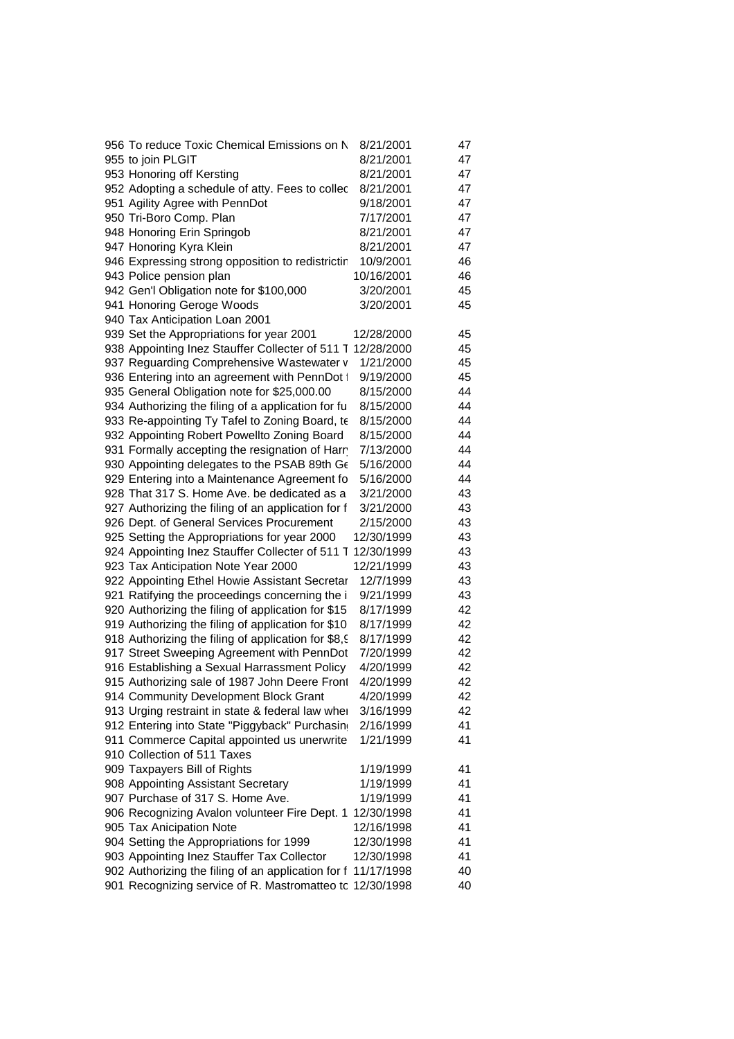| | | | |
|---|---|---|---|
| 956 | To reduce Toxic Chemical Emissions on N | 8/21/2001 | 47 |
| 955 | to join PLGIT | 8/21/2001 | 47 |
| 953 | Honoring off Kersting | 8/21/2001 | 47 |
| 952 | Adopting a schedule of atty. Fees to collec | 8/21/2001 | 47 |
| 951 | Agility Agree with PennDot | 9/18/2001 | 47 |
| 950 | Tri-Boro Comp. Plan | 7/17/2001 | 47 |
| 948 | Honoring Erin Springob | 8/21/2001 | 47 |
| 947 | Honoring Kyra Klein | 8/21/2001 | 47 |
| 946 | Expressing strong opposition to redistrictin | 10/9/2001 | 46 |
| 943 | Police pension plan | 10/16/2001 | 46 |
| 942 | Gen'l Obligation note for $100,000 | 3/20/2001 | 45 |
| 941 | Honoring Geroge Woods | 3/20/2001 | 45 |
| 940 | Tax Anticipation Loan 2001 | | |
| 939 | Set the Appropriations for year 2001 | 12/28/2000 | 45 |
| 938 | Appointing Inez Stauffer Collecter of 511 T | 12/28/2000 | 45 |
| 937 | Reguarding Comprehensive Wastewater v | 1/21/2000 | 45 |
| 936 | Entering into an agreement with PennDot t | 9/19/2000 | 45 |
| 935 | General Obligation note for $25,000.00 | 8/15/2000 | 44 |
| 934 | Authorizing the filing of a application for fu | 8/15/2000 | 44 |
| 933 | Re-appointing Ty Tafel to Zoning Board, te | 8/15/2000 | 44 |
| 932 | Appointing Robert Powellto Zoning Board | 8/15/2000 | 44 |
| 931 | Formally accepting the resignation of Harr | 7/13/2000 | 44 |
| 930 | Appointing delegates to the PSAB 89th Ge | 5/16/2000 | 44 |
| 929 | Entering into a Maintenance Agreement fo | 5/16/2000 | 44 |
| 928 | That 317 S. Home Ave. be dedicated as a | 3/21/2000 | 43 |
| 927 | Authorizing the filing of an application for f | 3/21/2000 | 43 |
| 926 | Dept. of General Services Procurement | 2/15/2000 | 43 |
| 925 | Setting the Appropriations for year 2000 | 12/30/1999 | 43 |
| 924 | Appointing Inez Stauffer Collecter of 511 T | 12/30/1999 | 43 |
| 923 | Tax Anticipation Note Year 2000 | 12/21/1999 | 43 |
| 922 | Appointing Ethel Howie Assistant Secretar | 12/7/1999 | 43 |
| 921 | Ratifying the proceedings concerning the i | 9/21/1999 | 43 |
| 920 | Authorizing the filing of application for $15 | 8/17/1999 | 42 |
| 919 | Authorizing the filing of application for $10 | 8/17/1999 | 42 |
| 918 | Authorizing the filing of application for $8,9 | 8/17/1999 | 42 |
| 917 | Street Sweeping Agreement with PennDot | 7/20/1999 | 42 |
| 916 | Establishing a Sexual Harrassment Policy | 4/20/1999 | 42 |
| 915 | Authorizing sale of 1987 John Deere Front | 4/20/1999 | 42 |
| 914 | Community Development Block Grant | 4/20/1999 | 42 |
| 913 | Urging restraint in state & federal law wher | 3/16/1999 | 42 |
| 912 | Entering into State "Piggyback" Purchasin | 2/16/1999 | 41 |
| 911 | Commerce Capital appointed us unerwrite | 1/21/1999 | 41 |
| 910 | Collection of 511 Taxes | | |
| 909 | Taxpayers Bill of Rights | 1/19/1999 | 41 |
| 908 | Appointing Assistant Secretary | 1/19/1999 | 41 |
| 907 | Purchase of 317 S. Home Ave. | 1/19/1999 | 41 |
| 906 | Recognizing Avalon volunteer Fire Dept. 1 | 12/30/1998 | 41 |
| 905 | Tax Anicipation Note | 12/16/1998 | 41 |
| 904 | Setting the Appropriations for 1999 | 12/30/1998 | 41 |
| 903 | Appointing Inez Stauffer Tax Collector | 12/30/1998 | 41 |
| 902 | Authorizing the filing of an application for f | 11/17/1998 | 40 |
| 901 | Recognizing service of R. Mastromatteo tc | 12/30/1998 | 40 |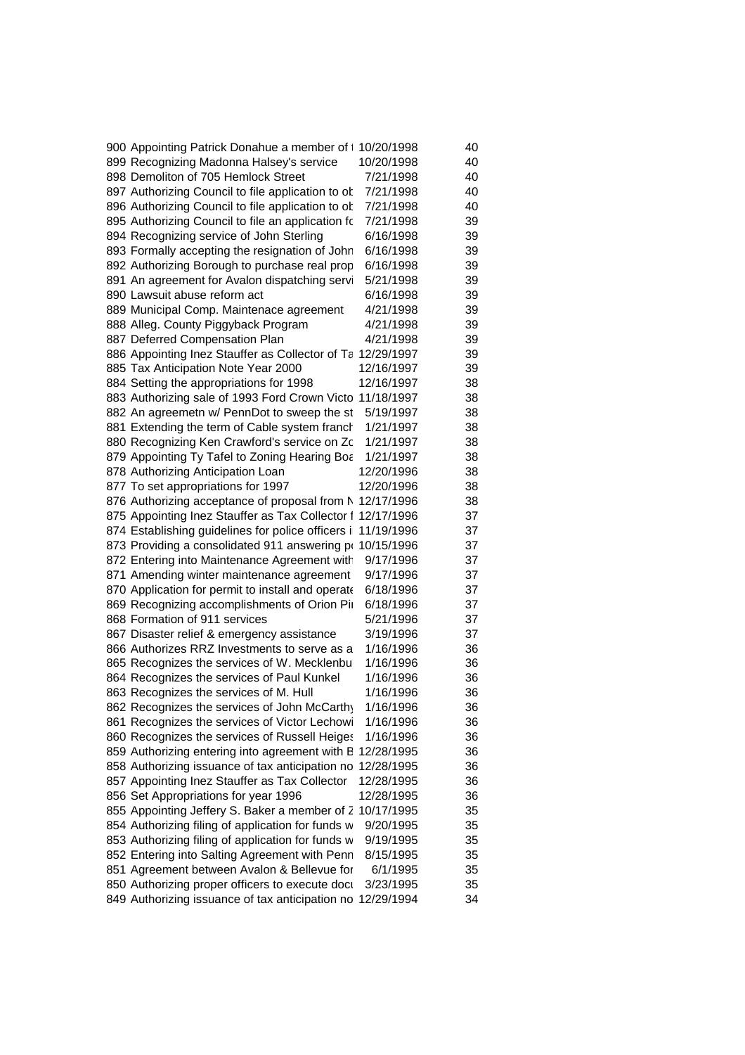| | | | |
|---|---|---|---|
| 900 | Appointing Patrick Donahue a member of t | 10/20/1998 | 40 |
| 899 | Recognizing Madonna Halsey's service | 10/20/1998 | 40 |
| 898 | Demoliton of 705 Hemlock Street | 7/21/1998 | 40 |
| 897 | Authorizing Council to file application to ok | 7/21/1998 | 40 |
| 896 | Authorizing Council to file application to ok | 7/21/1998 | 40 |
| 895 | Authorizing Council to file an application fo | 7/21/1998 | 39 |
| 894 | Recognizing service of John Sterling | 6/16/1998 | 39 |
| 893 | Formally accepting the resignation of John | 6/16/1998 | 39 |
| 892 | Authorizing Borough to purchase real prop | 6/16/1998 | 39 |
| 891 | An agreement for Avalon dispatching servi | 5/21/1998 | 39 |
| 890 | Lawsuit abuse reform act | 6/16/1998 | 39 |
| 889 | Municipal Comp. Maintenace agreement | 4/21/1998 | 39 |
| 888 | Alleg. County Piggyback Program | 4/21/1998 | 39 |
| 887 | Deferred Compensation Plan | 4/21/1998 | 39 |
| 886 | Appointing Inez Stauffer as Collector of Ta | 12/29/1997 | 39 |
| 885 | Tax Anticipation Note Year 2000 | 12/16/1997 | 39 |
| 884 | Setting the appropriations for 1998 | 12/16/1997 | 38 |
| 883 | Authorizing sale of 1993 Ford Crown Victo | 11/18/1997 | 38 |
| 882 | An agreemetn w/ PennDot to sweep the st | 5/19/1997 | 38 |
| 881 | Extending the term of Cable system franch | 1/21/1997 | 38 |
| 880 | Recognizing Ken Crawford's service on Zc | 1/21/1997 | 38 |
| 879 | Appointing Ty Tafel to Zoning Hearing Boa | 1/21/1997 | 38 |
| 878 | Authorizing Anticipation Loan | 12/20/1996 | 38 |
| 877 | To set appropriations for 1997 | 12/20/1996 | 38 |
| 876 | Authorizing acceptance of proposal from N | 12/17/1996 | 38 |
| 875 | Appointing Inez Stauffer as Tax Collector f | 12/17/1996 | 37 |
| 874 | Establishing guidelines for police officers i | 11/19/1996 | 37 |
| 873 | Providing a consolidated 911 answering po | 10/15/1996 | 37 |
| 872 | Entering into Maintenance Agreement with | 9/17/1996 | 37 |
| 871 | Amending winter maintenance agreement | 9/17/1996 | 37 |
| 870 | Application for permit to install and operate | 6/18/1996 | 37 |
| 869 | Recognizing accomplishments of Orion Pi | 6/18/1996 | 37 |
| 868 | Formation of 911 services | 5/21/1996 | 37 |
| 867 | Disaster relief & emergency assistance | 3/19/1996 | 37 |
| 866 | Authorizes RRZ Investments to serve as a | 1/16/1996 | 36 |
| 865 | Recognizes the services of W. Mecklenbu | 1/16/1996 | 36 |
| 864 | Recognizes the services of Paul Kunkel | 1/16/1996 | 36 |
| 863 | Recognizes the services of M. Hull | 1/16/1996 | 36 |
| 862 | Recognizes the services of John McCarthy | 1/16/1996 | 36 |
| 861 | Recognizes the services of Victor Lechowi | 1/16/1996 | 36 |
| 860 | Recognizes the services of Russell Heiges | 1/16/1996 | 36 |
| 859 | Authorizing entering into agreement with B | 12/28/1995 | 36 |
| 858 | Authorizing issuance of tax anticipation no | 12/28/1995 | 36 |
| 857 | Appointing Inez Stauffer as Tax Collector | 12/28/1995 | 36 |
| 856 | Set Appropriations for year 1996 | 12/28/1995 | 36 |
| 855 | Appointing Jeffery S. Baker a member of Z | 10/17/1995 | 35 |
| 854 | Authorizing filing of application for funds w | 9/20/1995 | 35 |
| 853 | Authorizing filing of application for funds w | 9/19/1995 | 35 |
| 852 | Entering into Salting Agreement with Penn | 8/15/1995 | 35 |
| 851 | Agreement between Avalon & Bellevue for | 6/1/1995 | 35 |
| 850 | Authorizing proper officers to execute docu | 3/23/1995 | 35 |
| 849 | Authorizing issuance of tax anticipation no | 12/29/1994 | 34 |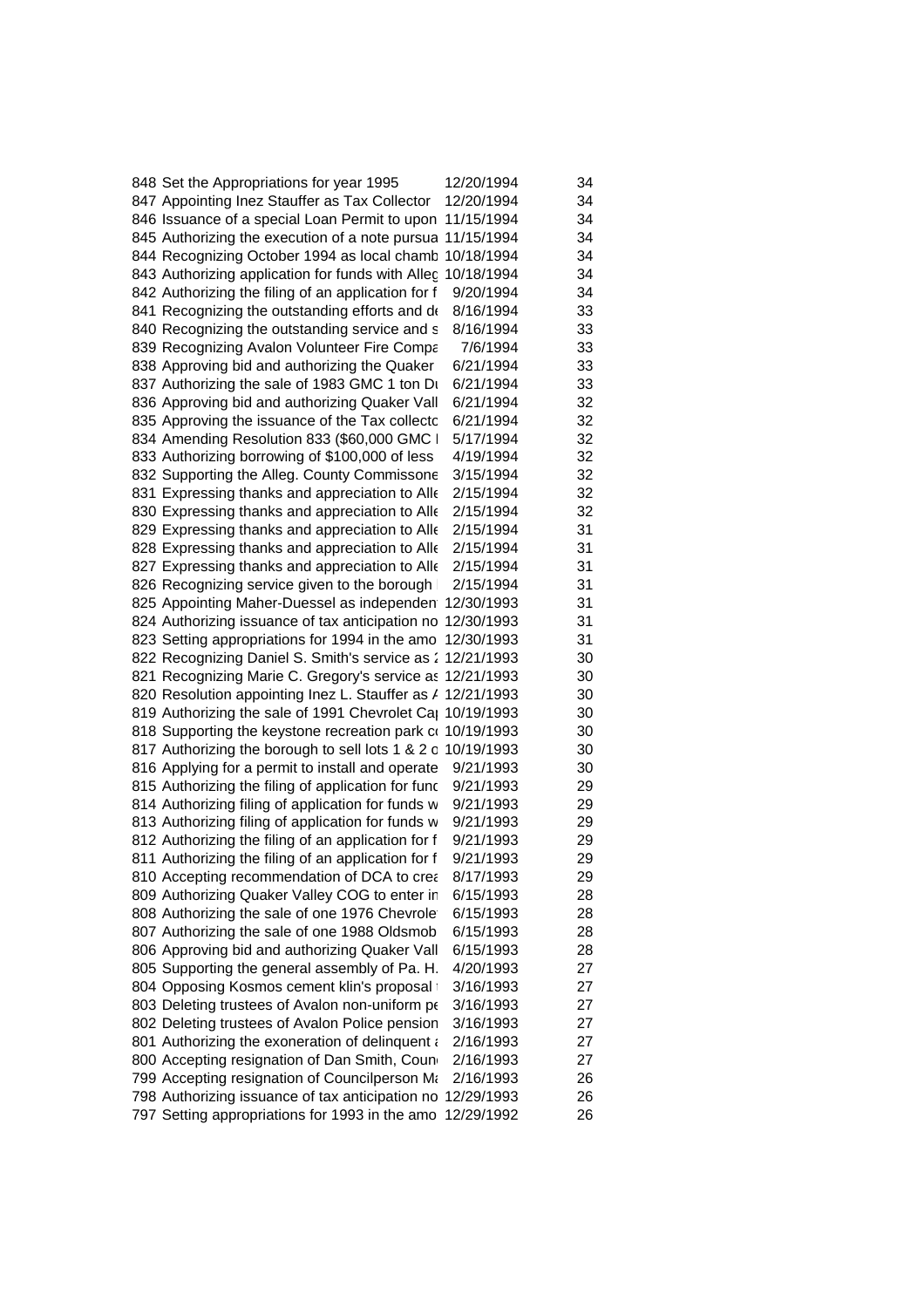| | | | |
|---|---|---|---|
| 848 | Set the Appropriations for year 1995 | 12/20/1994 | 34 |
| 847 | Appointing Inez Stauffer as Tax Collector | 12/20/1994 | 34 |
| 846 | Issuance of a special Loan Permit to upon | 11/15/1994 | 34 |
| 845 | Authorizing the execution of a note pursua | 11/15/1994 | 34 |
| 844 | Recognizing October 1994 as local chamb | 10/18/1994 | 34 |
| 843 | Authorizing application for funds with Alleg | 10/18/1994 | 34 |
| 842 | Authorizing the filing of an application for f | 9/20/1994 | 34 |
| 841 | Recognizing the outstanding efforts and de | 8/16/1994 | 33 |
| 840 | Recognizing the outstanding service and s | 8/16/1994 | 33 |
| 839 | Recognizing Avalon Volunteer Fire Compa | 7/6/1994 | 33 |
| 838 | Approving bid and authorizing the Quaker | 6/21/1994 | 33 |
| 837 | Authorizing the sale of 1983 GMC 1 ton Du | 6/21/1994 | 33 |
| 836 | Approving bid and authorizing Quaker Vall | 6/21/1994 | 32 |
| 835 | Approving the issuance of the Tax collecto | 6/21/1994 | 32 |
| 834 | Amending Resolution 833 ($60,000 GMC I | 5/17/1994 | 32 |
| 833 | Authorizing borrowing of $100,000 of less | 4/19/1994 | 32 |
| 832 | Supporting the Alleg. County Commissone | 3/15/1994 | 32 |
| 831 | Expressing thanks and appreciation to Alle | 2/15/1994 | 32 |
| 830 | Expressing thanks and appreciation to Alle | 2/15/1994 | 32 |
| 829 | Expressing thanks and appreciation to Alle | 2/15/1994 | 31 |
| 828 | Expressing thanks and appreciation to Alle | 2/15/1994 | 31 |
| 827 | Expressing thanks and appreciation to Alle | 2/15/1994 | 31 |
| 826 | Recognizing service given to the borough | 2/15/1994 | 31 |
| 825 | Appointing Maher-Duessel as independen | 12/30/1993 | 31 |
| 824 | Authorizing issuance of tax anticipation no | 12/30/1993 | 31 |
| 823 | Setting appropriations for 1994 in the amo | 12/30/1993 | 31 |
| 822 | Recognizing Daniel S. Smith's service as | 12/21/1993 | 30 |
| 821 | Recognizing Marie C. Gregory's service as | 12/21/1993 | 30 |
| 820 | Resolution appointing Inez L. Stauffer as A | 12/21/1993 | 30 |
| 819 | Authorizing the sale of 1991 Chevrolet Ca | 10/19/1993 | 30 |
| 818 | Supporting the keystone recreation park co | 10/19/1993 | 30 |
| 817 | Authorizing the borough to sell lots 1 & 2 o | 10/19/1993 | 30 |
| 816 | Applying for a permit to install and operate | 9/21/1993 | 30 |
| 815 | Authorizing the filing of application for func | 9/21/1993 | 29 |
| 814 | Authorizing filing of application for funds w | 9/21/1993 | 29 |
| 813 | Authorizing filing of application for funds w | 9/21/1993 | 29 |
| 812 | Authorizing the filing of an application for f | 9/21/1993 | 29 |
| 811 | Authorizing the filing of an application for f | 9/21/1993 | 29 |
| 810 | Accepting recommendation of DCA to crea | 8/17/1993 | 29 |
| 809 | Authorizing Quaker Valley COG to enter in | 6/15/1993 | 28 |
| 808 | Authorizing the sale of one 1976 Chevrole | 6/15/1993 | 28 |
| 807 | Authorizing the sale of one 1988 Oldsmob | 6/15/1993 | 28 |
| 806 | Approving bid and authorizing Quaker Vall | 6/15/1993 | 28 |
| 805 | Supporting the general assembly of Pa. H. | 4/20/1993 | 27 |
| 804 | Opposing Kosmos cement klin's proposal | 3/16/1993 | 27 |
| 803 | Deleting trustees of Avalon non-uniform pe | 3/16/1993 | 27 |
| 802 | Deleting trustees of Avalon Police pension | 3/16/1993 | 27 |
| 801 | Authorizing the exoneration of delinquent a | 2/16/1993 | 27 |
| 800 | Accepting resignation of Dan Smith, Coun | 2/16/1993 | 27 |
| 799 | Accepting resignation of Councilperson Ma | 2/16/1993 | 26 |
| 798 | Authorizing issuance of tax anticipation no | 12/29/1993 | 26 |
| 797 | Setting appropriations for 1993 in the amo | 12/29/1992 | 26 |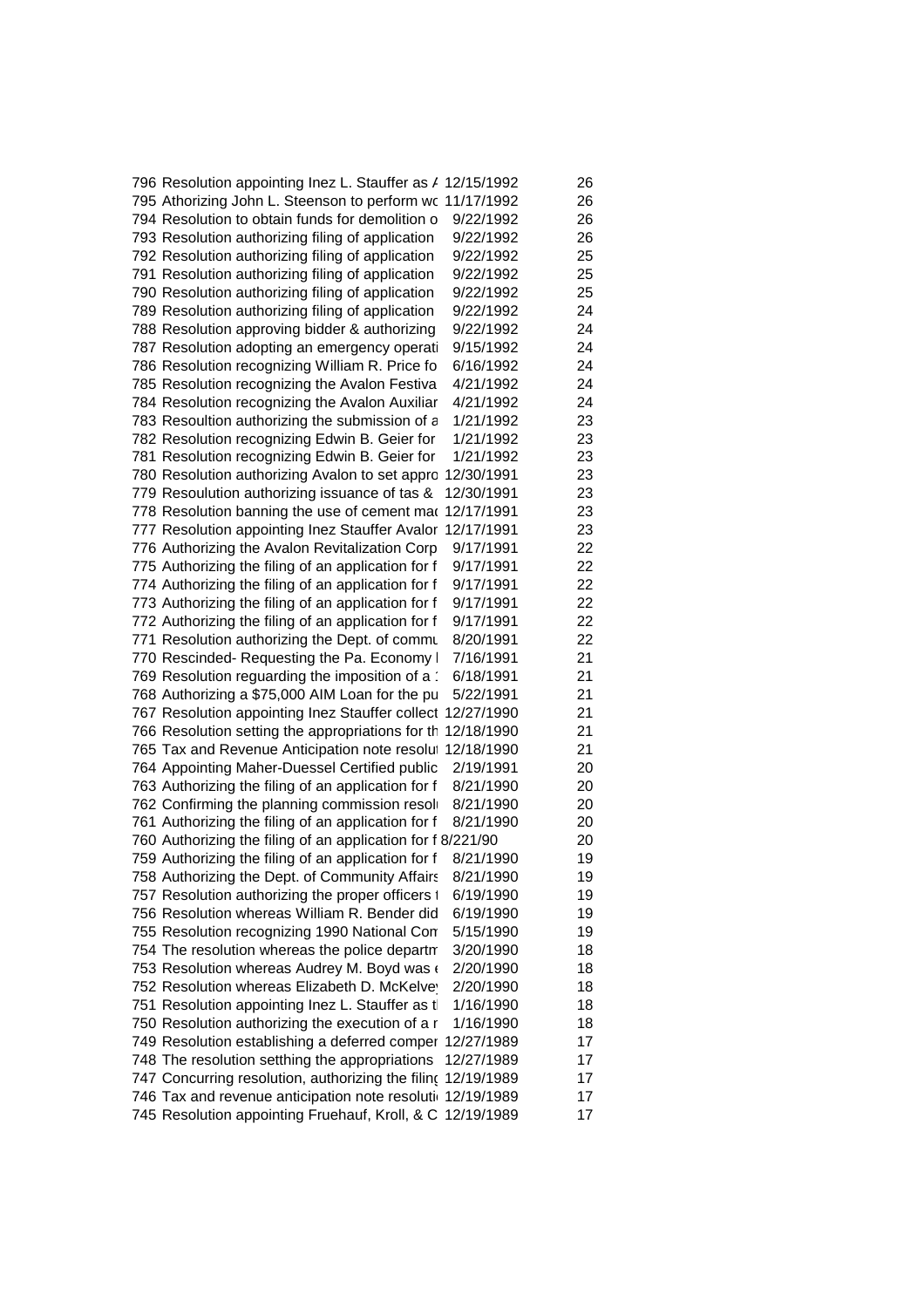| | | | |
|---|---|---|---|
| 796 | Resolution appointing Inez L. Stauffer as A | 12/15/1992 | 26 |
| 795 | Athorizing John L. Steenson to perform wo | 11/17/1992 | 26 |
| 794 | Resolution to obtain funds for demolition o | 9/22/1992 | 26 |
| 793 | Resolution authorizing filing of application | 9/22/1992 | 26 |
| 792 | Resolution authorizing filing of application | 9/22/1992 | 25 |
| 791 | Resolution authorizing filing of application | 9/22/1992 | 25 |
| 790 | Resolution authorizing filing of application | 9/22/1992 | 25 |
| 789 | Resolution authorizing filing of application | 9/22/1992 | 24 |
| 788 | Resolution approving bidder & authorizing | 9/22/1992 | 24 |
| 787 | Resolution adopting an emergency operati | 9/15/1992 | 24 |
| 786 | Resolution recognizing William R. Price fo | 6/16/1992 | 24 |
| 785 | Resolution recognizing the Avalon Festiva | 4/21/1992 | 24 |
| 784 | Resolution recognizing the Avalon Auxiliar | 4/21/1992 | 24 |
| 783 | Resoultion authorizing the submission of a | 1/21/1992 | 23 |
| 782 | Resolution recognizing Edwin B. Geier for | 1/21/1992 | 23 |
| 781 | Resolution recognizing Edwin B. Geier for | 1/21/1992 | 23 |
| 780 | Resolution authorizing Avalon to set appro | 12/30/1991 | 23 |
| 779 | Resoulution authorizing issuance of tas & | 12/30/1991 | 23 |
| 778 | Resolution banning the use of cement mac | 12/17/1991 | 23 |
| 777 | Resolution appointing Inez Stauffer Avalor | 12/17/1991 | 23 |
| 776 | Authorizing the Avalon Revitalization Corp | 9/17/1991 | 22 |
| 775 | Authorizing the filing of an application for f | 9/17/1991 | 22 |
| 774 | Authorizing the filing of an application for f | 9/17/1991 | 22 |
| 773 | Authorizing the filing of an application for f | 9/17/1991 | 22 |
| 772 | Authorizing the filing of an application for f | 9/17/1991 | 22 |
| 771 | Resolution authorizing the Dept. of commu | 8/20/1991 | 22 |
| 770 | Rescinded- Requesting the Pa. Economy I | 7/16/1991 | 21 |
| 769 | Resolution reguarding the imposition of a : | 6/18/1991 | 21 |
| 768 | Authorizing a $75,000 AIM Loan for the pu | 5/22/1991 | 21 |
| 767 | Resolution appointing Inez Stauffer collect | 12/27/1990 | 21 |
| 766 | Resolution setting the appropriations for th | 12/18/1990 | 21 |
| 765 | Tax and Revenue Anticipation note resolut | 12/18/1990 | 21 |
| 764 | Appointing Maher-Duessel Certified public | 2/19/1991 | 20 |
| 763 | Authorizing the filing of an application for f | 8/21/1990 | 20 |
| 762 | Confirming the planning commission resol | 8/21/1990 | 20 |
| 761 | Authorizing the filing of an application for f | 8/21/1990 | 20 |
| 760 | Authorizing the filing of an application for f | 8/221/90 | 20 |
| 759 | Authorizing the filing of an application for f | 8/21/1990 | 19 |
| 758 | Authorizing the Dept. of Community Affairs | 8/21/1990 | 19 |
| 757 | Resolution authorizing the proper officers t | 6/19/1990 | 19 |
| 756 | Resolution whereas William R. Bender did | 6/19/1990 | 19 |
| 755 | Resolution recognizing 1990 National Con | 5/15/1990 | 19 |
| 754 | The resolution whereas the police departm | 3/20/1990 | 18 |
| 753 | Resolution whereas Audrey M. Boyd was e | 2/20/1990 | 18 |
| 752 | Resolution whereas Elizabeth D. McKelvey | 2/20/1990 | 18 |
| 751 | Resolution appointing Inez L. Stauffer as t | 1/16/1990 | 18 |
| 750 | Resolution authorizing the execution of a r | 1/16/1990 | 18 |
| 749 | Resolution establishing a deferred comper | 12/27/1989 | 17 |
| 748 | The resolution setthing the appropriations | 12/27/1989 | 17 |
| 747 | Concurring resolution, authorizing the filing | 12/19/1989 | 17 |
| 746 | Tax and revenue anticipation note resoluti | 12/19/1989 | 17 |
| 745 | Resolution appointing Fruehauf, Kroll, & C | 12/19/1989 | 17 |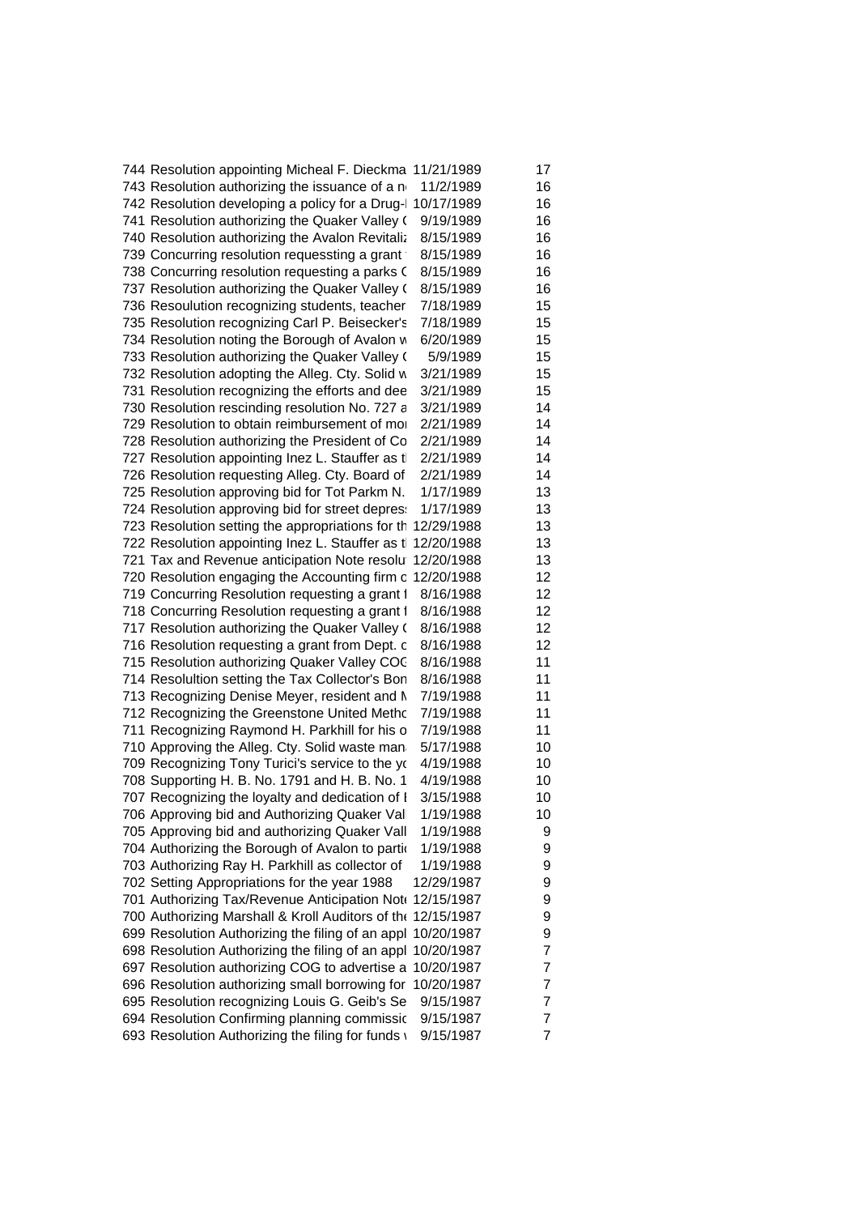| | | | |
|---|---|---|---|
| 744 | Resolution appointing Micheal F. Dieckma | 11/21/1989 | 17 |
| 743 | Resolution authorizing the issuance of a n | 11/2/1989 | 16 |
| 742 | Resolution developing a policy for a Drug-l | 10/17/1989 | 16 |
| 741 | Resolution authorizing the Quaker Valley ( | 9/19/1989 | 16 |
| 740 | Resolution authorizing the Avalon Revitaliz | 8/15/1989 | 16 |
| 739 | Concurring resolution requessting a grant | 8/15/1989 | 16 |
| 738 | Concurring resolution requesting a parks ( | 8/15/1989 | 16 |
| 737 | Resolution authorizing the Quaker Valley ( | 8/15/1989 | 16 |
| 736 | Resoulution recognizing students, teacher | 7/18/1989 | 15 |
| 735 | Resolution recognizing Carl P. Beisecker's | 7/18/1989 | 15 |
| 734 | Resolution noting the Borough of Avalon w | 6/20/1989 | 15 |
| 733 | Resolution authorizing the Quaker Valley ( | 5/9/1989 | 15 |
| 732 | Resolution adopting the Alleg. Cty. Solid w | 3/21/1989 | 15 |
| 731 | Resolution recognizing the efforts and dee | 3/21/1989 | 15 |
| 730 | Resolution rescinding resolution No. 727 a | 3/21/1989 | 14 |
| 729 | Resolution to obtain reimbursement of mo | 2/21/1989 | 14 |
| 728 | Resolution authorizing the President of Co | 2/21/1989 | 14 |
| 727 | Resolution appointing Inez L. Stauffer as t | 2/21/1989 | 14 |
| 726 | Resolution requesting Alleg. Cty. Board of | 2/21/1989 | 14 |
| 725 | Resolution approving bid for Tot Parkm N. | 1/17/1989 | 13 |
| 724 | Resolution approving bid for street depres | 1/17/1989 | 13 |
| 723 | Resolution setting the appropriations for th | 12/29/1988 | 13 |
| 722 | Resolution appointing Inez L. Stauffer as t | 12/20/1988 | 13 |
| 721 | Tax and Revenue anticipation Note resolu | 12/20/1988 | 13 |
| 720 | Resolution engaging the Accounting firm c | 12/20/1988 | 12 |
| 719 | Concurring Resolution requesting a grant f | 8/16/1988 | 12 |
| 718 | Concurring Resolution requesting a grant f | 8/16/1988 | 12 |
| 717 | Resolution authorizing the Quaker Valley ( | 8/16/1988 | 12 |
| 716 | Resolution requesting a grant from Dept. c | 8/16/1988 | 12 |
| 715 | Resolution authorizing Quaker Valley COG | 8/16/1988 | 11 |
| 714 | Resolultion setting the Tax Collector's Bon | 8/16/1988 | 11 |
| 713 | Recognizing Denise Meyer, resident and M | 7/19/1988 | 11 |
| 712 | Recognizing the Greenstone United Metho | 7/19/1988 | 11 |
| 711 | Recognizing Raymond H. Parkhill for his o | 7/19/1988 | 11 |
| 710 | Approving the Alleg. Cty. Solid waste man | 5/17/1988 | 10 |
| 709 | Recognizing Tony Turici's service to the yo | 4/19/1988 | 10 |
| 708 | Supporting H. B. No. 1791 and H. B. No. 1 | 4/19/1988 | 10 |
| 707 | Recognizing the loyalty and dedication of I | 3/15/1988 | 10 |
| 706 | Approving bid and Authorizing Quaker Val | 1/19/1988 | 10 |
| 705 | Approving bid and authorizing Quaker Vall | 1/19/1988 | 9 |
| 704 | Authorizing the Borough of Avalon to partic | 1/19/1988 | 9 |
| 703 | Authorizing Ray H. Parkhill as collector of | 1/19/1988 | 9 |
| 702 | Setting Appropriations for the year 1988 | 12/29/1987 | 9 |
| 701 | Authorizing Tax/Revenue Anticipation Note | 12/15/1987 | 9 |
| 700 | Authorizing Marshall & Kroll Auditors of the | 12/15/1987 | 9 |
| 699 | Resolution Authorizing the filing of an appl | 10/20/1987 | 9 |
| 698 | Resolution Authorizing the filing of an appl | 10/20/1987 | 7 |
| 697 | Resolution authorizing COG to advertise a | 10/20/1987 | 7 |
| 696 | Resolution authorizing small borrowing for | 10/20/1987 | 7 |
| 695 | Resolution recognizing Louis G. Geib's Se | 9/15/1987 | 7 |
| 694 | Resolution Confirming planning commissio | 9/15/1987 | 7 |
| 693 | Resolution Authorizing the filing for funds v | 9/15/1987 | 7 |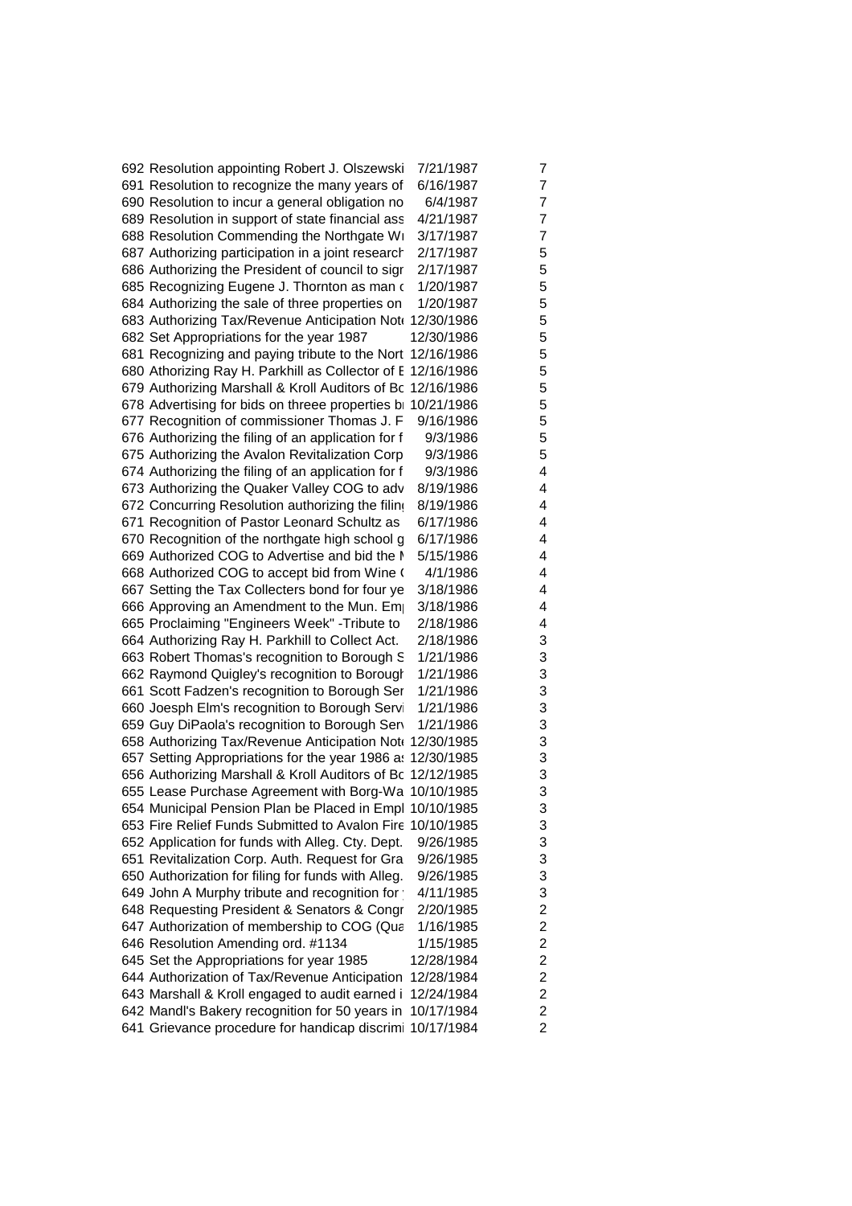| | | | |
|---|---|---|---|
| 692 | Resolution appointing Robert J. Olszewski | 7/21/1987 | 7 |
| 691 | Resolution to recognize the many years of | 6/16/1987 | 7 |
| 690 | Resolution to incur a general obligation no | 6/4/1987 | 7 |
| 689 | Resolution in support of state financial ass | 4/21/1987 | 7 |
| 688 | Resolution Commending the Northgate W | 3/17/1987 | 7 |
| 687 | Authorizing participation in a joint research | 2/17/1987 | 5 |
| 686 | Authorizing the President of council to sigr | 2/17/1987 | 5 |
| 685 | Recognizing Eugene J. Thornton as man o | 1/20/1987 | 5 |
| 684 | Authorizing the sale of three properties on | 1/20/1987 | 5 |
| 683 | Authorizing Tax/Revenue Anticipation Note | 12/30/1986 | 5 |
| 682 | Set Appropriations for the year 1987 | 12/30/1986 | 5 |
| 681 | Recognizing and paying tribute to the Nort | 12/16/1986 | 5 |
| 680 | Athorizing Ray H. Parkhill as Collector of E | 12/16/1986 | 5 |
| 679 | Authorizing Marshall & Kroll Auditors of Bo | 12/16/1986 | 5 |
| 678 | Advertising for bids on threee properties b | 10/21/1986 | 5 |
| 677 | Recognition of commissioner Thomas J. F | 9/16/1986 | 5 |
| 676 | Authorizing the filing of an application for f | 9/3/1986 | 5 |
| 675 | Authorizing the Avalon Revitalization Corp | 9/3/1986 | 5 |
| 674 | Authorizing the filing of an application for f | 9/3/1986 | 4 |
| 673 | Authorizing the Quaker Valley COG to adv | 8/19/1986 | 4 |
| 672 | Concurring Resolution authorizing the filin | 8/19/1986 | 4 |
| 671 | Recognition of Pastor Leonard Schultz as | 6/17/1986 | 4 |
| 670 | Recognition of the northgate high school g | 6/17/1986 | 4 |
| 669 | Authorized COG to Advertise and bid the M | 5/15/1986 | 4 |
| 668 | Authorized COG to accept bid from Wine ( | 4/1/1986 | 4 |
| 667 | Setting the Tax Collecters bond for four ye | 3/18/1986 | 4 |
| 666 | Approving an Amendment to the Mun. Em | 3/18/1986 | 4 |
| 665 | Proclaiming "Engineers Week" -Tribute to | 2/18/1986 | 4 |
| 664 | Authorizing Ray H. Parkhill to Collect Act. | 2/18/1986 | 3 |
| 663 | Robert Thomas's recognition to Borough S | 1/21/1986 | 3 |
| 662 | Raymond Quigley's recognition to Borough | 1/21/1986 | 3 |
| 661 | Scott Fadzen's recognition to Borough Ser | 1/21/1986 | 3 |
| 660 | Joesph Elm's recognition to Borough Servi | 1/21/1986 | 3 |
| 659 | Guy DiPaola's recognition to Borough Serv | 1/21/1986 | 3 |
| 658 | Authorizing Tax/Revenue Anticipation Note | 12/30/1985 | 3 |
| 657 | Setting Appropriations for the year 1986 as | 12/30/1985 | 3 |
| 656 | Authorizing Marshall & Kroll Auditors of Bo | 12/12/1985 | 3 |
| 655 | Lease Purchase Agreement with Borg-Wa | 10/10/1985 | 3 |
| 654 | Municipal Pension Plan be Placed in Empl | 10/10/1985 | 3 |
| 653 | Fire Relief Funds Submitted to Avalon Fire | 10/10/1985 | 3 |
| 652 | Application for funds with Alleg. Cty. Dept. | 9/26/1985 | 3 |
| 651 | Revitalization Corp. Auth. Request for Gra | 9/26/1985 | 3 |
| 650 | Authorization for filing for funds with Alleg. | 9/26/1985 | 3 |
| 649 | John A Murphy tribute and recognition for | 4/11/1985 | 3 |
| 648 | Requesting President & Senators & Congr | 2/20/1985 | 2 |
| 647 | Authorization of membership to COG (Qua | 1/16/1985 | 2 |
| 646 | Resolution Amending ord. #1134 | 1/15/1985 | 2 |
| 645 | Set the Appropriations for year 1985 | 12/28/1984 | 2 |
| 644 | Authorization of Tax/Revenue Anticipation | 12/28/1984 | 2 |
| 643 | Marshall & Kroll engaged to audit earned i | 12/24/1984 | 2 |
| 642 | Mandl's Bakery recognition for 50 years in | 10/17/1984 | 2 |
| 641 | Grievance procedure for handicap discrimi | 10/17/1984 | 2 |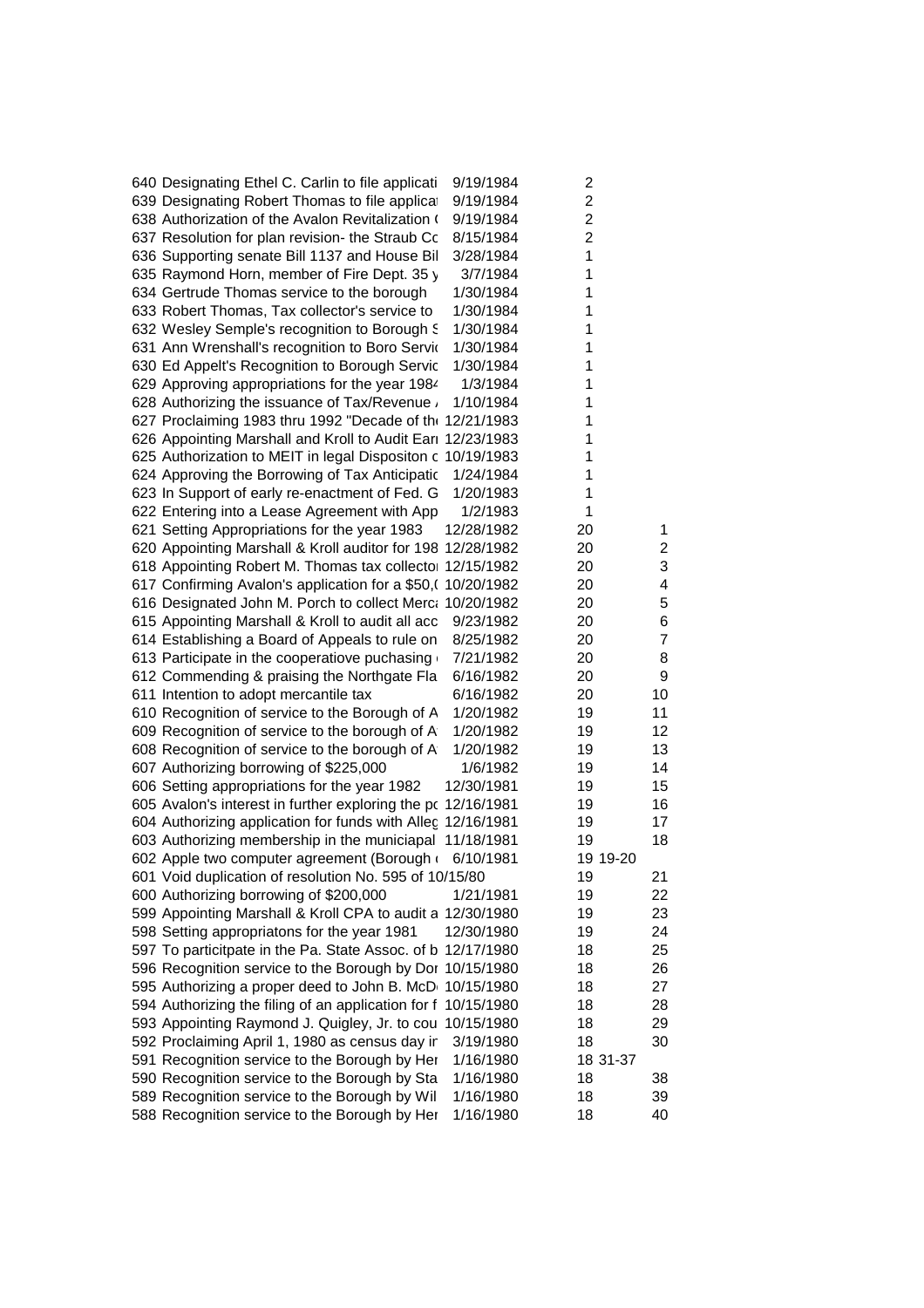| | | | | |
|---|---|---|---|---|
| 640 | Designating Ethel C. Carlin to file applicati | 9/19/1984 | 2 | |
| 639 | Designating Robert Thomas to file applica | 9/19/1984 | 2 | |
| 638 | Authorization of the Avalon Revitalization ( | 9/19/1984 | 2 | |
| 637 | Resolution for plan revision- the Straub Co | 8/15/1984 | 2 | |
| 636 | Supporting senate Bill 1137 and House Bil | 3/28/1984 | 1 | |
| 635 | Raymond Horn, member of Fire Dept. 35 y | 3/7/1984 | 1 | |
| 634 | Gertrude Thomas service to the borough | 1/30/1984 | 1 | |
| 633 | Robert Thomas, Tax collector's service to | 1/30/1984 | 1 | |
| 632 | Wesley Semple's recognition to Borough S | 1/30/1984 | 1 | |
| 631 | Ann Wrenshall's recognition to Boro Servi | 1/30/1984 | 1 | |
| 630 | Ed Appelt's Recognition to Borough Servic | 1/30/1984 | 1 | |
| 629 | Approving appropriations for the year 1984 | 1/3/1984 | 1 | |
| 628 | Authorizing the issuance of Tax/Revenue / | 1/10/1984 | 1 | |
| 627 | Proclaiming 1983 thru 1992 "Decade of th | 12/21/1983 | 1 | |
| 626 | Appointing Marshall and Kroll to Audit Ear | 12/23/1983 | 1 | |
| 625 | Authorization to MEIT in legal Dispositon c | 10/19/1983 | 1 | |
| 624 | Approving the Borrowing of Tax Anticipatic | 1/24/1984 | 1 | |
| 623 | In Support of early re-enactment of Fed. G | 1/20/1983 | 1 | |
| 622 | Entering into a Lease Agreement with App | 1/2/1983 | 1 | |
| 621 | Setting Appropriations for the year 1983 | 12/28/1982 | 20 | 1 |
| 620 | Appointing Marshall & Kroll auditor for 198 | 12/28/1982 | 20 | 2 |
| 618 | Appointing Robert M. Thomas tax collecto | 12/15/1982 | 20 | 3 |
| 617 | Confirming Avalon's application for a $50,( | 10/20/1982 | 20 | 4 |
| 616 | Designated John M. Porch to collect Merc | 10/20/1982 | 20 | 5 |
| 615 | Appointing Marshall & Kroll to audit all acc | 9/23/1982 | 20 | 6 |
| 614 | Establishing a Board of Appeals to rule on | 8/25/1982 | 20 | 7 |
| 613 | Participate in the cooperatiove puchasing | 7/21/1982 | 20 | 8 |
| 612 | Commending & praising the Northgate Fla | 6/16/1982 | 20 | 9 |
| 611 | Intention to adopt mercantile tax | 6/16/1982 | 20 | 10 |
| 610 | Recognition of service to the Borough of A | 1/20/1982 | 19 | 11 |
| 609 | Recognition of service to the borough of A | 1/20/1982 | 19 | 12 |
| 608 | Recognition of service to the borough of A | 1/20/1982 | 19 | 13 |
| 607 | Authorizing borrowing of $225,000 | 1/6/1982 | 19 | 14 |
| 606 | Setting appropriations for the year 1982 | 12/30/1981 | 19 | 15 |
| 605 | Avalon's interest in further exploring the pc | 12/16/1981 | 19 | 16 |
| 604 | Authorizing application for funds with Alleg | 12/16/1981 | 19 | 17 |
| 603 | Authorizing membership in the municiapal | 11/18/1981 | 19 | 18 |
| 602 | Apple two computer agreement (Borough | 6/10/1981 | 19 | 19-20 |
| 601 | Void duplication of resolution No. 595 of 10/15/80 | | 19 | 21 |
| 600 | Authorizing borrowing of $200,000 | 1/21/1981 | 19 | 22 |
| 599 | Appointing Marshall & Kroll CPA to audit a | 12/30/1980 | 19 | 23 |
| 598 | Setting appropriatons for the year 1981 | 12/30/1980 | 19 | 24 |
| 597 | To particitpate in the Pa. State Assoc. of b | 12/17/1980 | 18 | 25 |
| 596 | Recognition service to the Borough by Dor | 10/15/1980 | 18 | 26 |
| 595 | Authorizing a proper deed to John B. McD | 10/15/1980 | 18 | 27 |
| 594 | Authorizing the filing of an application for f | 10/15/1980 | 18 | 28 |
| 593 | Appointing Raymond J. Quigley, Jr. to cou | 10/15/1980 | 18 | 29 |
| 592 | Proclaiming April 1, 1980 as census day ir | 3/19/1980 | 18 | 30 |
| 591 | Recognition service to the Borough by Her | 1/16/1980 | 18 | 31-37 |
| 590 | Recognition service to the Borough by Sta | 1/16/1980 | 18 | 38 |
| 589 | Recognition service to the Borough by Wil | 1/16/1980 | 18 | 39 |
| 588 | Recognition service to the Borough by Her | 1/16/1980 | 18 | 40 |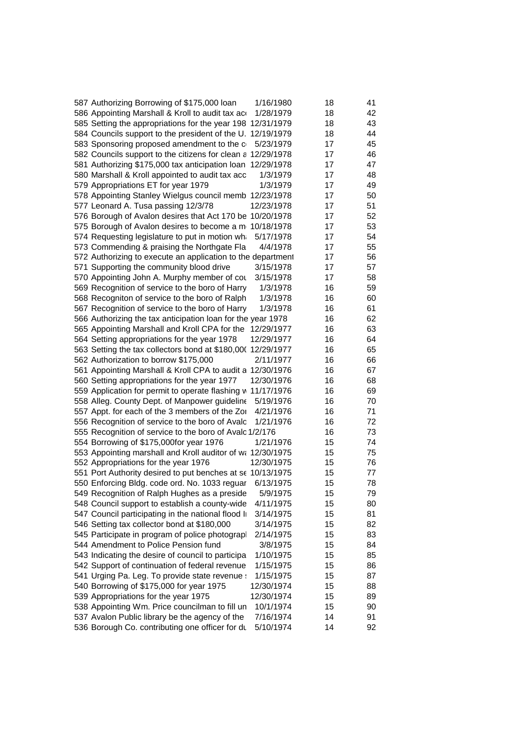| | | | | |
|---|---|---|---|---|
| 587 | Authorizing Borrowing of $175,000 loan | 1/16/1980 | 18 | 41 |
| 586 | Appointing Marshall & Kroll to audit tax acc | 1/28/1979 | 18 | 42 |
| 585 | Setting the appropriations for the year 198 | 12/31/1979 | 18 | 43 |
| 584 | Councils support to the president of the U. | 12/19/1979 | 18 | 44 |
| 583 | Sponsoring proposed amendment to the c | 5/23/1979 | 17 | 45 |
| 582 | Councils support to the citizens for clean a | 12/29/1978 | 17 | 46 |
| 581 | Authorizing $175,000 tax anticipation loan | 12/29/1978 | 17 | 47 |
| 580 | Marshall & Kroll appointed to audit tax acc | 1/3/1979 | 17 | 48 |
| 579 | Appropriations ET for year 1979 | 1/3/1979 | 17 | 49 |
| 578 | Appointing Stanley Wielgus council memb | 12/23/1978 | 17 | 50 |
| 577 | Leonard A. Tusa passing 12/3/78 | 12/23/1978 | 17 | 51 |
| 576 | Borough of Avalon desires that Act 170 be | 10/20/1978 | 17 | 52 |
| 575 | Borough of Avalon desires to become a m | 10/18/1978 | 17 | 53 |
| 574 | Requesting legislature to put in motion wh | 5/17/1978 | 17 | 54 |
| 573 | Commending & praising the Northgate Fla | 4/4/1978 | 17 | 55 |
| 572 | Authorizing to execute an application to the department | | 17 | 56 |
| 571 | Supporting the community blood drive | 3/15/1978 | 17 | 57 |
| 570 | Appointing John A. Murphy member of cou | 3/15/1978 | 17 | 58 |
| 569 | Recognition of service to the boro of Harry | 1/3/1978 | 16 | 59 |
| 568 | Recogniton of service to the boro of Ralph | 1/3/1978 | 16 | 60 |
| 567 | Recognition of service to the boro of Harry | 1/3/1978 | 16 | 61 |
| 566 | Authorizing the tax anticipation loan for the year 1978 | | 16 | 62 |
| 565 | Appointing Marshall and Kroll CPA for the | 12/29/1977 | 16 | 63 |
| 564 | Setting appropriations for the year 1978 | 12/29/1977 | 16 | 64 |
| 563 | Setting the tax collectors bond at $180,00( | 12/29/1977 | 16 | 65 |
| 562 | Authorization to borrow $175,000 | 2/11/1977 | 16 | 66 |
| 561 | Appointing Marshall & Kroll CPA to audit a | 12/30/1976 | 16 | 67 |
| 560 | Setting appropriations for the year 1977 | 12/30/1976 | 16 | 68 |
| 559 | Application for permit to operate flashing w | 11/17/1976 | 16 | 69 |
| 558 | Alleg. County Dept. of Manpower guideline | 5/19/1976 | 16 | 70 |
| 557 | Appt. for each of the 3 members of the Zor | 4/21/1976 | 16 | 71 |
| 556 | Recognition of service to the boro of Avalo | 1/21/1976 | 16 | 72 |
| 555 | Recognition of service to the boro of Avalo | 1/2/176 | 16 | 73 |
| 554 | Borrowing of $175,000for year 1976 | 1/21/1976 | 15 | 74 |
| 553 | Appointing marshall and Kroll auditor of wa | 12/30/1975 | 15 | 75 |
| 552 | Appropriations for the year 1976 | 12/30/1975 | 15 | 76 |
| 551 | Port Authority desired to put benches at se | 10/13/1975 | 15 | 77 |
| 550 | Enforcing Bldg. code ord. No. 1033 reguar | 6/13/1975 | 15 | 78 |
| 549 | Recognition of Ralph Hughes as a preside | 5/9/1975 | 15 | 79 |
| 548 | Council support to establish a county-wide | 4/11/1975 | 15 | 80 |
| 547 | Council participating in the national flood I | 3/14/1975 | 15 | 81 |
| 546 | Setting tax collector bond at $180,000 | 3/14/1975 | 15 | 82 |
| 545 | Participate in program of police photograpl | 2/14/1975 | 15 | 83 |
| 544 | Amendment to Police Pension fund | 3/8/1975 | 15 | 84 |
| 543 | Indicating the desire of council to participa | 1/10/1975 | 15 | 85 |
| 542 | Support of continuation of federal revenue | 1/15/1975 | 15 | 86 |
| 541 | Urging Pa. Leg. To provide state revenue s | 1/15/1975 | 15 | 87 |
| 540 | Borrowing of $175,000 for year 1975 | 12/30/1974 | 15 | 88 |
| 539 | Appropriations for the year 1975 | 12/30/1974 | 15 | 89 |
| 538 | Appointing Wm. Price councilman to fill un | 10/1/1974 | 15 | 90 |
| 537 | Avalon Public library be the agency of the | 7/16/1974 | 14 | 91 |
| 536 | Borough Co. contributing one officer for du | 5/10/1974 | 14 | 92 |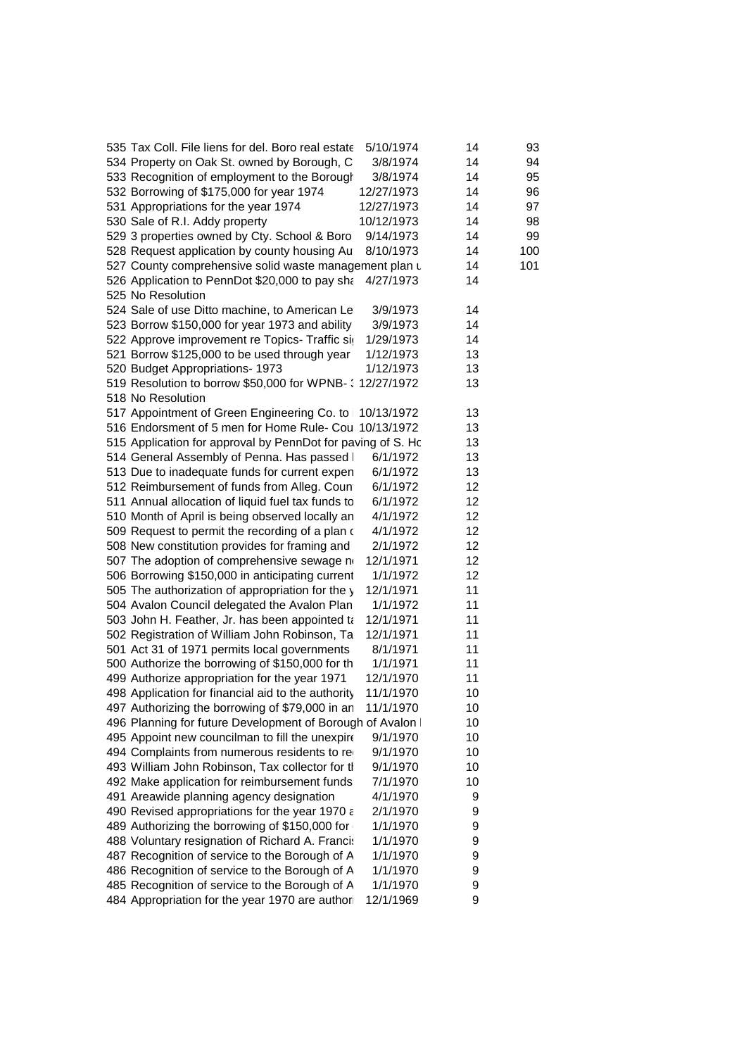| | | | | |
|---|---|---|---|---|
| 535 | Tax Coll. File liens for del. Boro real estate | 5/10/1974 | 14 | 93 |
| 534 | Property on Oak St. owned by Borough, C | 3/8/1974 | 14 | 94 |
| 533 | Recognition of employment to the Borough | 3/8/1974 | 14 | 95 |
| 532 | Borrowing of $175,000 for year 1974 | 12/27/1973 | 14 | 96 |
| 531 | Appropriations for the year 1974 | 12/27/1973 | 14 | 97 |
| 530 | Sale of R.I. Addy property | 10/12/1973 | 14 | 98 |
| 529 | 3 properties owned by Cty. School & Boro | 9/14/1973 | 14 | 99 |
| 528 | Request application by county housing Au | 8/10/1973 | 14 | 100 |
| 527 | County comprehensive solid waste management plan u | | 14 | 101 |
| 526 | Application to PennDot $20,000 to pay sha | 4/27/1973 | 14 | |
| 525 | No Resolution | | | |
| 524 | Sale of use Ditto machine, to American Le | 3/9/1973 | 14 | |
| 523 | Borrow $150,000 for year 1973 and ability | 3/9/1973 | 14 | |
| 522 | Approve improvement re Topics- Traffic si | 1/29/1973 | 14 | |
| 521 | Borrow $125,000 to be used through year | 1/12/1973 | 13 | |
| 520 | Budget Appropriations- 1973 | 1/12/1973 | 13 | |
| 519 | Resolution to borrow $50,000 for WPNB- 3 | 12/27/1972 | 13 | |
| 518 | No Resolution | | | |
| 517 | Appointment of Green Engineering Co. to | 10/13/1972 | 13 | |
| 516 | Endorsment of 5 men for Home Rule- Cou | 10/13/1972 | 13 | |
| 515 | Application for approval by PennDot for paving of S. Hc | | 13 | |
| 514 | General Assembly of Penna. Has passed I | 6/1/1972 | 13 | |
| 513 | Due to inadequate funds for current expen | 6/1/1972 | 13 | |
| 512 | Reimbursement of funds from Alleg. Coun | 6/1/1972 | 12 | |
| 511 | Annual allocation of liquid fuel tax funds to | 6/1/1972 | 12 | |
| 510 | Month of April is being observed locally an | 4/1/1972 | 12 | |
| 509 | Request to permit the recording of a plan c | 4/1/1972 | 12 | |
| 508 | New constitution provides for framing and | 2/1/1972 | 12 | |
| 507 | The adoption of comprehensive sewage n | 12/1/1971 | 12 | |
| 506 | Borrowing $150,000 in anticipating current | 1/1/1972 | 12 | |
| 505 | The authorization of appropriation for the y | 12/1/1971 | 11 | |
| 504 | Avalon Council delegated the Avalon Plan | 1/1/1972 | 11 | |
| 503 | John H. Feather, Jr. has been appointed ta | 12/1/1971 | 11 | |
| 502 | Registration of William John Robinson, Ta | 12/1/1971 | 11 | |
| 501 | Act 31 of 1971 permits local governments | 8/1/1971 | 11 | |
| 500 | Authorize the borrowing of $150,000 for th | 1/1/1971 | 11 | |
| 499 | Authorize appropriation for the year 1971 | 12/1/1970 | 11 | |
| 498 | Application for financial aid to the authority | 11/1/1970 | 10 | |
| 497 | Authorizing the borrowing of $79,000 in an | 11/1/1970 | 10 | |
| 496 | Planning for future Development of Borough of Avalon I | | 10 | |
| 495 | Appoint new councilman to fill the unexpire | 9/1/1970 | 10 | |
| 494 | Complaints from numerous residents to re | 9/1/1970 | 10 | |
| 493 | William John Robinson, Tax collector for th | 9/1/1970 | 10 | |
| 492 | Make application for reimbursement funds | 7/1/1970 | 10 | |
| 491 | Areawide planning agency designation | 4/1/1970 | 9 | |
| 490 | Revised appropriations for the year 1970 a | 2/1/1970 | 9 | |
| 489 | Authorizing the borrowing of $150,000 for | 1/1/1970 | 9 | |
| 488 | Voluntary resignation of Richard A. Francis | 1/1/1970 | 9 | |
| 487 | Recognition of service to the Borough of A | 1/1/1970 | 9 | |
| 486 | Recognition of service to the Borough of A | 1/1/1970 | 9 | |
| 485 | Recognition of service to the Borough of A | 1/1/1970 | 9 | |
| 484 | Appropriation for the year 1970 are authori | 12/1/1969 | 9 | |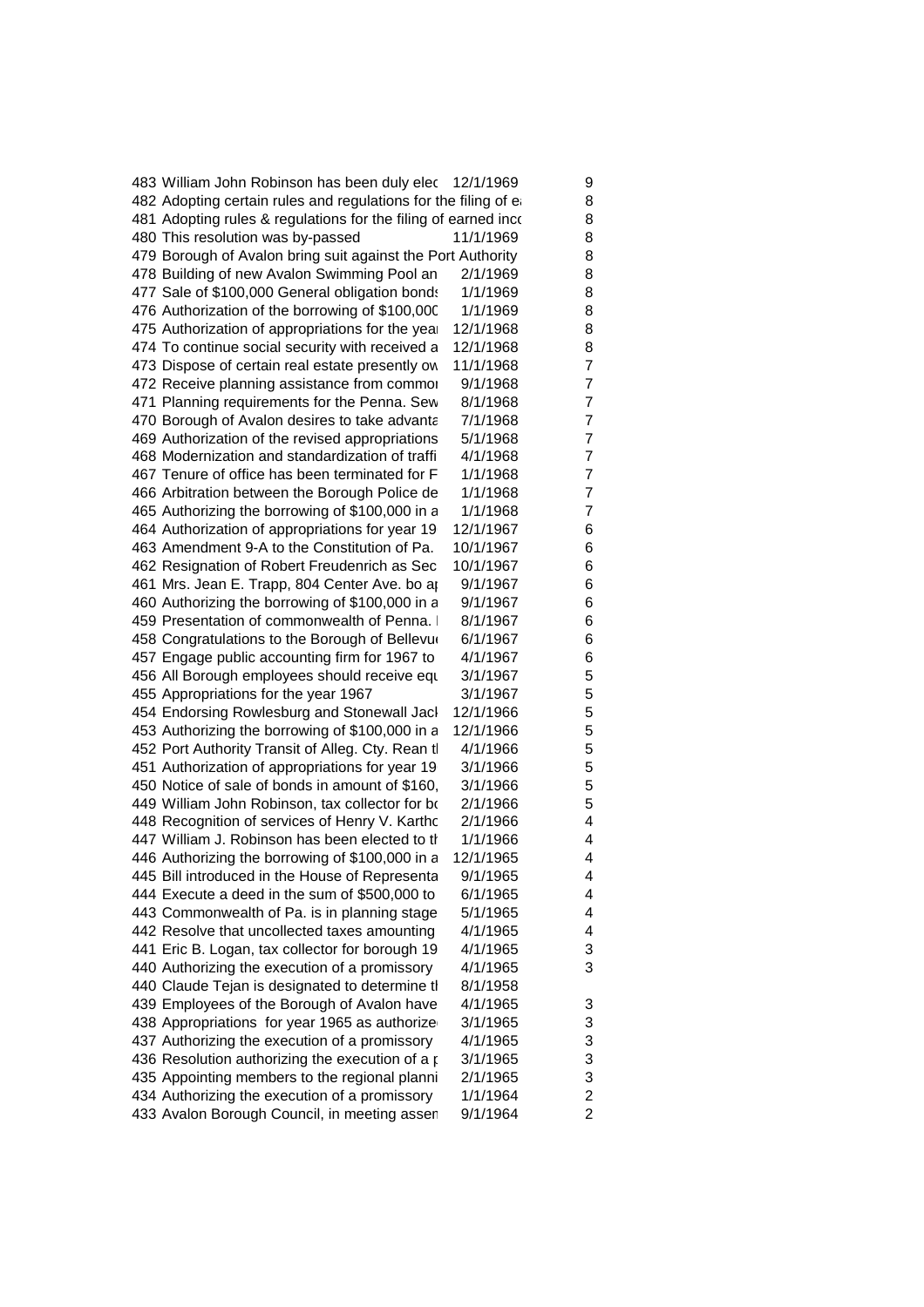| | | | |
|---|---|---|---|
| 483 | William John Robinson has been duly elec | 12/1/1969 | 9 |
| 482 | Adopting certain rules and regulations for the filing of ea | | 8 |
| 481 | Adopting rules & regulations for the filing of earned inco | | 8 |
| 480 | This resolution was by-passed | 11/1/1969 | 8 |
| 479 | Borough of Avalon bring suit against the Port Authority | | 8 |
| 478 | Building of new Avalon Swimming Pool an | 2/1/1969 | 8 |
| 477 | Sale of $100,000 General obligation bonds | 1/1/1969 | 8 |
| 476 | Authorization of the borrowing of $100,000 | 1/1/1969 | 8 |
| 475 | Authorization of appropriations for the year | 12/1/1968 | 8 |
| 474 | To continue social security with received a | 12/1/1968 | 8 |
| 473 | Dispose of certain real estate presently ow | 11/1/1968 | 7 |
| 472 | Receive planning assistance from commor | 9/1/1968 | 7 |
| 471 | Planning requirements for the Penna. Sew | 8/1/1968 | 7 |
| 470 | Borough of Avalon desires to take advanta | 7/1/1968 | 7 |
| 469 | Authorization of the revised appropriations | 5/1/1968 | 7 |
| 468 | Modernization and standardization of traffi | 4/1/1968 | 7 |
| 467 | Tenure of office has been terminated for F | 1/1/1968 | 7 |
| 466 | Arbitration between the Borough Police de | 1/1/1968 | 7 |
| 465 | Authorizing the borrowing of $100,000 in a | 1/1/1968 | 7 |
| 464 | Authorization of appropriations for year 19 | 12/1/1967 | 6 |
| 463 | Amendment 9-A to the Constitution of Pa. | 10/1/1967 | 6 |
| 462 | Resignation of Robert Freudenrich as Sec | 10/1/1967 | 6 |
| 461 | Mrs. Jean E. Trapp, 804 Center Ave. bo ap | 9/1/1967 | 6 |
| 460 | Authorizing the borrowing of $100,000 in a | 9/1/1967 | 6 |
| 459 | Presentation of commonwealth of Penna. I | 8/1/1967 | 6 |
| 458 | Congratulations to the Borough of Bellevue | 6/1/1967 | 6 |
| 457 | Engage public accounting firm for 1967 to | 4/1/1967 | 6 |
| 456 | All Borough employees should receive equ | 3/1/1967 | 5 |
| 455 | Appropriations for the year 1967 | 3/1/1967 | 5 |
| 454 | Endorsing Rowlesburg and Stonewall Jack | 12/1/1966 | 5 |
| 453 | Authorizing the borrowing of $100,000 in a | 12/1/1966 | 5 |
| 452 | Port Authority Transit of Alleg. Cty. Rean tl | 4/1/1966 | 5 |
| 451 | Authorization of appropriations for year 19 | 3/1/1966 | 5 |
| 450 | Notice of sale of bonds in amount of $160, | 3/1/1966 | 5 |
| 449 | William John Robinson, tax collector for bo | 2/1/1966 | 5 |
| 448 | Recognition of services of Henry V. Kartho | 2/1/1966 | 4 |
| 447 | William J. Robinson has been elected to th | 1/1/1966 | 4 |
| 446 | Authorizing the borrowing of $100,000 in a | 12/1/1965 | 4 |
| 445 | Bill introduced in the House of Representa | 9/1/1965 | 4 |
| 444 | Execute a deed in the sum of $500,000 to | 6/1/1965 | 4 |
| 443 | Commonwealth of Pa. is in planning stage | 5/1/1965 | 4 |
| 442 | Resolve that uncollected taxes amounting | 4/1/1965 | 4 |
| 441 | Eric B. Logan, tax collector for borough 19 | 4/1/1965 | 3 |
| 440 | Authorizing the execution of a promissory | 4/1/1965 | 3 |
| 440 | Claude Tejan is designated to determine th | 8/1/1958 | |
| 439 | Employees of the Borough of Avalon have | 4/1/1965 | 3 |
| 438 | Appropriations for year 1965 as authorize | 3/1/1965 | 3 |
| 437 | Authorizing the execution of a promissory | 4/1/1965 | 3 |
| 436 | Resolution authorizing the execution of a p | 3/1/1965 | 3 |
| 435 | Appointing members to the regional planni | 2/1/1965 | 3 |
| 434 | Authorizing the execution of a promissory | 1/1/1964 | 2 |
| 433 | Avalon Borough Council, in meeting assen | 9/1/1964 | 2 |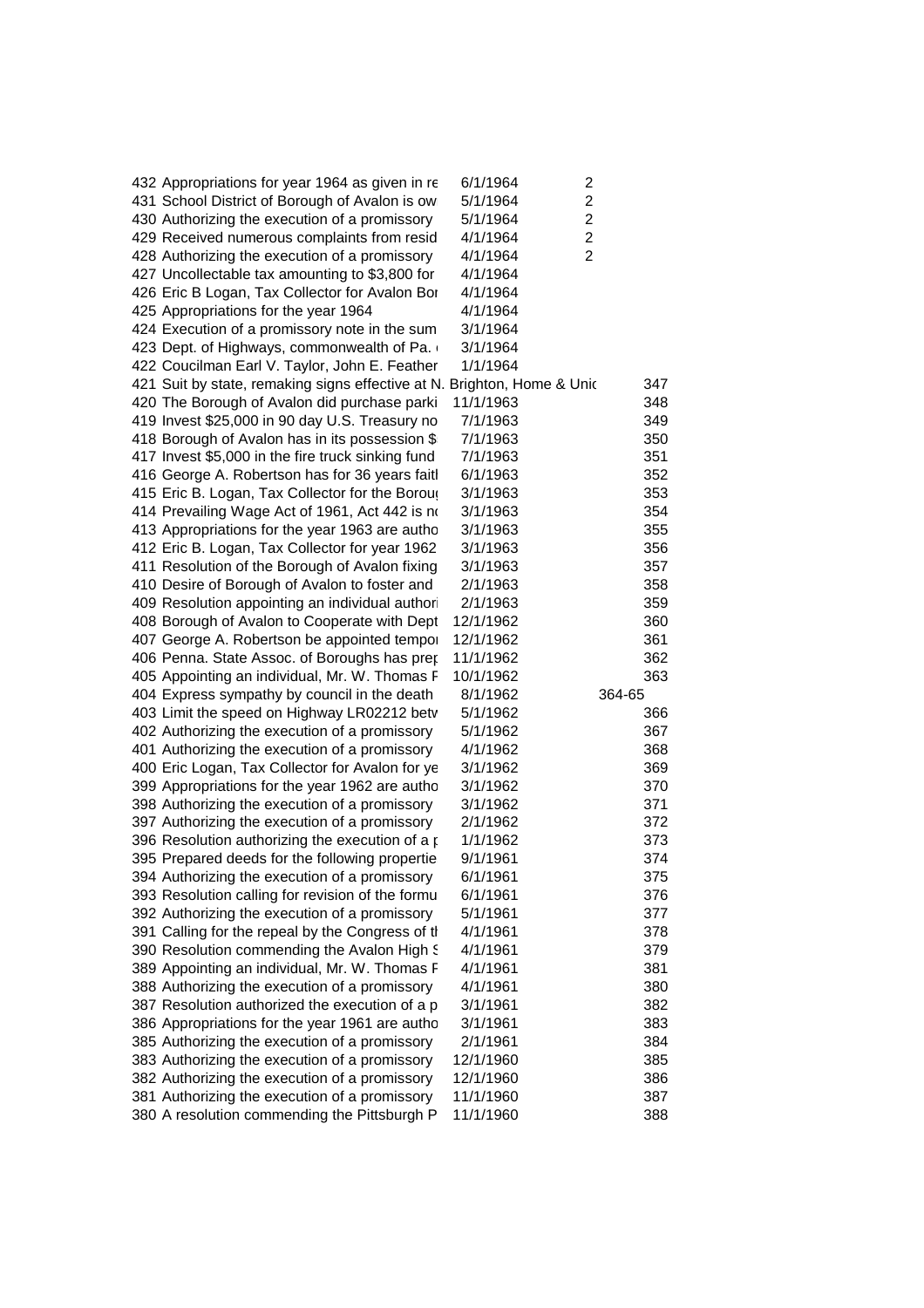| | | | |
|---|---|---|---|
| 432 Appropriations for year 1964 as given in re | 6/1/1964 | 2 | |
| 431 School District of Borough of Avalon is ow | 5/1/1964 | 2 | |
| 430 Authorizing the execution of a promissory | 5/1/1964 | 2 | |
| 429 Received numerous complaints from resid | 4/1/1964 | 2 | |
| 428 Authorizing the execution of a promissory | 4/1/1964 | 2 | |
| 427 Uncollectable tax amounting to $3,800 for | 4/1/1964 | | |
| 426 Eric B Logan, Tax Collector for Avalon Bor | 4/1/1964 | | |
| 425 Appropriations for the year 1964 | 4/1/1964 | | |
| 424 Execution of a promissory note in the sum | 3/1/1964 | | |
| 423 Dept. of Highways, commonwealth of Pa. | 3/1/1964 | | |
| 422 Coucilman Earl V. Taylor, John E. Feather | 1/1/1964 | | |
| 421 Suit by state, remaking signs effective at N. Brighton, Home & Unic | | | 347 |
| 420 The Borough of Avalon did purchase parki | 11/1/1963 | | 348 |
| 419 Invest $25,000 in 90 day U.S. Treasury no | 7/1/1963 | | 349 |
| 418 Borough of Avalon has in its possession $ | 7/1/1963 | | 350 |
| 417 Invest $5,000 in the fire truck sinking fund | 7/1/1963 | | 351 |
| 416 George A. Robertson has for 36 years faitl | 6/1/1963 | | 352 |
| 415 Eric B. Logan, Tax Collector for the Borou | 3/1/1963 | | 353 |
| 414 Prevailing Wage Act of 1961, Act 442 is no | 3/1/1963 | | 354 |
| 413 Appropriations for the year 1963 are autho | 3/1/1963 | | 355 |
| 412 Eric B. Logan, Tax Collector for year 1962 | 3/1/1963 | | 356 |
| 411 Resolution of the Borough of Avalon fixing | 3/1/1963 | | 357 |
| 410 Desire of Borough of Avalon to foster and | 2/1/1963 | | 358 |
| 409 Resolution appointing an individual authori | 2/1/1963 | | 359 |
| 408 Borough of Avalon to Cooperate with Dept | 12/1/1962 | | 360 |
| 407 George A. Robertson be appointed tempo | 12/1/1962 | | 361 |
| 406 Penna. State Assoc. of Boroughs has prep | 11/1/1962 | | 362 |
| 405 Appointing an individual, Mr. W. Thomas F | 10/1/1962 | | 363 |
| 404 Express sympathy by council in the death | 8/1/1962 | | 364-65 |
| 403 Limit the speed on Highway LR02212 betv | 5/1/1962 | | 366 |
| 402 Authorizing the execution of a promissory | 5/1/1962 | | 367 |
| 401 Authorizing the execution of a promissory | 4/1/1962 | | 368 |
| 400 Eric Logan, Tax Collector for Avalon for ye | 3/1/1962 | | 369 |
| 399 Appropriations for the year 1962 are autho | 3/1/1962 | | 370 |
| 398 Authorizing the execution of a promissory | 3/1/1962 | | 371 |
| 397 Authorizing the execution of a promissory | 2/1/1962 | | 372 |
| 396 Resolution authorizing the execution of a p | 1/1/1962 | | 373 |
| 395 Prepared deeds for the following propertie | 9/1/1961 | | 374 |
| 394 Authorizing the execution of a promissory | 6/1/1961 | | 375 |
| 393 Resolution calling for revision of the formu | 6/1/1961 | | 376 |
| 392 Authorizing the execution of a promissory | 5/1/1961 | | 377 |
| 391 Calling for the repeal by the Congress of tl | 4/1/1961 | | 378 |
| 390 Resolution commending the Avalon High S | 4/1/1961 | | 379 |
| 389 Appointing an individual, Mr. W. Thomas F | 4/1/1961 | | 381 |
| 388 Authorizing the execution of a promissory | 4/1/1961 | | 380 |
| 387 Resolution authorized the execution of a p | 3/1/1961 | | 382 |
| 386 Appropriations for the year 1961 are autho | 3/1/1961 | | 383 |
| 385 Authorizing the execution of a promissory | 2/1/1961 | | 384 |
| 383 Authorizing the execution of a promissory | 12/1/1960 | | 385 |
| 382 Authorizing the execution of a promissory | 12/1/1960 | | 386 |
| 381 Authorizing the execution of a promissory | 11/1/1960 | | 387 |
| 380 A resolution commending the Pittsburgh P | 11/1/1960 | | 388 |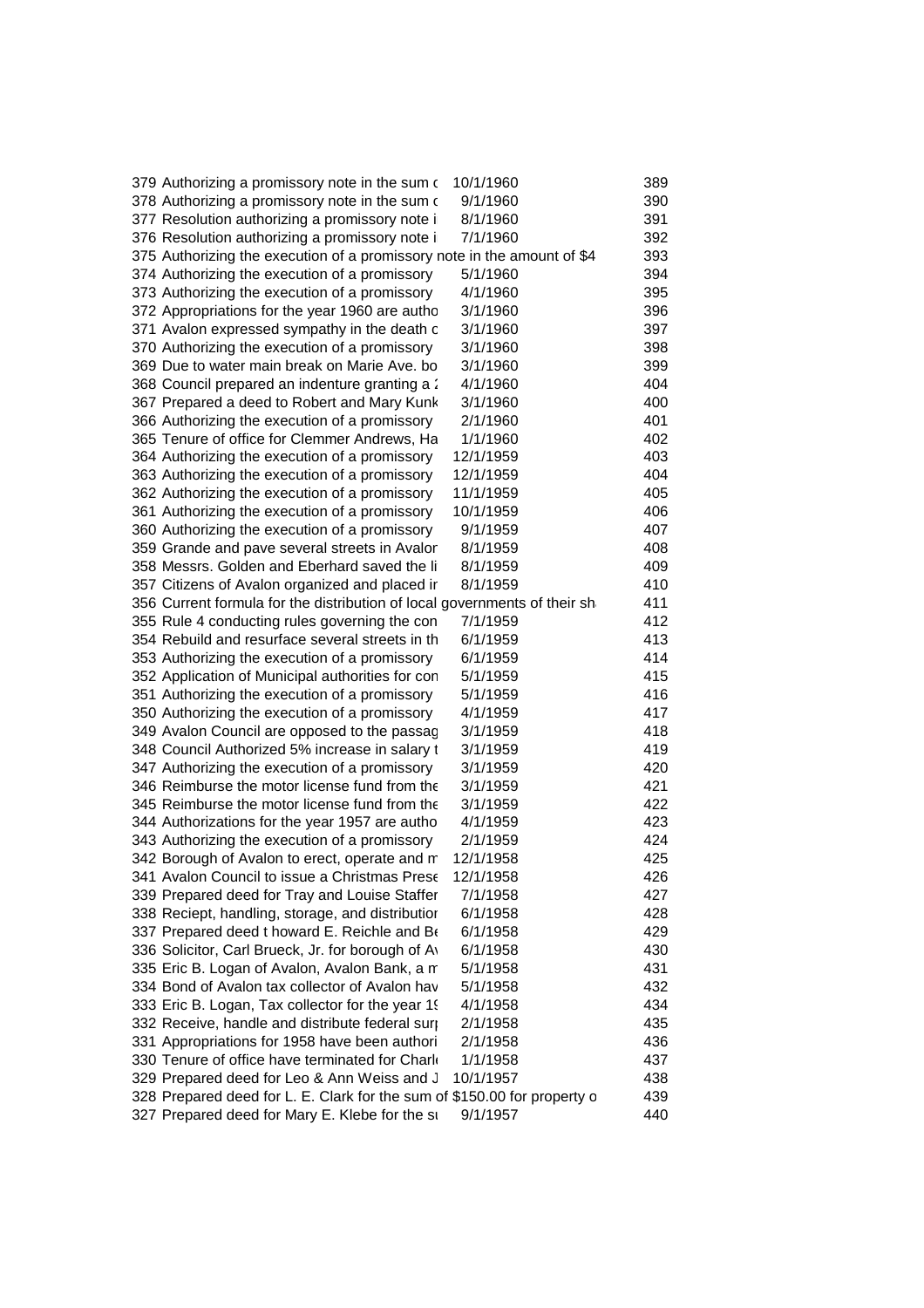| | | | |
|---|---|---|---|
| 379 | Authorizing a promissory note in the sum c | 10/1/1960 | 389 |
| 378 | Authorizing a promissory note in the sum c | 9/1/1960 | 390 |
| 377 | Resolution authorizing a promissory note i | 8/1/1960 | 391 |
| 376 | Resolution authorizing a promissory note i | 7/1/1960 | 392 |
| 375 | Authorizing the execution of a promissory note in the amount of $4 | | 393 |
| 374 | Authorizing the execution of a promissory | 5/1/1960 | 394 |
| 373 | Authorizing the execution of a promissory | 4/1/1960 | 395 |
| 372 | Appropriations for the year 1960 are autho | 3/1/1960 | 396 |
| 371 | Avalon expressed sympathy in the death c | 3/1/1960 | 397 |
| 370 | Authorizing the execution of a promissory | 3/1/1960 | 398 |
| 369 | Due to water main break on Marie Ave. bo | 3/1/1960 | 399 |
| 368 | Council prepared an indenture granting a 2 | 4/1/1960 | 404 |
| 367 | Prepared a deed to Robert and Mary Kunk | 3/1/1960 | 400 |
| 366 | Authorizing the execution of a promissory | 2/1/1960 | 401 |
| 365 | Tenure of office for Clemmer Andrews, Ha | 1/1/1960 | 402 |
| 364 | Authorizing the execution of a promissory | 12/1/1959 | 403 |
| 363 | Authorizing the execution of a promissory | 12/1/1959 | 404 |
| 362 | Authorizing the execution of a promissory | 11/1/1959 | 405 |
| 361 | Authorizing the execution of a promissory | 10/1/1959 | 406 |
| 360 | Authorizing the execution of a promissory | 9/1/1959 | 407 |
| 359 | Grande and pave several streets in Avalor | 8/1/1959 | 408 |
| 358 | Messrs. Golden and Eberhard saved the li | 8/1/1959 | 409 |
| 357 | Citizens of Avalon organized and placed ir | 8/1/1959 | 410 |
| 356 | Current formula for the distribution of local governments of their sh | | 411 |
| 355 | Rule 4 conducting rules governing the con | 7/1/1959 | 412 |
| 354 | Rebuild and resurface several streets in th | 6/1/1959 | 413 |
| 353 | Authorizing the execution of a promissory | 6/1/1959 | 414 |
| 352 | Application of Municipal authorities for con | 5/1/1959 | 415 |
| 351 | Authorizing the execution of a promissory | 5/1/1959 | 416 |
| 350 | Authorizing the execution of a promissory | 4/1/1959 | 417 |
| 349 | Avalon Council are opposed to the passag | 3/1/1959 | 418 |
| 348 | Council Authorized 5% increase in salary t | 3/1/1959 | 419 |
| 347 | Authorizing the execution of a promissory | 3/1/1959 | 420 |
| 346 | Reimburse the motor license fund from the | 3/1/1959 | 421 |
| 345 | Reimburse the motor license fund from the | 3/1/1959 | 422 |
| 344 | Authorizations for the year 1957 are autho | 4/1/1959 | 423 |
| 343 | Authorizing the execution of a promissory | 2/1/1959 | 424 |
| 342 | Borough of Avalon to erect, operate and m | 12/1/1958 | 425 |
| 341 | Avalon Council to issue a Christmas Prese | 12/1/1958 | 426 |
| 339 | Prepared deed for Tray and Louise Staffer | 7/1/1958 | 427 |
| 338 | Reciept, handling, storage, and distributior | 6/1/1958 | 428 |
| 337 | Prepared deed t howard E. Reichle and Be | 6/1/1958 | 429 |
| 336 | Solicitor, Carl Brueck, Jr. for borough of Av | 6/1/1958 | 430 |
| 335 | Eric B. Logan of Avalon, Avalon Bank, a m | 5/1/1958 | 431 |
| 334 | Bond of Avalon tax collector of Avalon hav | 5/1/1958 | 432 |
| 333 | Eric B. Logan, Tax collector for the year 19 | 4/1/1958 | 434 |
| 332 | Receive, handle and distribute federal surp | 2/1/1958 | 435 |
| 331 | Appropriations for 1958 have been authori | 2/1/1958 | 436 |
| 330 | Tenure of office have terminated for Charle | 1/1/1958 | 437 |
| 329 | Prepared deed for Leo & Ann Weiss and J | 10/1/1957 | 438 |
| 328 | Prepared deed for L. E. Clark for the sum of $150.00 for property o | | 439 |
| 327 | Prepared deed for Mary E. Klebe for the su | 9/1/1957 | 440 |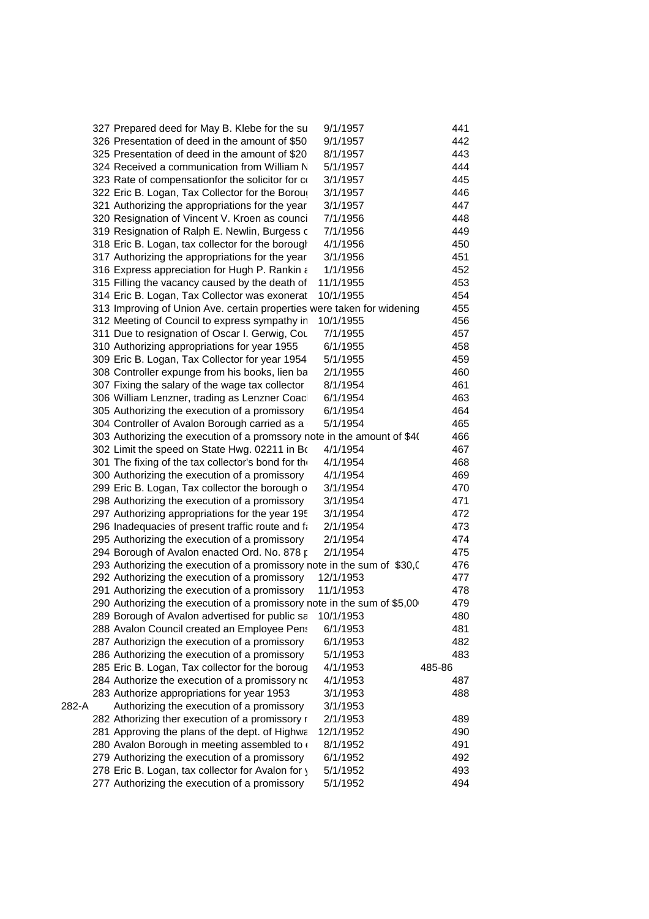| | | | |
|---|---|---|---|
| | 327 Prepared deed for May B. Klebe for the su | 9/1/1957 | 441 |
| | 326 Presentation of deed in the amount of $50 | 9/1/1957 | 442 |
| | 325 Presentation of deed in the amount of $20 | 8/1/1957 | 443 |
| | 324 Received a communication from William N | 5/1/1957 | 444 |
| | 323 Rate of compensationfor the solicitor for co | 3/1/1957 | 445 |
| | 322 Eric B. Logan, Tax Collector for the Boroug | 3/1/1957 | 446 |
| | 321 Authorizing the appropriations for the year | 3/1/1957 | 447 |
| | 320 Resignation of Vincent V. Kroen as counci | 7/1/1956 | 448 |
| | 319 Resignation of Ralph E. Newlin, Burgess o | 7/1/1956 | 449 |
| | 318 Eric B. Logan, tax collector for the borough | 4/1/1956 | 450 |
| | 317 Authorizing the appropriations for the year | 3/1/1956 | 451 |
| | 316 Express appreciation for Hugh P. Rankin a | 1/1/1956 | 452 |
| | 315 Filling the vacancy caused by the death of | 11/1/1955 | 453 |
| | 314 Eric B. Logan, Tax Collector was exonerat | 10/1/1955 | 454 |
| | 313 Improving of Union Ave. certain properties were taken for widening | | 455 |
| | 312 Meeting of Council to express sympathy in | 10/1/1955 | 456 |
| | 311 Due to resignation of Oscar I. Gerwig, Cou | 7/1/1955 | 457 |
| | 310 Authorizing appropriations for year 1955 | 6/1/1955 | 458 |
| | 309 Eric B. Logan, Tax Collector for year 1954 | 5/1/1955 | 459 |
| | 308 Controller expunge from his books, lien ba | 2/1/1955 | 460 |
| | 307 Fixing the salary of the wage tax collector | 8/1/1954 | 461 |
| | 306 William Lenzner, trading as Lenzner Coach | 6/1/1954 | 463 |
| | 305 Authorizing the execution of a promissory | 6/1/1954 | 464 |
| | 304 Controller of Avalon Borough carried as a | 5/1/1954 | 465 |
| | 303 Authorizing the execution of a promssory note in the amount of $40 | | 466 |
| | 302 Limit the speed on State Hwg. 02211 in Bo | 4/1/1954 | 467 |
| | 301 The fixing of the tax collector's bond for the | 4/1/1954 | 468 |
| | 300 Authorizing the execution of a promissory | 4/1/1954 | 469 |
| | 299 Eric B. Logan, Tax collector the borough o | 3/1/1954 | 470 |
| | 298 Authorizing the execution of a promissory | 3/1/1954 | 471 |
| | 297 Authorizing appropriations for the year 195 | 3/1/1954 | 472 |
| | 296 Inadequacies of present traffic route and fa | 2/1/1954 | 473 |
| | 295 Authorizing the execution of a promissory | 2/1/1954 | 474 |
| | 294 Borough of Avalon enacted Ord. No. 878 p | 2/1/1954 | 475 |
| | 293 Authorizing the execution of a promissory note in the sum of $30,0 | | 476 |
| | 292 Authorizing the execution of a promissory | 12/1/1953 | 477 |
| | 291 Authorizing the execution of a promissory | 11/1/1953 | 478 |
| | 290 Authorizing the execution of a promissory note in the sum of $5,00 | | 479 |
| | 289 Borough of Avalon advertised for public sa | 10/1/1953 | 480 |
| | 288 Avalon Council created an Employee Pens | 6/1/1953 | 481 |
| | 287 Authorizign the execution of a promissory | 6/1/1953 | 482 |
| | 286 Authorizing the execution of a promissory | 5/1/1953 | 483 |
| | 285 Eric B. Logan, Tax collector for the boroug | 4/1/1953 | 485-86 |
| | 284 Authorize the execution of a promissory no | 4/1/1953 | 487 |
| | 283 Authorize appropriations for year 1953 | 3/1/1953 | 488 |
| 282-A | Authorizing the execution of a promissory | 3/1/1953 | |
| | 282 Athorizing ther execution of a promissory r | 2/1/1953 | 489 |
| | 281 Approving the plans of the dept. of Highwa | 12/1/1952 | 490 |
| | 280 Avalon Borough in meeting assembled to e | 8/1/1952 | 491 |
| | 279 Authorizing the execution of a promissory | 6/1/1952 | 492 |
| | 278 Eric B. Logan, tax collector for Avalon for y | 5/1/1952 | 493 |
| | 277 Authorizing the execution of a promissory | 5/1/1952 | 494 |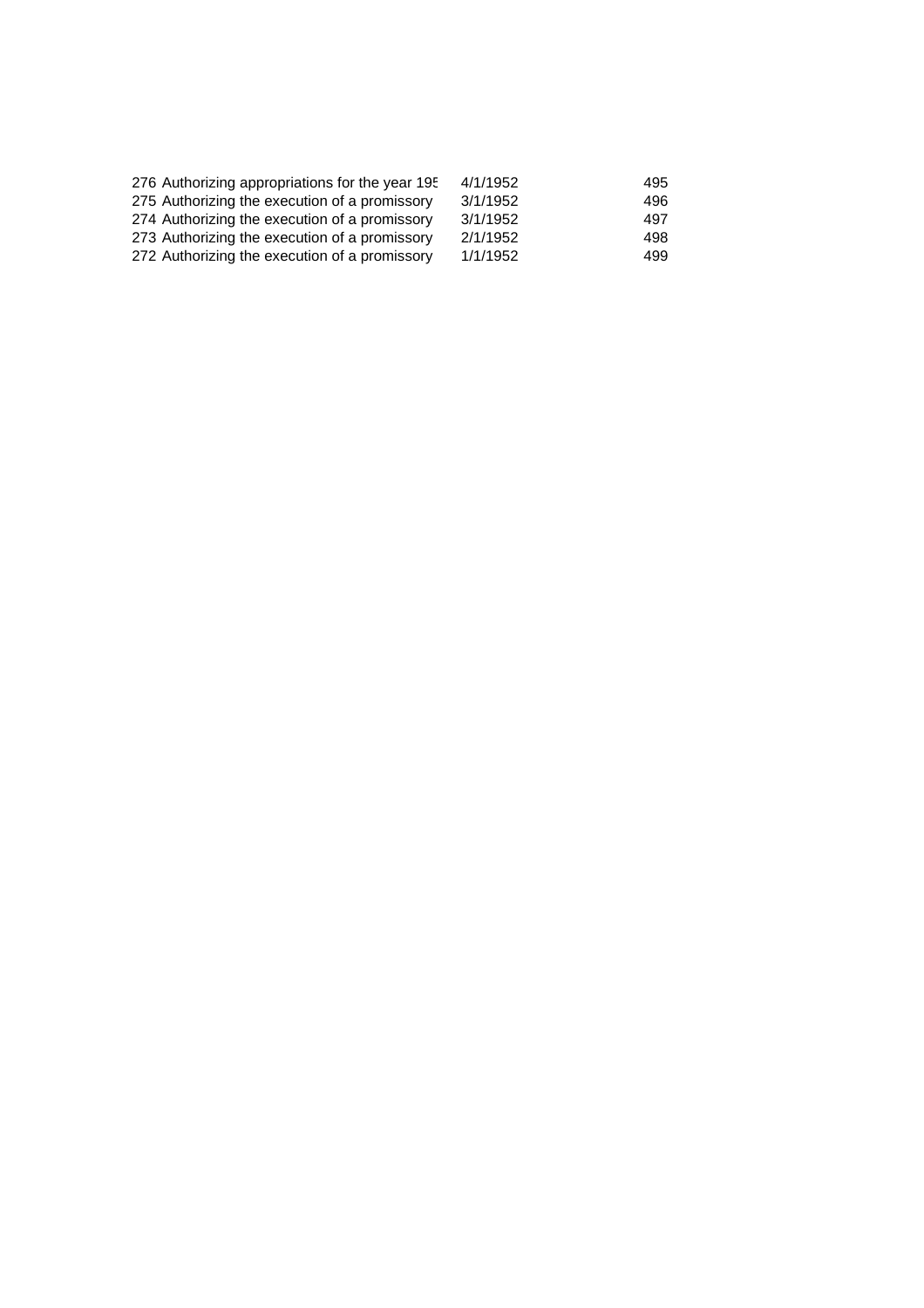| | | | |
|---|---|---|---|
| 276 | Authorizing appropriations for the year 195 | 4/1/1952 | 495 |
| 275 | Authorizing the execution of a promissory | 3/1/1952 | 496 |
| 274 | Authorizing the execution of a promissory | 3/1/1952 | 497 |
| 273 | Authorizing the execution of a promissory | 2/1/1952 | 498 |
| 272 | Authorizing the execution of a promissory | 1/1/1952 | 499 |